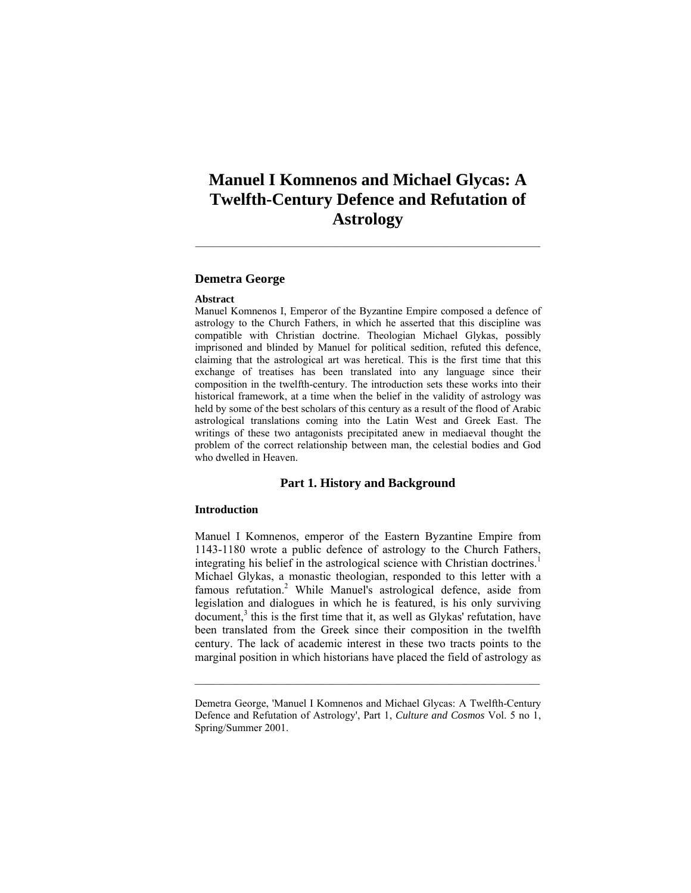# Manuel I Komnenos and Michael Glycas: A Twelfth-Century Defence and Refutation of Astrology

## Demetra George

**Abstract**

Manuel Komnenos I, Emperor of the Byzantine Empire composed a defence of astrology to the Church Fathers, in which he asserted that this discipline was compatible with Christian doctrine. Theologian Michael Glykas, possibly imprisoned and blinded by Manuel for political sedition, refuted this defence, claiming that the astrological art was heretical. This is the first time that this exchange of treatises has been translated into any language since their composition in the twelfth-century. The introduction sets these works into their historical framework, at a time when the belief in the validity of astrology was held by some of the best scholars of this century as a result of the flood of Arabic astrological translations coming into the Latin West and Greek East. The writings of these two antagonists precipitated anew in mediaeval thought the problem of the correct relationship between man, the celestial bodies and God who dwelled in Heaven.

## Part 1. History and Background

### Introduction

Manuel I Komnenos, emperor of the Eastern Byzantine Empire from 1143-1180 wrote a public defence of astrology to the Church Fathers, integrating his belief in the astrological science with Christian doctrines.[1] Michael Glykas, a monastic theologian, responded to this letter with a famous refutation.[2] While Manuel's astrological defence, aside from legislation and dialogues in which he is featured, is his only surviving document,[3] this is the first time that it, as well as Glykas' refutation, have been translated from the Greek since their composition in the twelfth century. The lack of academic interest in these two tracts points to the marginal position in which historians have placed the field of astrology as

---

Demetra George, 'Manuel I Komnenos and Michael Glycas: A Twelfth-Century Defence and Refutation of Astrology', Part 1, *Culture and Cosmos* Vol. 5 no 1, Spring/Summer 2001.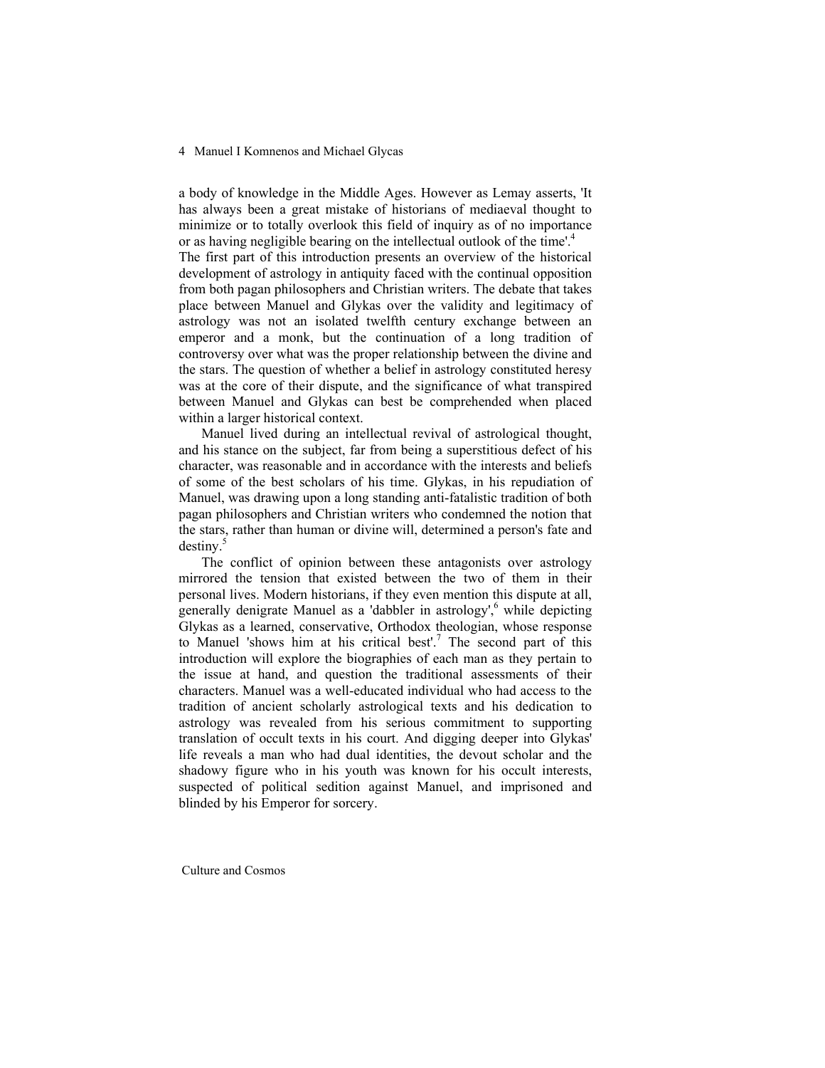a body of knowledge in the Middle Ages. However as Lemay asserts, 'It has always been a great mistake of historians of mediaeval thought to minimize or to totally overlook this field of inquiry as of no importance or as having negligible bearing on the intellectual outlook of the time'.[4]

The first part of this introduction presents an overview of the historical development of astrology in antiquity faced with the continual opposition from both pagan philosophers and Christian writers. The debate that takes place between Manuel and Glykas over the validity and legitimacy of astrology was not an isolated twelfth century exchange between an emperor and a monk, but the continuation of a long tradition of controversy over what was the proper relationship between the divine and the stars. The question of whether a belief in astrology constituted heresy was at the core of their dispute, and the significance of what transpired between Manuel and Glykas can best be comprehended when placed within a larger historical context.

Manuel lived during an intellectual revival of astrological thought, and his stance on the subject, far from being a superstitious defect of his character, was reasonable and in accordance with the interests and beliefs of some of the best scholars of his time. Glykas, in his repudiation of Manuel, was drawing upon a long standing anti-fatalistic tradition of both pagan philosophers and Christian writers who condemned the notion that the stars, rather than human or divine will, determined a person's fate and destiny.[5]

The conflict of opinion between these antagonists over astrology mirrored the tension that existed between the two of them in their personal lives. Modern historians, if they even mention this dispute at all, generally denigrate Manuel as a 'dabbler in astrology',[6] while depicting Glykas as a learned, conservative, Orthodox theologian, whose response to Manuel 'shows him at his critical best'.[7] The second part of this introduction will explore the biographies of each man as they pertain to the issue at hand, and question the traditional assessments of their characters. Manuel was a well-educated individual who had access to the tradition of ancient scholarly astrological texts and his dedication to astrology was revealed from his serious commitment to supporting translation of occult texts in his court. And digging deeper into Glykas' life reveals a man who had dual identities, the devout scholar and the shadowy figure who in his youth was known for his occult interests, suspected of political sedition against Manuel, and imprisoned and blinded by his Emperor for sorcery.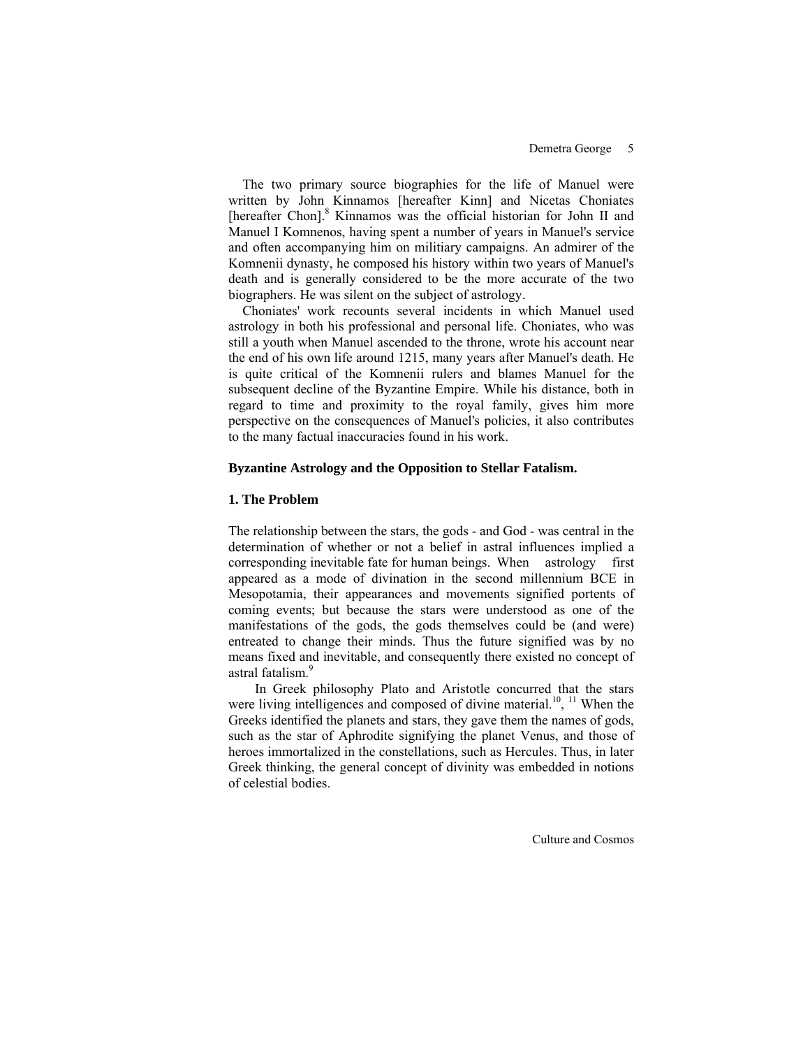The two primary source biographies for the life of Manuel were written by John Kinnamos [hereafter Kinn] and Nicetas Choniates [hereafter Chon].[8] Kinnamos was the official historian for John II and Manuel I Komnenos, having spent a number of years in Manuel's service and often accompanying him on militiary campaigns. An admirer of the Komnenii dynasty, he composed his history within two years of Manuel's death and is generally considered to be the more accurate of the two biographers. He was silent on the subject of astrology.

Choniates' work recounts several incidents in which Manuel used astrology in both his professional and personal life. Choniates, who was still a youth when Manuel ascended to the throne, wrote his account near the end of his own life around 1215, many years after Manuel's death. He is quite critical of the Komnenii rulers and blames Manuel for the subsequent decline of the Byzantine Empire. While his distance, both in regard to time and proximity to the royal family, gives him more perspective on the consequences of Manuel's policies, it also contributes to the many factual inaccuracies found in his work.

**Byzantine Astrology and the Opposition to Stellar Fatalism.**

**1. The Problem**

The relationship between the stars, the gods - and God - was central in the determination of whether or not a belief in astral influences implied a corresponding inevitable fate for human beings. When astrology first appeared as a mode of divination in the second millennium BCE in Mesopotamia, their appearances and movements signified portents of coming events; but because the stars were understood as one of the manifestations of the gods, the gods themselves could be (and were) entreated to change their minds. Thus the future signified was by no means fixed and inevitable, and consequently there existed no concept of astral fatalism.[9]

In Greek philosophy Plato and Aristotle concurred that the stars were living intelligences and composed of divine material.[10], [11] When the Greeks identified the planets and stars, they gave them the names of gods, such as the star of Aphrodite signifying the planet Venus, and those of heroes immortalized in the constellations, such as Hercules. Thus, in later Greek thinking, the general concept of divinity was embedded in notions of celestial bodies.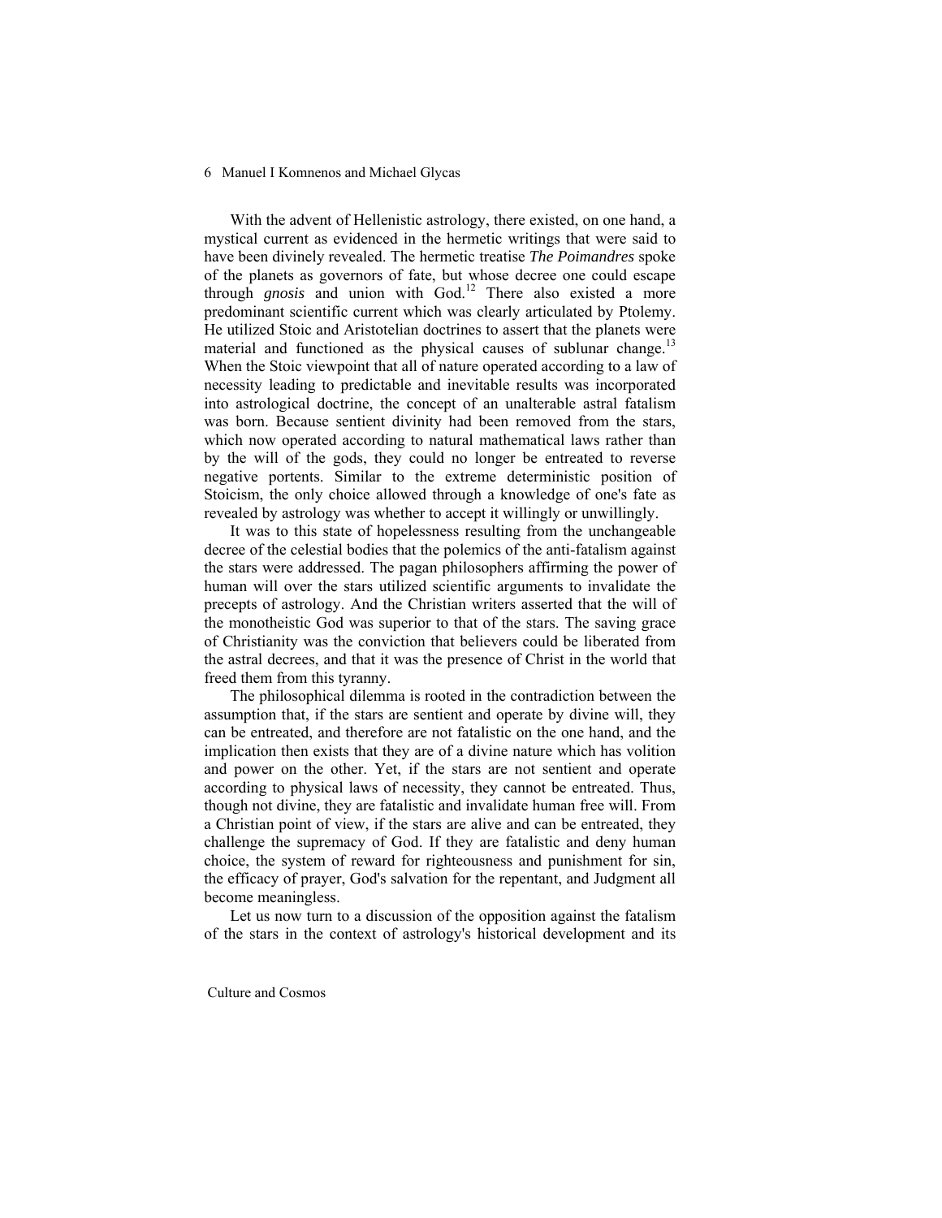With the advent of Hellenistic astrology, there existed, on one hand, a mystical current as evidenced in the hermetic writings that were said to have been divinely revealed. The hermetic treatise *The Poimandres* spoke of the planets as governors of fate, but whose decree one could escape through *gnosis* and union with God.[12] There also existed a more predominant scientific current which was clearly articulated by Ptolemy. He utilized Stoic and Aristotelian doctrines to assert that the planets were material and functioned as the physical causes of sublunar change.[13] When the Stoic viewpoint that all of nature operated according to a law of necessity leading to predictable and inevitable results was incorporated into astrological doctrine, the concept of an unalterable astral fatalism was born. Because sentient divinity had been removed from the stars, which now operated according to natural mathematical laws rather than by the will of the gods, they could no longer be entreated to reverse negative portents. Similar to the extreme deterministic position of Stoicism, the only choice allowed through a knowledge of one's fate as revealed by astrology was whether to accept it willingly or unwillingly.

It was to this state of hopelessness resulting from the unchangeable decree of the celestial bodies that the polemics of the anti-fatalism against the stars were addressed. The pagan philosophers affirming the power of human will over the stars utilized scientific arguments to invalidate the precepts of astrology. And the Christian writers asserted that the will of the monotheistic God was superior to that of the stars. The saving grace of Christianity was the conviction that believers could be liberated from the astral decrees, and that it was the presence of Christ in the world that freed them from this tyranny.

The philosophical dilemma is rooted in the contradiction between the assumption that, if the stars are sentient and operate by divine will, they can be entreated, and therefore are not fatalistic on the one hand, and the implication then exists that they are of a divine nature which has volition and power on the other. Yet, if the stars are not sentient and operate according to physical laws of necessity, they cannot be entreated. Thus, though not divine, they are fatalistic and invalidate human free will. From a Christian point of view, if the stars are alive and can be entreated, they challenge the supremacy of God. If they are fatalistic and deny human choice, the system of reward for righteousness and punishment for sin, the efficacy of prayer, God's salvation for the repentant, and Judgment all become meaningless.

Let us now turn to a discussion of the opposition against the fatalism of the stars in the context of astrology's historical development and its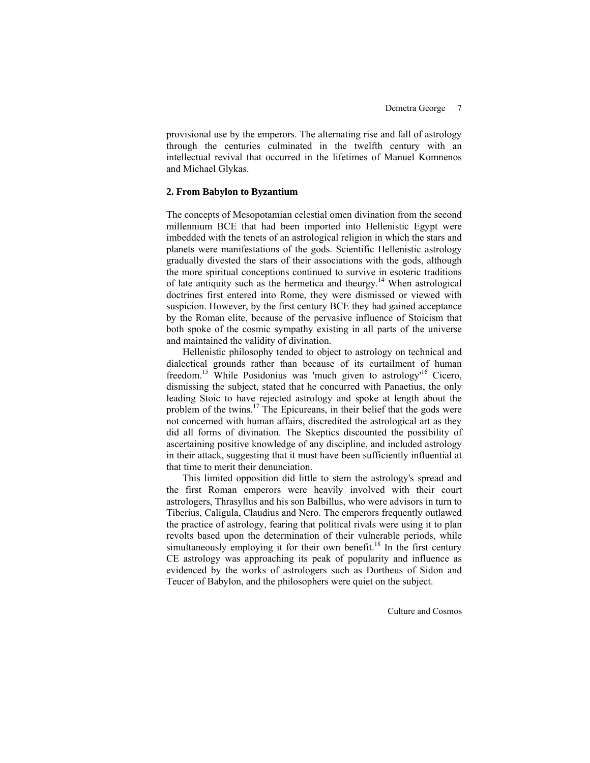provisional use by the emperors. The alternating rise and fall of astrology through the centuries culminated in the twelfth century with an intellectual revival that occurred in the lifetimes of Manuel Komnenos and Michael Glykas.

## 2. From Babylon to Byzantium

The concepts of Mesopotamian celestial omen divination from the second millennium BCE that had been imported into Hellenistic Egypt were imbedded with the tenets of an astrological religion in which the stars and planets were manifestations of the gods. Scientific Hellenistic astrology gradually divested the stars of their associations with the gods, although the more spiritual conceptions continued to survive in esoteric traditions of late antiquity such as the hermetica and theurgy.[14] When astrological doctrines first entered into Rome, they were dismissed or viewed with suspicion. However, by the first century BCE they had gained acceptance by the Roman elite, because of the pervasive influence of Stoicism that both spoke of the cosmic sympathy existing in all parts of the universe and maintained the validity of divination.

Hellenistic philosophy tended to object to astrology on technical and dialectical grounds rather than because of its curtailment of human freedom.[15] While Posidonius was 'much given to astrology'[16] Cicero, dismissing the subject, stated that he concurred with Panaetius, the only leading Stoic to have rejected astrology and spoke at length about the problem of the twins.[17] The Epicureans, in their belief that the gods were not concerned with human affairs, discredited the astrological art as they did all forms of divination. The Skeptics discounted the possibility of ascertaining positive knowledge of any discipline, and included astrology in their attack, suggesting that it must have been sufficiently influential at that time to merit their denunciation.

This limited opposition did little to stem the astrology's spread and the first Roman emperors were heavily involved with their court astrologers, Thrasyllus and his son Balbillus, who were advisors in turn to Tiberius, Caligula, Claudius and Nero. The emperors frequently outlawed the practice of astrology, fearing that political rivals were using it to plan revolts based upon the determination of their vulnerable periods, while simultaneously employing it for their own benefit.[18] In the first century CE astrology was approaching its peak of popularity and influence as evidenced by the works of astrologers such as Dortheus of Sidon and Teucer of Babylon, and the philosophers were quiet on the subject.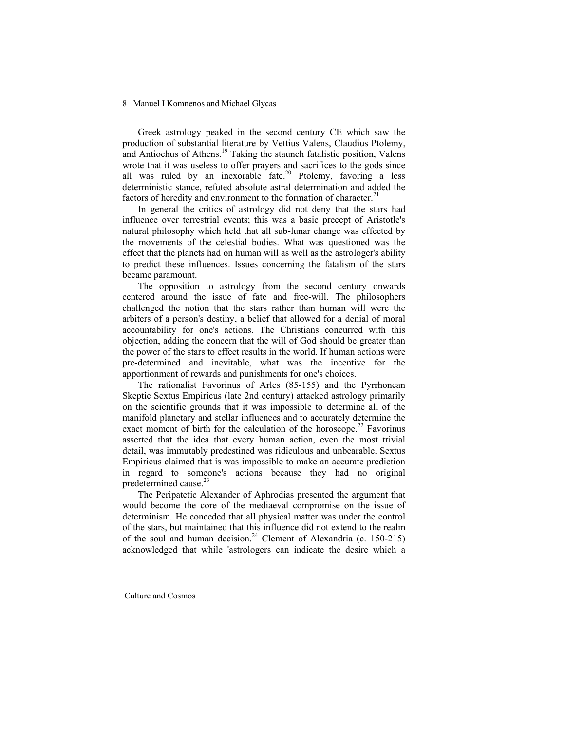Greek astrology peaked in the second century CE which saw the production of substantial literature by Vettius Valens, Claudius Ptolemy, and Antiochus of Athens.[19] Taking the staunch fatalistic position, Valens wrote that it was useless to offer prayers and sacrifices to the gods since all was ruled by an inexorable fate.[20] Ptolemy, favoring a less deterministic stance, refuted absolute astral determination and added the factors of heredity and environment to the formation of character.[21]

In general the critics of astrology did not deny that the stars had influence over terrestrial events; this was a basic precept of Aristotle's natural philosophy which held that all sub-lunar change was effected by the movements of the celestial bodies. What was questioned was the effect that the planets had on human will as well as the astrologer's ability to predict these influences. Issues concerning the fatalism of the stars became paramount.

The opposition to astrology from the second century onwards centered around the issue of fate and free-will. The philosophers challenged the notion that the stars rather than human will were the arbiters of a person's destiny, a belief that allowed for a denial of moral accountability for one's actions. The Christians concurred with this objection, adding the concern that the will of God should be greater than the power of the stars to effect results in the world. If human actions were pre-determined and inevitable, what was the incentive for the apportionment of rewards and punishments for one's choices.

The rationalist Favorinus of Arles (85-155) and the Pyrrhonean Skeptic Sextus Empiricus (late 2nd century) attacked astrology primarily on the scientific grounds that it was impossible to determine all of the manifold planetary and stellar influences and to accurately determine the exact moment of birth for the calculation of the horoscope.[22] Favorinus asserted that the idea that every human action, even the most trivial detail, was immutably predestined was ridiculous and unbearable. Sextus Empiricus claimed that is was impossible to make an accurate prediction in regard to someone's actions because they had no original predetermined cause.[23]

The Peripatetic Alexander of Aphrodias presented the argument that would become the core of the mediaeval compromise on the issue of determinism. He conceded that all physical matter was under the control of the stars, but maintained that this influence did not extend to the realm of the soul and human decision.[24] Clement of Alexandria (c. 150-215) acknowledged that while 'astrologers can indicate the desire which a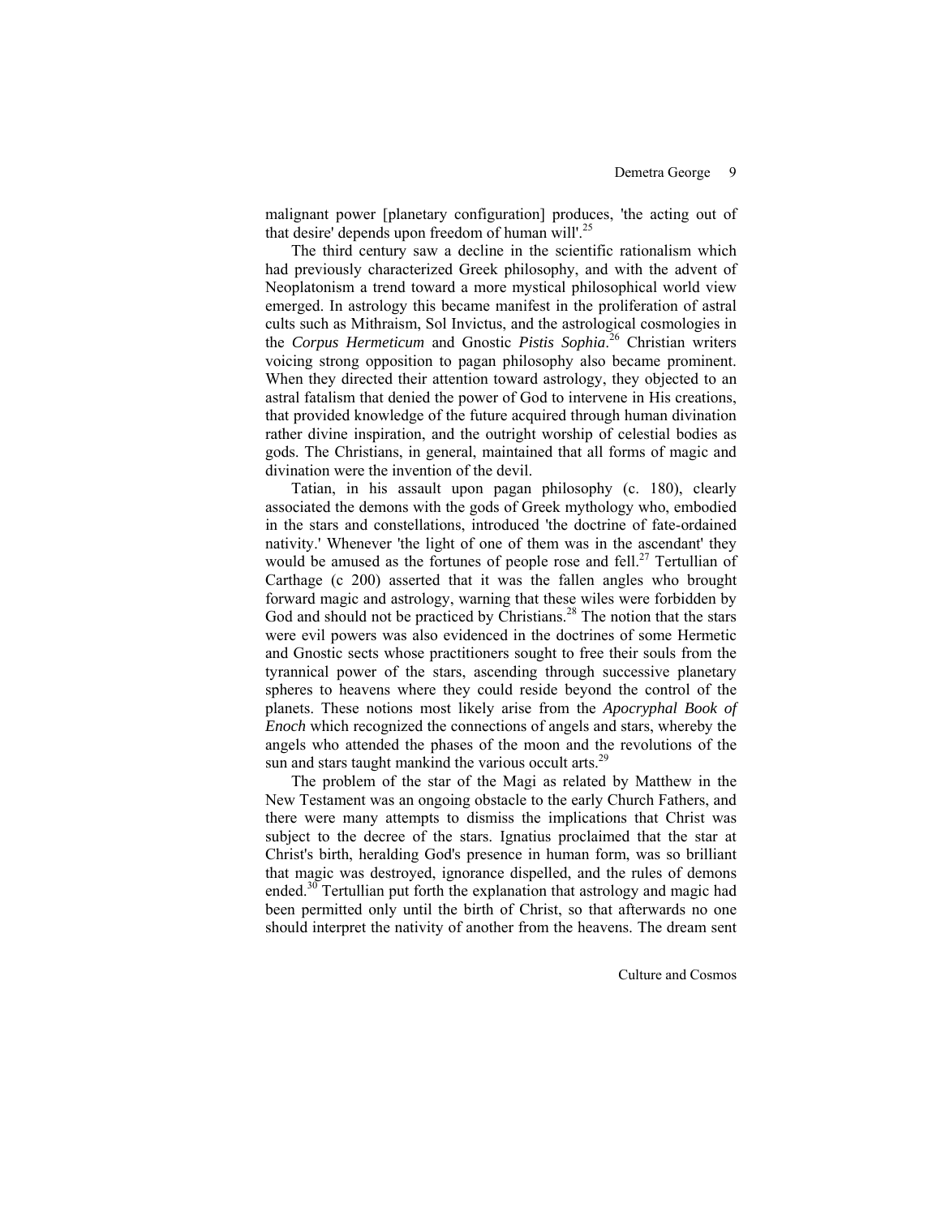malignant power [planetary configuration] produces, 'the acting out of that desire' depends upon freedom of human will'.[25]

The third century saw a decline in the scientific rationalism which had previously characterized Greek philosophy, and with the advent of Neoplatonism a trend toward a more mystical philosophical world view emerged. In astrology this became manifest in the proliferation of astral cults such as Mithraism, Sol Invictus, and the astrological cosmologies in the *Corpus Hermeticum* and Gnostic *Pistis Sophia*.[26] Christian writers voicing strong opposition to pagan philosophy also became prominent. When they directed their attention toward astrology, they objected to an astral fatalism that denied the power of God to intervene in His creations, that provided knowledge of the future acquired through human divination rather divine inspiration, and the outright worship of celestial bodies as gods. The Christians, in general, maintained that all forms of magic and divination were the invention of the devil.

Tatian, in his assault upon pagan philosophy (c. 180), clearly associated the demons with the gods of Greek mythology who, embodied in the stars and constellations, introduced 'the doctrine of fate-ordained nativity.' Whenever 'the light of one of them was in the ascendant' they would be amused as the fortunes of people rose and fell.[27] Tertullian of Carthage (c 200) asserted that it was the fallen angles who brought forward magic and astrology, warning that these wiles were forbidden by God and should not be practiced by Christians.[28] The notion that the stars were evil powers was also evidenced in the doctrines of some Hermetic and Gnostic sects whose practitioners sought to free their souls from the tyrannical power of the stars, ascending through successive planetary spheres to heavens where they could reside beyond the control of the planets. These notions most likely arise from the *Apocryphal Book of Enoch* which recognized the connections of angels and stars, whereby the angels who attended the phases of the moon and the revolutions of the sun and stars taught mankind the various occult arts.[29]

The problem of the star of the Magi as related by Matthew in the New Testament was an ongoing obstacle to the early Church Fathers, and there were many attempts to dismiss the implications that Christ was subject to the decree of the stars. Ignatius proclaimed that the star at Christ's birth, heralding God's presence in human form, was so brilliant that magic was destroyed, ignorance dispelled, and the rules of demons ended.[30] Tertullian put forth the explanation that astrology and magic had been permitted only until the birth of Christ, so that afterwards no one should interpret the nativity of another from the heavens. The dream sent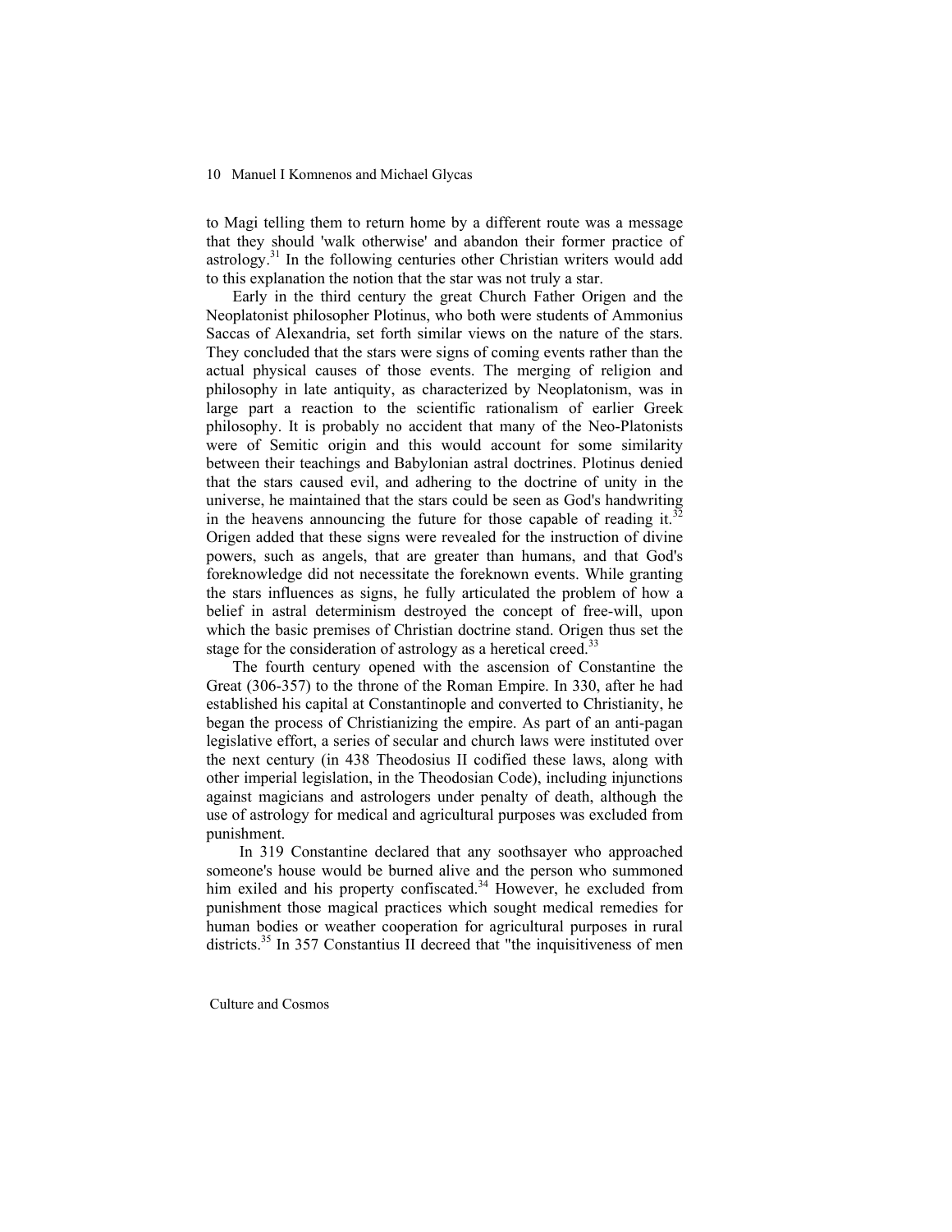to Magi telling them to return home by a different route was a message that they should 'walk otherwise' and abandon their former practice of astrology.[31] In the following centuries other Christian writers would add to this explanation the notion that the star was not truly a star.

Early in the third century the great Church Father Origen and the Neoplatonist philosopher Plotinus, who both were students of Ammonius Saccas of Alexandria, set forth similar views on the nature of the stars. They concluded that the stars were signs of coming events rather than the actual physical causes of those events. The merging of religion and philosophy in late antiquity, as characterized by Neoplatonism, was in large part a reaction to the scientific rationalism of earlier Greek philosophy. It is probably no accident that many of the Neo-Platonists were of Semitic origin and this would account for some similarity between their teachings and Babylonian astral doctrines. Plotinus denied that the stars caused evil, and adhering to the doctrine of unity in the universe, he maintained that the stars could be seen as God's handwriting in the heavens announcing the future for those capable of reading it.[32] Origen added that these signs were revealed for the instruction of divine powers, such as angels, that are greater than humans, and that God's foreknowledge did not necessitate the foreknown events. While granting the stars influences as signs, he fully articulated the problem of how a belief in astral determinism destroyed the concept of free-will, upon which the basic premises of Christian doctrine stand. Origen thus set the stage for the consideration of astrology as a heretical creed.[33]

The fourth century opened with the ascension of Constantine the Great (306-357) to the throne of the Roman Empire. In 330, after he had established his capital at Constantinople and converted to Christianity, he began the process of Christianizing the empire. As part of an anti-pagan legislative effort, a series of secular and church laws were instituted over the next century (in 438 Theodosius II codified these laws, along with other imperial legislation, in the Theodosian Code), including injunctions against magicians and astrologers under penalty of death, although the use of astrology for medical and agricultural purposes was excluded from punishment.

In 319 Constantine declared that any soothsayer who approached someone's house would be burned alive and the person who summoned him exiled and his property confiscated.[34] However, he excluded from punishment those magical practices which sought medical remedies for human bodies or weather cooperation for agricultural purposes in rural districts.[35] In 357 Constantius II decreed that "the inquisitiveness of men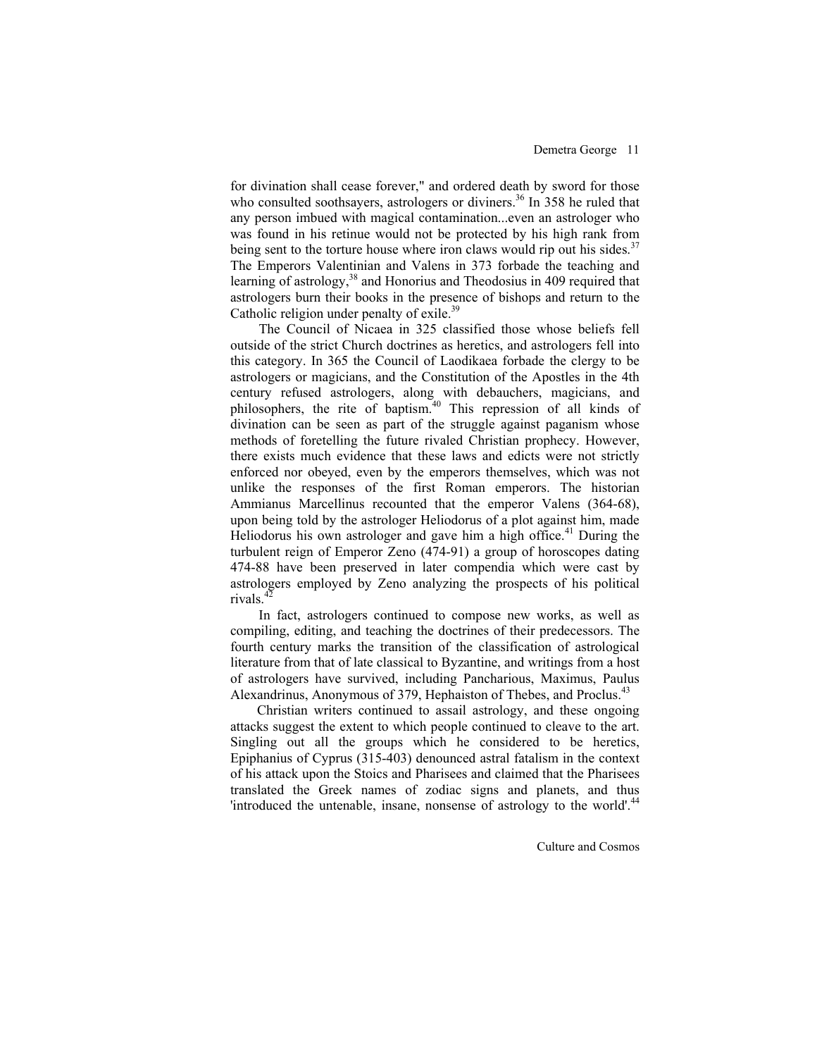for divination shall cease forever," and ordered death by sword for those who consulted soothsayers, astrologers or diviners.[36] In 358 he ruled that any person imbued with magical contamination...even an astrologer who was found in his retinue would not be protected by his high rank from being sent to the torture house where iron claws would rip out his sides.[37] The Emperors Valentinian and Valens in 373 forbade the teaching and learning of astrology,[38] and Honorius and Theodosius in 409 required that astrologers burn their books in the presence of bishops and return to the Catholic religion under penalty of exile.[39]

The Council of Nicaea in 325 classified those whose beliefs fell outside of the strict Church doctrines as heretics, and astrologers fell into this category. In 365 the Council of Laodikaea forbade the clergy to be astrologers or magicians, and the Constitution of the Apostles in the 4th century refused astrologers, along with debauchers, magicians, and philosophers, the rite of baptism.[40] This repression of all kinds of divination can be seen as part of the struggle against paganism whose methods of foretelling the future rivaled Christian prophecy. However, there exists much evidence that these laws and edicts were not strictly enforced nor obeyed, even by the emperors themselves, which was not unlike the responses of the first Roman emperors. The historian Ammianus Marcellinus recounted that the emperor Valens (364-68), upon being told by the astrologer Heliodorus of a plot against him, made Heliodorus his own astrologer and gave him a high office.[41] During the turbulent reign of Emperor Zeno (474-91) a group of horoscopes dating 474-88 have been preserved in later compendia which were cast by astrologers employed by Zeno analyzing the prospects of his political rivals.[42]

In fact, astrologers continued to compose new works, as well as compiling, editing, and teaching the doctrines of their predecessors. The fourth century marks the transition of the classification of astrological literature from that of late classical to Byzantine, and writings from a host of astrologers have survived, including Pancharious, Maximus, Paulus Alexandrinus, Anonymous of 379, Hephaiston of Thebes, and Proclus.[43]

Christian writers continued to assail astrology, and these ongoing attacks suggest the extent to which people continued to cleave to the art. Singling out all the groups which he considered to be heretics, Epiphanius of Cyprus (315-403) denounced astral fatalism in the context of his attack upon the Stoics and Pharisees and claimed that the Pharisees translated the Greek names of zodiac signs and planets, and thus 'introduced the untenable, insane, nonsense of astrology to the world'.[44]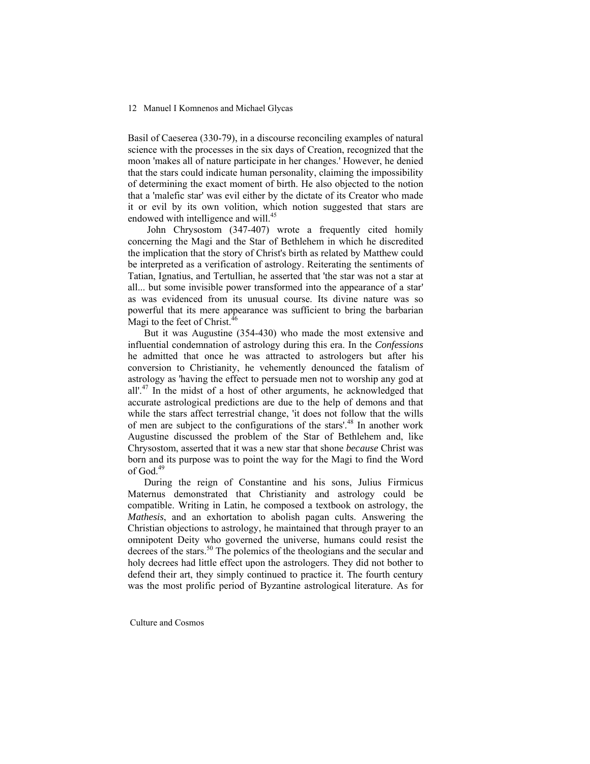Basil of Caeserea (330-79), in a discourse reconciling examples of natural science with the processes in the six days of Creation, recognized that the moon 'makes all of nature participate in her changes.' However, he denied that the stars could indicate human personality, claiming the impossibility of determining the exact moment of birth. He also objected to the notion that a 'malefic star' was evil either by the dictate of its Creator who made it or evil by its own volition, which notion suggested that stars are endowed with intelligence and will.[45]

John Chrysostom (347-407) wrote a frequently cited homily concerning the Magi and the Star of Bethlehem in which he discredited the implication that the story of Christ's birth as related by Matthew could be interpreted as a verification of astrology. Reiterating the sentiments of Tatian, Ignatius, and Tertullian, he asserted that 'the star was not a star at all... but some invisible power transformed into the appearance of a star' as was evidenced from its unusual course. Its divine nature was so powerful that its mere appearance was sufficient to bring the barbarian Magi to the feet of Christ.[46]

But it was Augustine (354-430) who made the most extensive and influential condemnation of astrology during this era. In the *Confessions* he admitted that once he was attracted to astrologers but after his conversion to Christianity, he vehemently denounced the fatalism of astrology as 'having the effect to persuade men not to worship any god at all'.[47] In the midst of a host of other arguments, he acknowledged that accurate astrological predictions are due to the help of demons and that while the stars affect terrestrial change, 'it does not follow that the wills of men are subject to the configurations of the stars'.[48] In another work Augustine discussed the problem of the Star of Bethlehem and, like Chrysostom, asserted that it was a new star that shone *because* Christ was born and its purpose was to point the way for the Magi to find the Word of God.[49]

During the reign of Constantine and his sons, Julius Firmicus Maternus demonstrated that Christianity and astrology could be compatible. Writing in Latin, he composed a textbook on astrology, the *Mathesis*, and an exhortation to abolish pagan cults. Answering the Christian objections to astrology, he maintained that through prayer to an omnipotent Deity who governed the universe, humans could resist the decrees of the stars.[50] The polemics of the theologians and the secular and holy decrees had little effect upon the astrologers. They did not bother to defend their art, they simply continued to practice it. The fourth century was the most prolific period of Byzantine astrological literature. As for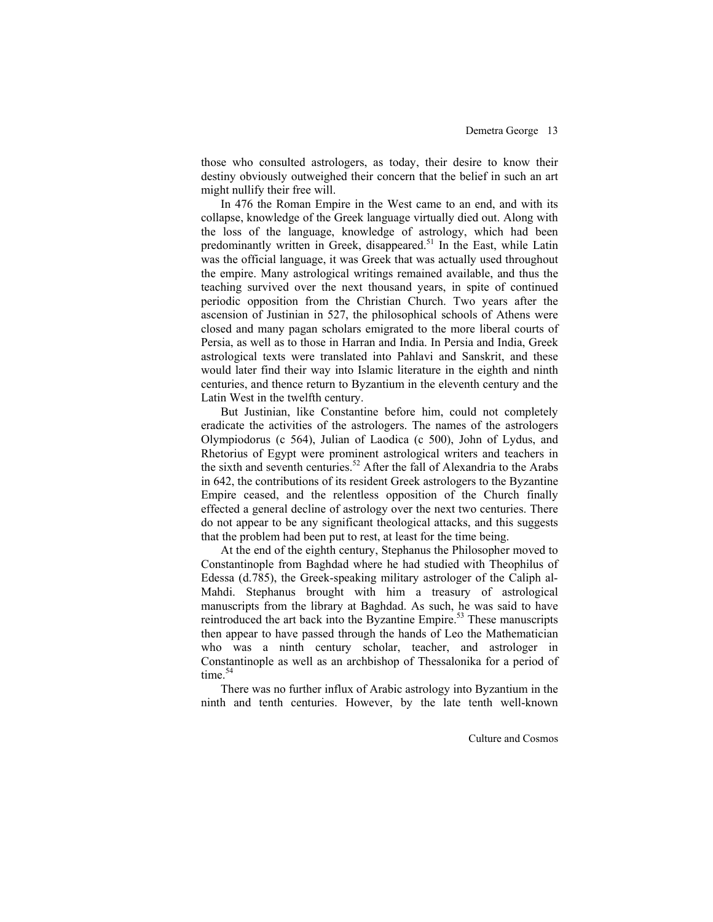those who consulted astrologers, as today, their desire to know their destiny obviously outweighed their concern that the belief in such an art might nullify their free will.

In 476 the Roman Empire in the West came to an end, and with its collapse, knowledge of the Greek language virtually died out. Along with the loss of the language, knowledge of astrology, which had been predominantly written in Greek, disappeared.[51] In the East, while Latin was the official language, it was Greek that was actually used throughout the empire. Many astrological writings remained available, and thus the teaching survived over the next thousand years, in spite of continued periodic opposition from the Christian Church. Two years after the ascension of Justinian in 527, the philosophical schools of Athens were closed and many pagan scholars emigrated to the more liberal courts of Persia, as well as to those in Harran and India. In Persia and India, Greek astrological texts were translated into Pahlavi and Sanskrit, and these would later find their way into Islamic literature in the eighth and ninth centuries, and thence return to Byzantium in the eleventh century and the Latin West in the twelfth century.

But Justinian, like Constantine before him, could not completely eradicate the activities of the astrologers. The names of the astrologers Olympiodorus (c 564), Julian of Laodica (c 500), John of Lydus, and Rhetorius of Egypt were prominent astrological writers and teachers in the sixth and seventh centuries.[52] After the fall of Alexandria to the Arabs in 642, the contributions of its resident Greek astrologers to the Byzantine Empire ceased, and the relentless opposition of the Church finally effected a general decline of astrology over the next two centuries. There do not appear to be any significant theological attacks, and this suggests that the problem had been put to rest, at least for the time being.

At the end of the eighth century, Stephanus the Philosopher moved to Constantinople from Baghdad where he had studied with Theophilus of Edessa (d.785), the Greek-speaking military astrologer of the Caliph al-Mahdi. Stephanus brought with him a treasury of astrological manuscripts from the library at Baghdad. As such, he was said to have reintroduced the art back into the Byzantine Empire.[53] These manuscripts then appear to have passed through the hands of Leo the Mathematician who was a ninth century scholar, teacher, and astrologer in Constantinople as well as an archbishop of Thessalonika for a period of time.[54]

There was no further influx of Arabic astrology into Byzantium in the ninth and tenth centuries. However, by the late tenth well-known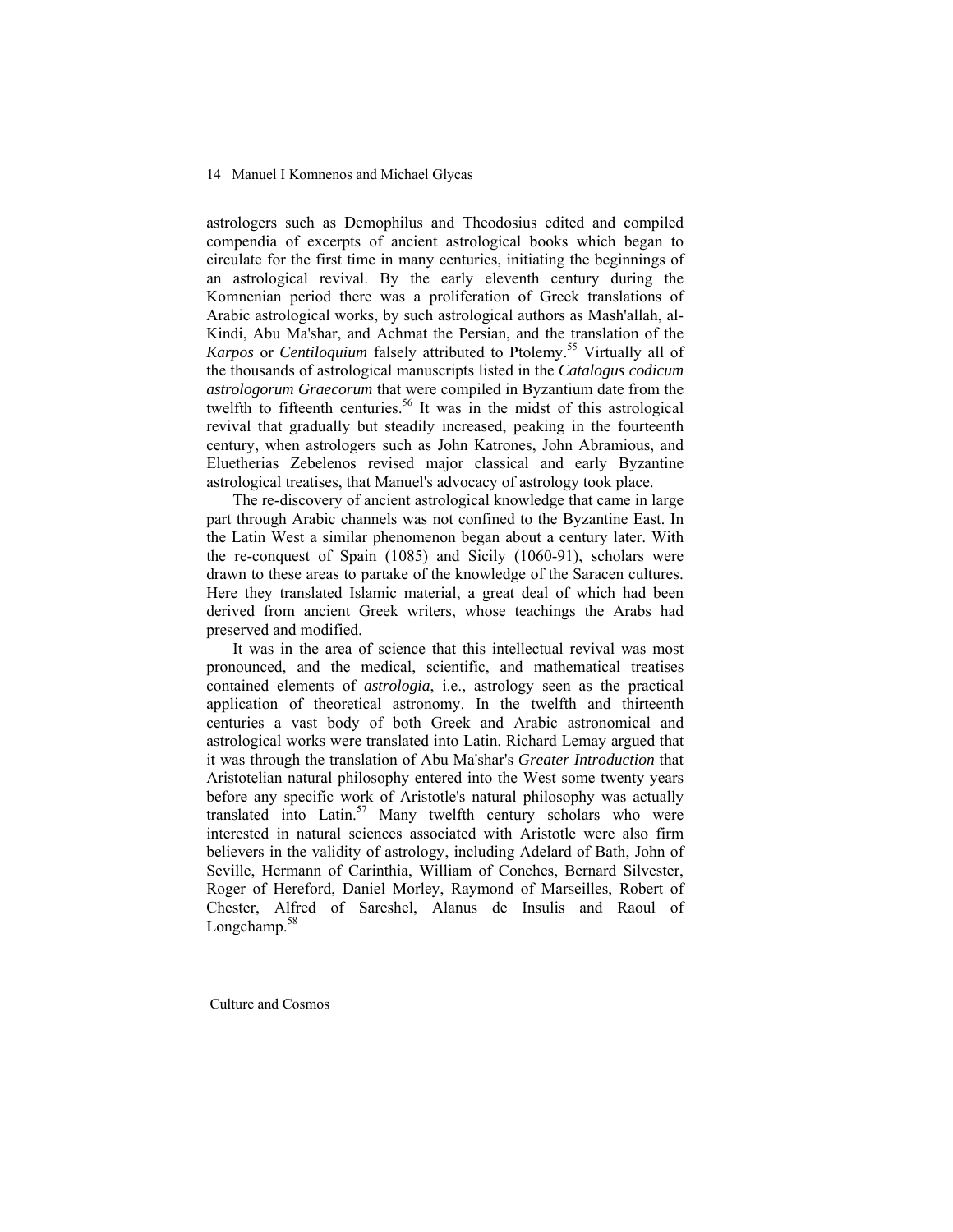astrologers such as Demophilus and Theodosius edited and compiled compendia of excerpts of ancient astrological books which began to circulate for the first time in many centuries, initiating the beginnings of an astrological revival. By the early eleventh century during the Komnenian period there was a proliferation of Greek translations of Arabic astrological works, by such astrological authors as Mash'allah, al-Kindi, Abu Ma'shar, and Achmat the Persian, and the translation of the *Karpos* or *Centiloquium* falsely attributed to Ptolemy.[55] Virtually all of the thousands of astrological manuscripts listed in the *Catalogus codicum astrologorum Graecorum* that were compiled in Byzantium date from the twelfth to fifteenth centuries.[56] It was in the midst of this astrological revival that gradually but steadily increased, peaking in the fourteenth century, when astrologers such as John Katrones, John Abramious, and Eluetherias Zebelenos revised major classical and early Byzantine astrological treatises, that Manuel's advocacy of astrology took place.

The re-discovery of ancient astrological knowledge that came in large part through Arabic channels was not confined to the Byzantine East. In the Latin West a similar phenomenon began about a century later. With the re-conquest of Spain (1085) and Sicily (1060-91), scholars were drawn to these areas to partake of the knowledge of the Saracen cultures. Here they translated Islamic material, a great deal of which had been derived from ancient Greek writers, whose teachings the Arabs had preserved and modified.

It was in the area of science that this intellectual revival was most pronounced, and the medical, scientific, and mathematical treatises contained elements of *astrologia*, i.e., astrology seen as the practical application of theoretical astronomy. In the twelfth and thirteenth centuries a vast body of both Greek and Arabic astronomical and astrological works were translated into Latin. Richard Lemay argued that it was through the translation of Abu Ma'shar's *Greater Introduction* that Aristotelian natural philosophy entered into the West some twenty years before any specific work of Aristotle's natural philosophy was actually translated into Latin.[57] Many twelfth century scholars who were interested in natural sciences associated with Aristotle were also firm believers in the validity of astrology, including Adelard of Bath, John of Seville, Hermann of Carinthia, William of Conches, Bernard Silvester, Roger of Hereford, Daniel Morley, Raymond of Marseilles, Robert of Chester, Alfred of Sareshel, Alanus de Insulis and Raoul of Longchamp.[58]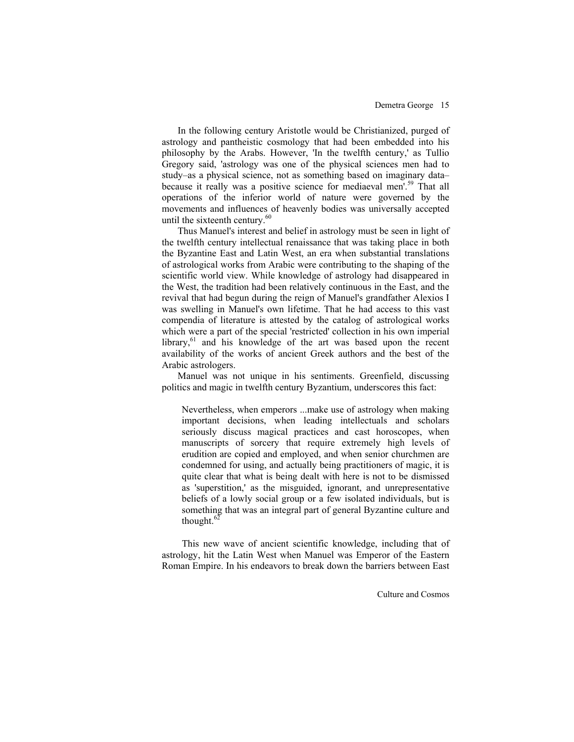In the following century Aristotle would be Christianized, purged of astrology and pantheistic cosmology that had been embedded into his philosophy by the Arabs. However, 'In the twelfth century,' as Tullio Gregory said, 'astrology was one of the physical sciences men had to study–as a physical science, not as something based on imaginary data–because it really was a positive science for mediaeval men'.[59] That all operations of the inferior world of nature were governed by the movements and influences of heavenly bodies was universally accepted until the sixteenth century.[60]

Thus Manuel's interest and belief in astrology must be seen in light of the twelfth century intellectual renaissance that was taking place in both the Byzantine East and Latin West, an era when substantial translations of astrological works from Arabic were contributing to the shaping of the scientific world view. While knowledge of astrology had disappeared in the West, the tradition had been relatively continuous in the East, and the revival that had begun during the reign of Manuel's grandfather Alexios I was swelling in Manuel's own lifetime. That he had access to this vast compendia of literature is attested by the catalog of astrological works which were a part of the special 'restricted' collection in his own imperial library,[61] and his knowledge of the art was based upon the recent availability of the works of ancient Greek authors and the best of the Arabic astrologers.

Manuel was not unique in his sentiments. Greenfield, discussing politics and magic in twelfth century Byzantium, underscores this fact:

> Nevertheless, when emperors ...make use of astrology when making important decisions, when leading intellectuals and scholars seriously discuss magical practices and cast horoscopes, when manuscripts of sorcery that require extremely high levels of erudition are copied and employed, and when senior churchmen are condemned for using, and actually being practitioners of magic, it is quite clear that what is being dealt with here is not to be dismissed as 'superstition,' as the misguided, ignorant, and unrepresentative beliefs of a lowly social group or a few isolated individuals, but is something that was an integral part of general Byzantine culture and thought.[62]

This new wave of ancient scientific knowledge, including that of astrology, hit the Latin West when Manuel was Emperor of the Eastern Roman Empire. In his endeavors to break down the barriers between East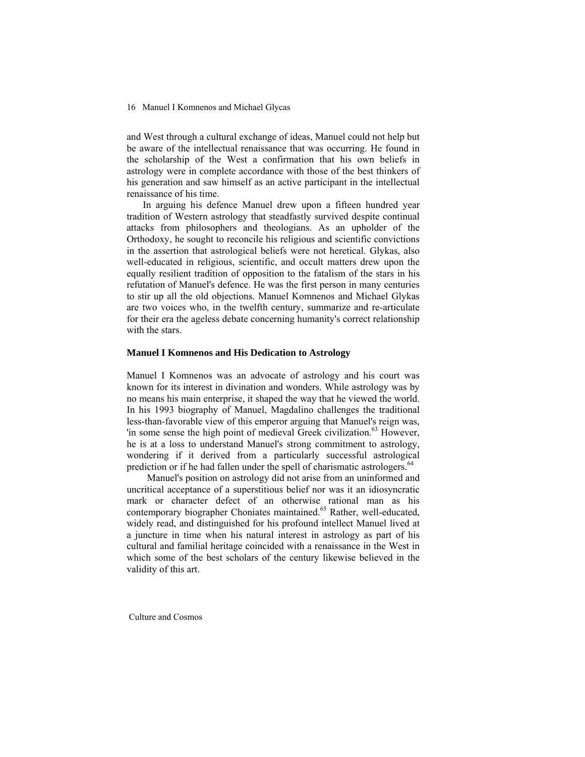and West through a cultural exchange of ideas, Manuel could not help but be aware of the intellectual renaissance that was occurring. He found in the scholarship of the West a confirmation that his own beliefs in astrology were in complete accordance with those of the best thinkers of his generation and saw himself as an active participant in the intellectual renaissance of his time.

In arguing his defence Manuel drew upon a fifteen hundred year tradition of Western astrology that steadfastly survived despite continual attacks from philosophers and theologians. As an upholder of the Orthodoxy, he sought to reconcile his religious and scientific convictions in the assertion that astrological beliefs were not heretical. Glykas, also well-educated in religious, scientific, and occult matters drew upon the equally resilient tradition of opposition to the fatalism of the stars in his refutation of Manuel's defence. He was the first person in many centuries to stir up all the old objections. Manuel Komnenos and Michael Glykas are two voices who, in the twelfth century, summarize and re-articulate for their era the ageless debate concerning humanity's correct relationship with the stars.

### Manuel I Komnenos and His Dedication to Astrology

Manuel I Komnenos was an advocate of astrology and his court was known for its interest in divination and wonders. While astrology was by no means his main enterprise, it shaped the way that he viewed the world. In his 1993 biography of Manuel, Magdalino challenges the traditional less-than-favorable view of this emperor arguing that Manuel's reign was, 'in some sense the high point of medieval Greek civilization.[63] However, he is at a loss to understand Manuel's strong commitment to astrology, wondering if it derived from a particularly successful astrological prediction or if he had fallen under the spell of charismatic astrologers.[64]

Manuel's position on astrology did not arise from an uninformed and uncritical acceptance of a superstitious belief nor was it an idiosyncratic mark or character defect of an otherwise rational man as his contemporary biographer Choniates maintained.[65] Rather, well-educated, widely read, and distinguished for his profound intellect Manuel lived at a juncture in time when his natural interest in astrology as part of his cultural and familial heritage coincided with a renaissance in the West in which some of the best scholars of the century likewise believed in the validity of this art.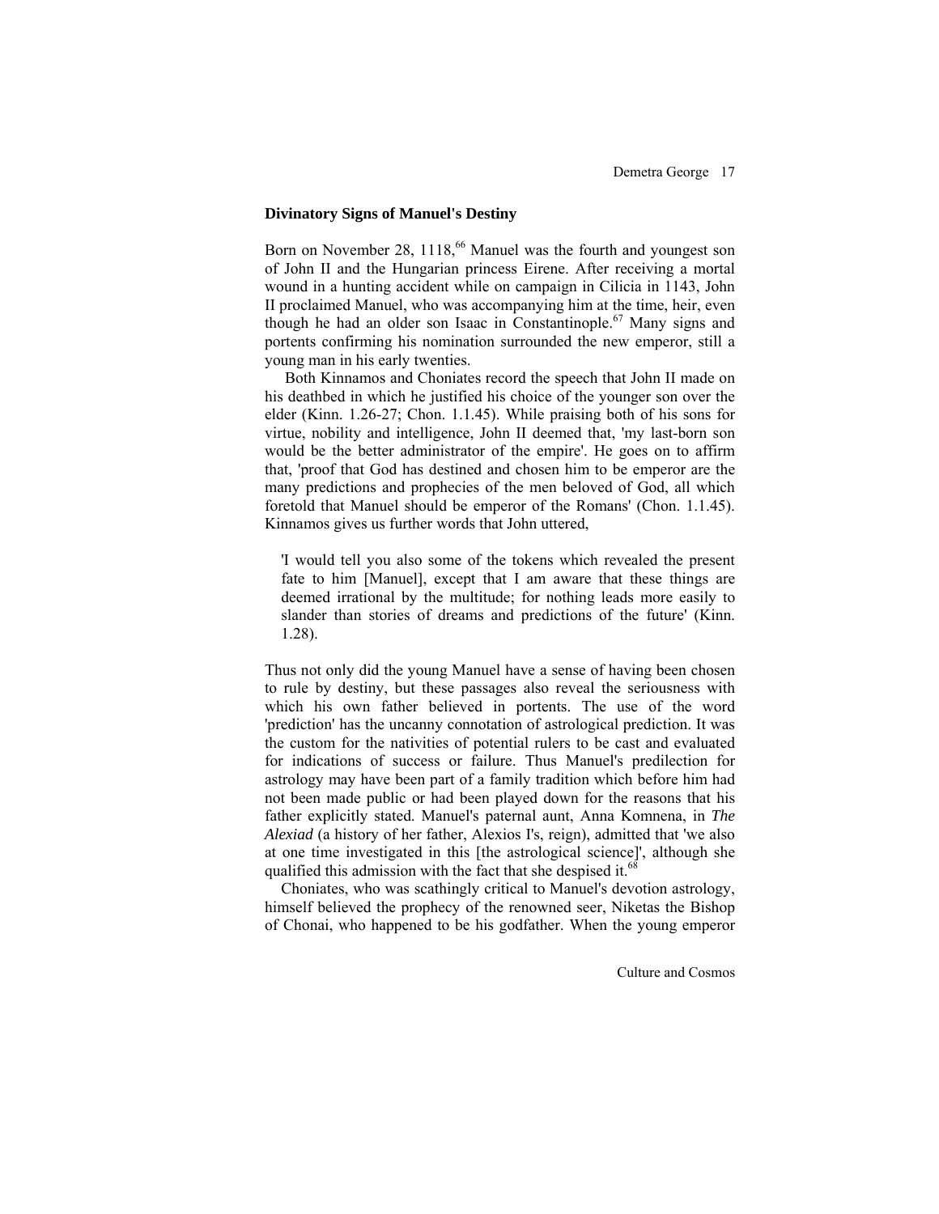### Divinatory Signs of Manuel's Destiny

Born on November 28, 1118,[66] Manuel was the fourth and youngest son of John II and the Hungarian princess Eirene. After receiving a mortal wound in a hunting accident while on campaign in Cilicia in 1143, John II proclaimed Manuel, who was accompanying him at the time, heir, even though he had an older son Isaac in Constantinople.[67] Many signs and portents confirming his nomination surrounded the new emperor, still a young man in his early twenties.

Both Kinnamos and Choniates record the speech that John II made on his deathbed in which he justified his choice of the younger son over the elder (Kinn. 1.26-27; Chon. 1.1.45). While praising both of his sons for virtue, nobility and intelligence, John II deemed that, 'my last-born son would be the better administrator of the empire'. He goes on to affirm that, 'proof that God has destined and chosen him to be emperor are the many predictions and prophecies of the men beloved of God, all which foretold that Manuel should be emperor of the Romans' (Chon. 1.1.45). Kinnamos gives us further words that John uttered,

> 'I would tell you also some of the tokens which revealed the present fate to him [Manuel], except that I am aware that these things are deemed irrational by the multitude; for nothing leads more easily to slander than stories of dreams and predictions of the future' (Kinn. 1.28).

Thus not only did the young Manuel have a sense of having been chosen to rule by destiny, but these passages also reveal the seriousness with which his own father believed in portents. The use of the word 'prediction' has the uncanny connotation of astrological prediction. It was the custom for the nativities of potential rulers to be cast and evaluated for indications of success or failure. Thus Manuel's predilection for astrology may have been part of a family tradition which before him had not been made public or had been played down for the reasons that his father explicitly stated. Manuel's paternal aunt, Anna Komnena, in *The Alexiad* (a history of her father, Alexios I's, reign), admitted that 'we also at one time investigated in this [the astrological science]', although she qualified this admission with the fact that she despised it.[68]

Choniates, who was scathingly critical to Manuel's devotion astrology, himself believed the prophecy of the renowned seer, Niketas the Bishop of Chonai, who happened to be his godfather. When the young emperor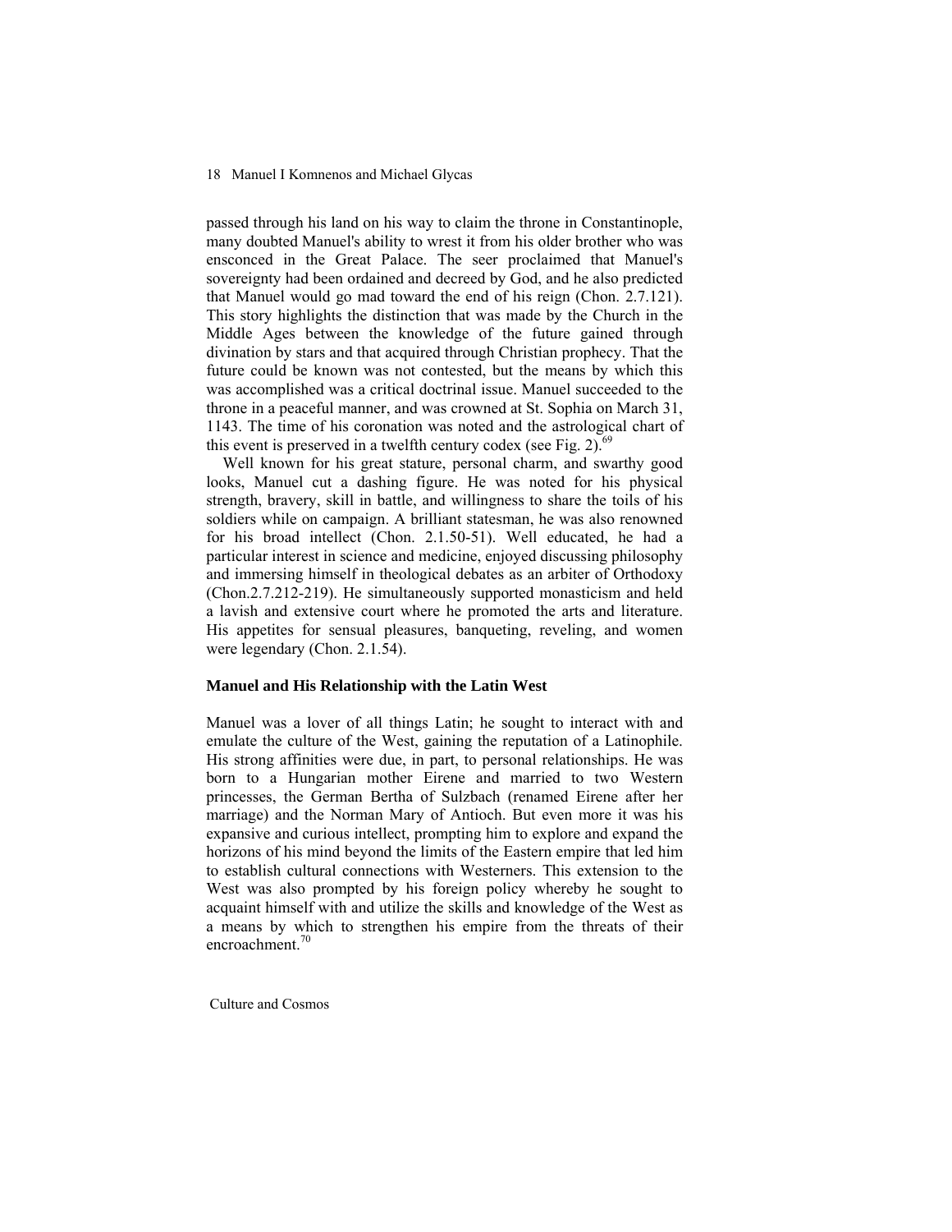passed through his land on his way to claim the throne in Constantinople, many doubted Manuel's ability to wrest it from his older brother who was ensconced in the Great Palace. The seer proclaimed that Manuel's sovereignty had been ordained and decreed by God, and he also predicted that Manuel would go mad toward the end of his reign (Chon. 2.7.121). This story highlights the distinction that was made by the Church in the Middle Ages between the knowledge of the future gained through divination by stars and that acquired through Christian prophecy. That the future could be known was not contested, but the means by which this was accomplished was a critical doctrinal issue. Manuel succeeded to the throne in a peaceful manner, and was crowned at St. Sophia on March 31, 1143. The time of his coronation was noted and the astrological chart of this event is preserved in a twelfth century codex (see Fig. 2).[69]

Well known for his great stature, personal charm, and swarthy good looks, Manuel cut a dashing figure. He was noted for his physical strength, bravery, skill in battle, and willingness to share the toils of his soldiers while on campaign. A brilliant statesman, he was also renowned for his broad intellect (Chon. 2.1.50-51). Well educated, he had a particular interest in science and medicine, enjoyed discussing philosophy and immersing himself in theological debates as an arbiter of Orthodoxy (Chon.2.7.212-219). He simultaneously supported monasticism and held a lavish and extensive court where he promoted the arts and literature. His appetites for sensual pleasures, banqueting, reveling, and women were legendary (Chon. 2.1.54).

### Manuel and His Relationship with the Latin West

Manuel was a lover of all things Latin; he sought to interact with and emulate the culture of the West, gaining the reputation of a Latinophile. His strong affinities were due, in part, to personal relationships. He was born to a Hungarian mother Eirene and married to two Western princesses, the German Bertha of Sulzbach (renamed Eirene after her marriage) and the Norman Mary of Antioch. But even more it was his expansive and curious intellect, prompting him to explore and expand the horizons of his mind beyond the limits of the Eastern empire that led him to establish cultural connections with Westerners. This extension to the West was also prompted by his foreign policy whereby he sought to acquaint himself with and utilize the skills and knowledge of the West as a means by which to strengthen his empire from the threats of their encroachment.[70]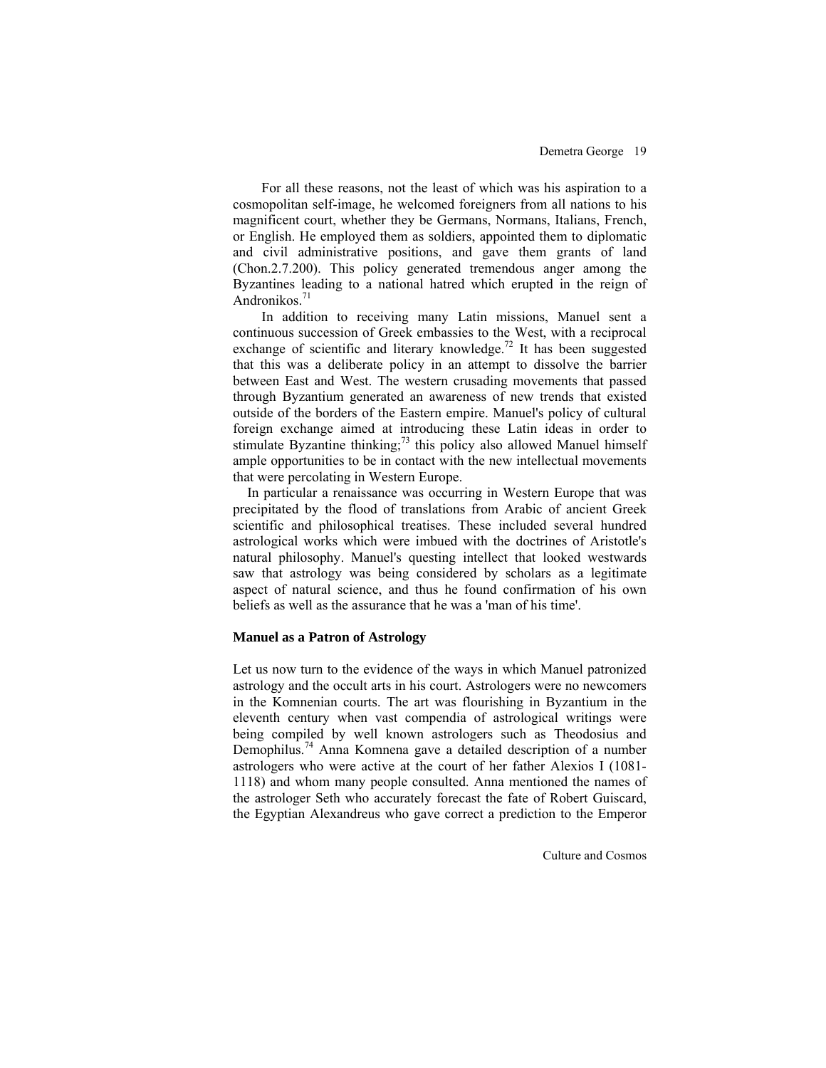For all these reasons, not the least of which was his aspiration to a cosmopolitan self-image, he welcomed foreigners from all nations to his magnificent court, whether they be Germans, Normans, Italians, French, or English. He employed them as soldiers, appointed them to diplomatic and civil administrative positions, and gave them grants of land (Chon.2.7.200). This policy generated tremendous anger among the Byzantines leading to a national hatred which erupted in the reign of Andronikos.[71]

In addition to receiving many Latin missions, Manuel sent a continuous succession of Greek embassies to the West, with a reciprocal exchange of scientific and literary knowledge.[72] It has been suggested that this was a deliberate policy in an attempt to dissolve the barrier between East and West. The western crusading movements that passed through Byzantium generated an awareness of new trends that existed outside of the borders of the Eastern empire. Manuel's policy of cultural foreign exchange aimed at introducing these Latin ideas in order to stimulate Byzantine thinking;[73] this policy also allowed Manuel himself ample opportunities to be in contact with the new intellectual movements that were percolating in Western Europe.

In particular a renaissance was occurring in Western Europe that was precipitated by the flood of translations from Arabic of ancient Greek scientific and philosophical treatises. These included several hundred astrological works which were imbued with the doctrines of Aristotle's natural philosophy. Manuel's questing intellect that looked westwards saw that astrology was being considered by scholars as a legitimate aspect of natural science, and thus he found confirmation of his own beliefs as well as the assurance that he was a 'man of his time'.

### Manuel as a Patron of Astrology

Let us now turn to the evidence of the ways in which Manuel patronized astrology and the occult arts in his court. Astrologers were no newcomers in the Komnenian courts. The art was flourishing in Byzantium in the eleventh century when vast compendia of astrological writings were being compiled by well known astrologers such as Theodosius and Demophilus.[74] Anna Komnena gave a detailed description of a number astrologers who were active at the court of her father Alexios I (1081-1118) and whom many people consulted. Anna mentioned the names of the astrologer Seth who accurately forecast the fate of Robert Guiscard, the Egyptian Alexandreus who gave correct a prediction to the Emperor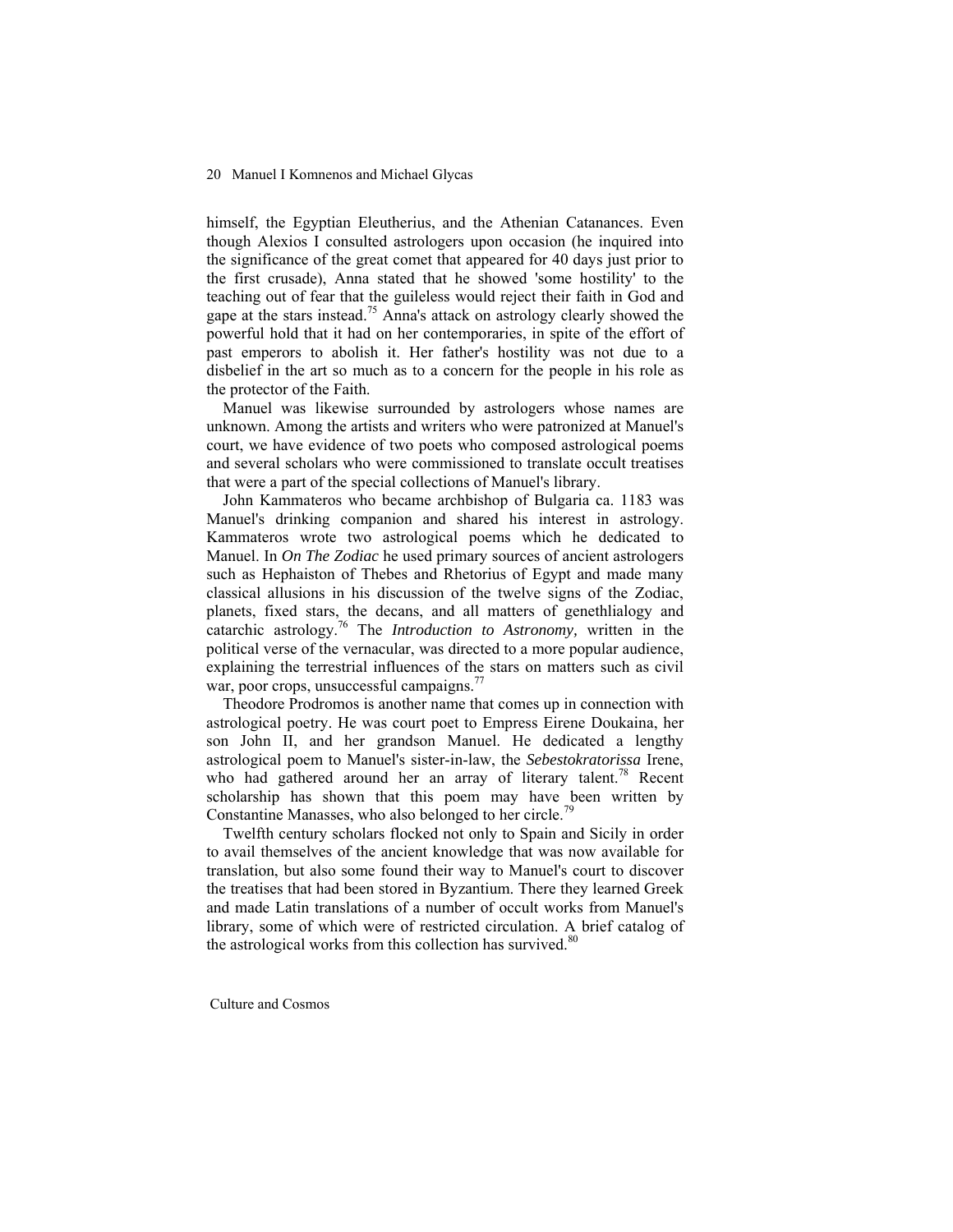himself, the Egyptian Eleutherius, and the Athenian Catanances. Even though Alexios I consulted astrologers upon occasion (he inquired into the significance of the great comet that appeared for 40 days just prior to the first crusade), Anna stated that he showed 'some hostility' to the teaching out of fear that the guileless would reject their faith in God and gape at the stars instead.[75] Anna's attack on astrology clearly showed the powerful hold that it had on her contemporaries, in spite of the effort of past emperors to abolish it. Her father's hostility was not due to a disbelief in the art so much as to a concern for the people in his role as the protector of the Faith.

Manuel was likewise surrounded by astrologers whose names are unknown. Among the artists and writers who were patronized at Manuel's court, we have evidence of two poets who composed astrological poems and several scholars who were commissioned to translate occult treatises that were a part of the special collections of Manuel's library.

John Kammateros who became archbishop of Bulgaria ca. 1183 was Manuel's drinking companion and shared his interest in astrology. Kammateros wrote two astrological poems which he dedicated to Manuel. In *On The Zodiac* he used primary sources of ancient astrologers such as Hephaiston of Thebes and Rhetorius of Egypt and made many classical allusions in his discussion of the twelve signs of the Zodiac, planets, fixed stars, the decans, and all matters of genethlialogy and catarchic astrology.[76] The *Introduction to Astronomy,* written in the political verse of the vernacular, was directed to a more popular audience, explaining the terrestrial influences of the stars on matters such as civil war, poor crops, unsuccessful campaigns.[77]

Theodore Prodromos is another name that comes up in connection with astrological poetry. He was court poet to Empress Eirene Doukaina, her son John II, and her grandson Manuel. He dedicated a lengthy astrological poem to Manuel's sister-in-law, the *Sebestokratorissa* Irene, who had gathered around her an array of literary talent.[78] Recent scholarship has shown that this poem may have been written by Constantine Manasses, who also belonged to her circle.[79]

Twelfth century scholars flocked not only to Spain and Sicily in order to avail themselves of the ancient knowledge that was now available for translation, but also some found their way to Manuel's court to discover the treatises that had been stored in Byzantium. There they learned Greek and made Latin translations of a number of occult works from Manuel's library, some of which were of restricted circulation. A brief catalog of the astrological works from this collection has survived.[80]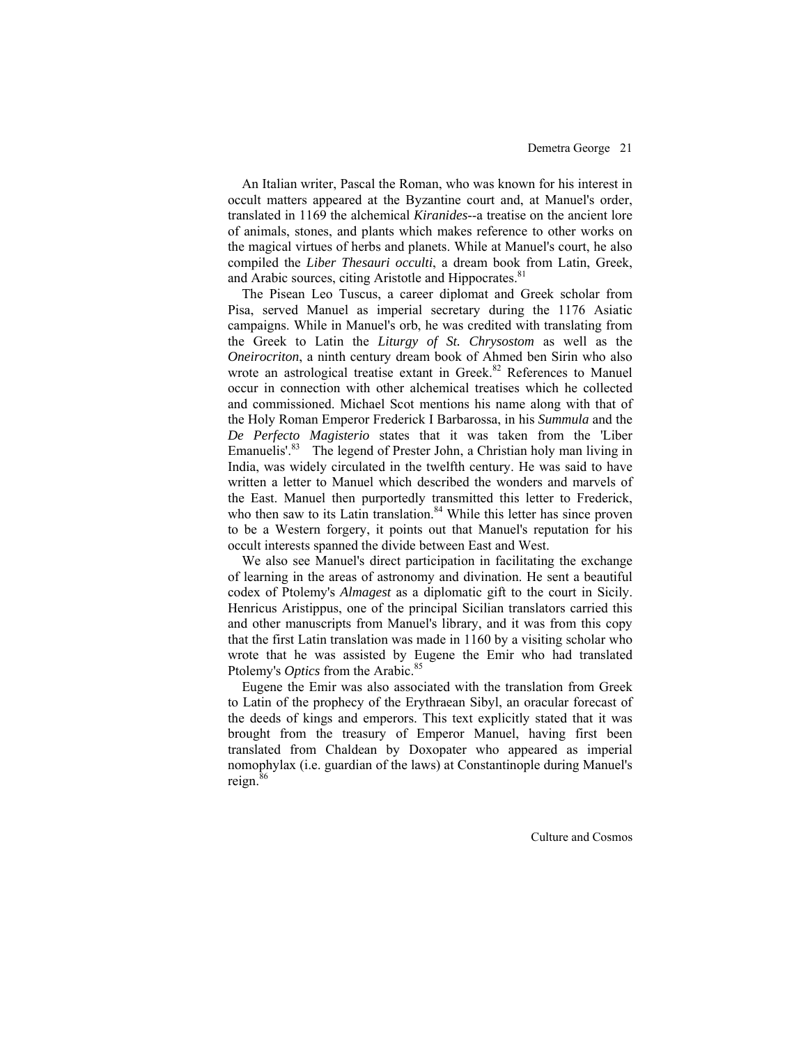An Italian writer, Pascal the Roman, who was known for his interest in occult matters appeared at the Byzantine court and, at Manuel's order, translated in 1169 the alchemical *Kiranides*--a treatise on the ancient lore of animals, stones, and plants which makes reference to other works on the magical virtues of herbs and planets. While at Manuel's court, he also compiled the *Liber Thesauri occulti*, a dream book from Latin, Greek, and Arabic sources, citing Aristotle and Hippocrates.[81]

The Pisean Leo Tuscus, a career diplomat and Greek scholar from Pisa, served Manuel as imperial secretary during the 1176 Asiatic campaigns. While in Manuel's orb, he was credited with translating from the Greek to Latin the *Liturgy of St. Chrysostom* as well as the *Oneirocriton*, a ninth century dream book of Ahmed ben Sirin who also wrote an astrological treatise extant in Greek.[82] References to Manuel occur in connection with other alchemical treatises which he collected and commissioned. Michael Scot mentions his name along with that of the Holy Roman Emperor Frederick I Barbarossa, in his *Summula* and the *De Perfecto Magisterio* states that it was taken from the 'Liber Emanuelis'.[83] The legend of Prester John, a Christian holy man living in India, was widely circulated in the twelfth century. He was said to have written a letter to Manuel which described the wonders and marvels of the East. Manuel then purportedly transmitted this letter to Frederick, who then saw to its Latin translation.[84] While this letter has since proven to be a Western forgery, it points out that Manuel's reputation for his occult interests spanned the divide between East and West.

We also see Manuel's direct participation in facilitating the exchange of learning in the areas of astronomy and divination. He sent a beautiful codex of Ptolemy's *Almagest* as a diplomatic gift to the court in Sicily. Henricus Aristippus, one of the principal Sicilian translators carried this and other manuscripts from Manuel's library, and it was from this copy that the first Latin translation was made in 1160 by a visiting scholar who wrote that he was assisted by Eugene the Emir who had translated Ptolemy's *Optics* from the Arabic.[85]

Eugene the Emir was also associated with the translation from Greek to Latin of the prophecy of the Erythraean Sibyl, an oracular forecast of the deeds of kings and emperors. This text explicitly stated that it was brought from the treasury of Emperor Manuel, having first been translated from Chaldean by Doxopater who appeared as imperial nomophylax (i.e. guardian of the laws) at Constantinople during Manuel's reign.[86]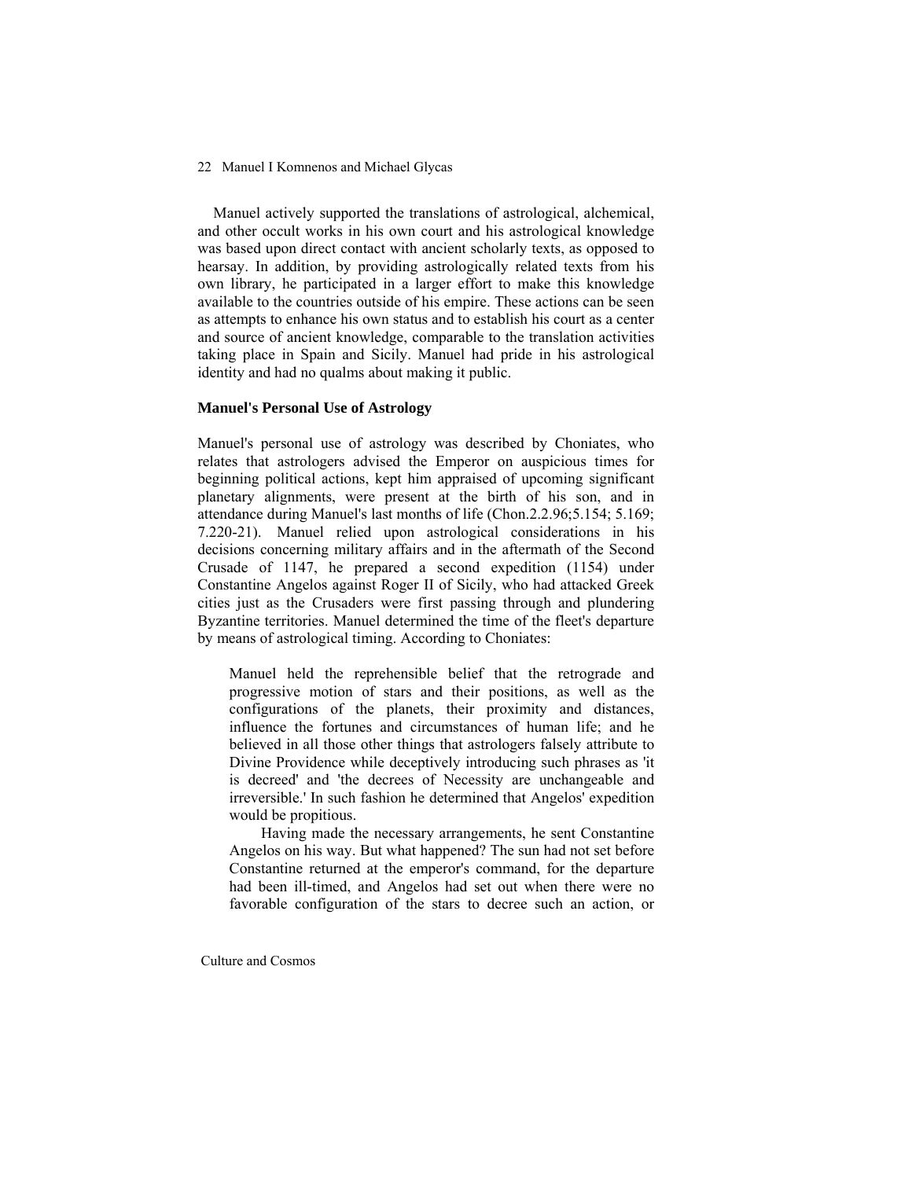Manuel actively supported the translations of astrological, alchemical, and other occult works in his own court and his astrological knowledge was based upon direct contact with ancient scholarly texts, as opposed to hearsay. In addition, by providing astrologically related texts from his own library, he participated in a larger effort to make this knowledge available to the countries outside of his empire. These actions can be seen as attempts to enhance his own status and to establish his court as a center and source of ancient knowledge, comparable to the translation activities taking place in Spain and Sicily. Manuel had pride in his astrological identity and had no qualms about making it public.

### Manuel's Personal Use of Astrology

Manuel's personal use of astrology was described by Choniates, who relates that astrologers advised the Emperor on auspicious times for beginning political actions, kept him appraised of upcoming significant planetary alignments, were present at the birth of his son, and in attendance during Manuel's last months of life (Chon.2.2.96;5.154; 5.169; 7.220-21). Manuel relied upon astrological considerations in his decisions concerning military affairs and in the aftermath of the Second Crusade of 1147, he prepared a second expedition (1154) under Constantine Angelos against Roger II of Sicily, who had attacked Greek cities just as the Crusaders were first passing through and plundering Byzantine territories. Manuel determined the time of the fleet's departure by means of astrological timing. According to Choniates:

> Manuel held the reprehensible belief that the retrograde and progressive motion of stars and their positions, as well as the configurations of the planets, their proximity and distances, influence the fortunes and circumstances of human life; and he believed in all those other things that astrologers falsely attribute to Divine Providence while deceptively introducing such phrases as 'it is decreed' and 'the decrees of Necessity are unchangeable and irreversible.' In such fashion he determined that Angelos' expedition would be propitious.
>
> Having made the necessary arrangements, he sent Constantine Angelos on his way. But what happened? The sun had not set before Constantine returned at the emperor's command, for the departure had been ill-timed, and Angelos had set out when there were no favorable configuration of the stars to decree such an action, or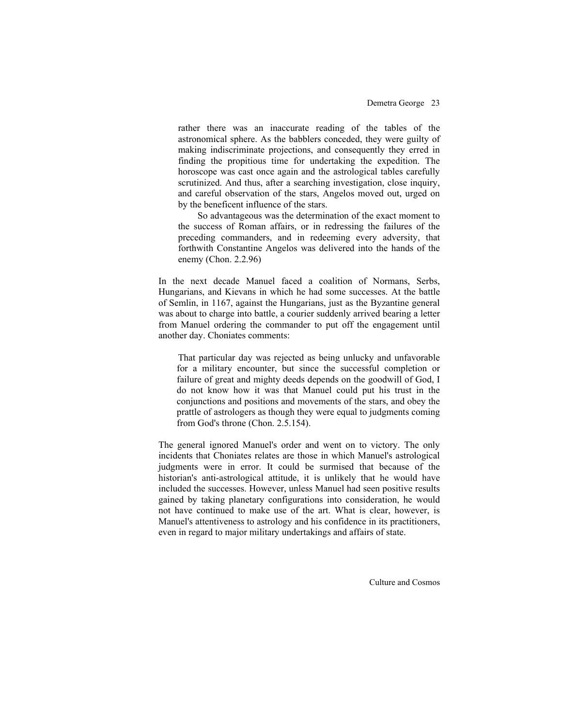> rather there was an inaccurate reading of the tables of the astronomical sphere. As the babblers conceded, they were guilty of making indiscriminate projections, and consequently they erred in finding the propitious time for undertaking the expedition. The horoscope was cast once again and the astrological tables carefully scrutinized. And thus, after a searching investigation, close inquiry, and careful observation of the stars, Angelos moved out, urged on by the beneficent influence of the stars.
>
> So advantageous was the determination of the exact moment to the success of Roman affairs, or in redressing the failures of the preceding commanders, and in redeeming every adversity, that forthwith Constantine Angelos was delivered into the hands of the enemy (Chon. 2.2.96)

In the next decade Manuel faced a coalition of Normans, Serbs, Hungarians, and Kievans in which he had some successes. At the battle of Semlin, in 1167, against the Hungarians, just as the Byzantine general was about to charge into battle, a courier suddenly arrived bearing a letter from Manuel ordering the commander to put off the engagement until another day. Choniates comments:

> That particular day was rejected as being unlucky and unfavorable for a military encounter, but since the successful completion or failure of great and mighty deeds depends on the goodwill of God, I do not know how it was that Manuel could put his trust in the conjunctions and positions and movements of the stars, and obey the prattle of astrologers as though they were equal to judgments coming from God's throne (Chon. 2.5.154).

The general ignored Manuel's order and went on to victory. The only incidents that Choniates relates are those in which Manuel's astrological judgments were in error. It could be surmised that because of the historian's anti-astrological attitude, it is unlikely that he would have included the successes. However, unless Manuel had seen positive results gained by taking planetary configurations into consideration, he would not have continued to make use of the art. What is clear, however, is Manuel's attentiveness to astrology and his confidence in its practitioners, even in regard to major military undertakings and affairs of state.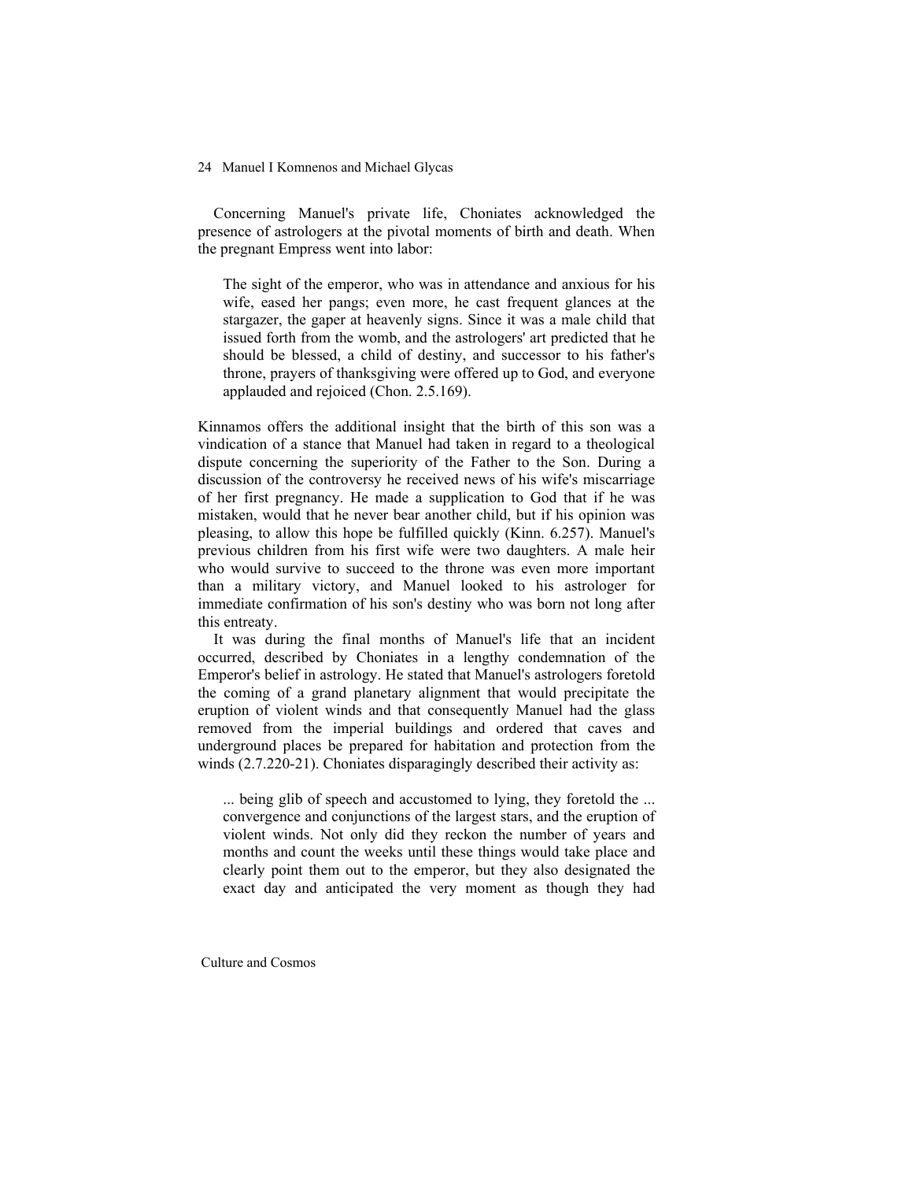Concerning Manuel's private life, Choniates acknowledged the presence of astrologers at the pivotal moments of birth and death. When the pregnant Empress went into labor:

> The sight of the emperor, who was in attendance and anxious for his wife, eased her pangs; even more, he cast frequent glances at the stargazer, the gaper at heavenly signs. Since it was a male child that issued forth from the womb, and the astrologers' art predicted that he should be blessed, a child of destiny, and successor to his father's throne, prayers of thanksgiving were offered up to God, and everyone applauded and rejoiced (Chon. 2.5.169).

Kinnamos offers the additional insight that the birth of this son was a vindication of a stance that Manuel had taken in regard to a theological dispute concerning the superiority of the Father to the Son. During a discussion of the controversy he received news of his wife's miscarriage of her first pregnancy. He made a supplication to God that if he was mistaken, would that he never bear another child, but if his opinion was pleasing, to allow this hope be fulfilled quickly (Kinn. 6.257). Manuel's previous children from his first wife were two daughters. A male heir who would survive to succeed to the throne was even more important than a military victory, and Manuel looked to his astrologer for immediate confirmation of his son's destiny who was born not long after this entreaty.

It was during the final months of Manuel's life that an incident occurred, described by Choniates in a lengthy condemnation of the Emperor's belief in astrology. He stated that Manuel's astrologers foretold the coming of a grand planetary alignment that would precipitate the eruption of violent winds and that consequently Manuel had the glass removed from the imperial buildings and ordered that caves and underground places be prepared for habitation and protection from the winds (2.7.220-21). Choniates disparagingly described their activity as:

> ... being glib of speech and accustomed to lying, they foretold the ... convergence and conjunctions of the largest stars, and the eruption of violent winds. Not only did they reckon the number of years and months and count the weeks until these things would take place and clearly point them out to the emperor, but they also designated the exact day and anticipated the very moment as though they had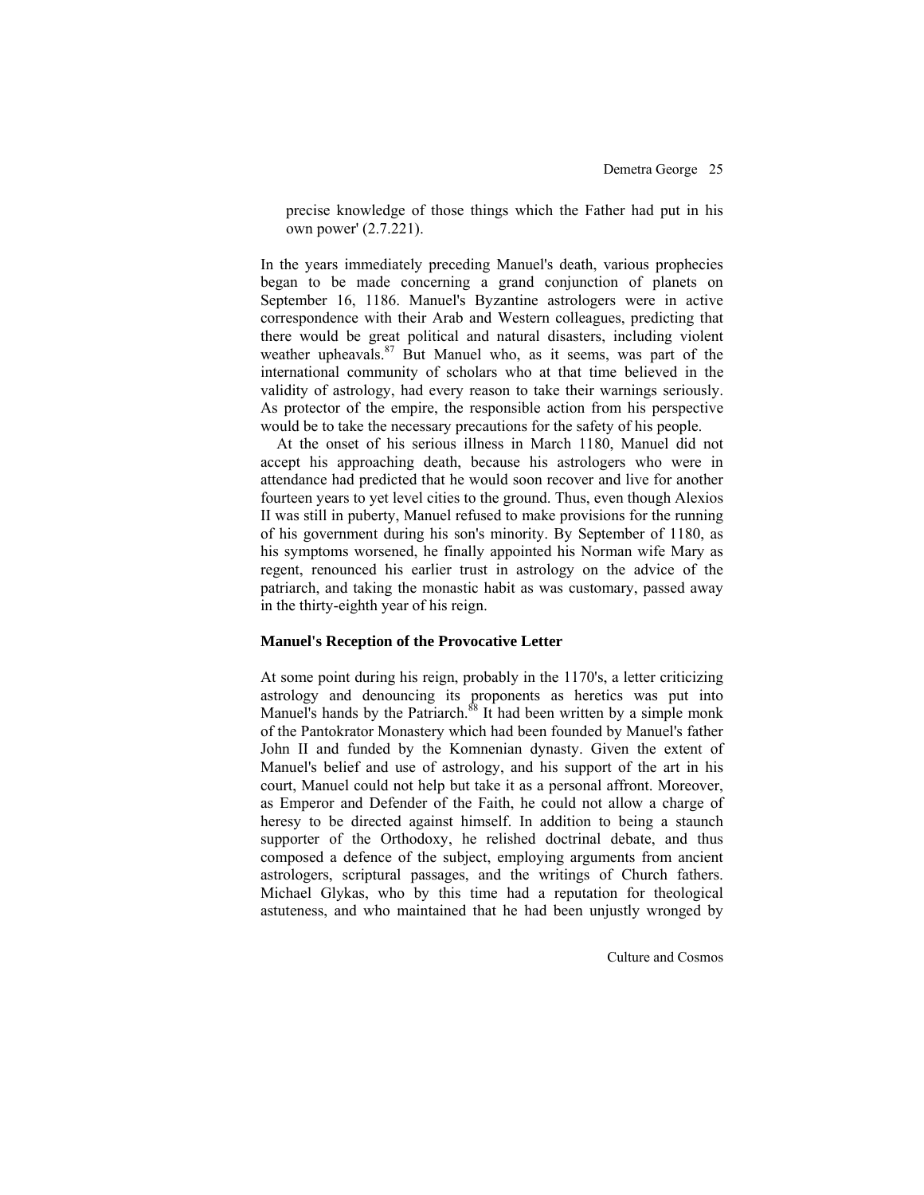precise knowledge of those things which the Father had put in his own power' (2.7.221).

In the years immediately preceding Manuel's death, various prophecies began to be made concerning a grand conjunction of planets on September 16, 1186. Manuel's Byzantine astrologers were in active correspondence with their Arab and Western colleagues, predicting that there would be great political and natural disasters, including violent weather upheavals.[87] But Manuel who, as it seems, was part of the international community of scholars who at that time believed in the validity of astrology, had every reason to take their warnings seriously. As protector of the empire, the responsible action from his perspective would be to take the necessary precautions for the safety of his people.

At the onset of his serious illness in March 1180, Manuel did not accept his approaching death, because his astrologers who were in attendance had predicted that he would soon recover and live for another fourteen years to yet level cities to the ground. Thus, even though Alexios II was still in puberty, Manuel refused to make provisions for the running of his government during his son's minority. By September of 1180, as his symptoms worsened, he finally appointed his Norman wife Mary as regent, renounced his earlier trust in astrology on the advice of the patriarch, and taking the monastic habit as was customary, passed away in the thirty-eighth year of his reign.

### Manuel's Reception of the Provocative Letter

At some point during his reign, probably in the 1170's, a letter criticizing astrology and denouncing its proponents as heretics was put into Manuel's hands by the Patriarch.[88] It had been written by a simple monk of the Pantokrator Monastery which had been founded by Manuel's father John II and funded by the Komnenian dynasty. Given the extent of Manuel's belief and use of astrology, and his support of the art in his court, Manuel could not help but take it as a personal affront. Moreover, as Emperor and Defender of the Faith, he could not allow a charge of heresy to be directed against himself. In addition to being a staunch supporter of the Orthodoxy, he relished doctrinal debate, and thus composed a defence of the subject, employing arguments from ancient astrologers, scriptural passages, and the writings of Church fathers. Michael Glykas, who by this time had a reputation for theological astuteness, and who maintained that he had been unjustly wronged by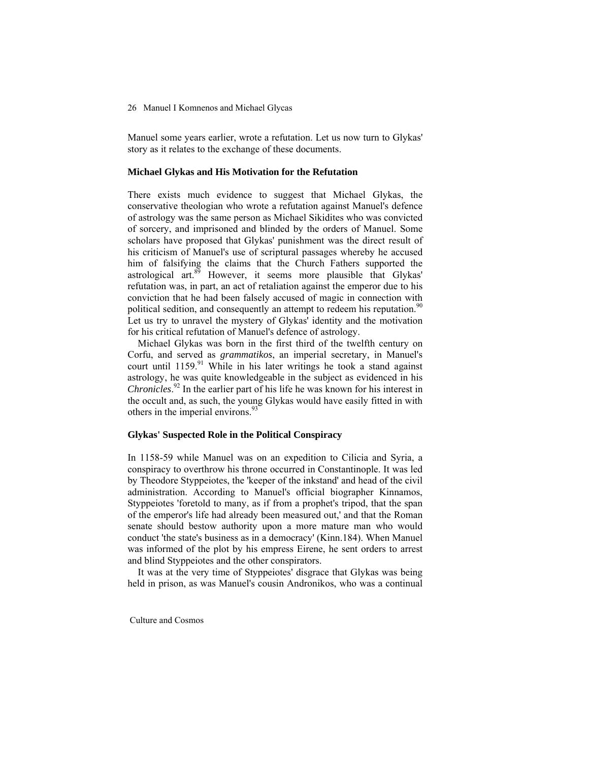Manuel some years earlier, wrote a refutation. Let us now turn to Glykas' story as it relates to the exchange of these documents.

### Michael Glykas and His Motivation for the Refutation

There exists much evidence to suggest that Michael Glykas, the conservative theologian who wrote a refutation against Manuel's defence of astrology was the same person as Michael Sikidites who was convicted of sorcery, and imprisoned and blinded by the orders of Manuel. Some scholars have proposed that Glykas' punishment was the direct result of his criticism of Manuel's use of scriptural passages whereby he accused him of falsifying the claims that the Church Fathers supported the astrological art.[89] However, it seems more plausible that Glykas' refutation was, in part, an act of retaliation against the emperor due to his conviction that he had been falsely accused of magic in connection with political sedition, and consequently an attempt to redeem his reputation.[90] Let us try to unravel the mystery of Glykas' identity and the motivation for his critical refutation of Manuel's defence of astrology.

Michael Glykas was born in the first third of the twelfth century on Corfu, and served as *grammatikos*, an imperial secretary, in Manuel's court until 1159.[91] While in his later writings he took a stand against astrology, he was quite knowledgeable in the subject as evidenced in his *Chronicles*.[92] In the earlier part of his life he was known for his interest in the occult and, as such, the young Glykas would have easily fitted in with others in the imperial environs.[93]

### Glykas' Suspected Role in the Political Conspiracy

In 1158-59 while Manuel was on an expedition to Cilicia and Syria, a conspiracy to overthrow his throne occurred in Constantinople. It was led by Theodore Styppeiotes, the 'keeper of the inkstand' and head of the civil administration. According to Manuel's official biographer Kinnamos, Styppeiotes 'foretold to many, as if from a prophet's tripod, that the span of the emperor's life had already been measured out,' and that the Roman senate should bestow authority upon a more mature man who would conduct 'the state's business as in a democracy' (Kinn.184). When Manuel was informed of the plot by his empress Eirene, he sent orders to arrest and blind Styppeiotes and the other conspirators.

It was at the very time of Styppeiotes' disgrace that Glykas was being held in prison, as was Manuel's cousin Andronikos, who was a continual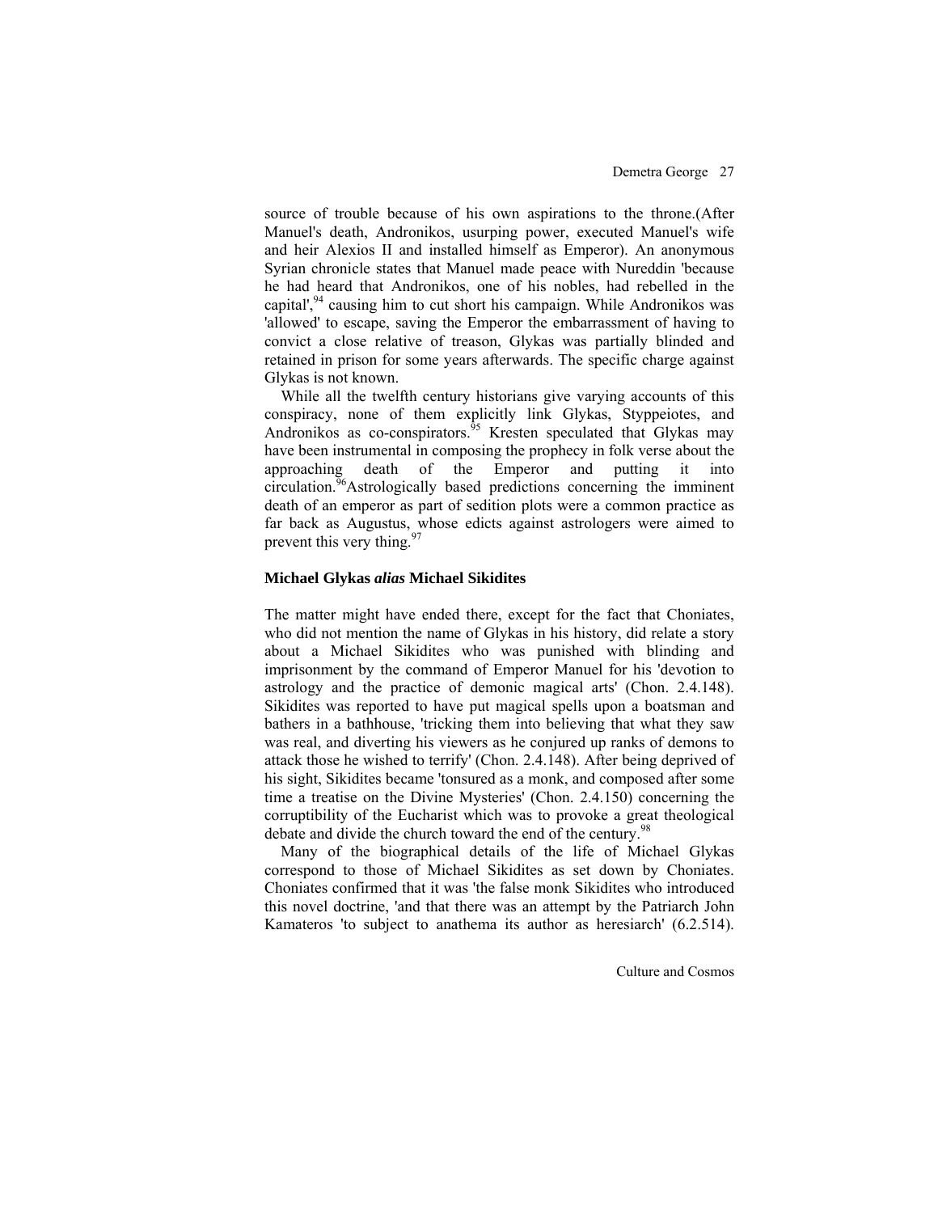source of trouble because of his own aspirations to the throne.(After Manuel's death, Andronikos, usurping power, executed Manuel's wife and heir Alexios II and installed himself as Emperor). An anonymous Syrian chronicle states that Manuel made peace with Nureddin 'because he had heard that Andronikos, one of his nobles, had rebelled in the capital',[94] causing him to cut short his campaign. While Andronikos was 'allowed' to escape, saving the Emperor the embarrassment of having to convict a close relative of treason, Glykas was partially blinded and retained in prison for some years afterwards. The specific charge against Glykas is not known.

While all the twelfth century historians give varying accounts of this conspiracy, none of them explicitly link Glykas, Styppeiotes, and Andronikos as co-conspirators.[95] Kresten speculated that Glykas may have been instrumental in composing the prophecy in folk verse about the approaching death of the Emperor and putting it into circulation.[96]Astrologically based predictions concerning the imminent death of an emperor as part of sedition plots were a common practice as far back as Augustus, whose edicts against astrologers were aimed to prevent this very thing.[97]

### Michael Glykas *alias* Michael Sikidites

The matter might have ended there, except for the fact that Choniates, who did not mention the name of Glykas in his history, did relate a story about a Michael Sikidites who was punished with blinding and imprisonment by the command of Emperor Manuel for his 'devotion to astrology and the practice of demonic magical arts' (Chon. 2.4.148). Sikidites was reported to have put magical spells upon a boatsman and bathers in a bathhouse, 'tricking them into believing that what they saw was real, and diverting his viewers as he conjured up ranks of demons to attack those he wished to terrify' (Chon. 2.4.148). After being deprived of his sight, Sikidites became 'tonsured as a monk, and composed after some time a treatise on the Divine Mysteries' (Chon. 2.4.150) concerning the corruptibility of the Eucharist which was to provoke a great theological debate and divide the church toward the end of the century.[98]

Many of the biographical details of the life of Michael Glykas correspond to those of Michael Sikidites as set down by Choniates. Choniates confirmed that it was 'the false monk Sikidites who introduced this novel doctrine, 'and that there was an attempt by the Patriarch John Kamateros 'to subject to anathema its author as heresiarch' (6.2.514).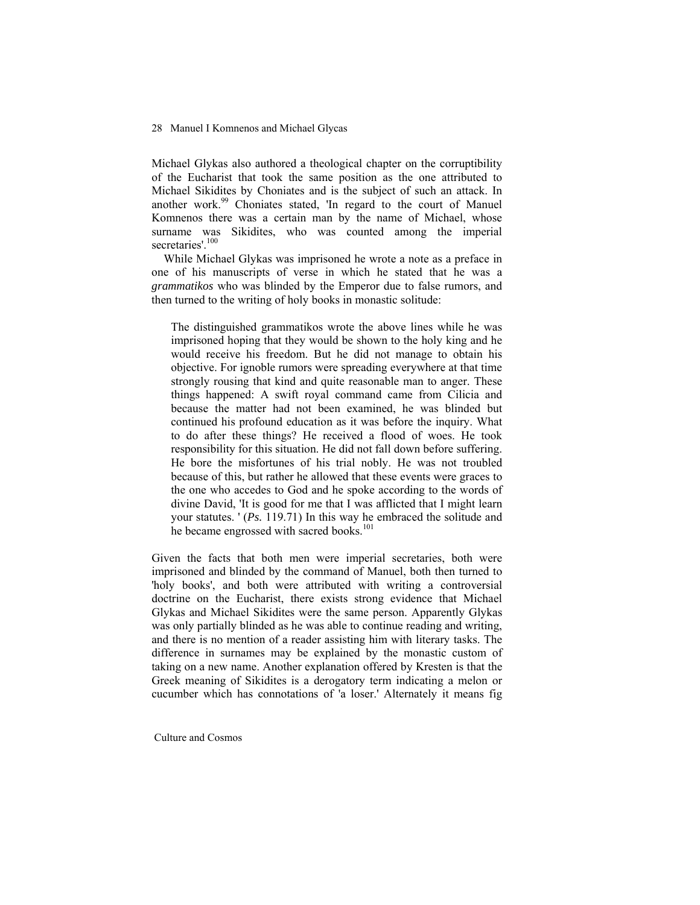Michael Glykas also authored a theological chapter on the corruptibility of the Eucharist that took the same position as the one attributed to Michael Sikidites by Choniates and is the subject of such an attack. In another work.[99] Choniates stated, 'In regard to the court of Manuel Komnenos there was a certain man by the name of Michael, whose surname was Sikidites, who was counted among the imperial secretaries'.[100]

While Michael Glykas was imprisoned he wrote a note as a preface in one of his manuscripts of verse in which he stated that he was a *grammatikos* who was blinded by the Emperor due to false rumors, and then turned to the writing of holy books in monastic solitude:

> The distinguished grammatikos wrote the above lines while he was imprisoned hoping that they would be shown to the holy king and he would receive his freedom. But he did not manage to obtain his objective. For ignoble rumors were spreading everywhere at that time strongly rousing that kind and quite reasonable man to anger. These things happened: A swift royal command came from Cilicia and because the matter had not been examined, he was blinded but continued his profound education as it was before the inquiry. What to do after these things? He received a flood of woes. He took responsibility for this situation. He did not fall down before suffering. He bore the misfortunes of his trial nobly. He was not troubled because of this, but rather he allowed that these events were graces to the one who accedes to God and he spoke according to the words of divine David, 'It is good for me that I was afflicted that I might learn your statutes. ' (*Ps.* 119.71) In this way he embraced the solitude and he became engrossed with sacred books.[101]

Given the facts that both men were imperial secretaries, both were imprisoned and blinded by the command of Manuel, both then turned to 'holy books', and both were attributed with writing a controversial doctrine on the Eucharist, there exists strong evidence that Michael Glykas and Michael Sikidites were the same person. Apparently Glykas was only partially blinded as he was able to continue reading and writing, and there is no mention of a reader assisting him with literary tasks. The difference in surnames may be explained by the monastic custom of taking on a new name. Another explanation offered by Kresten is that the Greek meaning of Sikidites is a derogatory term indicating a melon or cucumber which has connotations of 'a loser.' Alternately it means fig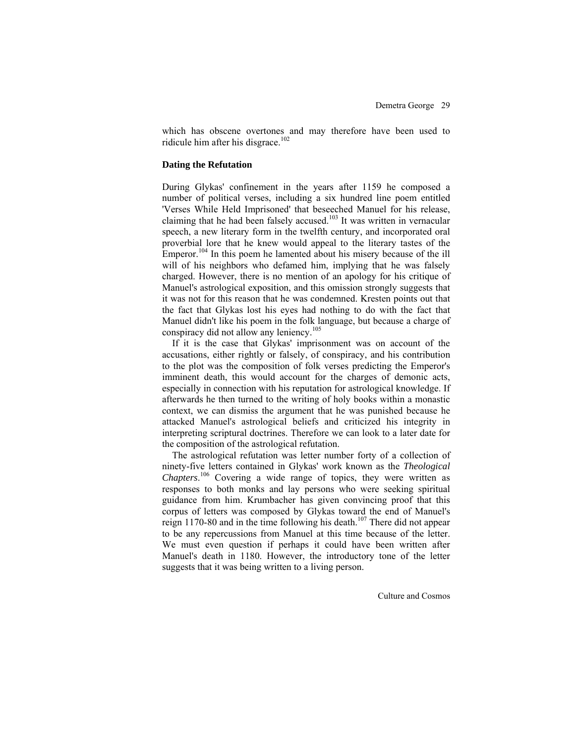which has obscene overtones and may therefore have been used to ridicule him after his disgrace.[102]

## Dating the Refutation

During Glykas' confinement in the years after 1159 he composed a number of political verses, including a six hundred line poem entitled 'Verses While Held Imprisoned' that beseeched Manuel for his release, claiming that he had been falsely accused.[103] It was written in vernacular speech, a new literary form in the twelfth century, and incorporated oral proverbial lore that he knew would appeal to the literary tastes of the Emperor.[104] In this poem he lamented about his misery because of the ill will of his neighbors who defamed him, implying that he was falsely charged. However, there is no mention of an apology for his critique of Manuel's astrological exposition, and this omission strongly suggests that it was not for this reason that he was condemned. Kresten points out that the fact that Glykas lost his eyes had nothing to do with the fact that Manuel didn't like his poem in the folk language, but because a charge of conspiracy did not allow any leniency.[105]

If it is the case that Glykas' imprisonment was on account of the accusations, either rightly or falsely, of conspiracy, and his contribution to the plot was the composition of folk verses predicting the Emperor's imminent death, this would account for the charges of demonic acts, especially in connection with his reputation for astrological knowledge. If afterwards he then turned to the writing of holy books within a monastic context, we can dismiss the argument that he was punished because he attacked Manuel's astrological beliefs and criticized his integrity in interpreting scriptural doctrines. Therefore we can look to a later date for the composition of the astrological refutation.

The astrological refutation was letter number forty of a collection of ninety-five letters contained in Glykas' work known as the *Theological Chapters*.[106] Covering a wide range of topics, they were written as responses to both monks and lay persons who were seeking spiritual guidance from him. Krumbacher has given convincing proof that this corpus of letters was composed by Glykas toward the end of Manuel's reign 1170-80 and in the time following his death.[107] There did not appear to be any repercussions from Manuel at this time because of the letter. We must even question if perhaps it could have been written after Manuel's death in 1180. However, the introductory tone of the letter suggests that it was being written to a living person.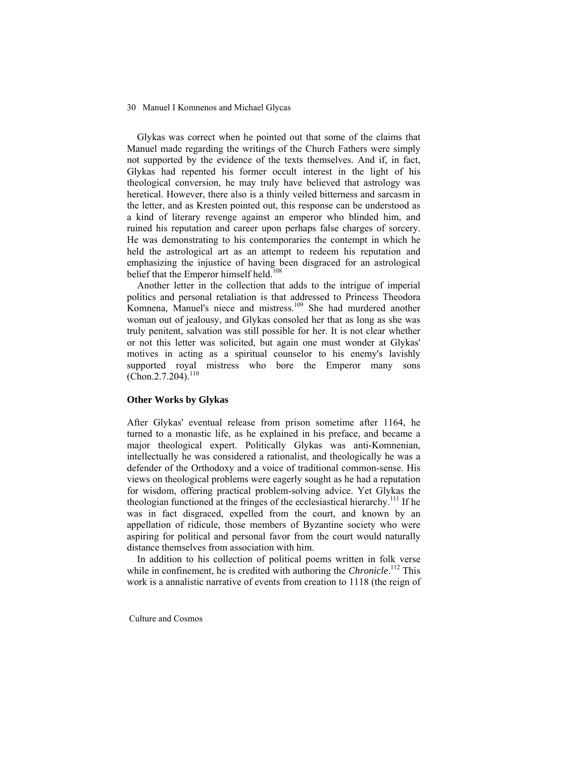Glykas was correct when he pointed out that some of the claims that Manuel made regarding the writings of the Church Fathers were simply not supported by the evidence of the texts themselves. And if, in fact, Glykas had repented his former occult interest in the light of his theological conversion, he may truly have believed that astrology was heretical. However, there also is a thinly veiled bitterness and sarcasm in the letter, and as Kresten pointed out, this response can be understood as a kind of literary revenge against an emperor who blinded him, and ruined his reputation and career upon perhaps false charges of sorcery. He was demonstrating to his contemporaries the contempt in which he held the astrological art as an attempt to redeem his reputation and emphasizing the injustice of having been disgraced for an astrological belief that the Emperor himself held.[108]

Another letter in the collection that adds to the intrigue of imperial politics and personal retaliation is that addressed to Princess Theodora Komnena, Manuel's niece and mistress.[109] She had murdered another woman out of jealousy, and Glykas consoled her that as long as she was truly penitent, salvation was still possible for her. It is not clear whether or not this letter was solicited, but again one must wonder at Glykas' motives in acting as a spiritual counselor to his enemy's lavishly supported royal mistress who bore the Emperor many sons (Chon.2.7.204).[110]

### Other Works by Glykas

After Glykas' eventual release from prison sometime after 1164, he turned to a monastic life, as he explained in his preface, and became a major theological expert. Politically Glykas was anti-Komnenian, intellectually he was considered a rationalist, and theologically he was a defender of the Orthodoxy and a voice of traditional common-sense. His views on theological problems were eagerly sought as he had a reputation for wisdom, offering practical problem-solving advice. Yet Glykas the theologian functioned at the fringes of the ecclesiastical hierarchy.[111] If he was in fact disgraced, expelled from the court, and known by an appellation of ridicule, those members of Byzantine society who were aspiring for political and personal favor from the court would naturally distance themselves from association with him.

In addition to his collection of political poems written in folk verse while in confinement, he is credited with authoring the *Chronicle*.[112] This work is a annalistic narrative of events from creation to 1118 (the reign of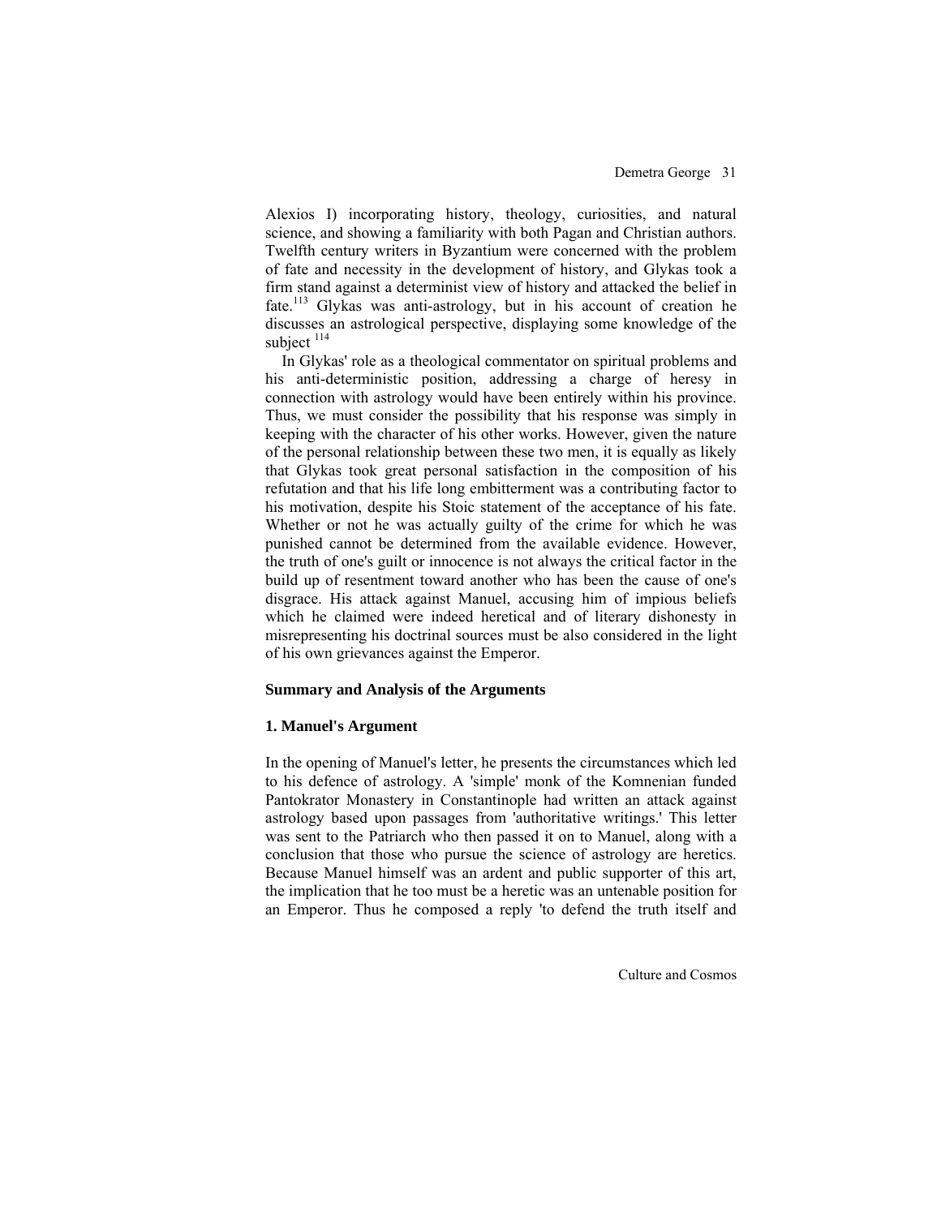Alexios I) incorporating history, theology, curiosities, and natural science, and showing a familiarity with both Pagan and Christian authors. Twelfth century writers in Byzantium were concerned with the problem of fate and necessity in the development of history, and Glykas took a firm stand against a determinist view of history and attacked the belief in fate.[113] Glykas was anti-astrology, but in his account of creation he discusses an astrological perspective, displaying some knowledge of the subject [114]

In Glykas' role as a theological commentator on spiritual problems and his anti-deterministic position, addressing a charge of heresy in connection with astrology would have been entirely within his province. Thus, we must consider the possibility that his response was simply in keeping with the character of his other works. However, given the nature of the personal relationship between these two men, it is equally as likely that Glykas took great personal satisfaction in the composition of his refutation and that his life long embitterment was a contributing factor to his motivation, despite his Stoic statement of the acceptance of his fate. Whether or not he was actually guilty of the crime for which he was punished cannot be determined from the available evidence. However, the truth of one's guilt or innocence is not always the critical factor in the build up of resentment toward another who has been the cause of one's disgrace. His attack against Manuel, accusing him of impious beliefs which he claimed were indeed heretical and of literary dishonesty in misrepresenting his doctrinal sources must be also considered in the light of his own grievances against the Emperor.

## Summary and Analysis of the Arguments

### 1. Manuel's Argument

In the opening of Manuel's letter, he presents the circumstances which led to his defence of astrology. A 'simple' monk of the Komnenian funded Pantokrator Monastery in Constantinople had written an attack against astrology based upon passages from 'authoritative writings.' This letter was sent to the Patriarch who then passed it on to Manuel, along with a conclusion that those who pursue the science of astrology are heretics. Because Manuel himself was an ardent and public supporter of this art, the implication that he too must be a heretic was an untenable position for an Emperor. Thus he composed a reply 'to defend the truth itself and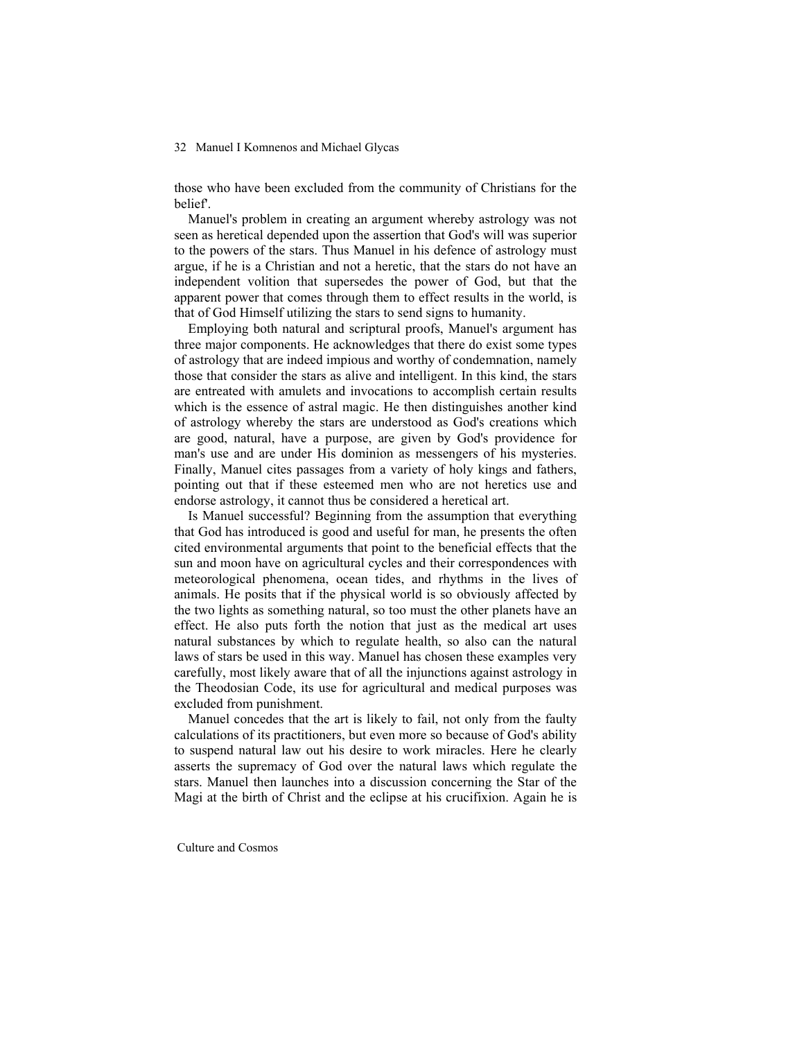those who have been excluded from the community of Christians for the belief'.

Manuel's problem in creating an argument whereby astrology was not seen as heretical depended upon the assertion that God's will was superior to the powers of the stars. Thus Manuel in his defence of astrology must argue, if he is a Christian and not a heretic, that the stars do not have an independent volition that supersedes the power of God, but that the apparent power that comes through them to effect results in the world, is that of God Himself utilizing the stars to send signs to humanity.

Employing both natural and scriptural proofs, Manuel's argument has three major components. He acknowledges that there do exist some types of astrology that are indeed impious and worthy of condemnation, namely those that consider the stars as alive and intelligent. In this kind, the stars are entreated with amulets and invocations to accomplish certain results which is the essence of astral magic. He then distinguishes another kind of astrology whereby the stars are understood as God's creations which are good, natural, have a purpose, are given by God's providence for man's use and are under His dominion as messengers of his mysteries. Finally, Manuel cites passages from a variety of holy kings and fathers, pointing out that if these esteemed men who are not heretics use and endorse astrology, it cannot thus be considered a heretical art.

Is Manuel successful? Beginning from the assumption that everything that God has introduced is good and useful for man, he presents the often cited environmental arguments that point to the beneficial effects that the sun and moon have on agricultural cycles and their correspondences with meteorological phenomena, ocean tides, and rhythms in the lives of animals. He posits that if the physical world is so obviously affected by the two lights as something natural, so too must the other planets have an effect. He also puts forth the notion that just as the medical art uses natural substances by which to regulate health, so also can the natural laws of stars be used in this way. Manuel has chosen these examples very carefully, most likely aware that of all the injunctions against astrology in the Theodosian Code, its use for agricultural and medical purposes was excluded from punishment.

Manuel concedes that the art is likely to fail, not only from the faulty calculations of its practitioners, but even more so because of God's ability to suspend natural law out his desire to work miracles. Here he clearly asserts the supremacy of God over the natural laws which regulate the stars. Manuel then launches into a discussion concerning the Star of the Magi at the birth of Christ and the eclipse at his crucifixion. Again he is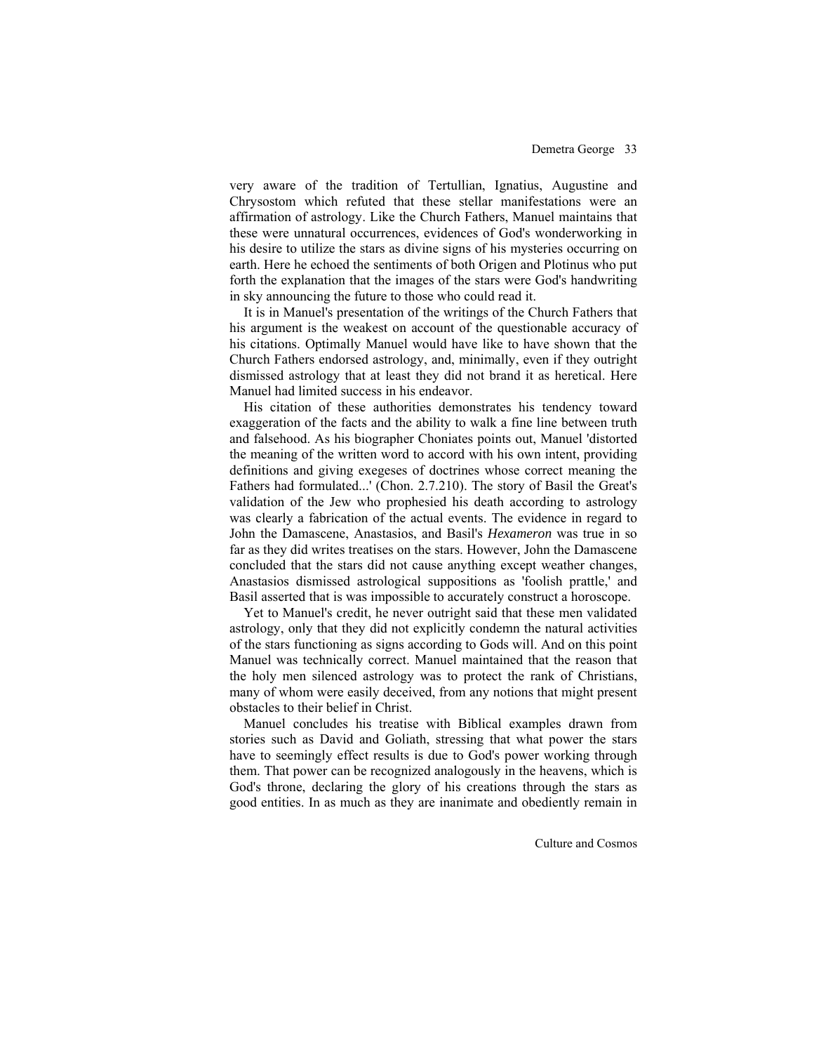very aware of the tradition of Tertullian, Ignatius, Augustine and Chrysostom which refuted that these stellar manifestations were an affirmation of astrology. Like the Church Fathers, Manuel maintains that these were unnatural occurrences, evidences of God's wonderworking in his desire to utilize the stars as divine signs of his mysteries occurring on earth. Here he echoed the sentiments of both Origen and Plotinus who put forth the explanation that the images of the stars were God's handwriting in sky announcing the future to those who could read it.

It is in Manuel's presentation of the writings of the Church Fathers that his argument is the weakest on account of the questionable accuracy of his citations. Optimally Manuel would have like to have shown that the Church Fathers endorsed astrology, and, minimally, even if they outright dismissed astrology that at least they did not brand it as heretical. Here Manuel had limited success in his endeavor.

His citation of these authorities demonstrates his tendency toward exaggeration of the facts and the ability to walk a fine line between truth and falsehood. As his biographer Choniates points out, Manuel 'distorted the meaning of the written word to accord with his own intent, providing definitions and giving exegeses of doctrines whose correct meaning the Fathers had formulated...' (Chon. 2.7.210). The story of Basil the Great's validation of the Jew who prophesied his death according to astrology was clearly a fabrication of the actual events. The evidence in regard to John the Damascene, Anastasios, and Basil's *Hexameron* was true in so far as they did writes treatises on the stars. However, John the Damascene concluded that the stars did not cause anything except weather changes, Anastasios dismissed astrological suppositions as 'foolish prattle,' and Basil asserted that is was impossible to accurately construct a horoscope.

Yet to Manuel's credit, he never outright said that these men validated astrology, only that they did not explicitly condemn the natural activities of the stars functioning as signs according to Gods will. And on this point Manuel was technically correct. Manuel maintained that the reason that the holy men silenced astrology was to protect the rank of Christians, many of whom were easily deceived, from any notions that might present obstacles to their belief in Christ.

Manuel concludes his treatise with Biblical examples drawn from stories such as David and Goliath, stressing that what power the stars have to seemingly effect results is due to God's power working through them. That power can be recognized analogously in the heavens, which is God's throne, declaring the glory of his creations through the stars as good entities. In as much as they are inanimate and obediently remain in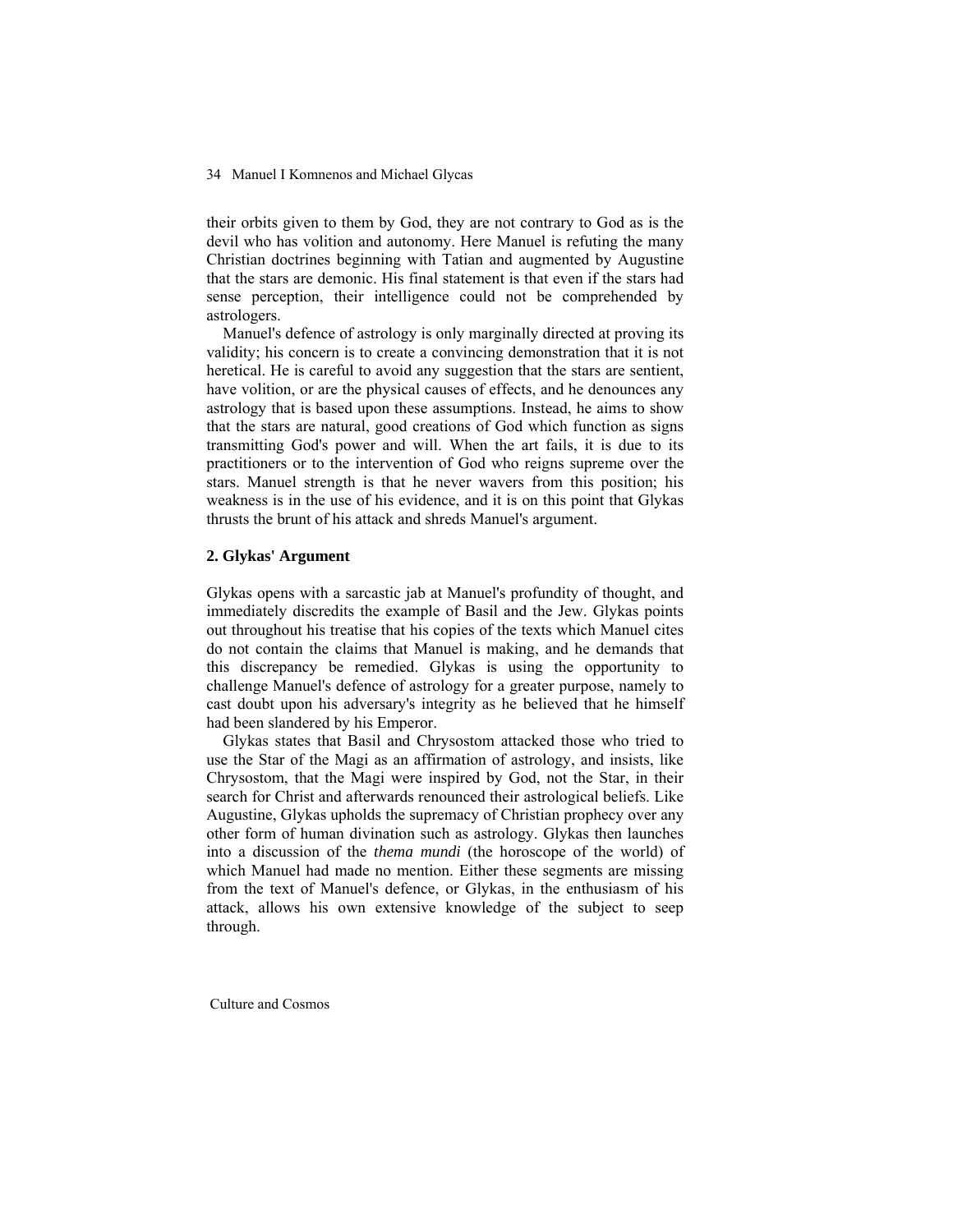their orbits given to them by God, they are not contrary to God as is the devil who has volition and autonomy. Here Manuel is refuting the many Christian doctrines beginning with Tatian and augmented by Augustine that the stars are demonic. His final statement is that even if the stars had sense perception, their intelligence could not be comprehended by astrologers.

Manuel's defence of astrology is only marginally directed at proving its validity; his concern is to create a convincing demonstration that it is not heretical. He is careful to avoid any suggestion that the stars are sentient, have volition, or are the physical causes of effects, and he denounces any astrology that is based upon these assumptions. Instead, he aims to show that the stars are natural, good creations of God which function as signs transmitting God's power and will. When the art fails, it is due to its practitioners or to the intervention of God who reigns supreme over the stars. Manuel strength is that he never wavers from this position; his weakness is in the use of his evidence, and it is on this point that Glykas thrusts the brunt of his attack and shreds Manuel's argument.

## 2. Glykas' Argument

Glykas opens with a sarcastic jab at Manuel's profundity of thought, and immediately discredits the example of Basil and the Jew. Glykas points out throughout his treatise that his copies of the texts which Manuel cites do not contain the claims that Manuel is making, and he demands that this discrepancy be remedied. Glykas is using the opportunity to challenge Manuel's defence of astrology for a greater purpose, namely to cast doubt upon his adversary's integrity as he believed that he himself had been slandered by his Emperor.

Glykas states that Basil and Chrysostom attacked those who tried to use the Star of the Magi as an affirmation of astrology, and insists, like Chrysostom, that the Magi were inspired by God, not the Star, in their search for Christ and afterwards renounced their astrological beliefs. Like Augustine, Glykas upholds the supremacy of Christian prophecy over any other form of human divination such as astrology. Glykas then launches into a discussion of the *thema mundi* (the horoscope of the world) of which Manuel had made no mention. Either these segments are missing from the text of Manuel's defence, or Glykas, in the enthusiasm of his attack, allows his own extensive knowledge of the subject to seep through.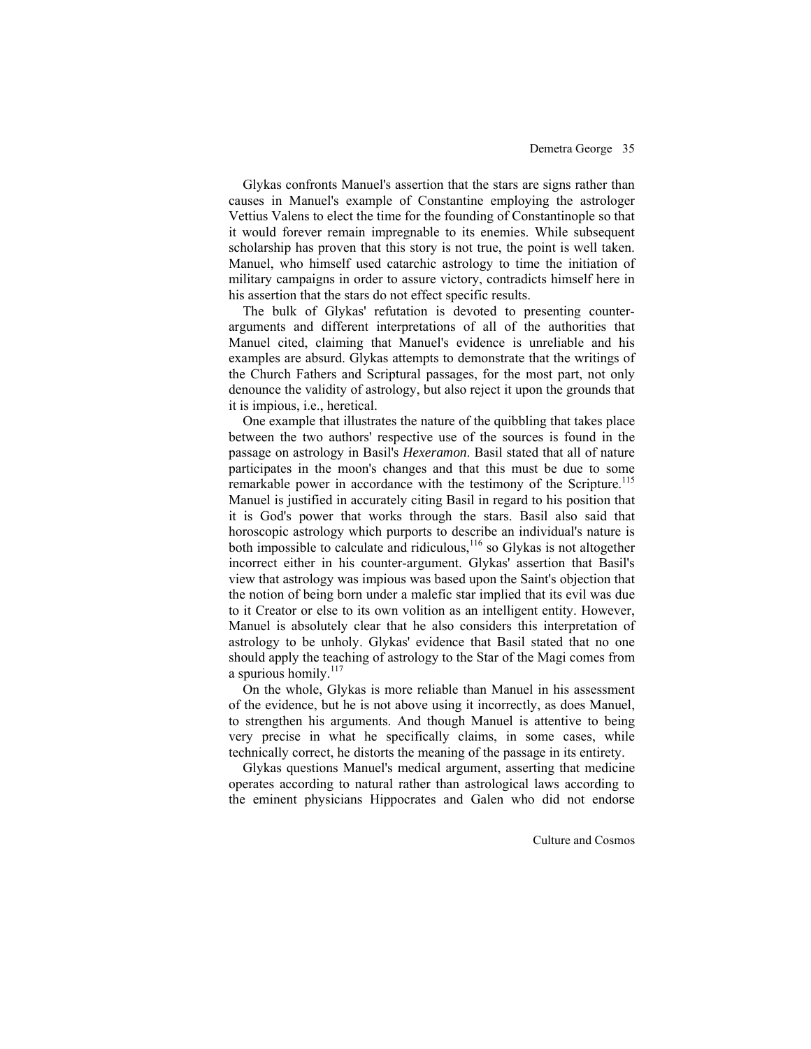Glykas confronts Manuel's assertion that the stars are signs rather than causes in Manuel's example of Constantine employing the astrologer Vettius Valens to elect the time for the founding of Constantinople so that it would forever remain impregnable to its enemies. While subsequent scholarship has proven that this story is not true, the point is well taken. Manuel, who himself used catarchic astrology to time the initiation of military campaigns in order to assure victory, contradicts himself here in his assertion that the stars do not effect specific results.

The bulk of Glykas' refutation is devoted to presenting counter-arguments and different interpretations of all of the authorities that Manuel cited, claiming that Manuel's evidence is unreliable and his examples are absurd. Glykas attempts to demonstrate that the writings of the Church Fathers and Scriptural passages, for the most part, not only denounce the validity of astrology, but also reject it upon the grounds that it is impious, i.e., heretical.

One example that illustrates the nature of the quibbling that takes place between the two authors' respective use of the sources is found in the passage on astrology in Basil's *Hexeramon*. Basil stated that all of nature participates in the moon's changes and that this must be due to some remarkable power in accordance with the testimony of the Scripture.[115] Manuel is justified in accurately citing Basil in regard to his position that it is God's power that works through the stars. Basil also said that horoscopic astrology which purports to describe an individual's nature is both impossible to calculate and ridiculous,[116] so Glykas is not altogether incorrect either in his counter-argument. Glykas' assertion that Basil's view that astrology was impious was based upon the Saint's objection that the notion of being born under a malefic star implied that its evil was due to it Creator or else to its own volition as an intelligent entity. However, Manuel is absolutely clear that he also considers this interpretation of astrology to be unholy. Glykas' evidence that Basil stated that no one should apply the teaching of astrology to the Star of the Magi comes from a spurious homily.[117]

On the whole, Glykas is more reliable than Manuel in his assessment of the evidence, but he is not above using it incorrectly, as does Manuel, to strengthen his arguments. And though Manuel is attentive to being very precise in what he specifically claims, in some cases, while technically correct, he distorts the meaning of the passage in its entirety.

Glykas questions Manuel's medical argument, asserting that medicine operates according to natural rather than astrological laws according to the eminent physicians Hippocrates and Galen who did not endorse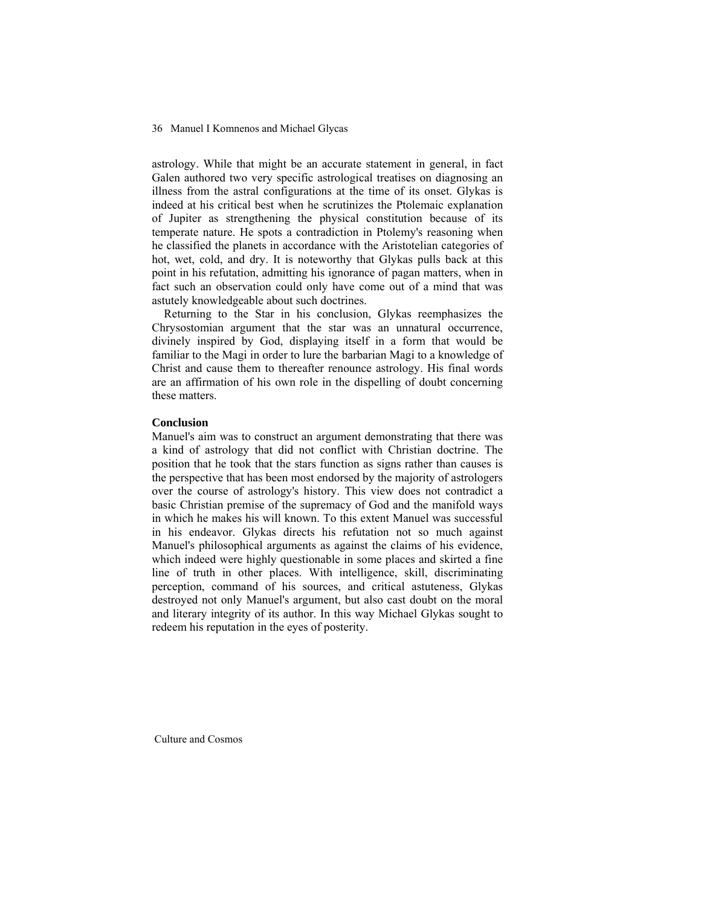astrology. While that might be an accurate statement in general, in fact Galen authored two very specific astrological treatises on diagnosing an illness from the astral configurations at the time of its onset. Glykas is indeed at his critical best when he scrutinizes the Ptolemaic explanation of Jupiter as strengthening the physical constitution because of its temperate nature. He spots a contradiction in Ptolemy's reasoning when he classified the planets in accordance with the Aristotelian categories of hot, wet, cold, and dry. It is noteworthy that Glykas pulls back at this point in his refutation, admitting his ignorance of pagan matters, when in fact such an observation could only have come out of a mind that was astutely knowledgeable about such doctrines.

Returning to the Star in his conclusion, Glykas reemphasizes the Chrysostomian argument that the star was an unnatural occurrence, divinely inspired by God, displaying itself in a form that would be familiar to the Magi in order to lure the barbarian Magi to a knowledge of Christ and cause them to thereafter renounce astrology. His final words are an affirmation of his own role in the dispelling of doubt concerning these matters.

## Conclusion

Manuel's aim was to construct an argument demonstrating that there was a kind of astrology that did not conflict with Christian doctrine. The position that he took that the stars function as signs rather than causes is the perspective that has been most endorsed by the majority of astrologers over the course of astrology's history. This view does not contradict a basic Christian premise of the supremacy of God and the manifold ways in which he makes his will known. To this extent Manuel was successful in his endeavor. Glykas directs his refutation not so much against Manuel's philosophical arguments as against the claims of his evidence, which indeed were highly questionable in some places and skirted a fine line of truth in other places. With intelligence, skill, discriminating perception, command of his sources, and critical astuteness, Glykas destroyed not only Manuel's argument, but also cast doubt on the moral and literary integrity of its author. In this way Michael Glykas sought to redeem his reputation in the eyes of posterity.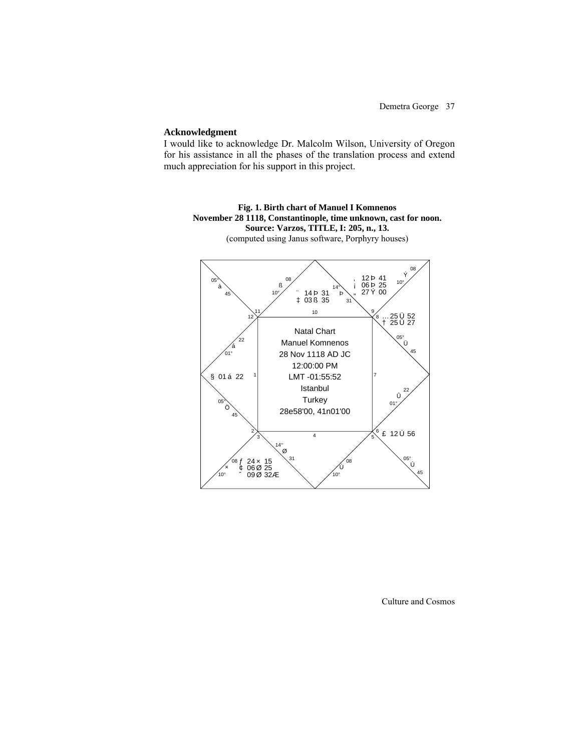### Acknowledgment

I would like to acknowledge Dr. Malcolm Wilson, University of Oregon for his assistance in all the phases of the translation process and extend much appreciation for his support in this project.

**Fig. 1. Birth chart of Manuel I Komnenos**
**November 28 1118, Constantinople, time unknown, cast for noon.**
**Source: Varzos, TITLE, I: 205, n., 13.**
(computed using Janus software, Porphyry houses)

Natal Chart
Manuel Komnenos
28 Nov 1118 AD JC
12:00:00 PM
LMT -01:55:52
Istanbul
Turkey
28e58'00, 41n01'00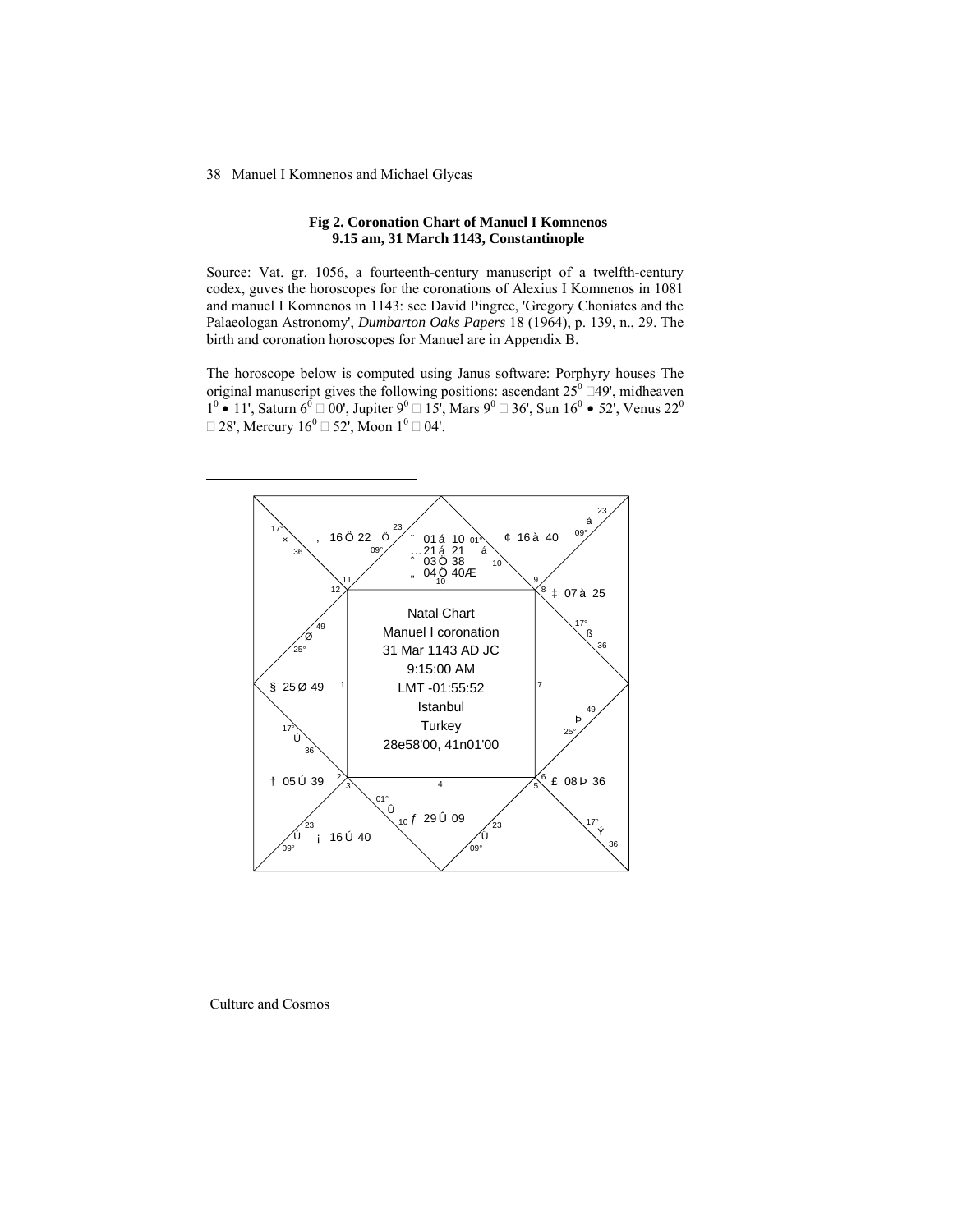**Fig 2. Coronation Chart of Manuel I Komnenos**
**9.15 am, 31 March 1143, Constantinople**

Source: Vat. gr. 1056, a fourteenth-century manuscript of a twelfth-century codex, guves the horoscopes for the coronations of Alexius I Komnenos in 1081 and manuel I Komnenos in 1143: see David Pingree, 'Gregory Choniates and the Palaeologan Astronomy', *Dumbarton Oaks Papers* 18 (1964), p. 139, n., 29. The birth and coronation horoscopes for Manuel are in Appendix B.

The horoscope below is computed using Janus software: Porphyry houses The original manuscript gives the following positions: ascendant $25^0$ 49', midheaven $1^0$ • 11', Saturn $6^0$ 00', Jupiter $9^0$ 15', Mars $9^0$ 36', Sun $16^0$ • 52', Venus $22^0$ 28', Mercury $16^0$ 52', Moon $1^0$ 04'.

Natal Chart
Manuel I coronation
31 Mar 1143 AD JC
9:15:00 AM
LMT -01:55:52
Istanbul
Turkey
28e58'00, 41n01'00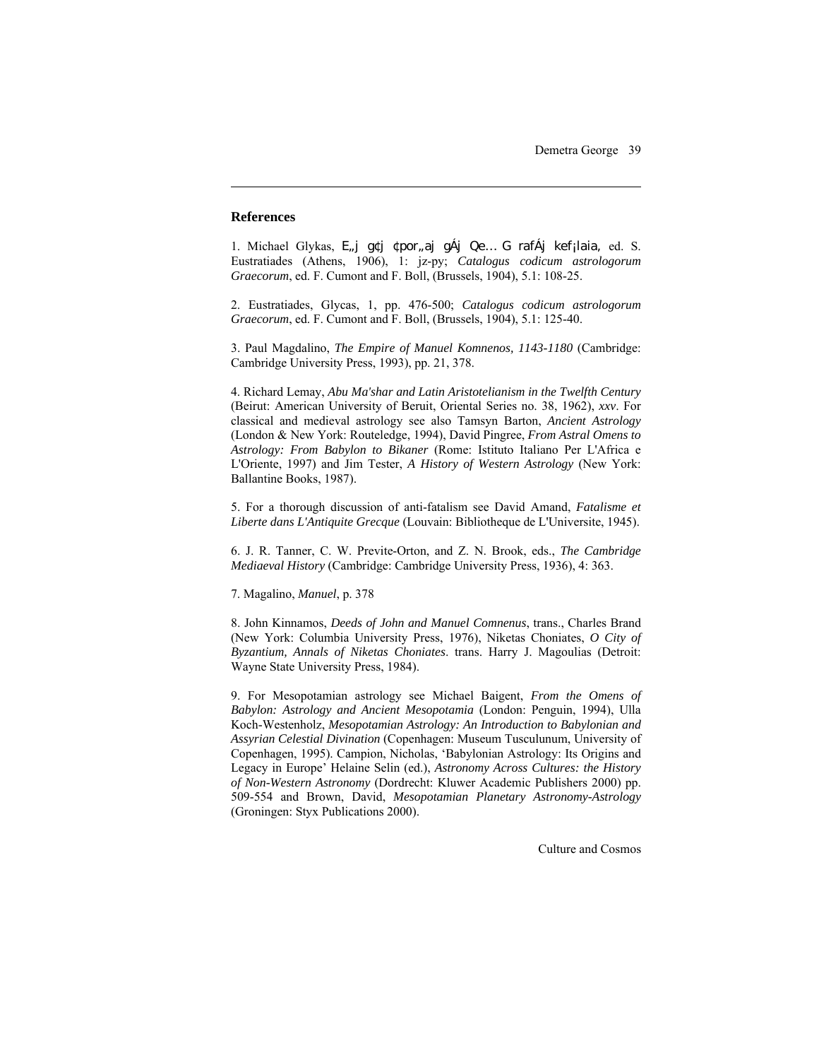## References

1. Michael Glykas, E„j g¢j ¢por„aj gÁj Qe… G rafÁj kef¡laia, ed. S. Eustratiades (Athens, 1906), 1: jz-py; *Catalogus codicum astrologorum Graecorum*, ed. F. Cumont and F. Boll, (Brussels, 1904), 5.1: 108-25.

2. Eustratiades, Glycas, 1, pp. 476-500; *Catalogus codicum astrologorum Graecorum*, ed. F. Cumont and F. Boll, (Brussels, 1904), 5.1: 125-40.

3. Paul Magdalino, *The Empire of Manuel Komnenos, 1143-1180* (Cambridge: Cambridge University Press, 1993), pp. 21, 378.

4. Richard Lemay, *Abu Ma'shar and Latin Aristotelianism in the Twelfth Century* (Beirut: American University of Beruit, Oriental Series no. 38, 1962), *xxv*. For classical and medieval astrology see also Tamsyn Barton, *Ancient Astrology* (London & New York: Routeledge, 1994), David Pingree, *From Astral Omens to Astrology: From Babylon to Bikaner* (Rome: Istituto Italiano Per L'Africa e L'Oriente, 1997) and Jim Tester, *A History of Western Astrology* (New York: Ballantine Books, 1987).

5. For a thorough discussion of anti-fatalism see David Amand, *Fatalisme et Liberte dans L'Antiquite Grecque* (Louvain: Bibliotheque de L'Universite, 1945).

6. J. R. Tanner, C. W. Previte-Orton, and Z. N. Brook, eds., *The Cambridge Mediaeval History* (Cambridge: Cambridge University Press, 1936), 4: 363.

7. Magalino, *Manuel*, p. 378

8. John Kinnamos, *Deeds of John and Manuel Comnenus*, trans., Charles Brand (New York: Columbia University Press, 1976), Niketas Choniates, *O City of Byzantium, Annals of Niketas Choniates*. trans. Harry J. Magoulias (Detroit: Wayne State University Press, 1984).

9. For Mesopotamian astrology see Michael Baigent, *From the Omens of Babylon: Astrology and Ancient Mesopotamia* (London: Penguin, 1994), Ulla Koch-Westenholz, *Mesopotamian Astrology: An Introduction to Babylonian and Assyrian Celestial Divination* (Copenhagen: Museum Tusculunum, University of Copenhagen, 1995). Campion, Nicholas, 'Babylonian Astrology: Its Origins and Legacy in Europe' Helaine Selin (ed.), *Astronomy Across Cultures: the History of Non-Western Astronomy* (Dordrecht: Kluwer Academic Publishers 2000) pp. 509-554 and Brown, David, *Mesopotamian Planetary Astronomy-Astrology* (Groningen: Styx Publications 2000).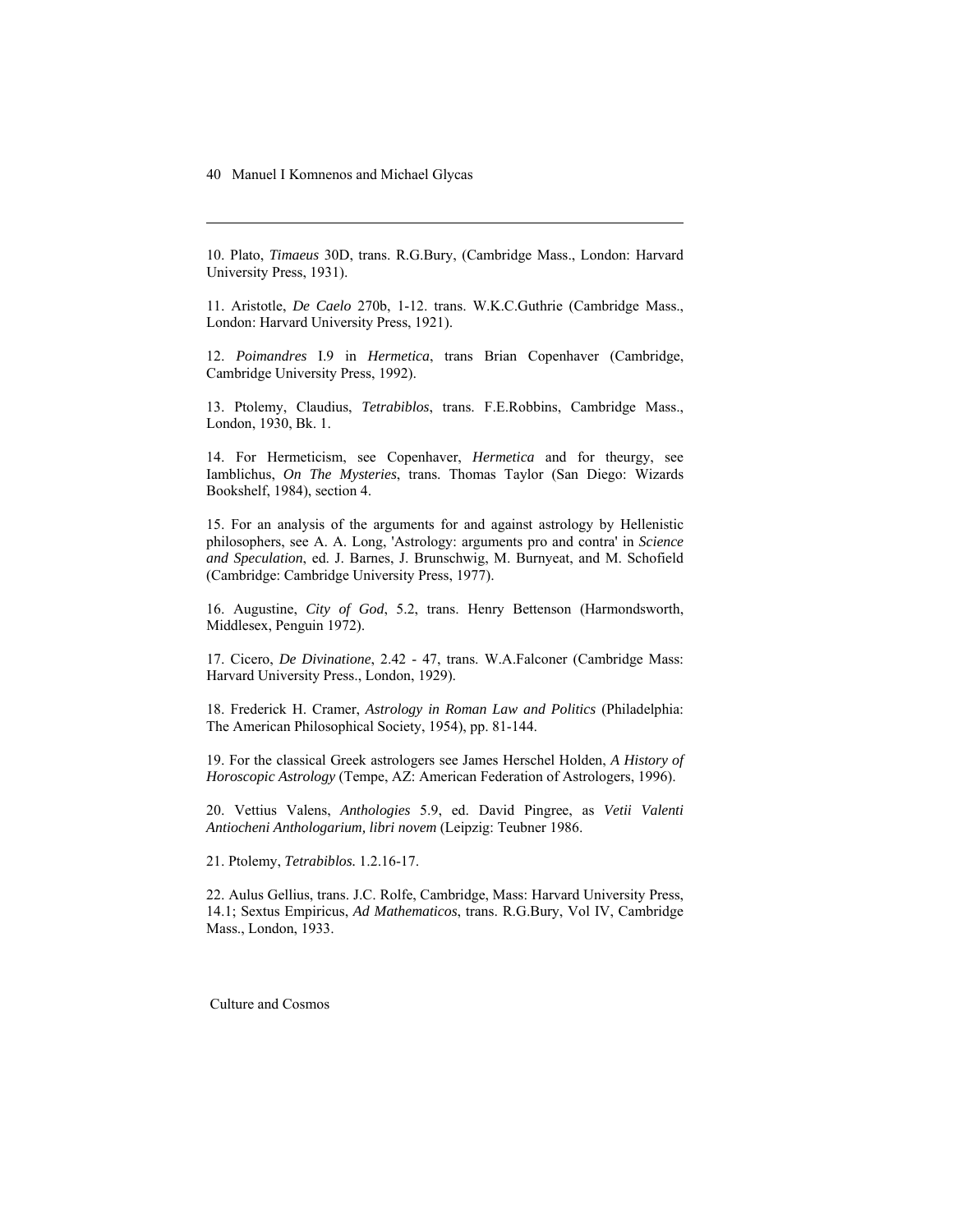10. Plato, *Timaeus* 30D, trans. R.G.Bury, (Cambridge Mass., London: Harvard University Press, 1931).

11. Aristotle, *De Caelo* 270b, 1-12. trans. W.K.C.Guthrie (Cambridge Mass., London: Harvard University Press, 1921).

12. *Poimandres* I.9 in *Hermetica*, trans Brian Copenhaver (Cambridge, Cambridge University Press, 1992).

13. Ptolemy, Claudius, *Tetrabiblos*, trans. F.E.Robbins, Cambridge Mass., London, 1930, Bk. 1.

14. For Hermeticism, see Copenhaver, *Hermetica* and for theurgy, see Iamblichus, *On The Mysteries*, trans. Thomas Taylor (San Diego: Wizards Bookshelf, 1984), section 4.

15. For an analysis of the arguments for and against astrology by Hellenistic philosophers, see A. A. Long, 'Astrology: arguments pro and contra' in *Science and Speculation*, ed. J. Barnes, J. Brunschwig, M. Burnyeat, and M. Schofield (Cambridge: Cambridge University Press, 1977).

16. Augustine, *City of God*, 5.2, trans. Henry Bettenson (Harmondsworth, Middlesex, Penguin 1972).

17. Cicero, *De Divinatione*, 2.42 - 47, trans. W.A.Falconer (Cambridge Mass: Harvard University Press., London, 1929).

18. Frederick H. Cramer, *Astrology in Roman Law and Politics* (Philadelphia: The American Philosophical Society, 1954), pp. 81-144.

19. For the classical Greek astrologers see James Herschel Holden, *A History of Horoscopic Astrology* (Tempe, AZ: American Federation of Astrologers, 1996).

20. Vettius Valens, *Anthologies* 5.9, ed. David Pingree, as *Vetii Valenti Antiocheni Anthologarium, libri novem* (Leipzig: Teubner 1986.

21. Ptolemy, *Tetrabiblos.* 1.2.16-17.

22. Aulus Gellius, trans. J.C. Rolfe, Cambridge, Mass: Harvard University Press, 14.1; Sextus Empiricus, *Ad Mathematicos*, trans. R.G.Bury, Vol IV, Cambridge Mass., London, 1933.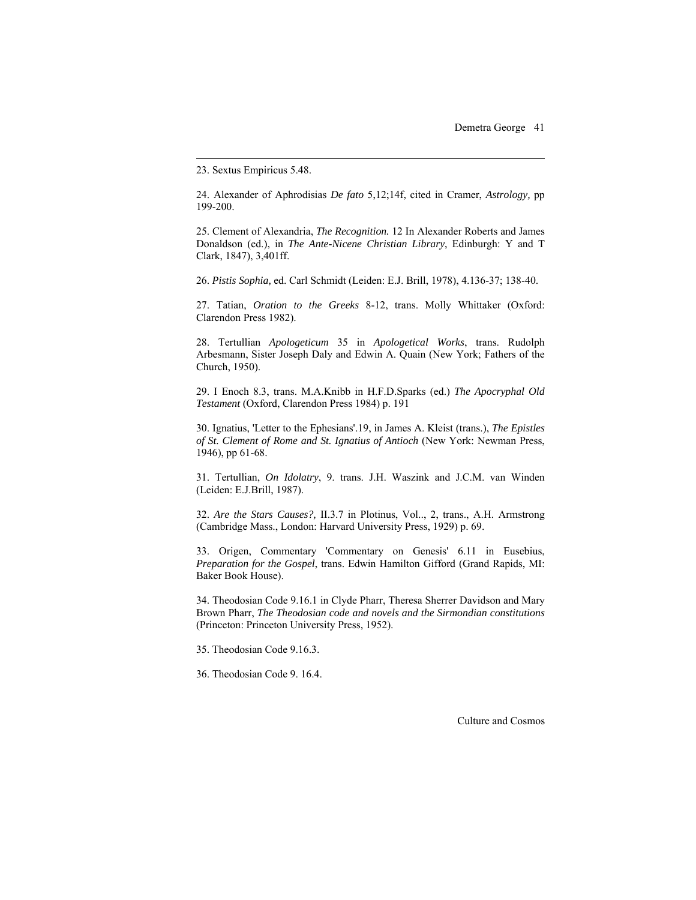23. Sextus Empiricus 5.48.

24. Alexander of Aphrodisias *De fato* 5,12;14f, cited in Cramer, *Astrology,* pp 199-200.

25. Clement of Alexandria, *The Recognition.* 12 In Alexander Roberts and James Donaldson (ed.), in *The Ante-Nicene Christian Library*, Edinburgh: Y and T Clark, 1847), 3,401ff.

26. *Pistis Sophia,* ed. Carl Schmidt (Leiden: E.J. Brill, 1978), 4.136-37; 138-40.

27. Tatian, *Oration to the Greeks* 8-12, trans. Molly Whittaker (Oxford: Clarendon Press 1982).

28. Tertullian *Apologeticum* 35 in *Apologetical Works*, trans. Rudolph Arbesmann, Sister Joseph Daly and Edwin A. Quain (New York; Fathers of the Church, 1950).

29. I Enoch 8.3, trans. M.A.Knibb in H.F.D.Sparks (ed.) *The Apocryphal Old Testament* (Oxford, Clarendon Press 1984) p. 191

30. Ignatius, 'Letter to the Ephesians'.19, in James A. Kleist (trans.), *The Epistles of St. Clement of Rome and St. Ignatius of Antioch* (New York: Newman Press, 1946), pp 61-68.

31. Tertullian, *On Idolatry*, 9. trans. J.H. Waszink and J.C.M. van Winden (Leiden: E.J.Brill, 1987).

32. *Are the Stars Causes?,* II.3.7 in Plotinus, Vol.., 2, trans., A.H. Armstrong (Cambridge Mass., London: Harvard University Press, 1929) p. 69.

33. Origen, Commentary 'Commentary on Genesis' 6.11 in Eusebius, *Preparation for the Gospel*, trans. Edwin Hamilton Gifford (Grand Rapids, MI: Baker Book House).

34. Theodosian Code 9.16.1 in Clyde Pharr, Theresa Sherrer Davidson and Mary Brown Pharr, *The Theodosian code and novels and the Sirmondian constitutions* (Princeton: Princeton University Press, 1952).

35. Theodosian Code 9.16.3.

36. Theodosian Code 9. 16.4.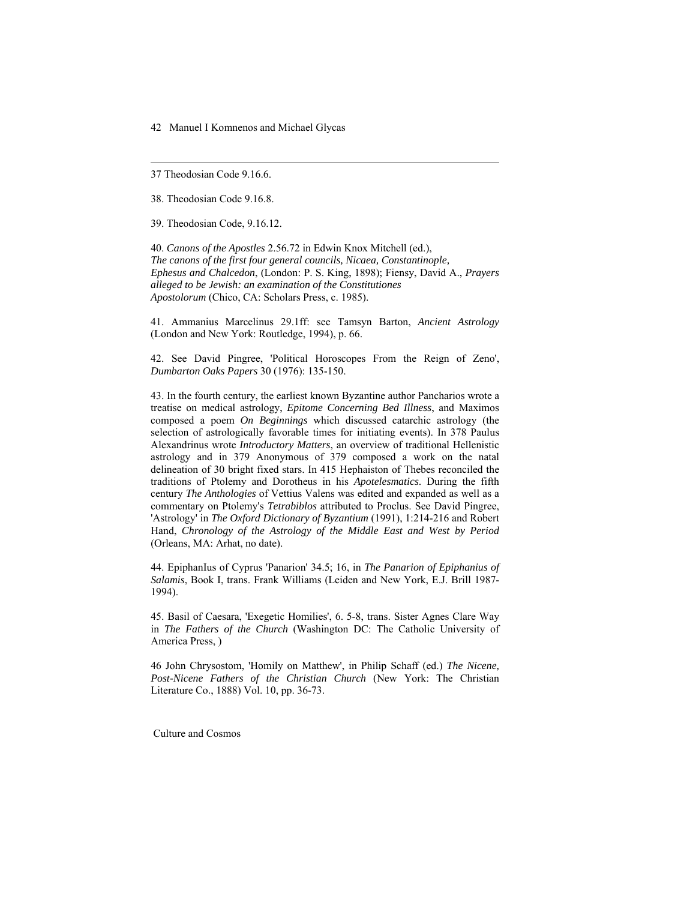37 Theodosian Code 9.16.6.

38. Theodosian Code 9.16.8.

39. Theodosian Code, 9.16.12.

40. *Canons of the Apostles* 2.56.72 in Edwin Knox Mitchell (ed.), *The canons of the first four general councils, Nicaea, Constantinople, Ephesus and Chalcedon*, (London: P. S. King, 1898); Fiensy, David A., *Prayers alleged to be Jewish: an examination of the Constitutiones Apostolorum* (Chico, CA: Scholars Press, c. 1985).

41. Ammanius Marcelinus 29.1ff: see Tamsyn Barton, *Ancient Astrology* (London and New York: Routledge, 1994), p. 66.

42. See David Pingree, 'Political Horoscopes From the Reign of Zeno', *Dumbarton Oaks Papers* 30 (1976): 135-150.

43. In the fourth century, the earliest known Byzantine author Pancharios wrote a treatise on medical astrology, *Epitome Concerning Bed Illness*, and Maximos composed a poem *On Beginnings* which discussed catarchic astrology (the selection of astrologically favorable times for initiating events). In 378 Paulus Alexandrinus wrote *Introductory Matters*, an overview of traditional Hellenistic astrology and in 379 Anonymous of 379 composed a work on the natal delineation of 30 bright fixed stars. In 415 Hephaiston of Thebes reconciled the traditions of Ptolemy and Dorotheus in his *Apotelesmatics*. During the fifth century *The Anthologies* of Vettius Valens was edited and expanded as well as a commentary on Ptolemy's *Tetrabiblos* attributed to Proclus. See David Pingree, 'Astrology' in *The Oxford Dictionary of Byzantium* (1991), 1:214-216 and Robert Hand, *Chronology of the Astrology of the Middle East and West by Period* (Orleans, MA: Arhat, no date).

44. EpiphanIus of Cyprus 'Panarion' 34.5; 16, in *The Panarion of Epiphanius of Salamis*, Book I, trans. Frank Williams (Leiden and New York, E.J. Brill 1987-1994).

45. Basil of Caesara, 'Exegetic Homilies', 6. 5-8, trans. Sister Agnes Clare Way in *The Fathers of the Church* (Washington DC: The Catholic University of America Press, )

46 John Chrysostom, 'Homily on Matthew', in Philip Schaff (ed.) *The Nicene, Post-Nicene Fathers of the Christian Church* (New York: The Christian Literature Co., 1888) Vol. 10, pp. 36-73.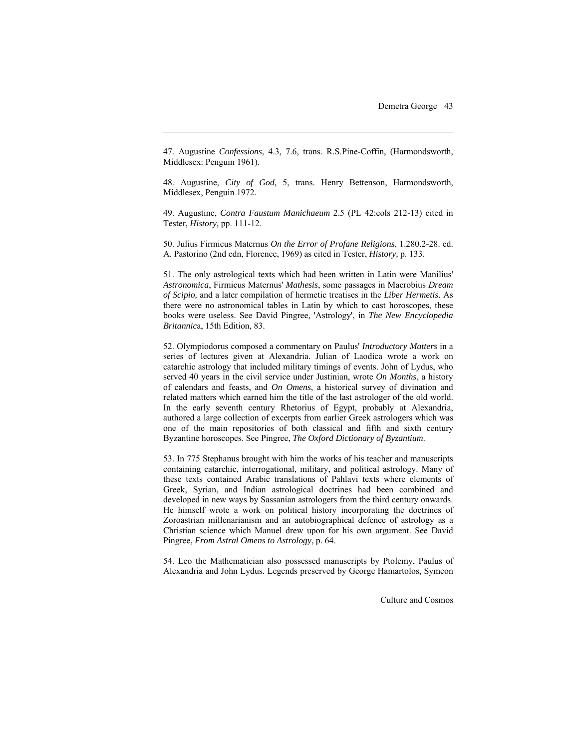47. Augustine *Confessions*, 4.3, 7.6, trans. R.S.Pine-Coffin, (Harmondsworth, Middlesex: Penguin 1961).

48. Augustine, *City of God*, 5, trans. Henry Bettenson, Harmondsworth, Middlesex, Penguin 1972.

49. Augustine, *Contra Faustum Manichaeum* 2.5 (PL 42:cols 212-13) cited in Tester, *History*, pp. 111-12.

50. Julius Firmicus Maternus *On the Error of Profane Religions*, 1.280.2-28. ed. A. Pastorino (2nd edn, Florence, 1969) as cited in Tester, *History,* p. 133.

51. The only astrological texts which had been written in Latin were Manilius' *Astronomica*, Firmicus Maternus' *Mathesis*, some passages in Macrobius *Dream of Scipio,* and a later compilation of hermetic treatises in the *Liber Hermetis*. As there were no astronomical tables in Latin by which to cast horoscopes, these books were useless. See David Pingree, 'Astrology', in *The New Encyclopedia Britannic*a, 15th Edition, 83.

52. Olympiodorus composed a commentary on Paulus' *Introductory Matters* in a series of lectures given at Alexandria. Julian of Laodica wrote a work on catarchic astrology that included military timings of events. John of Lydus, who served 40 years in the civil service under Justinian, wrote *On Months*, a history of calendars and feasts, and *On Omens*, a historical survey of divination and related matters which earned him the title of the last astrologer of the old world. In the early seventh century Rhetorius of Egypt, probably at Alexandria, authored a large collection of excerpts from earlier Greek astrologers which was one of the main repositories of both classical and fifth and sixth century Byzantine horoscopes. See Pingree, *The Oxford Dictionary of Byzantium*.

53. In 775 Stephanus brought with him the works of his teacher and manuscripts containing catarchic, interrogational, military, and political astrology. Many of these texts contained Arabic translations of Pahlavi texts where elements of Greek, Syrian, and Indian astrological doctrines had been combined and developed in new ways by Sassanian astrologers from the third century onwards. He himself wrote a work on political history incorporating the doctrines of Zoroastrian millenarianism and an autobiographical defence of astrology as a Christian science which Manuel drew upon for his own argument. See David Pingree, *From Astral Omens to Astrology*, p. 64.

54. Leo the Mathematician also possessed manuscripts by Ptolemy, Paulus of Alexandria and John Lydus. Legends preserved by George Hamartolos, Symeon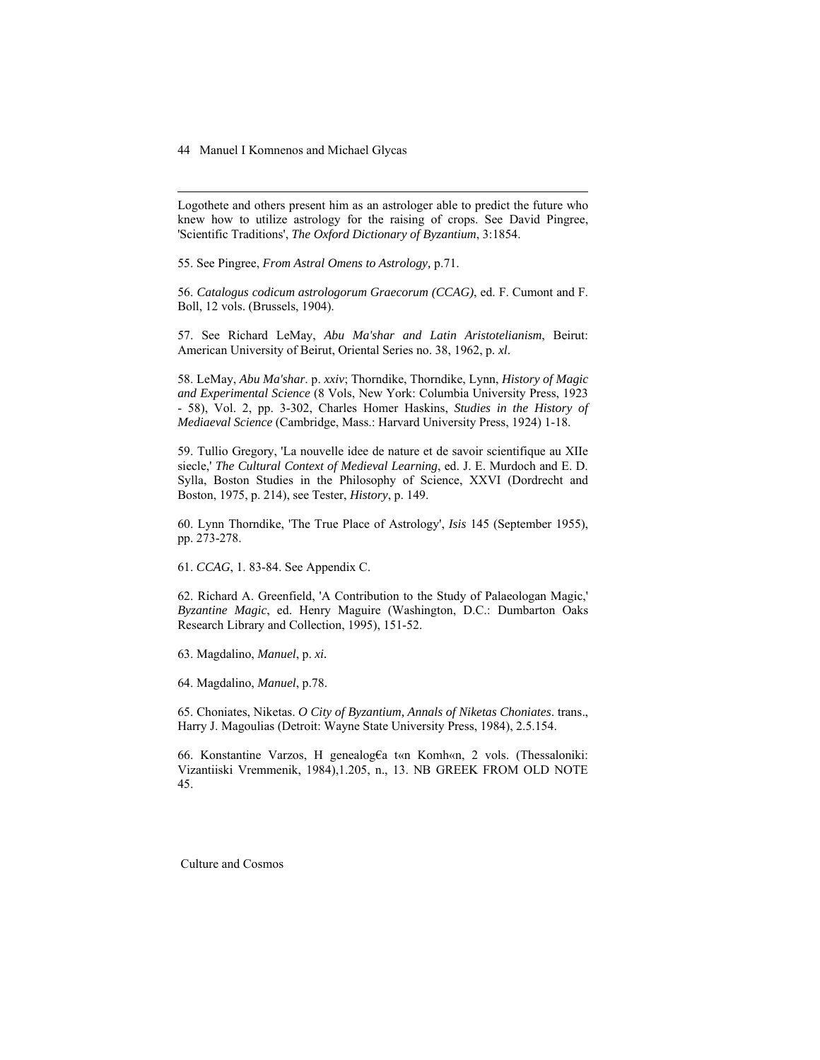Logothete and others present him as an astrologer able to predict the future who knew how to utilize astrology for the raising of crops. See David Pingree, 'Scientific Traditions', *The Oxford Dictionary of Byzantium*, 3:1854.

55. See Pingree, *From Astral Omens to Astrology,* p.71.

56. *Catalogus codicum astrologorum Graecorum (CCAG)*, ed. F. Cumont and F. Boll, 12 vols. (Brussels, 1904).

57. See Richard LeMay, *Abu Ma'shar and Latin Aristotelianism*, Beirut: American University of Beirut, Oriental Series no. 38, 1962, p. *xl*.

58. LeMay, *Abu Ma'shar*. p. *xxiv*; Thorndike, Thorndike, Lynn, *History of Magic and Experimental Science* (8 Vols, New York: Columbia University Press, 1923 - 58), Vol. 2, pp. 3-302, Charles Homer Haskins, *Studies in the History of Mediaeval Science* (Cambridge, Mass.: Harvard University Press, 1924) 1-18.

59. Tullio Gregory, 'La nouvelle idee de nature et de savoir scientifique au XIIe siecle,' *The Cultural Context of Medieval Learning*, ed. J. E. Murdoch and E. D. Sylla, Boston Studies in the Philosophy of Science, XXVI (Dordrecht and Boston, 1975, p. 214), see Tester, *History*, p. 149.

60. Lynn Thorndike, 'The True Place of Astrology', *Isis* 145 (September 1955), pp. 273-278.

61. *CCAG*, 1. 83-84. See Appendix C.

62. Richard A. Greenfield, 'A Contribution to the Study of Palaeologan Magic,' *Byzantine Magic*, ed. Henry Maguire (Washington, D.C.: Dumbarton Oaks Research Library and Collection, 1995), 151-52.

63. Magdalino, *Manuel*, p. *xi*.

64. Magdalino, *Manuel*, p.78.

65. Choniates, Niketas. *O City of Byzantium, Annals of Niketas Choniates*. trans., Harry J. Magoulias (Detroit: Wayne State University Press, 1984), 2.5.154.

66. Konstantine Varzos, H genealog€a t«n Komh«n, 2 vols. (Thessaloniki: Vizantiiski Vremmenik, 1984),1.205, n., 13. NB GREEK FROM OLD NOTE 45.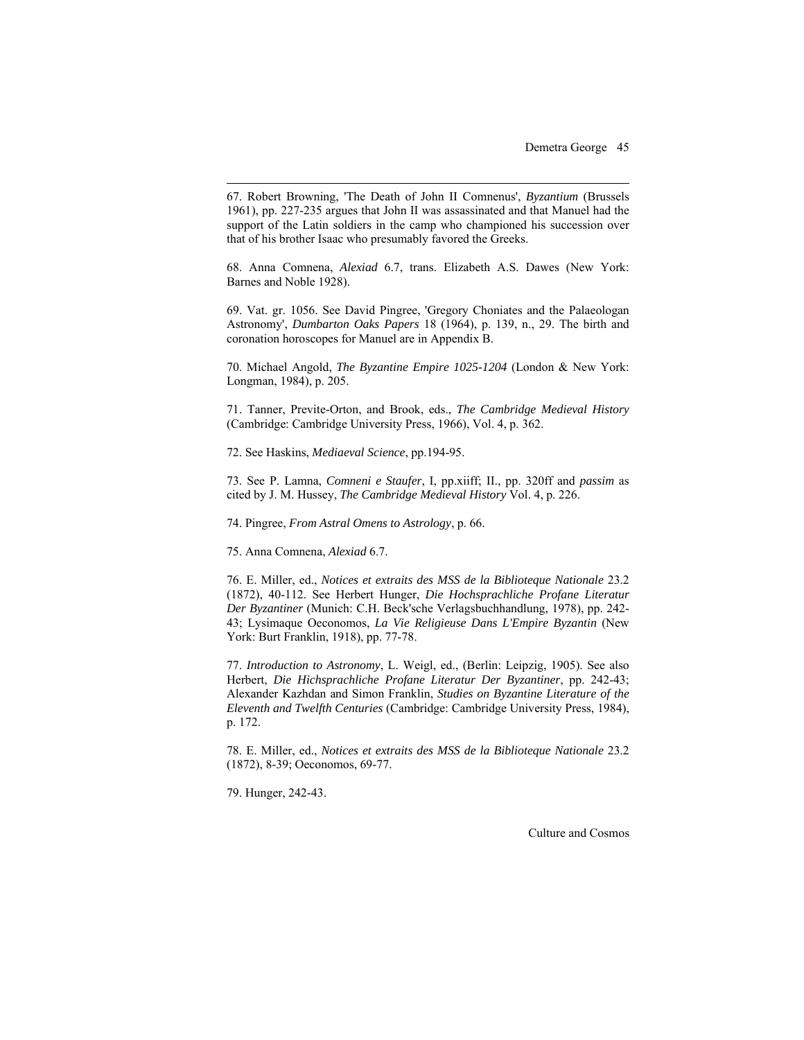67. Robert Browning, 'The Death of John II Comnenus', *Byzantium* (Brussels 1961), pp. 227-235 argues that John II was assassinated and that Manuel had the support of the Latin soldiers in the camp who championed his succession over that of his brother Isaac who presumably favored the Greeks.

68. Anna Comnena, *Alexiad* 6.7, trans. Elizabeth A.S. Dawes (New York: Barnes and Noble 1928).

69. Vat. gr. 1056. See David Pingree, 'Gregory Choniates and the Palaeologan Astronomy', *Dumbarton Oaks Papers* 18 (1964), p. 139, n., 29. The birth and coronation horoscopes for Manuel are in Appendix B.

70. Michael Angold, *The Byzantine Empire 1025-1204* (London & New York: Longman, 1984), p. 205.

71. Tanner, Previte-Orton, and Brook, eds., *The Cambridge Medieval History* (Cambridge: Cambridge University Press, 1966), Vol. 4, p. 362.

72. See Haskins, *Mediaeval Science*, pp.194-95.

73. See P. Lamna, *Comneni e Staufer*, I, pp.xiiff; II., pp. 320ff and *passim* as cited by J. M. Hussey, *The Cambridge Medieval History* Vol. 4, p. 226.

74. Pingree, *From Astral Omens to Astrology*, p. 66.

75. Anna Comnena, *Alexiad* 6.7.

76. E. Miller, ed., *Notices et extraits des MSS de la Biblioteque Nationale* 23.2 (1872), 40-112. See Herbert Hunger, *Die Hochsprachliche Profane Literatur Der Byzantiner* (Munich: C.H. Beck'sche Verlagsbuchhandlung, 1978), pp. 242-43; Lysimaque Oeconomos, *La Vie Religieuse Dans L'Empire Byzantin* (New York: Burt Franklin, 1918), pp. 77-78.

77. *Introduction to Astronomy*, L. Weigl, ed., (Berlin: Leipzig, 1905). See also Herbert, *Die Hichsprachliche Profane Literatur Der Byzantiner*, pp. 242-43; Alexander Kazhdan and Simon Franklin, *Studies on Byzantine Literature of the Eleventh and Twelfth Centuries* (Cambridge: Cambridge University Press, 1984), p. 172.

78. E. Miller, ed., *Notices et extraits des MSS de la Biblioteque Nationale* 23.2 (1872), 8-39; Oeconomos, 69-77.

79. Hunger, 242-43.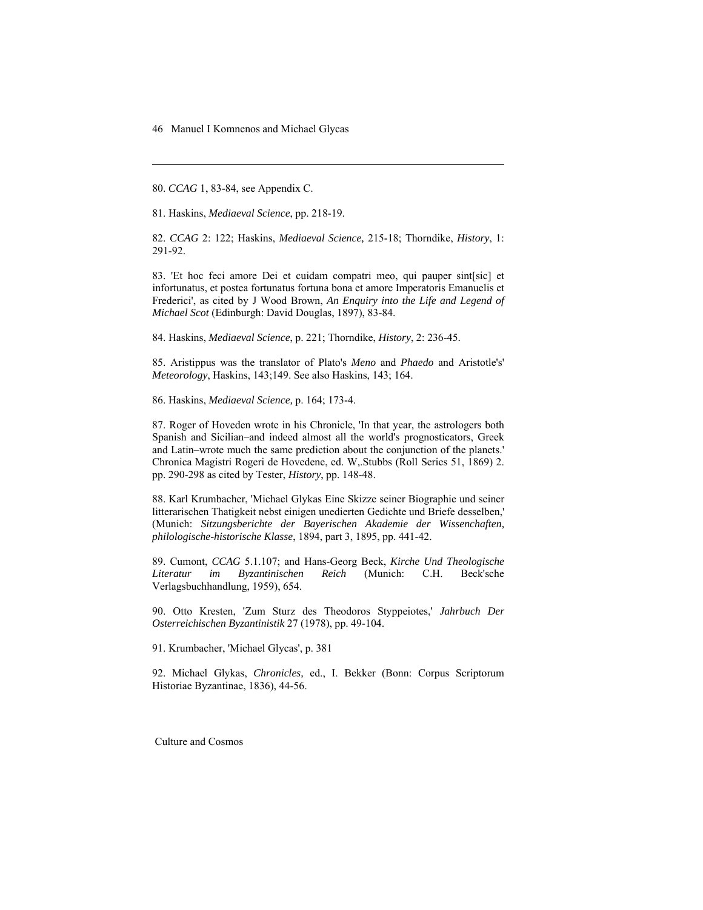80. *CCAG* 1, 83-84, see Appendix C.

81. Haskins, *Mediaeval Science*, pp. 218-19.

82. *CCAG* 2: 122; Haskins, *Mediaeval Science,* 215-18; Thorndike, *History*, 1: 291-92.

83. 'Et hoc feci amore Dei et cuidam compatri meo, qui pauper sint[sic] et infortunatus, et postea fortunatus fortuna bona et amore Imperatoris Emanuelis et Frederici', as cited by J Wood Brown, *An Enquiry into the Life and Legend of Michael Scot* (Edinburgh: David Douglas, 1897), 83-84.

84. Haskins, *Mediaeval Science*, p. 221; Thorndike, *History*, 2: 236-45.

85. Aristippus was the translator of Plato's *Meno* and *Phaedo* and Aristotle's' *Meteorology*, Haskins, 143;149. See also Haskins, 143; 164.

86. Haskins, *Mediaeval Science,* p. 164; 173-4.

87. Roger of Hoveden wrote in his Chronicle, 'In that year, the astrologers both Spanish and Sicilian–and indeed almost all the world's prognosticators, Greek and Latin–wrote much the same prediction about the conjunction of the planets.' Chronica Magistri Rogeri de Hovedene, ed. W,.Stubbs (Roll Series 51, 1869) 2. pp. 290-298 as cited by Tester, *History*, pp. 148-48.

88. Karl Krumbacher, 'Michael Glykas Eine Skizze seiner Biographie und seiner litterarischen Thatigkeit nebst einigen unedierten Gedichte und Briefe desselben,' (Munich: *Sitzungsberichte der Bayerischen Akademie der Wissenschaften, philologische-historische Klasse*, 1894, part 3, 1895, pp. 441-42.

89. Cumont, *CCAG* 5.1.107; and Hans-Georg Beck, *Kirche Und Theologische Literatur im Byzantinischen Reich* (Munich: C.H. Beck'sche Verlagsbuchhandlung, 1959), 654.

90. Otto Kresten, 'Zum Sturz des Theodoros Styppeiotes,' *Jahrbuch Der Osterreichischen Byzantinistik* 27 (1978), pp. 49-104.

91. Krumbacher, 'Michael Glycas', p. 381

92. Michael Glykas, *Chronicles,* ed., I. Bekker (Bonn: Corpus Scriptorum Historiae Byzantinae, 1836), 44-56.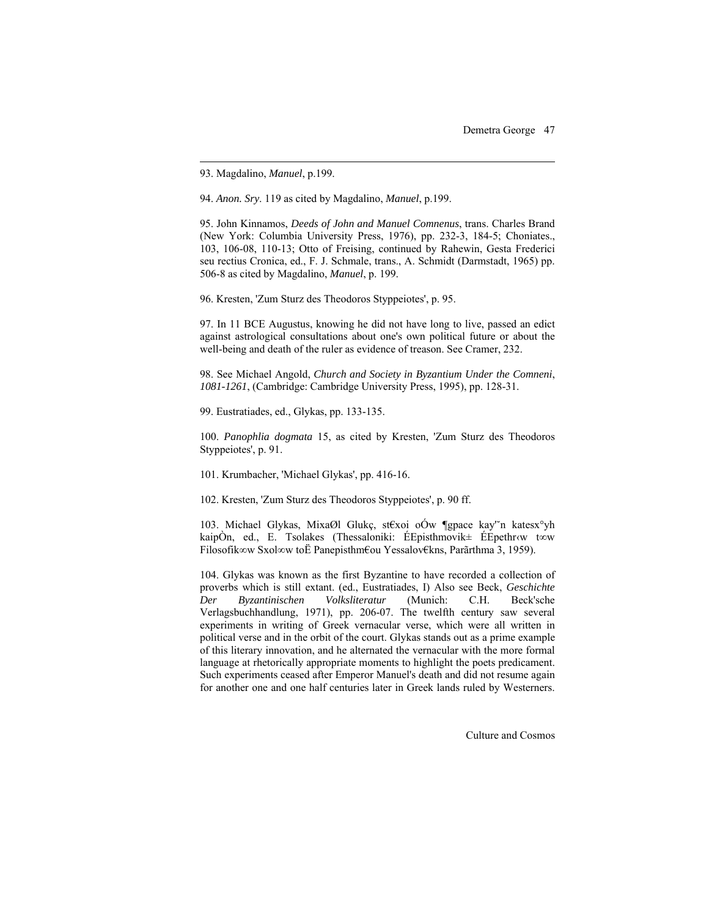93. Magdalino, *Manuel*, p.199.

94. *Anon. Sry*. 119 as cited by Magdalino, *Manuel*, p.199.

95. John Kinnamos, *Deeds of John and Manuel Comnenus*, trans. Charles Brand (New York: Columbia University Press, 1976), pp. 232-3, 184-5; Choniates., 103, 106-08, 110-13; Otto of Freising, continued by Rahewin, Gesta Frederici seu rectius Cronica, ed., F. J. Schmale, trans., A. Schmidt (Darmstadt, 1965) pp. 506-8 as cited by Magdalino, *Manuel*, p. 199.

96. Kresten, 'Zum Sturz des Theodoros Styppeiotes', p. 95.

97. In 11 BCE Augustus, knowing he did not have long to live, passed an edict against astrological consultations about one's own political future or about the well-being and death of the ruler as evidence of treason. See Cramer, 232.

98. See Michael Angold, *Church and Society in Byzantium Under the Comneni, 1081-1261*, (Cambridge: Cambridge University Press, 1995), pp. 128-31.

99. Eustratiades, ed., Glykas, pp. 133-135.

100. *Panophlia dogmata* 15, as cited by Kresten, 'Zum Sturz des Theodoros Styppeiotes', p. 91.

101. Krumbacher, 'Michael Glykas', pp. 416-16.

102. Kresten, 'Zum Sturz des Theodoros Styppeiotes', p. 90 ff.

103. Michael Glykas, MixaØl Glukç, st€xoi oÓw ¶gpace kay'˘n katesx°yh kaipÒn, ed., E. Tsolakes (Thessaloniki: ÉEpisthmovik± ÉEpethr‹w t∞w Filosofik∞w Sxol∞w toË Panepisthm€ou Yessalov€kns, Parãrthma 3, 1959).

104. Glykas was known as the first Byzantine to have recorded a collection of proverbs which is still extant. (ed., Eustratiades, I) Also see Beck, *Geschichte Der Byzantinischen Volksliteratur* (Munich: C.H. Beck'sche Verlagsbuchhandlung, 1971), pp. 206-07. The twelfth century saw several experiments in writing of Greek vernacular verse, which were all written in political verse and in the orbit of the court. Glykas stands out as a prime example of this literary innovation, and he alternated the vernacular with the more formal language at rhetorically appropriate moments to highlight the poets predicament. Such experiments ceased after Emperor Manuel's death and did not resume again for another one and one half centuries later in Greek lands ruled by Westerners.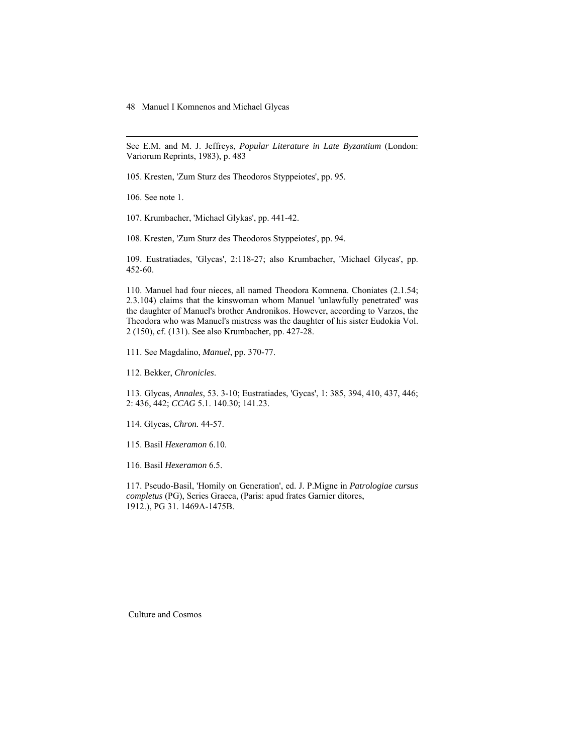See E.M. and M. J. Jeffreys, *Popular Literature in Late Byzantium* (London: Variorum Reprints, 1983), p. 483

105. Kresten, 'Zum Sturz des Theodoros Styppeiotes', pp. 95.

106. See note 1.

107. Krumbacher, 'Michael Glykas', pp. 441-42.

108. Kresten, 'Zum Sturz des Theodoros Styppeiotes', pp. 94.

109. Eustratiades, 'Glycas', 2:118-27; also Krumbacher, 'Michael Glycas', pp. 452-60.

110. Manuel had four nieces, all named Theodora Komnena. Choniates (2.1.54; 2.3.104) claims that the kinswoman whom Manuel 'unlawfully penetrated' was the daughter of Manuel's brother Andronikos. However, according to Varzos, the Theodora who was Manuel's mistress was the daughter of his sister Eudokia Vol. 2 (150), cf. (131). See also Krumbacher, pp. 427-28.

111. See Magdalino, *Manuel*, pp. 370-77.

112. Bekker, *Chronicles*.

113. Glycas, *Annales*, 53. 3-10; Eustratiades, 'Gycas', 1: 385, 394, 410, 437, 446; 2: 436, 442; *CCAG* 5.1. 140.30; 141.23.

114. Glycas, *Chron.* 44-57.

115. Basil *Hexeramon* 6.10.

116. Basil *Hexeramon* 6.5.

117. Pseudo-Basil, 'Homily on Generation', ed. J. P.Migne in *Patrologiae cursus completus* (PG), Series Graeca, (Paris: apud frates Garnier ditores, 1912.), PG 31. 1469A-1475B.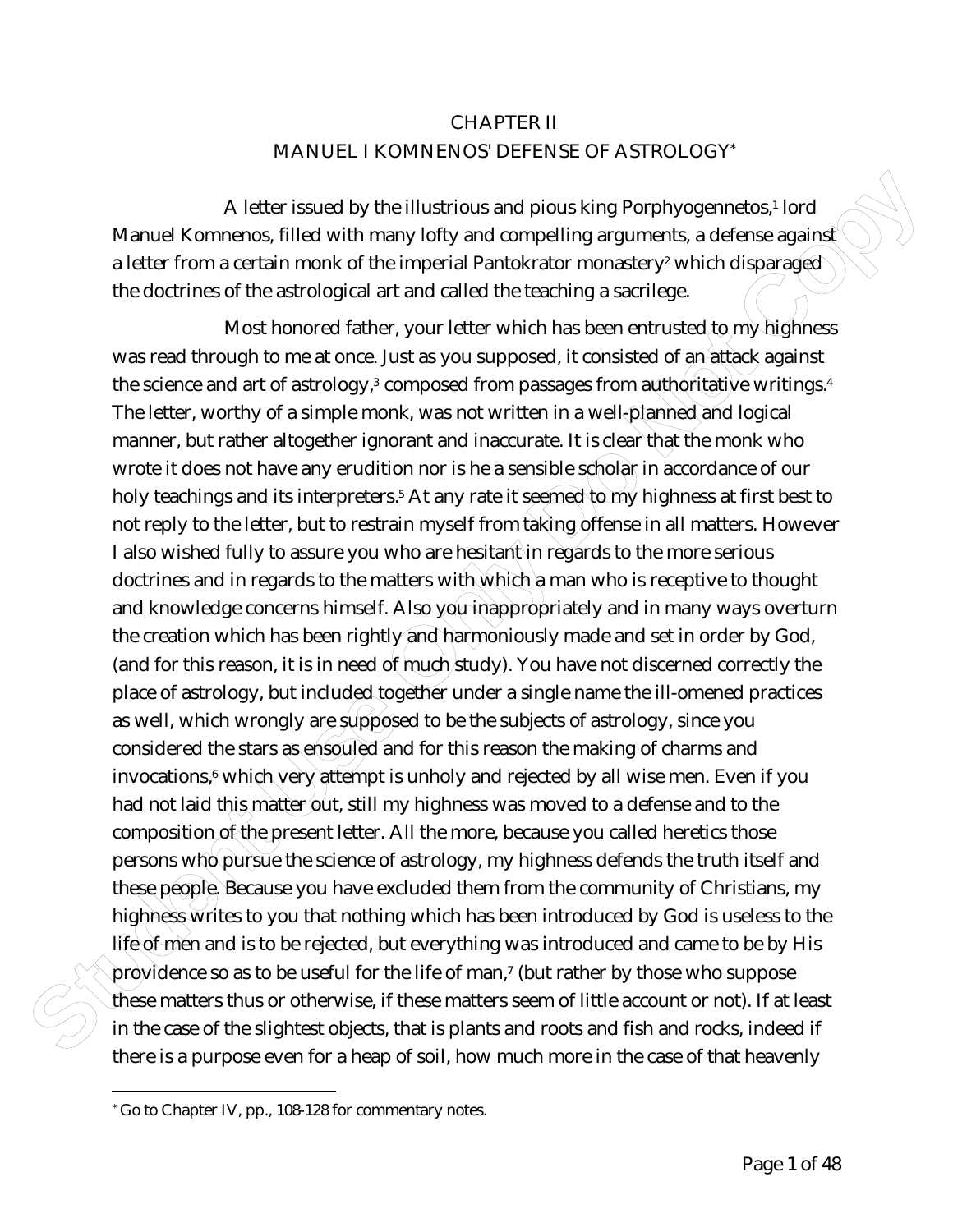# CHAPTER II

## MANUEL I KOMNENOS' DEFENSE OF ASTROLOGY*

A letter issued by the illustrious and pious king Porphyogennetos,[1] lord Manuel Komnenos, filled with many lofty and compelling arguments, a defense against a letter from a certain monk of the imperial Pantokrator monastery[2] which disparaged the doctrines of the astrological art and called the teaching a sacrilege.

Most honored father, your letter which has been entrusted to my highness was read through to me at once. Just as you supposed, it consisted of an attack against the science and art of astrology,[3] composed from passages from authoritative writings.[4] The letter, worthy of a simple monk, was not written in a well-planned and logical manner, but rather altogether ignorant and inaccurate. It is clear that the monk who wrote it does not have any erudition nor is he a sensible scholar in accordance of our holy teachings and its interpreters.[5] At any rate it seemed to my highness at first best to not reply to the letter, but to restrain myself from taking offense in all matters. However I also wished fully to assure you who are hesitant in regards to the more serious doctrines and in regards to the matters with which a man who is receptive to thought and knowledge concerns himself. Also you inappropriately and in many ways overturn the creation which has been rightly and harmoniously made and set in order by God, (and for this reason, it is in need of much study). You have not discerned correctly the place of astrology, but included together under a single name the ill-omened practices as well, which wrongly are supposed to be the subjects of astrology, since you considered the stars as ensouled and for this reason the making of charms and invocations,[6] which very attempt is unholy and rejected by all wise men. Even if you had not laid this matter out, still my highness was moved to a defense and to the composition of the present letter. All the more, because you called heretics those persons who pursue the science of astrology, my highness defends the truth itself and these people. Because you have excluded them from the community of Christians, my highness writes to you that nothing which has been introduced by God is useless to the life of men and is to be rejected, but everything was introduced and came to be by His providence so as to be useful for the life of man,[7] (but rather by those who suppose these matters thus or otherwise, if these matters seem of little account or not). If at least in the case of the slightest objects, that is plants and roots and fish and rocks, indeed if there is a purpose even for a heap of soil, how much more in the case of that heavenly

---

* Go to Chapter IV, pp., 108-128 for commentary notes.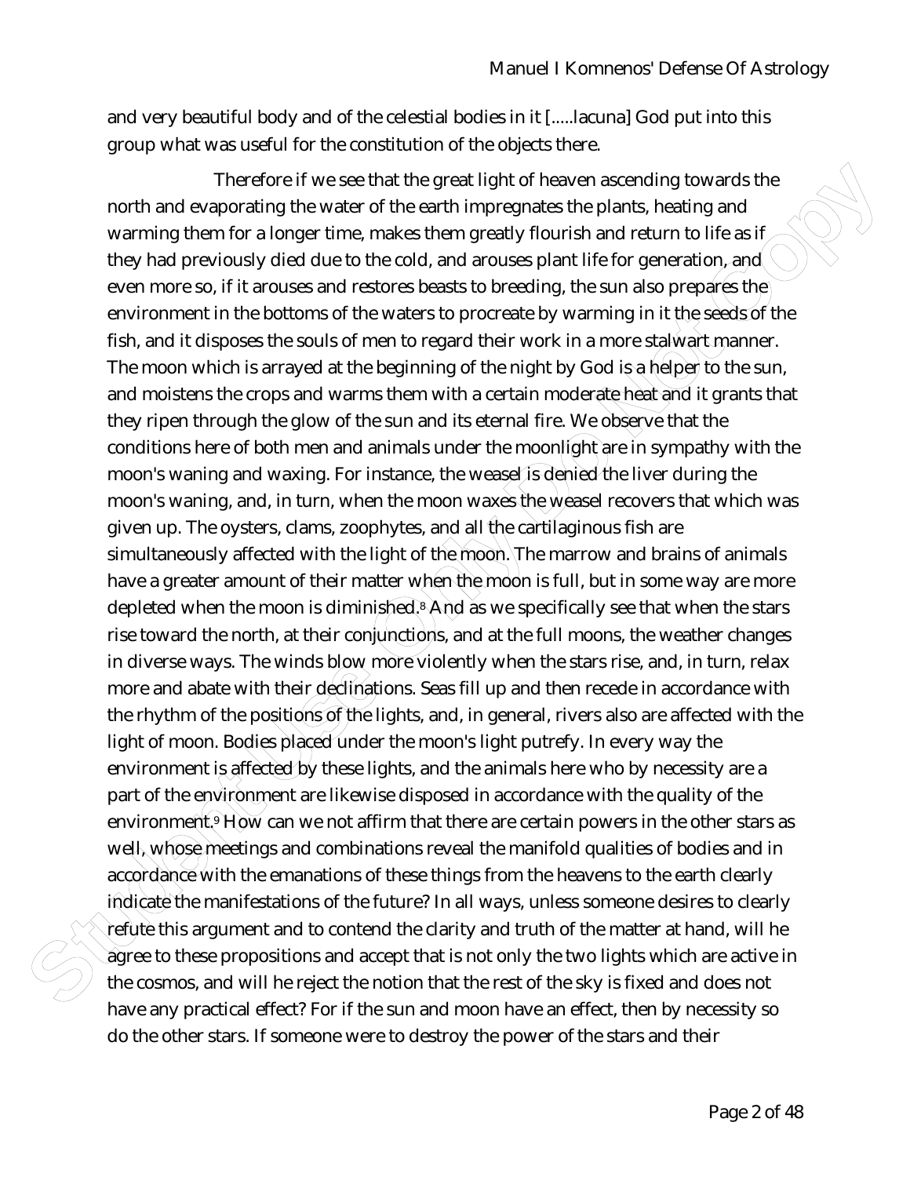and very beautiful body and of the celestial bodies in it [.....lacuna] God put into this group what was useful for the constitution of the objects there.

Therefore if we see that the great light of heaven ascending towards the north and evaporating the water of the earth impregnates the plants, heating and warming them for a longer time, makes them greatly flourish and return to life as if they had previously died due to the cold, and arouses plant life for generation, and even more so, if it arouses and restores beasts to breeding, the sun also prepares the environment in the bottoms of the waters to procreate by warming in it the seeds of the fish, and it disposes the souls of men to regard their work in a more stalwart manner. The moon which is arrayed at the beginning of the night by God is a helper to the sun, and moistens the crops and warms them with a certain moderate heat and it grants that they ripen through the glow of the sun and its eternal fire. We observe that the conditions here of both men and animals under the moonlight are in sympathy with the moon's waning and waxing. For instance, the weasel is denied the liver during the moon's waning, and, in turn, when the moon waxes the weasel recovers that which was given up. The oysters, clams, zoophytes, and all the cartilaginous fish are simultaneously affected with the light of the moon. The marrow and brains of animals have a greater amount of their matter when the moon is full, but in some way are more depleted when the moon is diminished.[8] And as we specifically see that when the stars rise toward the north, at their conjunctions, and at the full moons, the weather changes in diverse ways. The winds blow more violently when the stars rise, and, in turn, relax more and abate with their declinations. Seas fill up and then recede in accordance with the rhythm of the positions of the lights, and, in general, rivers also are affected with the light of moon. Bodies placed under the moon's light putrefy. In every way the environment is affected by these lights, and the animals here who by necessity are a part of the environment are likewise disposed in accordance with the quality of the environment.[9] How can we not affirm that there are certain powers in the other stars as well, whose meetings and combinations reveal the manifold qualities of bodies and in accordance with the emanations of these things from the heavens to the earth clearly indicate the manifestations of the future? In all ways, unless someone desires to clearly refute this argument and to contend the clarity and truth of the matter at hand, will he agree to these propositions and accept that is not only the two lights which are active in the cosmos, and will he reject the notion that the rest of the sky is fixed and does not have any practical effect? For if the sun and moon have an effect, then by necessity so do the other stars. If someone were to destroy the power of the stars and their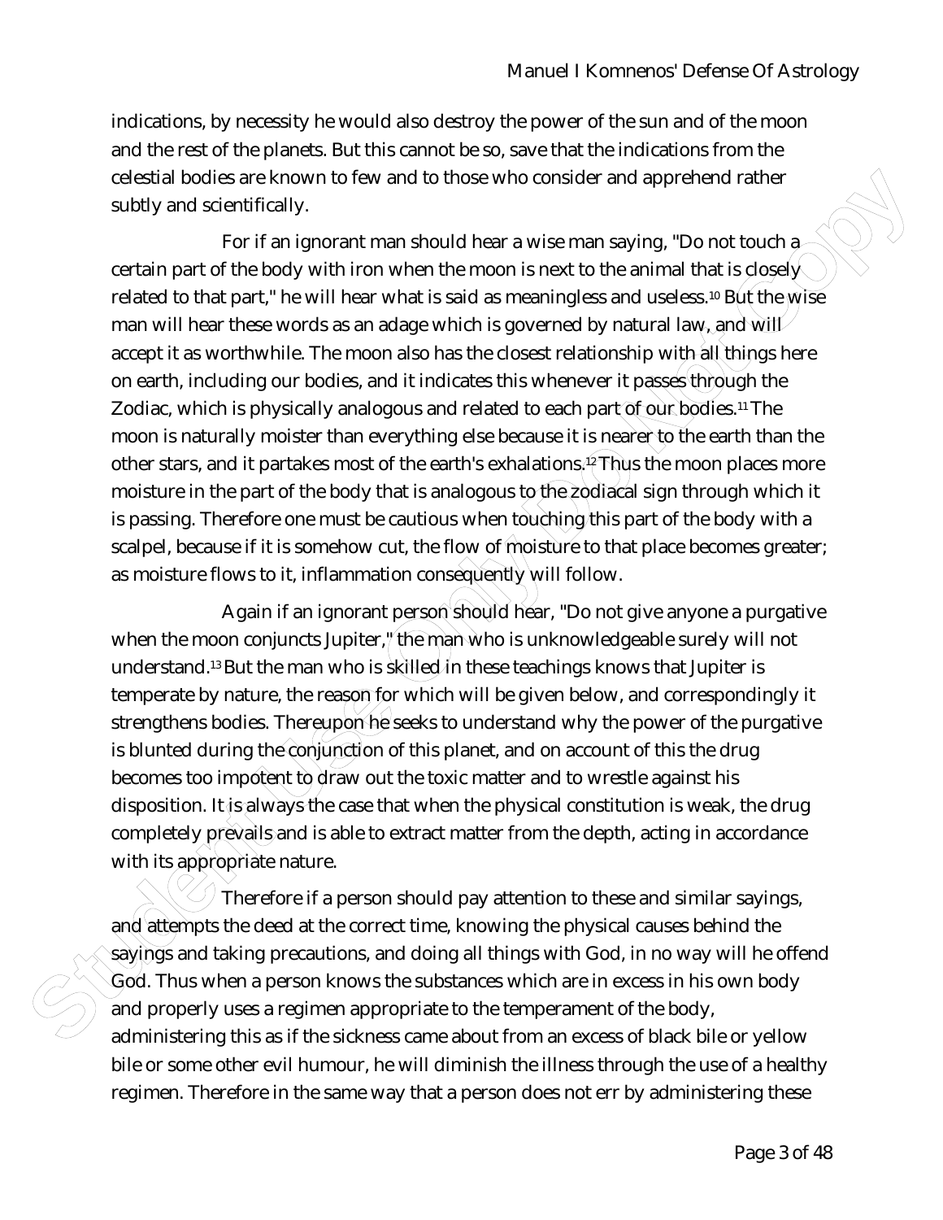indications, by necessity he would also destroy the power of the sun and of the moon and the rest of the planets. But this cannot be so, save that the indications from the celestial bodies are known to few and to those who consider and apprehend rather subtly and scientifically.

For if an ignorant man should hear a wise man saying, "Do not touch a certain part of the body with iron when the moon is next to the animal that is closely related to that part," he will hear what is said as meaningless and useless.[10] But the wise man will hear these words as an adage which is governed by natural law, and will accept it as worthwhile. The moon also has the closest relationship with all things here on earth, including our bodies, and it indicates this whenever it passes through the Zodiac, which is physically analogous and related to each part of our bodies.[11] The moon is naturally moister than everything else because it is nearer to the earth than the other stars, and it partakes most of the earth's exhalations.[12] Thus the moon places more moisture in the part of the body that is analogous to the zodiacal sign through which it is passing. Therefore one must be cautious when touching this part of the body with a scalpel, because if it is somehow cut, the flow of moisture to that place becomes greater; as moisture flows to it, inflammation consequently will follow.

Again if an ignorant person should hear, "Do not give anyone a purgative when the moon conjuncts Jupiter," the man who is unknowledgeable surely will not understand.[13] But the man who is skilled in these teachings knows that Jupiter is temperate by nature, the reason for which will be given below, and correspondingly it strengthens bodies. Thereupon he seeks to understand why the power of the purgative is blunted during the conjunction of this planet, and on account of this the drug becomes too impotent to draw out the toxic matter and to wrestle against his disposition. It is always the case that when the physical constitution is weak, the drug completely prevails and is able to extract matter from the depth, acting in accordance with its appropriate nature.

Therefore if a person should pay attention to these and similar sayings, and attempts the deed at the correct time, knowing the physical causes behind the sayings and taking precautions, and doing all things with God, in no way will he offend God. Thus when a person knows the substances which are in excess in his own body and properly uses a regimen appropriate to the temperament of the body, administering this as if the sickness came about from an excess of black bile or yellow bile or some other evil humour, he will diminish the illness through the use of a healthy regimen. Therefore in the same way that a person does not err by administering these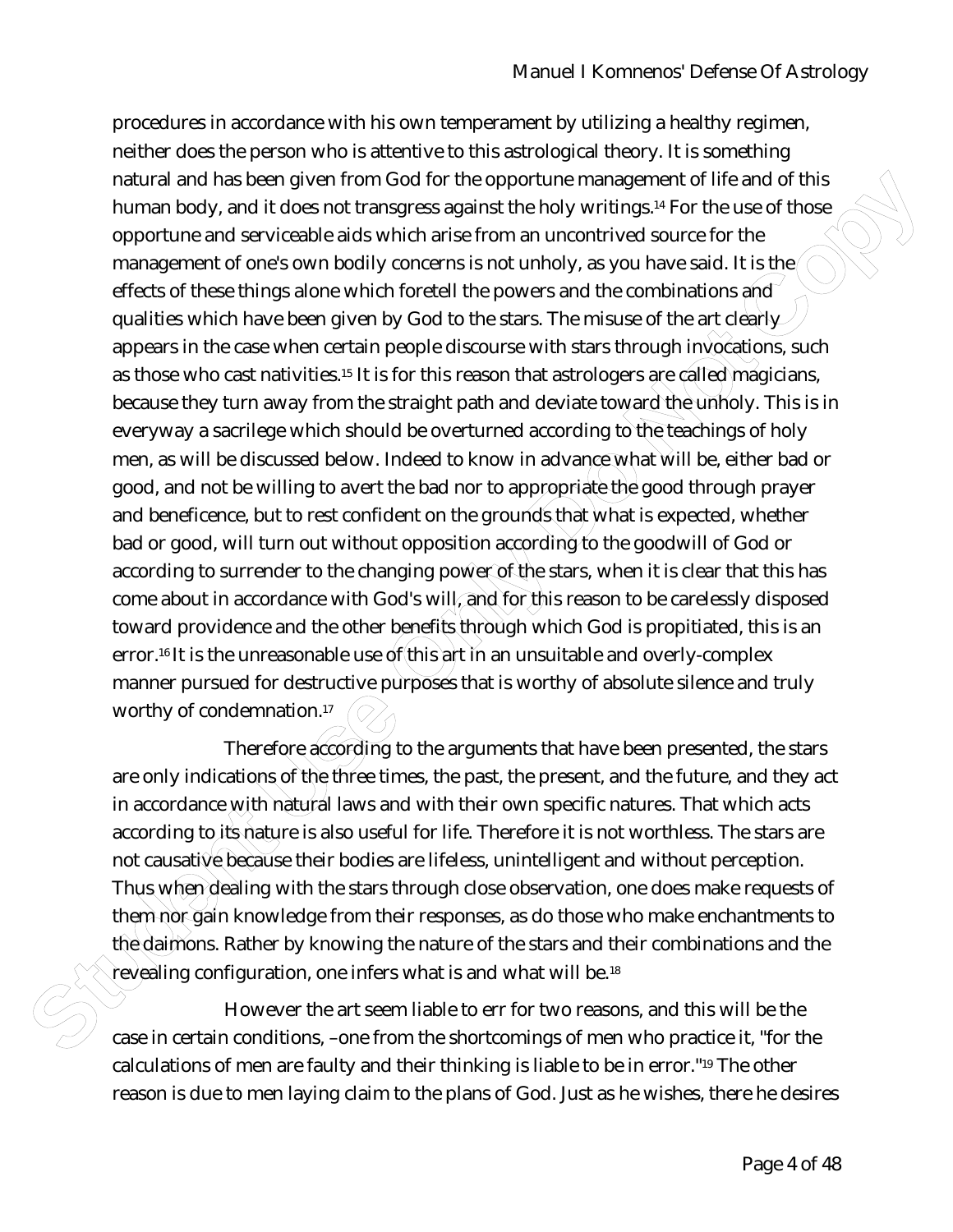procedures in accordance with his own temperament by utilizing a healthy regimen, neither does the person who is attentive to this astrological theory. It is something natural and has been given from God for the opportune management of life and of this human body, and it does not transgress against the holy writings.[14] For the use of those opportune and serviceable aids which arise from an uncontrived source for the management of one's own bodily concerns is not unholy, as you have said. It is the effects of these things alone which foretell the powers and the combinations and qualities which have been given by God to the stars. The misuse of the art clearly appears in the case when certain people discourse with stars through invocations, such as those who cast nativities.[15] It is for this reason that astrologers are called magicians, because they turn away from the straight path and deviate toward the unholy. This is in everyway a sacrilege which should be overturned according to the teachings of holy men, as will be discussed below. Indeed to know in advance what will be, either bad or good, and not be willing to avert the bad nor to appropriate the good through prayer and beneficence, but to rest confident on the grounds that what is expected, whether bad or good, will turn out without opposition according to the goodwill of God or according to surrender to the changing power of the stars, when it is clear that this has come about in accordance with God's will, and for this reason to be carelessly disposed toward providence and the other benefits through which God is propitiated, this is an error.[16] It is the unreasonable use of this art in an unsuitable and overly-complex manner pursued for destructive purposes that is worthy of absolute silence and truly worthy of condemnation.[17]

Therefore according to the arguments that have been presented, the stars are only indications of the three times, the past, the present, and the future, and they act in accordance with natural laws and with their own specific natures. That which acts according to its nature is also useful for life. Therefore it is not worthless. The stars are not causative because their bodies are lifeless, unintelligent and without perception. Thus when dealing with the stars through close observation, one does make requests of them nor gain knowledge from their responses, as do those who make enchantments to the daimons. Rather by knowing the nature of the stars and their combinations and the revealing configuration, one infers what is and what will be.[18]

However the art seem liable to err for two reasons, and this will be the case in certain conditions, –one from the shortcomings of men who practice it, "for the calculations of men are faulty and their thinking is liable to be in error."[19] The other reason is due to men laying claim to the plans of God. Just as he wishes, there he desires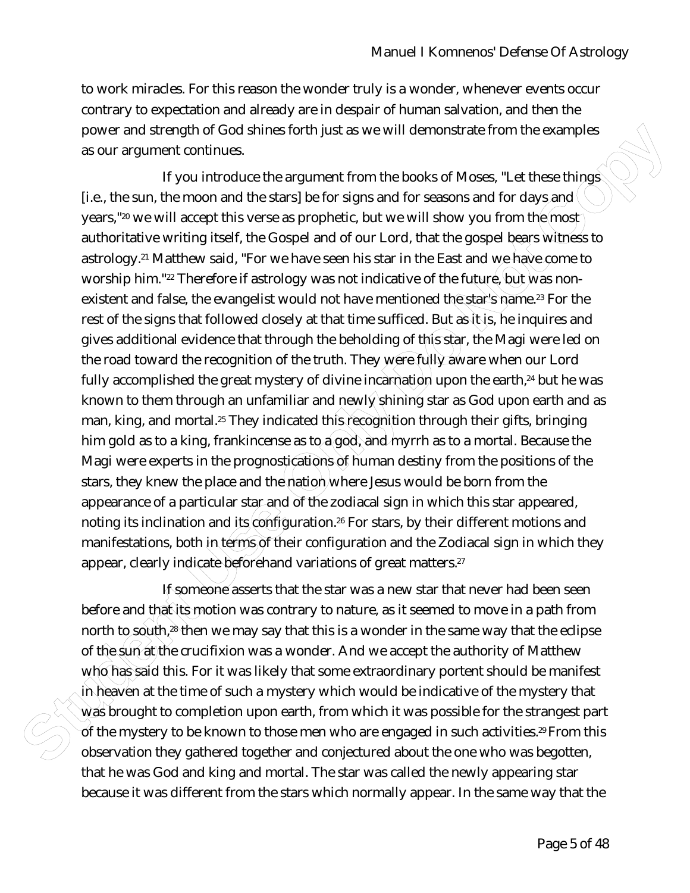to work miracles. For this reason the wonder truly is a wonder, whenever events occur contrary to expectation and already are in despair of human salvation, and then the power and strength of God shines forth just as we will demonstrate from the examples as our argument continues.

If you introduce the argument from the books of Moses, "Let these things [i.e., the sun, the moon and the stars] be for signs and for seasons and for days and years,"[20] we will accept this verse as prophetic, but we will show you from the most authoritative writing itself, the Gospel and of our Lord, that the gospel bears witness to astrology.[21] Matthew said, "For we have seen his star in the East and we have come to worship him."[22] Therefore if astrology was not indicative of the future, but was non-existent and false, the evangelist would not have mentioned the star's name.[23] For the rest of the signs that followed closely at that time sufficed. But as it is, he inquires and gives additional evidence that through the beholding of this star, the Magi were led on the road toward the recognition of the truth. They were fully aware when our Lord fully accomplished the great mystery of divine incarnation upon the earth,[24] but he was known to them through an unfamiliar and newly shining star as God upon earth and as man, king, and mortal.[25] They indicated this recognition through their gifts, bringing him gold as to a king, frankincense as to a god, and myrrh as to a mortal. Because the Magi were experts in the prognostications of human destiny from the positions of the stars, they knew the place and the nation where Jesus would be born from the appearance of a particular star and of the zodiacal sign in which this star appeared, noting its inclination and its configuration.[26] For stars, by their different motions and manifestations, both in terms of their configuration and the Zodiacal sign in which they appear, clearly indicate beforehand variations of great matters.[27]

If someone asserts that the star was a new star that never had been seen before and that its motion was contrary to nature, as it seemed to move in a path from north to south,[28] then we may say that this is a wonder in the same way that the eclipse of the sun at the crucifixion was a wonder. And we accept the authority of Matthew who has said this. For it was likely that some extraordinary portent should be manifest in heaven at the time of such a mystery which would be indicative of the mystery that was brought to completion upon earth, from which it was possible for the strangest part of the mystery to be known to those men who are engaged in such activities.[29] From this observation they gathered together and conjectured about the one who was begotten, that he was God and king and mortal. The star was called the newly appearing star because it was different from the stars which normally appear. In the same way that the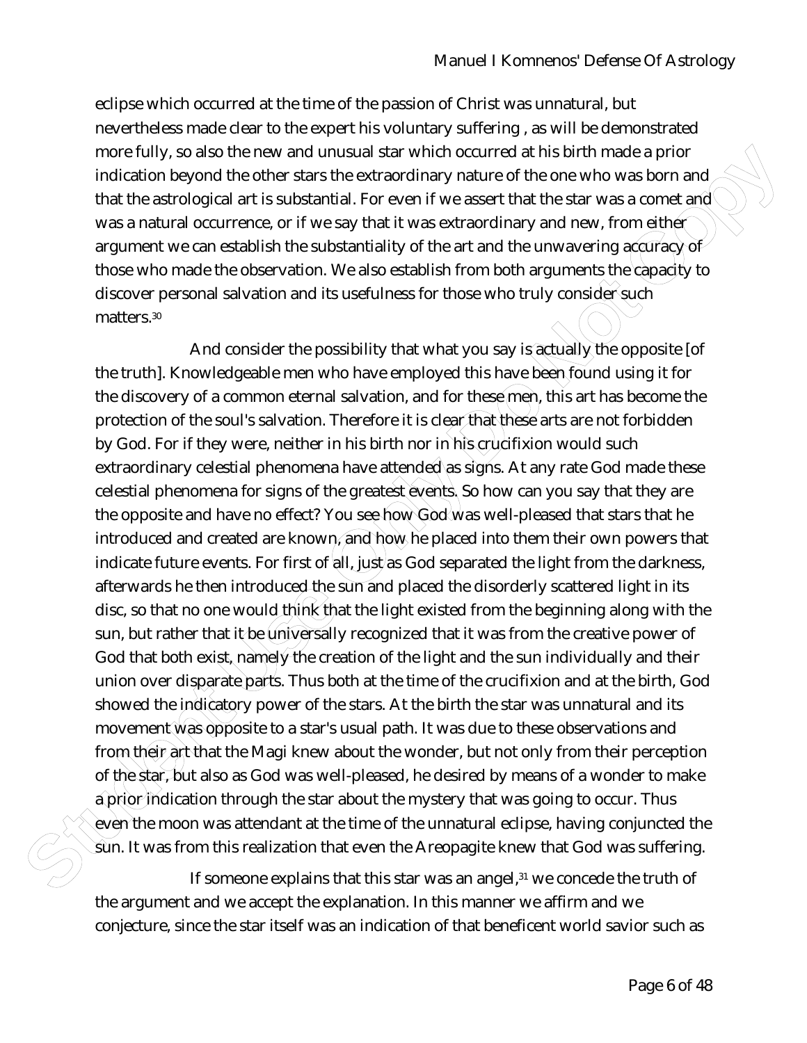eclipse which occurred at the time of the passion of Christ was unnatural, but nevertheless made clear to the expert his voluntary suffering , as will be demonstrated more fully, so also the new and unusual star which occurred at his birth made a prior indication beyond the other stars the extraordinary nature of the one who was born and that the astrological art is substantial. For even if we assert that the star was a comet and was a natural occurrence, or if we say that it was extraordinary and new, from either argument we can establish the substantiality of the art and the unwavering accuracy of those who made the observation. We also establish from both arguments the capacity to discover personal salvation and its usefulness for those who truly consider such matters.[30]

And consider the possibility that what you say is actually the opposite [of the truth]. Knowledgeable men who have employed this have been found using it for the discovery of a common eternal salvation, and for these men, this art has become the protection of the soul's salvation. Therefore it is clear that these arts are not forbidden by God. For if they were, neither in his birth nor in his crucifixion would such extraordinary celestial phenomena have attended as signs. At any rate God made these celestial phenomena for signs of the greatest events. So how can you say that they are the opposite and have no effect? You see how God was well-pleased that stars that he introduced and created are known, and how he placed into them their own powers that indicate future events. For first of all, just as God separated the light from the darkness, afterwards he then introduced the sun and placed the disorderly scattered light in its disc, so that no one would think that the light existed from the beginning along with the sun, but rather that it be universally recognized that it was from the creative power of God that both exist, namely the creation of the light and the sun individually and their union over disparate parts. Thus both at the time of the crucifixion and at the birth, God showed the indicatory power of the stars. At the birth the star was unnatural and its movement was opposite to a star's usual path. It was due to these observations and from their art that the Magi knew about the wonder, but not only from their perception of the star, but also as God was well-pleased, he desired by means of a wonder to make a prior indication through the star about the mystery that was going to occur. Thus even the moon was attendant at the time of the unnatural eclipse, having conjuncted the sun. It was from this realization that even the Areopagite knew that God was suffering.

If someone explains that this star was an angel,[31] we concede the truth of the argument and we accept the explanation. In this manner we affirm and we conjecture, since the star itself was an indication of that beneficent world savior such as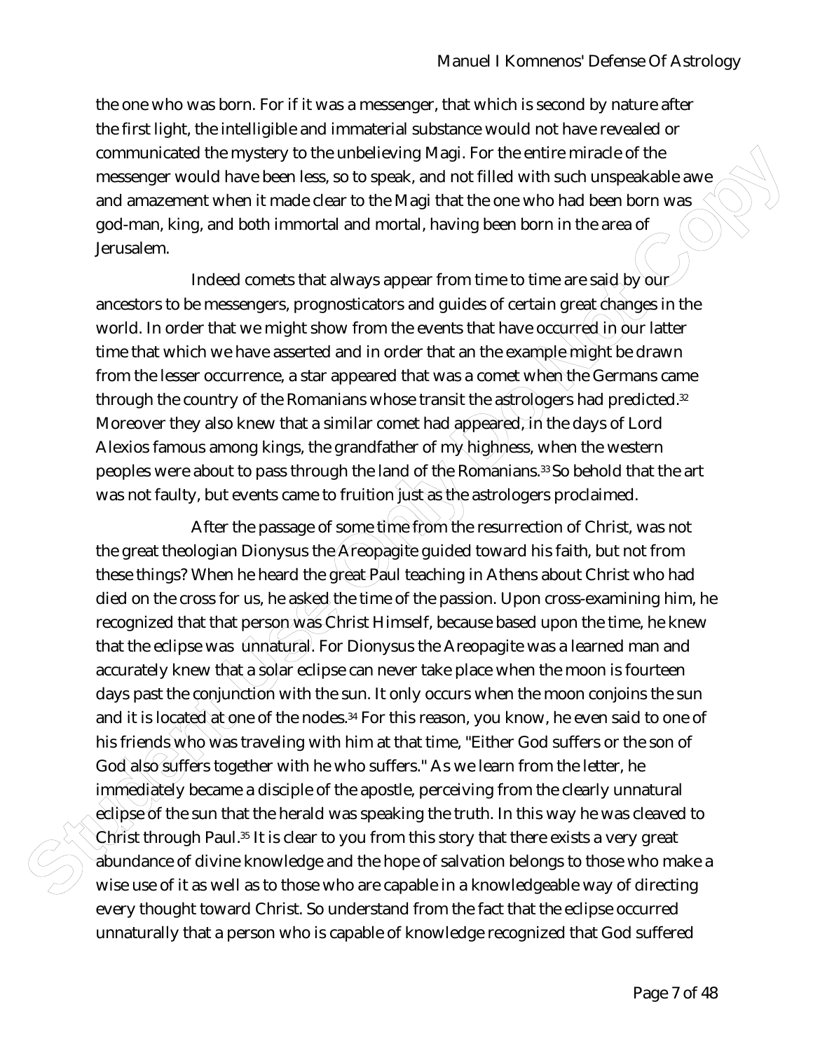the one who was born. For if it was a messenger, that which is second by nature after the first light, the intelligible and immaterial substance would not have revealed or communicated the mystery to the unbelieving Magi. For the entire miracle of the messenger would have been less, so to speak, and not filled with such unspeakable awe and amazement when it made clear to the Magi that the one who had been born was god-man, king, and both immortal and mortal, having been born in the area of Jerusalem.

Indeed comets that always appear from time to time are said by our ancestors to be messengers, prognosticators and guides of certain great changes in the world. In order that we might show from the events that have occurred in our latter time that which we have asserted and in order that an the example might be drawn from the lesser occurrence, a star appeared that was a comet when the Germans came through the country of the Romanians whose transit the astrologers had predicted.[32] Moreover they also knew that a similar comet had appeared, in the days of Lord Alexios famous among kings, the grandfather of my highness, when the western peoples were about to pass through the land of the Romanians.[33] So behold that the art was not faulty, but events came to fruition just as the astrologers proclaimed.

After the passage of some time from the resurrection of Christ, was not the great theologian Dionysus the Areopagite guided toward his faith, but not from these things? When he heard the great Paul teaching in Athens about Christ who had died on the cross for us, he asked the time of the passion. Upon cross-examining him, he recognized that that person was Christ Himself, because based upon the time, he knew that the eclipse was unnatural. For Dionysus the Areopagite was a learned man and accurately knew that a solar eclipse can never take place when the moon is fourteen days past the conjunction with the sun. It only occurs when the moon conjoins the sun and it is located at one of the nodes.[34] For this reason, you know, he even said to one of his friends who was traveling with him at that time, "Either God suffers or the son of God also suffers together with he who suffers." As we learn from the letter, he immediately became a disciple of the apostle, perceiving from the clearly unnatural eclipse of the sun that the herald was speaking the truth. In this way he was cleaved to Christ through Paul.[35] It is clear to you from this story that there exists a very great abundance of divine knowledge and the hope of salvation belongs to those who make a wise use of it as well as to those who are capable in a knowledgeable way of directing every thought toward Christ. So understand from the fact that the eclipse occurred unnaturally that a person who is capable of knowledge recognized that God suffered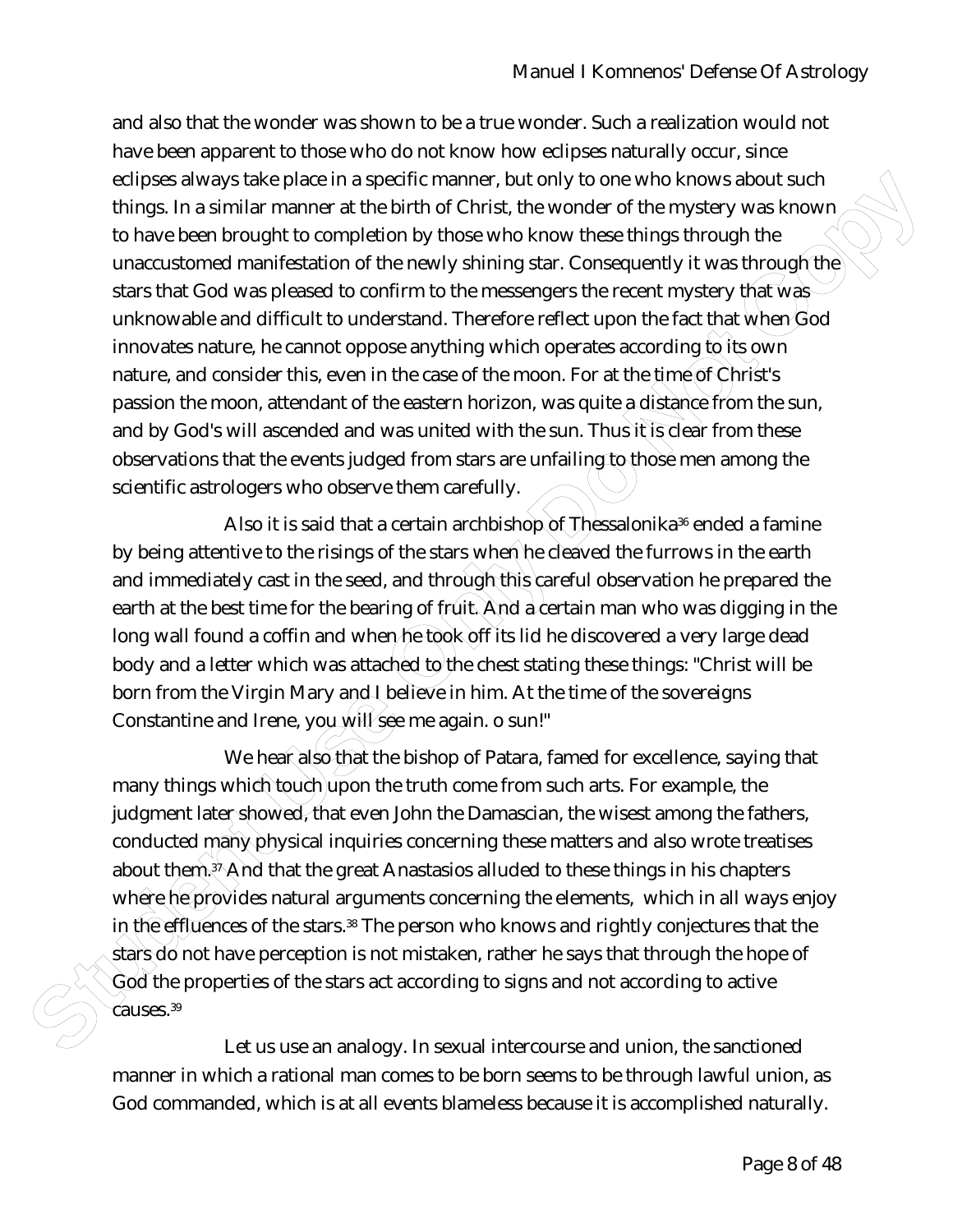and also that the wonder was shown to be a true wonder. Such a realization would not have been apparent to those who do not know how eclipses naturally occur, since eclipses always take place in a specific manner, but only to one who knows about such things. In a similar manner at the birth of Christ, the wonder of the mystery was known to have been brought to completion by those who know these things through the unaccustomed manifestation of the newly shining star. Consequently it was through the stars that God was pleased to confirm to the messengers the recent mystery that was unknowable and difficult to understand. Therefore reflect upon the fact that when God innovates nature, he cannot oppose anything which operates according to its own nature, and consider this, even in the case of the moon. For at the time of Christ's passion the moon, attendant of the eastern horizon, was quite a distance from the sun, and by God's will ascended and was united with the sun. Thus it is clear from these observations that the events judged from stars are unfailing to those men among the scientific astrologers who observe them carefully.

Also it is said that a certain archbishop of Thessalonika[36] ended a famine by being attentive to the risings of the stars when he cleaved the furrows in the earth and immediately cast in the seed, and through this careful observation he prepared the earth at the best time for the bearing of fruit. And a certain man who was digging in the long wall found a coffin and when he took off its lid he discovered a very large dead body and a letter which was attached to the chest stating these things: "Christ will be born from the Virgin Mary and I believe in him. At the time of the sovereigns Constantine and Irene, you will see me again. o sun!"

We hear also that the bishop of Patara, famed for excellence, saying that many things which touch upon the truth come from such arts. For example, the judgment later showed, that even John the Damascian, the wisest among the fathers, conducted many physical inquiries concerning these matters and also wrote treatises about them.[37] And that the great Anastasios alluded to these things in his chapters where he provides natural arguments concerning the elements, which in all ways enjoy in the effluences of the stars.[38] The person who knows and rightly conjectures that the stars do not have perception is not mistaken, rather he says that through the hope of God the properties of the stars act according to signs and not according to active causes.[39]

Let us use an analogy. In sexual intercourse and union, the sanctioned manner in which a rational man comes to be born seems to be through lawful union, as God commanded, which is at all events blameless because it is accomplished naturally.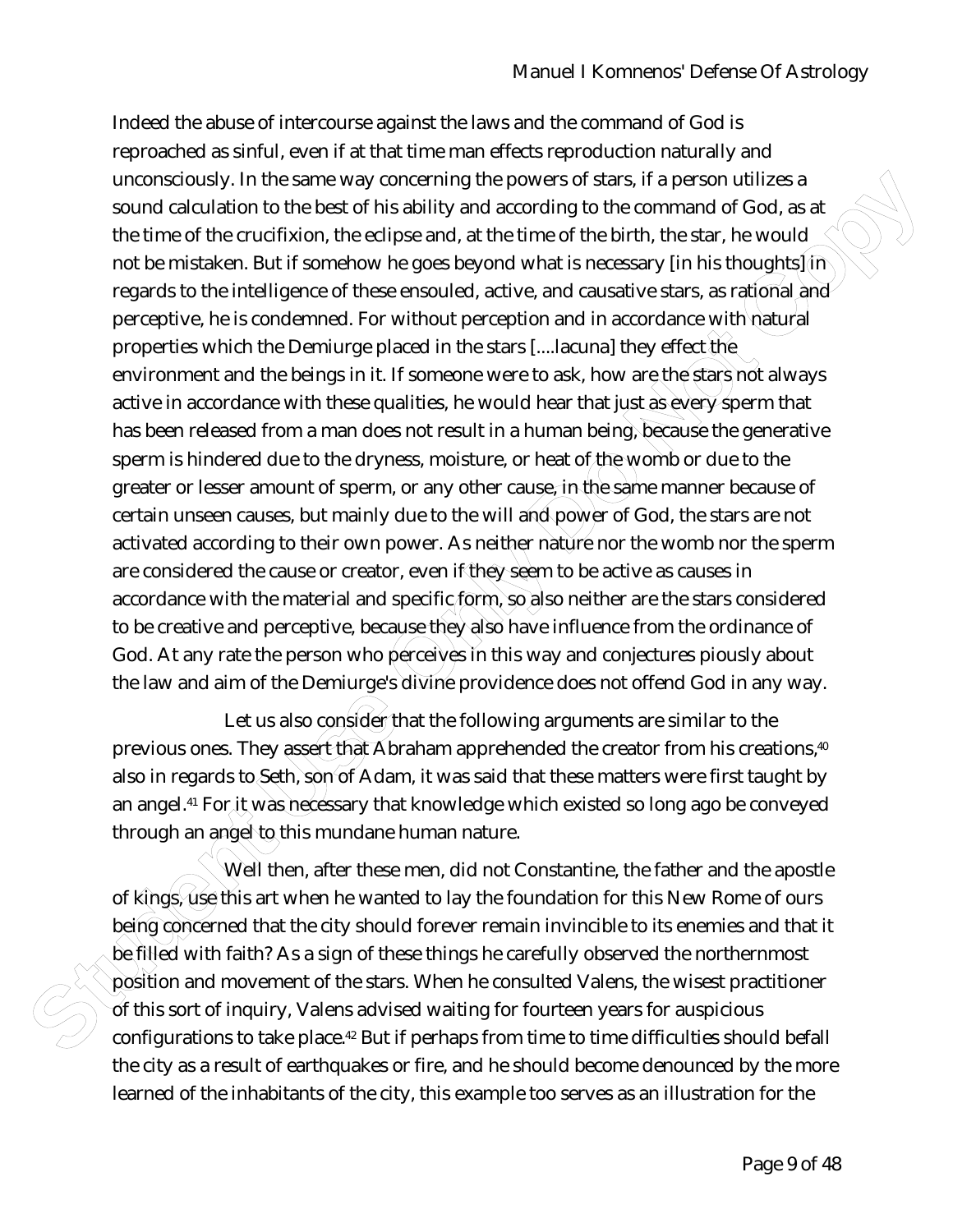Indeed the abuse of intercourse against the laws and the command of God is reproached as sinful, even if at that time man effects reproduction naturally and unconsciously. In the same way concerning the powers of stars, if a person utilizes a sound calculation to the best of his ability and according to the command of God, as at the time of the crucifixion, the eclipse and, at the time of the birth, the star, he would not be mistaken. But if somehow he goes beyond what is necessary [in his thoughts] in regards to the intelligence of these ensouled, active, and causative stars, as rational and perceptive, he is condemned. For without perception and in accordance with natural properties which the Demiurge placed in the stars [....lacuna] they effect the environment and the beings in it. If someone were to ask, how are the stars not always active in accordance with these qualities, he would hear that just as every sperm that has been released from a man does not result in a human being, because the generative sperm is hindered due to the dryness, moisture, or heat of the womb or due to the greater or lesser amount of sperm, or any other cause, in the same manner because of certain unseen causes, but mainly due to the will and power of God, the stars are not activated according to their own power. As neither nature nor the womb nor the sperm are considered the cause or creator, even if they seem to be active as causes in accordance with the material and specific form, so also neither are the stars considered to be creative and perceptive, because they also have influence from the ordinance of God. At any rate the person who perceives in this way and conjectures piously about the law and aim of the Demiurge's divine providence does not offend God in any way.

Let us also consider that the following arguments are similar to the previous ones. They assert that Abraham apprehended the creator from his creations,[40] also in regards to Seth, son of Adam, it was said that these matters were first taught by an angel.[41] For it was necessary that knowledge which existed so long ago be conveyed through an angel to this mundane human nature.

Well then, after these men, did not Constantine, the father and the apostle of kings, use this art when he wanted to lay the foundation for this New Rome of ours being concerned that the city should forever remain invincible to its enemies and that it be filled with faith? As a sign of these things he carefully observed the northernmost position and movement of the stars. When he consulted Valens, the wisest practitioner of this sort of inquiry, Valens advised waiting for fourteen years for auspicious configurations to take place.[42] But if perhaps from time to time difficulties should befall the city as a result of earthquakes or fire, and he should become denounced by the more learned of the inhabitants of the city, this example too serves as an illustration for the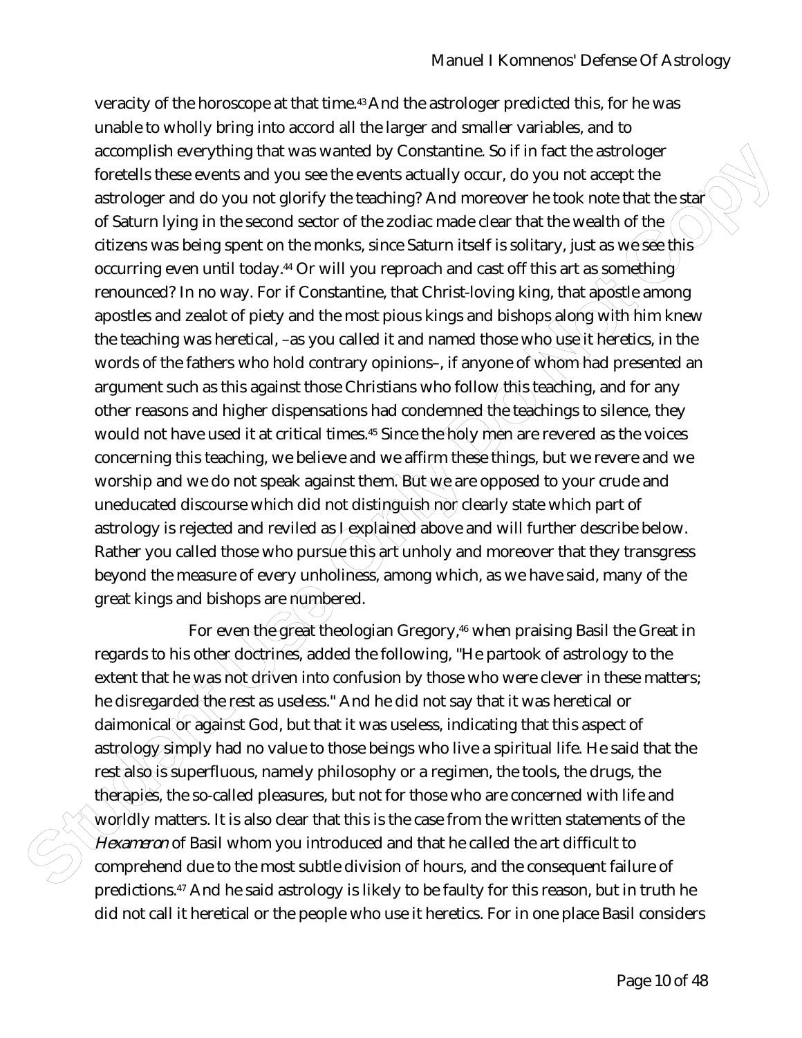veracity of the horoscope at that time.[43] And the astrologer predicted this, for he was unable to wholly bring into accord all the larger and smaller variables, and to accomplish everything that was wanted by Constantine. So if in fact the astrologer foretells these events and you see the events actually occur, do you not accept the astrologer and do you not glorify the teaching? And moreover he took note that the star of Saturn lying in the second sector of the zodiac made clear that the wealth of the citizens was being spent on the monks, since Saturn itself is solitary, just as we see this occurring even until today.[44] Or will you reproach and cast off this art as something renounced? In no way. For if Constantine, that Christ-loving king, that apostle among apostles and zealot of piety and the most pious kings and bishops along with him knew the teaching was heretical, –as you called it and named those who use it heretics, in the words of the fathers who hold contrary opinions–, if anyone of whom had presented an argument such as this against those Christians who follow this teaching, and for any other reasons and higher dispensations had condemned the teachings to silence, they would not have used it at critical times.[45] Since the holy men are revered as the voices concerning this teaching, we believe and we affirm these things, but we revere and we worship and we do not speak against them. But we are opposed to your crude and uneducated discourse which did not distinguish nor clearly state which part of astrology is rejected and reviled as I explained above and will further describe below. Rather you called those who pursue this art unholy and moreover that they transgress beyond the measure of every unholiness, among which, as we have said, many of the great kings and bishops are numbered.

For even the great theologian Gregory,[46] when praising Basil the Great in regards to his other doctrines, added the following, "He partook of astrology to the extent that he was not driven into confusion by those who were clever in these matters; he disregarded the rest as useless." And he did not say that it was heretical or daimonical or against God, but that it was useless, indicating that this aspect of astrology simply had no value to those beings who live a spiritual life. He said that the rest also is superfluous, namely philosophy or a regimen, the tools, the drugs, the therapies, the so-called pleasures, but not for those who are concerned with life and worldly matters. It is also clear that this is the case from the written statements of the *Hexameron* of Basil whom you introduced and that he called the art difficult to comprehend due to the most subtle division of hours, and the consequent failure of predictions.[47] And he said astrology is likely to be faulty for this reason, but in truth he did not call it heretical or the people who use it heretics. For in one place Basil considers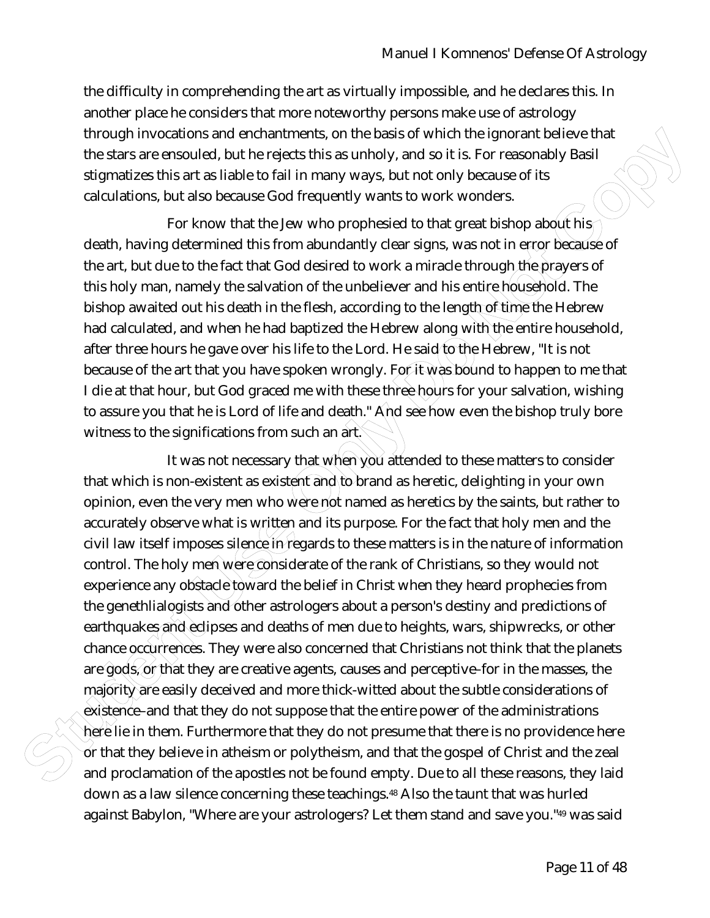the difficulty in comprehending the art as virtually impossible, and he declares this. In another place he considers that more noteworthy persons make use of astrology through invocations and enchantments, on the basis of which the ignorant believe that the stars are ensouled, but he rejects this as unholy, and so it is. For reasonably Basil stigmatizes this art as liable to fail in many ways, but not only because of its calculations, but also because God frequently wants to work wonders.

For know that the Jew who prophesied to that great bishop about his death, having determined this from abundantly clear signs, was not in error because of the art, but due to the fact that God desired to work a miracle through the prayers of this holy man, namely the salvation of the unbeliever and his entire household. The bishop awaited out his death in the flesh, according to the length of time the Hebrew had calculated, and when he had baptized the Hebrew along with the entire household, after three hours he gave over his life to the Lord. He said to the Hebrew, "It is not because of the art that you have spoken wrongly. For it was bound to happen to me that I die at that hour, but God graced me with these three hours for your salvation, wishing to assure you that he is Lord of life and death." And see how even the bishop truly bore witness to the significations from such an art.

It was not necessary that when you attended to these matters to consider that which is non-existent as existent and to brand as heretic, delighting in your own opinion, even the very men who were not named as heretics by the saints, but rather to accurately observe what is written and its purpose. For the fact that holy men and the civil law itself imposes silence in regards to these matters is in the nature of information control. The holy men were considerate of the rank of Christians, so they would not experience any obstacle toward the belief in Christ when they heard prophecies from the genethlialogists and other astrologers about a person's destiny and predictions of earthquakes and eclipses and deaths of men due to heights, wars, shipwrecks, or other chance occurrences. They were also concerned that Christians not think that the planets are gods, or that they are creative agents, causes and perceptive–for in the masses, the majority are easily deceived and more thick-witted about the subtle considerations of existence–and that they do not suppose that the entire power of the administrations here lie in them. Furthermore that they do not presume that there is no providence here or that they believe in atheism or polytheism, and that the gospel of Christ and the zeal and proclamation of the apostles not be found empty. Due to all these reasons, they laid down as a law silence concerning these teachings.[48] Also the taunt that was hurled against Babylon, "Where are your astrologers? Let them stand and save you."[49] was said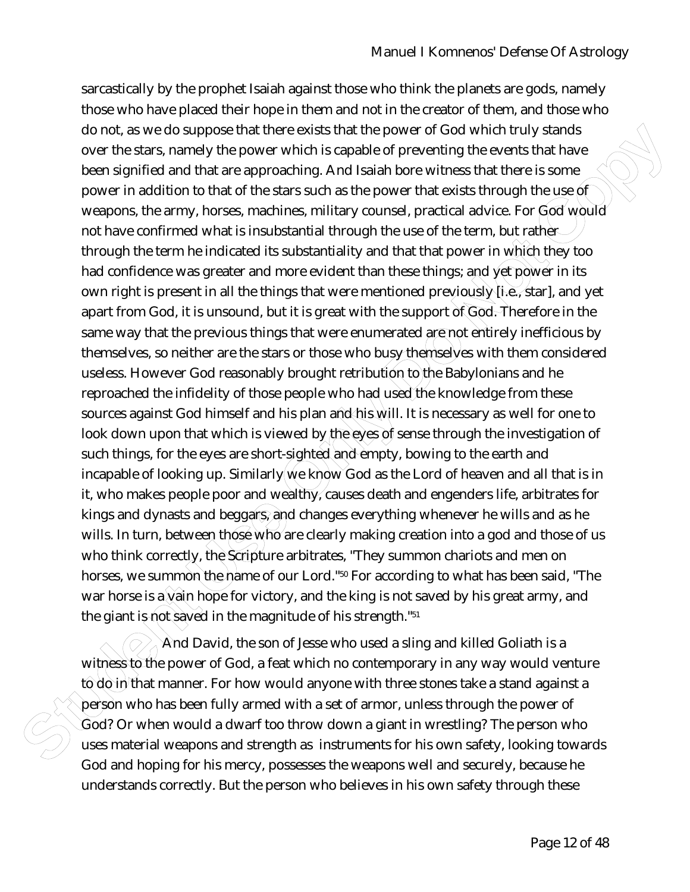sarcastically by the prophet Isaiah against those who think the planets are gods, namely those who have placed their hope in them and not in the creator of them, and those who do not, as we do suppose that there exists that the power of God which truly stands over the stars, namely the power which is capable of preventing the events that have been signified and that are approaching. And Isaiah bore witness that there is some power in addition to that of the stars such as the power that exists through the use of weapons, the army, horses, machines, military counsel, practical advice. For God would not have confirmed what is insubstantial through the use of the term, but rather through the term he indicated its substantiality and that that power in which they too had confidence was greater and more evident than these things; and yet power in its own right is present in all the things that were mentioned previously [i.e., star], and yet apart from God, it is unsound, but it is great with the support of God. Therefore in the same way that the previous things that were enumerated are not entirely inefficious by themselves, so neither are the stars or those who busy themselves with them considered useless. However God reasonably brought retribution to the Babylonians and he reproached the infidelity of those people who had used the knowledge from these sources against God himself and his plan and his will. It is necessary as well for one to look down upon that which is viewed by the eyes of sense through the investigation of such things, for the eyes are short-sighted and empty, bowing to the earth and incapable of looking up. Similarly we know God as the Lord of heaven and all that is in it, who makes people poor and wealthy, causes death and engenders life, arbitrates for kings and dynasts and beggars, and changes everything whenever he wills and as he wills. In turn, between those who are clearly making creation into a god and those of us who think correctly, the Scripture arbitrates, "They summon chariots and men on horses, we summon the name of our Lord."[50] For according to what has been said, "The war horse is a vain hope for victory, and the king is not saved by his great army, and the giant is not saved in the magnitude of his strength."[51]

And David, the son of Jesse who used a sling and killed Goliath is a witness to the power of God, a feat which no contemporary in any way would venture to do in that manner. For how would anyone with three stones take a stand against a person who has been fully armed with a set of armor, unless through the power of God? Or when would a dwarf too throw down a giant in wrestling? The person who uses material weapons and strength as instruments for his own safety, looking towards God and hoping for his mercy, possesses the weapons well and securely, because he understands correctly. But the person who believes in his own safety through these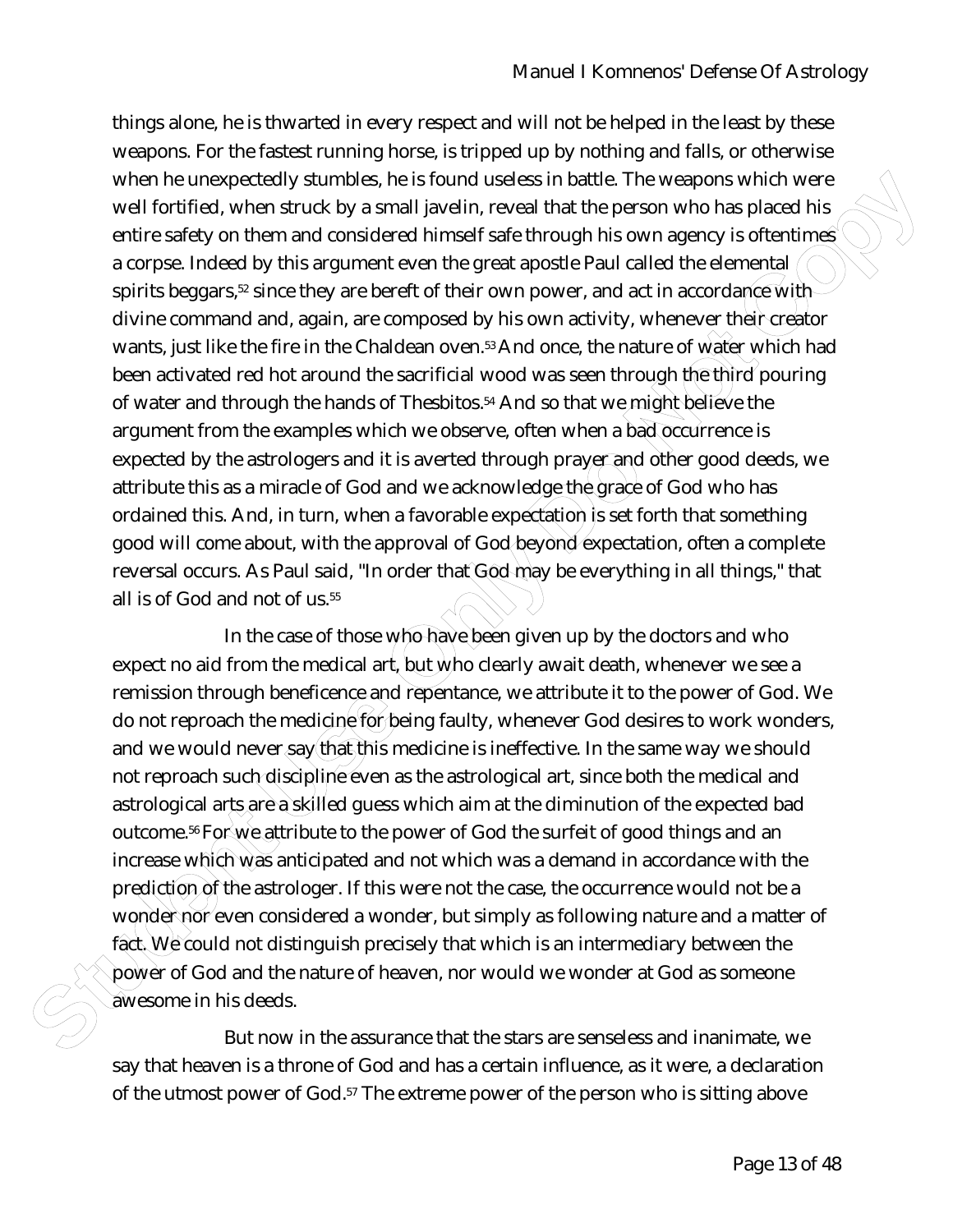things alone, he is thwarted in every respect and will not be helped in the least by these weapons. For the fastest running horse, is tripped up by nothing and falls, or otherwise when he unexpectedly stumbles, he is found useless in battle. The weapons which were well fortified, when struck by a small javelin, reveal that the person who has placed his entire safety on them and considered himself safe through his own agency is oftentimes a corpse. Indeed by this argument even the great apostle Paul called the elemental spirits beggars,[52] since they are bereft of their own power, and act in accordance with divine command and, again, are composed by his own activity, whenever their creator wants, just like the fire in the Chaldean oven.[53] And once, the nature of water which had been activated red hot around the sacrificial wood was seen through the third pouring of water and through the hands of Thesbitos.[54] And so that we might believe the argument from the examples which we observe, often when a bad occurrence is expected by the astrologers and it is averted through prayer and other good deeds, we attribute this as a miracle of God and we acknowledge the grace of God who has ordained this. And, in turn, when a favorable expectation is set forth that something good will come about, with the approval of God beyond expectation, often a complete reversal occurs. As Paul said, "In order that God may be everything in all things," that all is of God and not of us.[55]

In the case of those who have been given up by the doctors and who expect no aid from the medical art, but who clearly await death, whenever we see a remission through beneficence and repentance, we attribute it to the power of God. We do not reproach the medicine for being faulty, whenever God desires to work wonders, and we would never say that this medicine is ineffective. In the same way we should not reproach such discipline even as the astrological art, since both the medical and astrological arts are a skilled guess which aim at the diminution of the expected bad outcome.[56] For we attribute to the power of God the surfeit of good things and an increase which was anticipated and not which was a demand in accordance with the prediction of the astrologer. If this were not the case, the occurrence would not be a wonder nor even considered a wonder, but simply as following nature and a matter of fact. We could not distinguish precisely that which is an intermediary between the power of God and the nature of heaven, nor would we wonder at God as someone awesome in his deeds.

But now in the assurance that the stars are senseless and inanimate, we say that heaven is a throne of God and has a certain influence, as it were, a declaration of the utmost power of God.[57] The extreme power of the person who is sitting above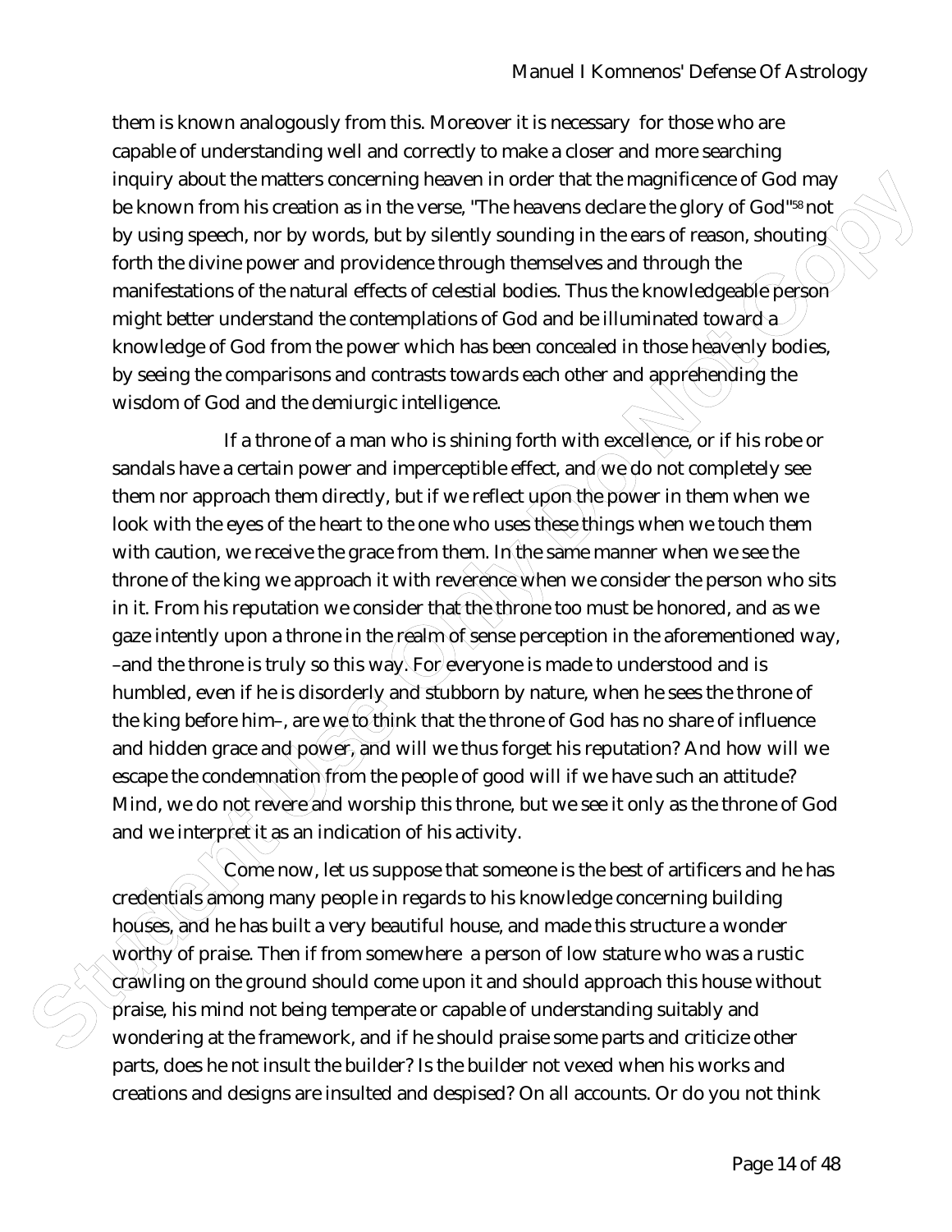them is known analogously from this. Moreover it is necessary for those who are capable of understanding well and correctly to make a closer and more searching inquiry about the matters concerning heaven in order that the magnificence of God may be known from his creation as in the verse, "The heavens declare the glory of God"[58] not by using speech, nor by words, but by silently sounding in the ears of reason, shouting forth the divine power and providence through themselves and through the manifestations of the natural effects of celestial bodies. Thus the knowledgeable person might better understand the contemplations of God and be illuminated toward a knowledge of God from the power which has been concealed in those heavenly bodies, by seeing the comparisons and contrasts towards each other and apprehending the wisdom of God and the demiurgic intelligence.

If a throne of a man who is shining forth with excellence, or if his robe or sandals have a certain power and imperceptible effect, and we do not completely see them nor approach them directly, but if we reflect upon the power in them when we look with the eyes of the heart to the one who uses these things when we touch them with caution, we receive the grace from them. In the same manner when we see the throne of the king we approach it with reverence when we consider the person who sits in it. From his reputation we consider that the throne too must be honored, and as we gaze intently upon a throne in the realm of sense perception in the aforementioned way, –and the throne is truly so this way. For everyone is made to understood and is humbled, even if he is disorderly and stubborn by nature, when he sees the throne of the king before him–, are we to think that the throne of God has no share of influence and hidden grace and power, and will we thus forget his reputation? And how will we escape the condemnation from the people of good will if we have such an attitude? Mind, we do not revere and worship this throne, but we see it only as the throne of God and we interpret it as an indication of his activity.

Come now, let us suppose that someone is the best of artificers and he has credentials among many people in regards to his knowledge concerning building houses, and he has built a very beautiful house, and made this structure a wonder worthy of praise. Then if from somewhere a person of low stature who was a rustic crawling on the ground should come upon it and should approach this house without praise, his mind not being temperate or capable of understanding suitably and wondering at the framework, and if he should praise some parts and criticize other parts, does he not insult the builder? Is the builder not vexed when his works and creations and designs are insulted and despised? On all accounts. Or do you not think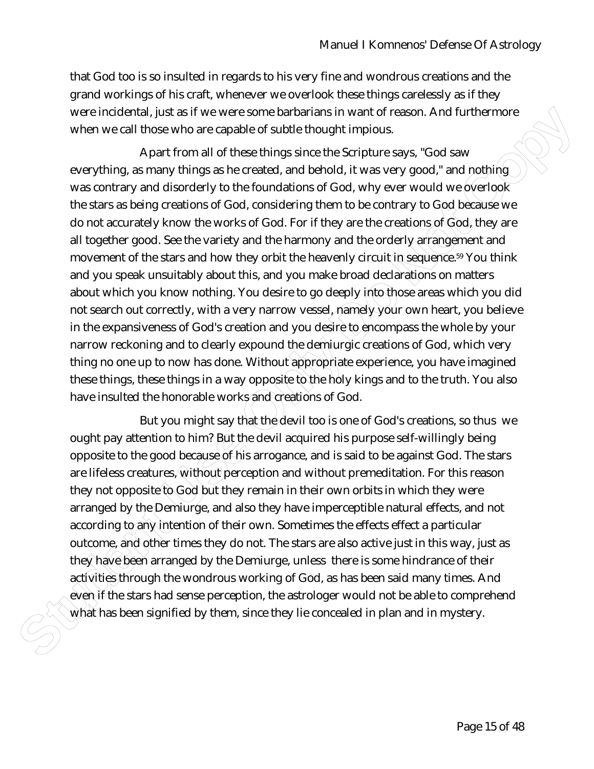that God too is so insulted in regards to his very fine and wondrous creations and the grand workings of his craft, whenever we overlook these things carelessly as if they were incidental, just as if we were some barbarians in want of reason. And furthermore when we call those who are capable of subtle thought impious.

Apart from all of these things since the Scripture says, "God saw everything, as many things as he created, and behold, it was very good," and nothing was contrary and disorderly to the foundations of God, why ever would we overlook the stars as being creations of God, considering them to be contrary to God because we do not accurately know the works of God. For if they are the creations of God, they are all together good. See the variety and the harmony and the orderly arrangement and movement of the stars and how they orbit the heavenly circuit in sequence.[59] You think and you speak unsuitably about this, and you make broad declarations on matters about which you know nothing. You desire to go deeply into those areas which you did not search out correctly, with a very narrow vessel, namely your own heart, you believe in the expansiveness of God's creation and you desire to encompass the whole by your narrow reckoning and to clearly expound the demiurgic creations of God, which very thing no one up to now has done. Without appropriate experience, you have imagined these things, these things in a way opposite to the holy kings and to the truth. You also have insulted the honorable works and creations of God.

But you might say that the devil too is one of God's creations, so thus we ought pay attention to him? But the devil acquired his purpose self-willingly being opposite to the good because of his arrogance, and is said to be against God. The stars are lifeless creatures, without perception and without premeditation. For this reason they not opposite to God but they remain in their own orbits in which they were arranged by the Demiurge, and also they have imperceptible natural effects, and not according to any intention of their own. Sometimes the effects effect a particular outcome, and other times they do not. The stars are also active just in this way, just as they have been arranged by the Demiurge, unless there is some hindrance of their activities through the wondrous working of God, as has been said many times. And even if the stars had sense perception, the astrologer would not be able to comprehend what has been signified by them, since they lie concealed in plan and in mystery.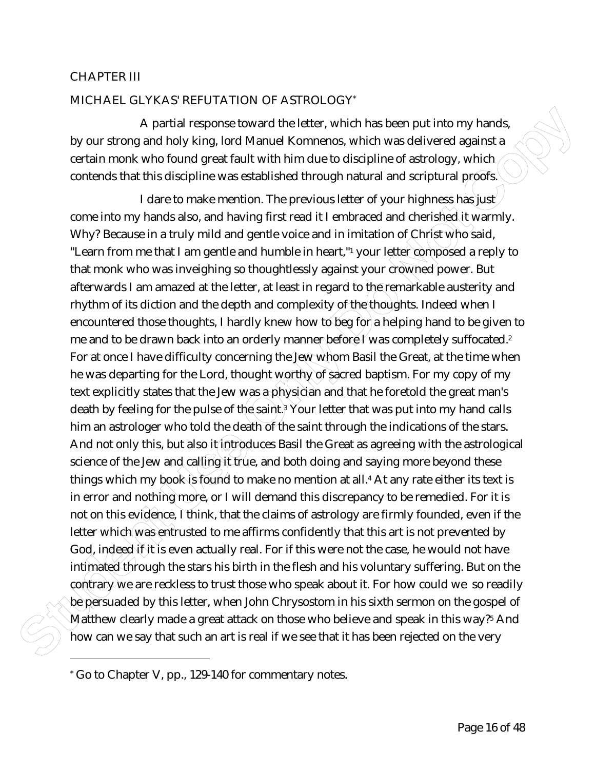## CHAPTER III

## MICHAEL GLYKAS' REFUTATION OF ASTROLOGY*

A partial response toward the letter, which has been put into my hands, by our strong and holy king, lord Manuel Komnenos, which was delivered against a certain monk who found great fault with him due to discipline of astrology, which contends that this discipline was established through natural and scriptural proofs.

I dare to make mention. The previous letter of your highness has just come into my hands also, and having first read it I embraced and cherished it warmly. Why? Because in a truly mild and gentle voice and in imitation of Christ who said, "Learn from me that I am gentle and humble in heart,"[1] your letter composed a reply to that monk who was inveighing so thoughtlessly against your crowned power. But afterwards I am amazed at the letter, at least in regard to the remarkable austerity and rhythm of its diction and the depth and complexity of the thoughts. Indeed when I encountered those thoughts, I hardly knew how to beg for a helping hand to be given to me and to be drawn back into an orderly manner before I was completely suffocated.[2] For at once I have difficulty concerning the Jew whom Basil the Great, at the time when he was departing for the Lord, thought worthy of sacred baptism. For my copy of my text explicitly states that the Jew was a physician and that he foretold the great man's death by feeling for the pulse of the saint.[3] Your letter that was put into my hand calls him an astrologer who told the death of the saint through the indications of the stars. And not only this, but also it introduces Basil the Great as agreeing with the astrological science of the Jew and calling it true, and both doing and saying more beyond these things which my book is found to make no mention at all.[4] At any rate either its text is in error and nothing more, or I will demand this discrepancy to be remedied. For it is not on this evidence, I think, that the claims of astrology are firmly founded, even if the letter which was entrusted to me affirms confidently that this art is not prevented by God, indeed if it is even actually real. For if this were not the case, he would not have intimated through the stars his birth in the flesh and his voluntary suffering. But on the contrary we are reckless to trust those who speak about it. For how could we so readily be persuaded by this letter, when John Chrysostom in his sixth sermon on the gospel of Matthew clearly made a great attack on those who believe and speak in this way?[5] And how can we say that such an art is real if we see that it has been rejected on the very

---

* Go to Chapter V, pp., 129-140 for commentary notes.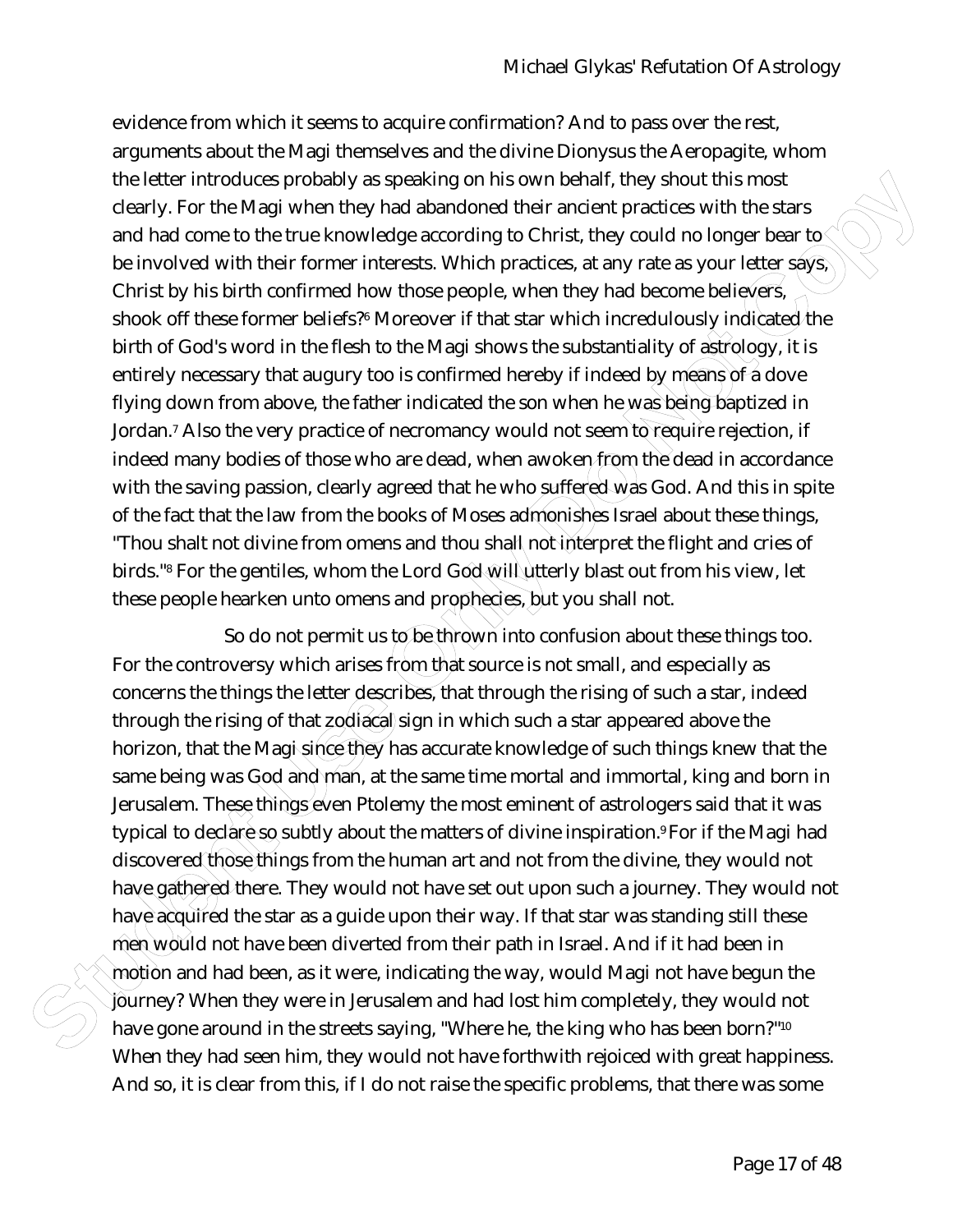evidence from which it seems to acquire confirmation? And to pass over the rest, arguments about the Magi themselves and the divine Dionysus the Aeropagite, whom the letter introduces probably as speaking on his own behalf, they shout this most clearly. For the Magi when they had abandoned their ancient practices with the stars and had come to the true knowledge according to Christ, they could no longer bear to be involved with their former interests. Which practices, at any rate as your letter says, Christ by his birth confirmed how those people, when they had become believers, shook off these former beliefs?[6] Moreover if that star which incredulously indicated the birth of God's word in the flesh to the Magi shows the substantiality of astrology, it is entirely necessary that augury too is confirmed hereby if indeed by means of a dove flying down from above, the father indicated the son when he was being baptized in Jordan.[7] Also the very practice of necromancy would not seem to require rejection, if indeed many bodies of those who are dead, when awoken from the dead in accordance with the saving passion, clearly agreed that he who suffered was God. And this in spite of the fact that the law from the books of Moses admonishes Israel about these things, "Thou shalt not divine from omens and thou shall not interpret the flight and cries of birds."[8] For the gentiles, whom the Lord God will utterly blast out from his view, let these people hearken unto omens and prophecies, but you shall not.

So do not permit us to be thrown into confusion about these things too. For the controversy which arises from that source is not small, and especially as concerns the things the letter describes, that through the rising of such a star, indeed through the rising of that zodiacal sign in which such a star appeared above the horizon, that the Magi since they has accurate knowledge of such things knew that the same being was God and man, at the same time mortal and immortal, king and born in Jerusalem. These things even Ptolemy the most eminent of astrologers said that it was typical to declare so subtly about the matters of divine inspiration.[9] For if the Magi had discovered those things from the human art and not from the divine, they would not have gathered there. They would not have set out upon such a journey. They would not have acquired the star as a guide upon their way. If that star was standing still these men would not have been diverted from their path in Israel. And if it had been in motion and had been, as it were, indicating the way, would Magi not have begun the journey? When they were in Jerusalem and had lost him completely, they would not have gone around in the streets saying, "Where he, the king who has been born?"[10] When they had seen him, they would not have forthwith rejoiced with great happiness. And so, it is clear from this, if I do not raise the specific problems, that there was some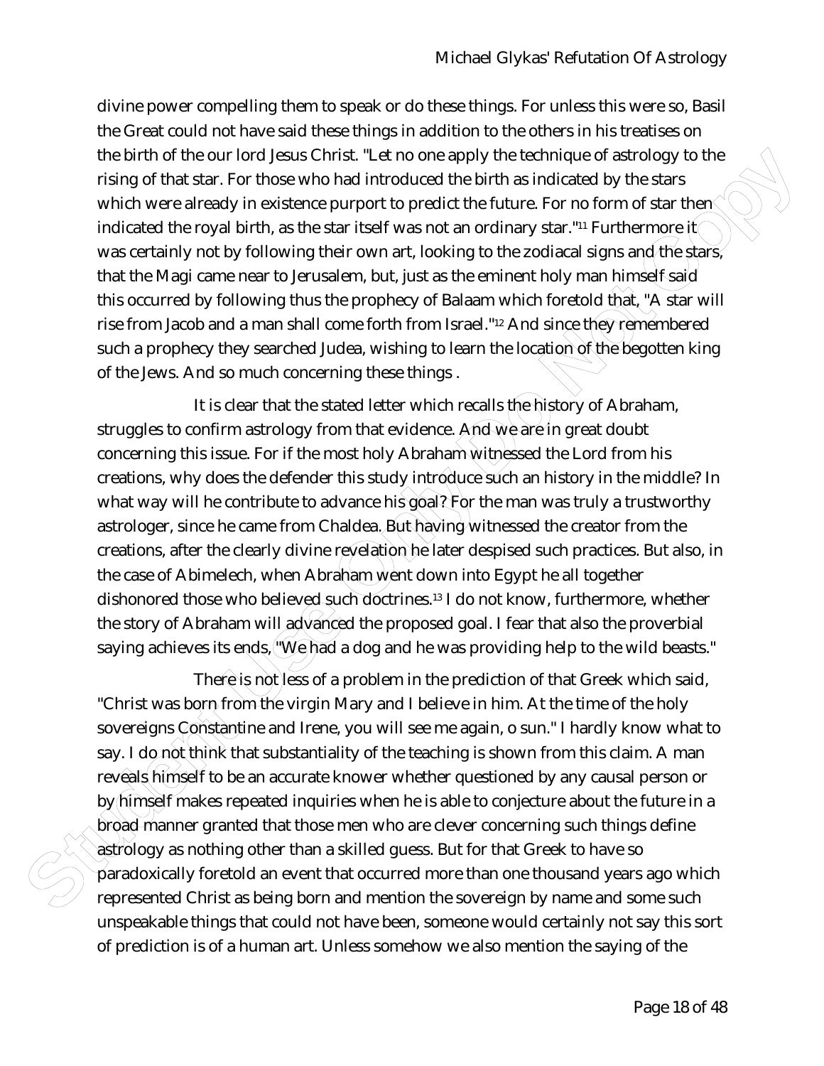divine power compelling them to speak or do these things. For unless this were so, Basil the Great could not have said these things in addition to the others in his treatises on the birth of the our lord Jesus Christ. "Let no one apply the technique of astrology to the rising of that star. For those who had introduced the birth as indicated by the stars which were already in existence purport to predict the future. For no form of star then indicated the royal birth, as the star itself was not an ordinary star."[11] Furthermore it was certainly not by following their own art, looking to the zodiacal signs and the stars, that the Magi came near to Jerusalem, but, just as the eminent holy man himself said this occurred by following thus the prophecy of Balaam which foretold that, "A star will rise from Jacob and a man shall come forth from Israel."[12] And since they remembered such a prophecy they searched Judea, wishing to learn the location of the begotten king of the Jews. And so much concerning these things .

It is clear that the stated letter which recalls the history of Abraham, struggles to confirm astrology from that evidence. And we are in great doubt concerning this issue. For if the most holy Abraham witnessed the Lord from his creations, why does the defender this study introduce such an history in the middle? In what way will he contribute to advance his goal? For the man was truly a trustworthy astrologer, since he came from Chaldea. But having witnessed the creator from the creations, after the clearly divine revelation he later despised such practices. But also, in the case of Abimelech, when Abraham went down into Egypt he all together dishonored those who believed such doctrines.[13] I do not know, furthermore, whether the story of Abraham will advanced the proposed goal. I fear that also the proverbial saying achieves its ends, "We had a dog and he was providing help to the wild beasts."

There is not less of a problem in the prediction of that Greek which said, "Christ was born from the virgin Mary and I believe in him. At the time of the holy sovereigns Constantine and Irene, you will see me again, o sun." I hardly know what to say. I do not think that substantiality of the teaching is shown from this claim. A man reveals himself to be an accurate knower whether questioned by any causal person or by himself makes repeated inquiries when he is able to conjecture about the future in a broad manner granted that those men who are clever concerning such things define astrology as nothing other than a skilled guess. But for that Greek to have so paradoxically foretold an event that occurred more than one thousand years ago which represented Christ as being born and mention the sovereign by name and some such unspeakable things that could not have been, someone would certainly not say this sort of prediction is of a human art. Unless somehow we also mention the saying of the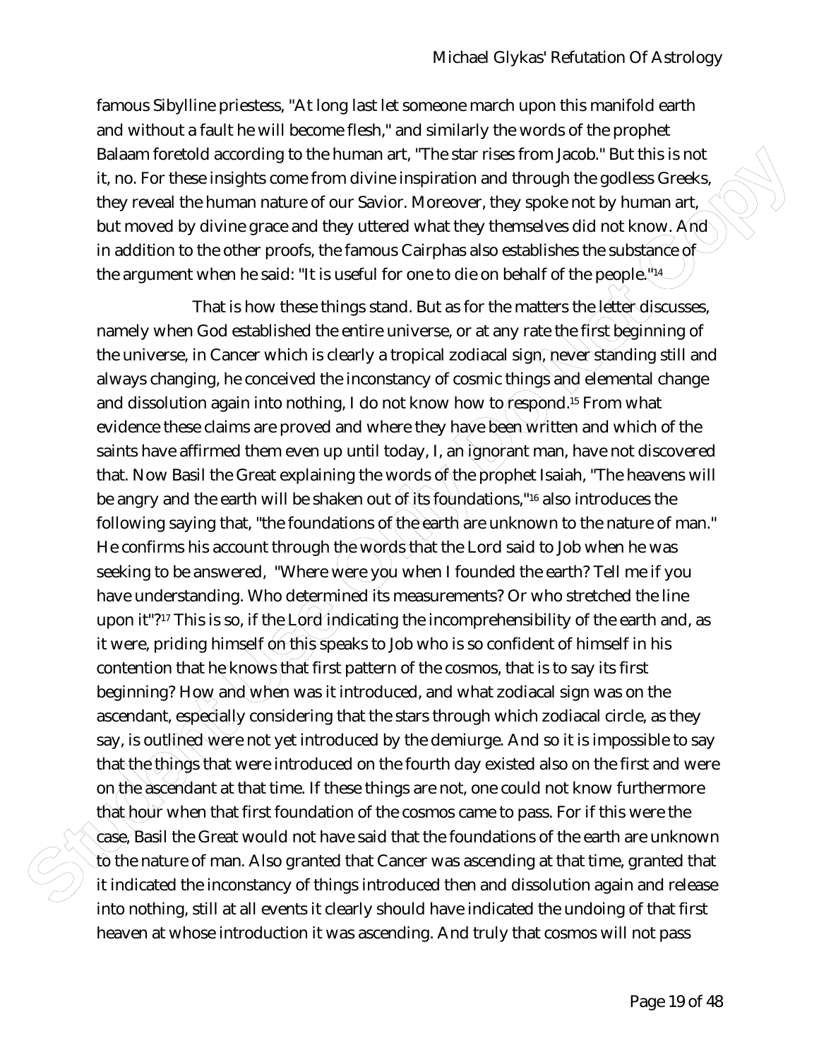famous Sibylline priestess, "At long last let someone march upon this manifold earth and without a fault he will become flesh," and similarly the words of the prophet Balaam foretold according to the human art, "The star rises from Jacob." But this is not it, no. For these insights come from divine inspiration and through the godless Greeks, they reveal the human nature of our Savior. Moreover, they spoke not by human art, but moved by divine grace and they uttered what they themselves did not know. And in addition to the other proofs, the famous Cairphas also establishes the substance of the argument when he said: "It is useful for one to die on behalf of the people."[14]

That is how these things stand. But as for the matters the letter discusses, namely when God established the entire universe, or at any rate the first beginning of the universe, in Cancer which is clearly a tropical zodiacal sign, never standing still and always changing, he conceived the inconstancy of cosmic things and elemental change and dissolution again into nothing, I do not know how to respond.[15] From what evidence these claims are proved and where they have been written and which of the saints have affirmed them even up until today, I, an ignorant man, have not discovered that. Now Basil the Great explaining the words of the prophet Isaiah, "The heavens will be angry and the earth will be shaken out of its foundations,"[16] also introduces the following saying that, "the foundations of the earth are unknown to the nature of man." He confirms his account through the words that the Lord said to Job when he was seeking to be answered, "Where were you when I founded the earth? Tell me if you have understanding. Who determined its measurements? Or who stretched the line upon it"?[17] This is so, if the Lord indicating the incomprehensibility of the earth and, as it were, priding himself on this speaks to Job who is so confident of himself in his contention that he knows that first pattern of the cosmos, that is to say its first beginning? How and when was it introduced, and what zodiacal sign was on the ascendant, especially considering that the stars through which zodiacal circle, as they say, is outlined were not yet introduced by the demiurge. And so it is impossible to say that the things that were introduced on the fourth day existed also on the first and were on the ascendant at that time. If these things are not, one could not know furthermore that hour when that first foundation of the cosmos came to pass. For if this were the case, Basil the Great would not have said that the foundations of the earth are unknown to the nature of man. Also granted that Cancer was ascending at that time, granted that it indicated the inconstancy of things introduced then and dissolution again and release into nothing, still at all events it clearly should have indicated the undoing of that first heaven at whose introduction it was ascending. And truly that cosmos will not pass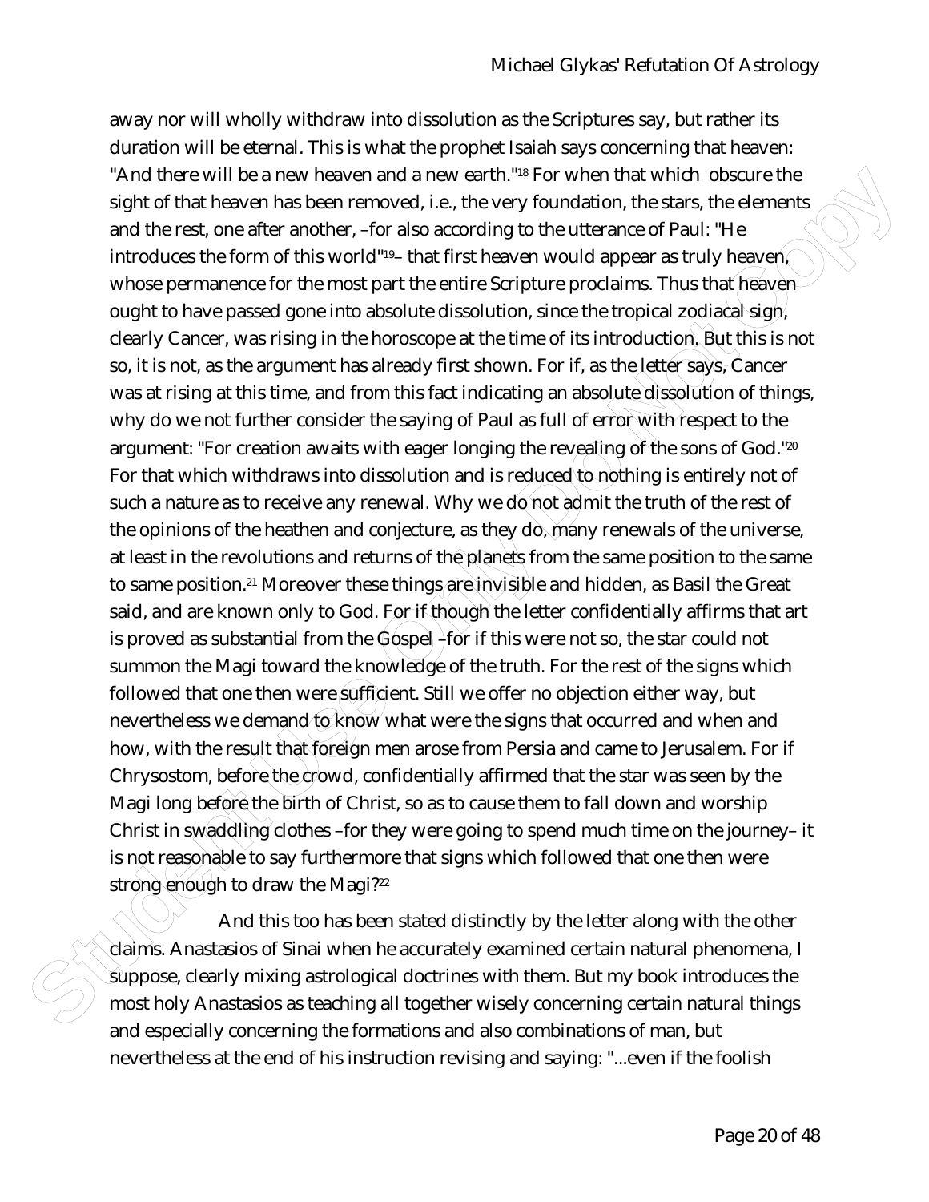away nor will wholly withdraw into dissolution as the Scriptures say, but rather its duration will be eternal. This is what the prophet Isaiah says concerning that heaven: "And there will be a new heaven and a new earth."[18] For when that which obscure the sight of that heaven has been removed, i.e., the very foundation, the stars, the elements and the rest, one after another, –for also according to the utterance of Paul: "He introduces the form of this world"[19]– that first heaven would appear as truly heaven, whose permanence for the most part the entire Scripture proclaims. Thus that heaven ought to have passed gone into absolute dissolution, since the tropical zodiacal sign, clearly Cancer, was rising in the horoscope at the time of its introduction. But this is not so, it is not, as the argument has already first shown. For if, as the letter says, Cancer was at rising at this time, and from this fact indicating an absolute dissolution of things, why do we not further consider the saying of Paul as full of error with respect to the argument: "For creation awaits with eager longing the revealing of the sons of God."[20] For that which withdraws into dissolution and is reduced to nothing is entirely not of such a nature as to receive any renewal. Why we do not admit the truth of the rest of the opinions of the heathen and conjecture, as they do, many renewals of the universe, at least in the revolutions and returns of the planets from the same position to the same to same position.[21] Moreover these things are invisible and hidden, as Basil the Great said, and are known only to God. For if though the letter confidentially affirms that art is proved as substantial from the Gospel –for if this were not so, the star could not summon the Magi toward the knowledge of the truth. For the rest of the signs which followed that one then were sufficient. Still we offer no objection either way, but nevertheless we demand to know what were the signs that occurred and when and how, with the result that foreign men arose from Persia and came to Jerusalem. For if Chrysostom, before the crowd, confidentially affirmed that the star was seen by the Magi long before the birth of Christ, so as to cause them to fall down and worship Christ in swaddling clothes –for they were going to spend much time on the journey– it is not reasonable to say furthermore that signs which followed that one then were strong enough to draw the Magi?[22]

And this too has been stated distinctly by the letter along with the other claims. Anastasios of Sinai when he accurately examined certain natural phenomena, I suppose, clearly mixing astrological doctrines with them. But my book introduces the most holy Anastasios as teaching all together wisely concerning certain natural things and especially concerning the formations and also combinations of man, but nevertheless at the end of his instruction revising and saying: "...even if the foolish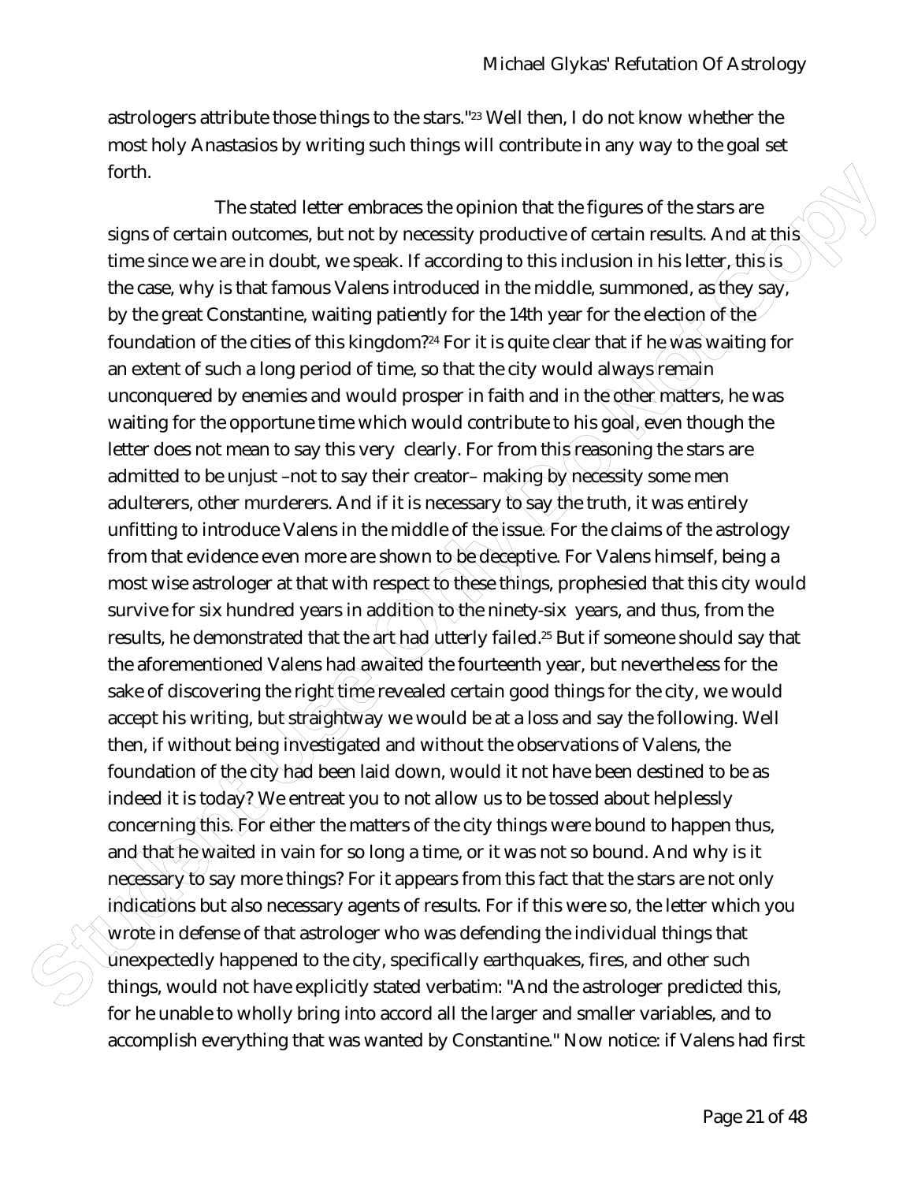astrologers attribute those things to the stars."[23] Well then, I do not know whether the most holy Anastasios by writing such things will contribute in any way to the goal set forth.

The stated letter embraces the opinion that the figures of the stars are signs of certain outcomes, but not by necessity productive of certain results. And at this time since we are in doubt, we speak. If according to this inclusion in his letter, this is the case, why is that famous Valens introduced in the middle, summoned, as they say, by the great Constantine, waiting patiently for the 14th year for the election of the foundation of the cities of this kingdom?[24] For it is quite clear that if he was waiting for an extent of such a long period of time, so that the city would always remain unconquered by enemies and would prosper in faith and in the other matters, he was waiting for the opportune time which would contribute to his goal, even though the letter does not mean to say this very clearly. For from this reasoning the stars are admitted to be unjust –not to say their creator– making by necessity some men adulterers, other murderers. And if it is necessary to say the truth, it was entirely unfitting to introduce Valens in the middle of the issue. For the claims of the astrology from that evidence even more are shown to be deceptive. For Valens himself, being a most wise astrologer at that with respect to these things, prophesied that this city would survive for six hundred years in addition to the ninety-six years, and thus, from the results, he demonstrated that the art had utterly failed.[25] But if someone should say that the aforementioned Valens had awaited the fourteenth year, but nevertheless for the sake of discovering the right time revealed certain good things for the city, we would accept his writing, but straightway we would be at a loss and say the following. Well then, if without being investigated and without the observations of Valens, the foundation of the city had been laid down, would it not have been destined to be as indeed it is today? We entreat you to not allow us to be tossed about helplessly concerning this. For either the matters of the city things were bound to happen thus, and that he waited in vain for so long a time, or it was not so bound. And why is it necessary to say more things? For it appears from this fact that the stars are not only indications but also necessary agents of results. For if this were so, the letter which you wrote in defense of that astrologer who was defending the individual things that unexpectedly happened to the city, specifically earthquakes, fires, and other such things, would not have explicitly stated verbatim: "And the astrologer predicted this, for he unable to wholly bring into accord all the larger and smaller variables, and to accomplish everything that was wanted by Constantine." Now notice: if Valens had first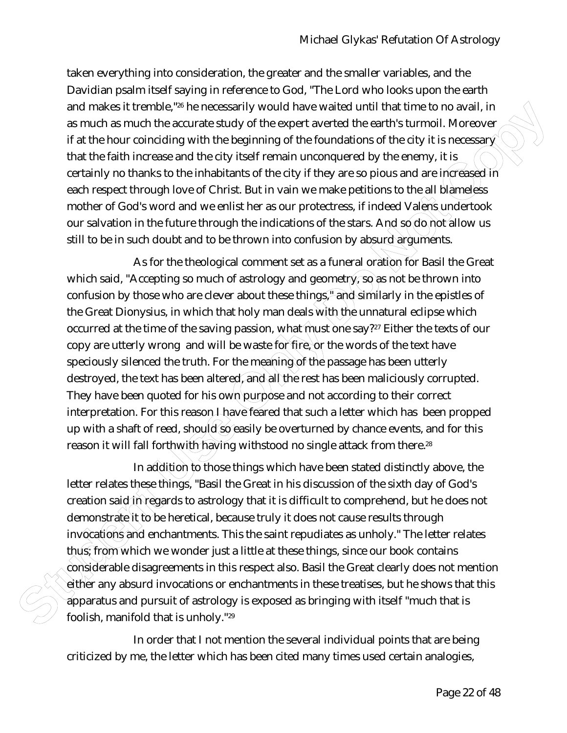taken everything into consideration, the greater and the smaller variables, and the Davidian psalm itself saying in reference to God, "The Lord who looks upon the earth and makes it tremble,"[26] he necessarily would have waited until that time to no avail, in as much as much the accurate study of the expert averted the earth's turmoil. Moreover if at the hour coinciding with the beginning of the foundations of the city it is necessary that the faith increase and the city itself remain unconquered by the enemy, it is certainly no thanks to the inhabitants of the city if they are so pious and are increased in each respect through love of Christ. But in vain we make petitions to the all blameless mother of God's word and we enlist her as our protectress, if indeed Valens undertook our salvation in the future through the indications of the stars. And so do not allow us still to be in such doubt and to be thrown into confusion by absurd arguments.

As for the theological comment set as a funeral oration for Basil the Great which said, "Accepting so much of astrology and geometry, so as not be thrown into confusion by those who are clever about these things," and similarly in the epistles of the Great Dionysius, in which that holy man deals with the unnatural eclipse which occurred at the time of the saving passion, what must one say?[27] Either the texts of our copy are utterly wrong and will be waste for fire, or the words of the text have speciously silenced the truth. For the meaning of the passage has been utterly destroyed, the text has been altered, and all the rest has been maliciously corrupted. They have been quoted for his own purpose and not according to their correct interpretation. For this reason I have feared that such a letter which has been propped up with a shaft of reed, should so easily be overturned by chance events, and for this reason it will fall forthwith having withstood no single attack from there.[28]

In addition to those things which have been stated distinctly above, the letter relates these things, "Basil the Great in his discussion of the sixth day of God's creation said in regards to astrology that it is difficult to comprehend, but he does not demonstrate it to be heretical, because truly it does not cause results through invocations and enchantments. This the saint repudiates as unholy." The letter relates thus; from which we wonder just a little at these things, since our book contains considerable disagreements in this respect also. Basil the Great clearly does not mention either any absurd invocations or enchantments in these treatises, but he shows that this apparatus and pursuit of astrology is exposed as bringing with itself "much that is foolish, manifold that is unholy."[29]

In order that I not mention the several individual points that are being criticized by me, the letter which has been cited many times used certain analogies,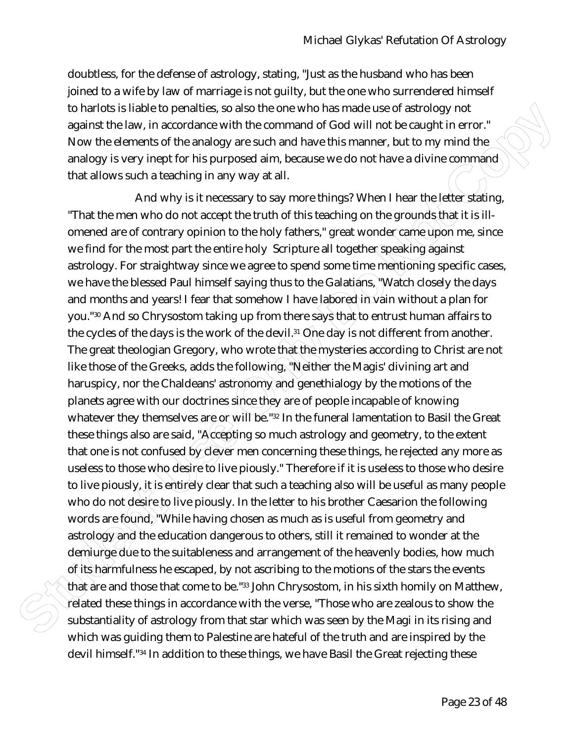doubtless, for the defense of astrology, stating, "Just as the husband who has been joined to a wife by law of marriage is not guilty, but the one who surrendered himself to harlots is liable to penalties, so also the one who has made use of astrology not against the law, in accordance with the command of God will not be caught in error." Now the elements of the analogy are such and have this manner, but to my mind the analogy is very inept for his purposed aim, because we do not have a divine command that allows such a teaching in any way at all.

And why is it necessary to say more things? When I hear the letter stating, "That the men who do not accept the truth of this teaching on the grounds that it is ill-omened are of contrary opinion to the holy fathers," great wonder came upon me, since we find for the most part the entire holy Scripture all together speaking against astrology. For straightway since we agree to spend some time mentioning specific cases, we have the blessed Paul himself saying thus to the Galatians, "Watch closely the days and months and years! I fear that somehow I have labored in vain without a plan for you."[30] And so Chrysostom taking up from there says that to entrust human affairs to the cycles of the days is the work of the devil.[31] One day is not different from another. The great theologian Gregory, who wrote that the mysteries according to Christ are not like those of the Greeks, adds the following, "Neither the Magis' divining art and haruspicy, nor the Chaldeans' astronomy and genethialogy by the motions of the planets agree with our doctrines since they are of people incapable of knowing whatever they themselves are or will be."[32] In the funeral lamentation to Basil the Great these things also are said, "Accepting so much astrology and geometry, to the extent that one is not confused by clever men concerning these things, he rejected any more as useless to those who desire to live piously." Therefore if it is useless to those who desire to live piously, it is entirely clear that such a teaching also will be useful as many people who do not desire to live piously. In the letter to his brother Caesarion the following words are found, "While having chosen as much as is useful from geometry and astrology and the education dangerous to others, still it remained to wonder at the demiurge due to the suitableness and arrangement of the heavenly bodies, how much of its harmfulness he escaped, by not ascribing to the motions of the stars the events that are and those that come to be."[33] John Chrysostom, in his sixth homily on Matthew, related these things in accordance with the verse, "Those who are zealous to show the substantiality of astrology from that star which was seen by the Magi in its rising and which was guiding them to Palestine are hateful of the truth and are inspired by the devil himself."[34] In addition to these things, we have Basil the Great rejecting these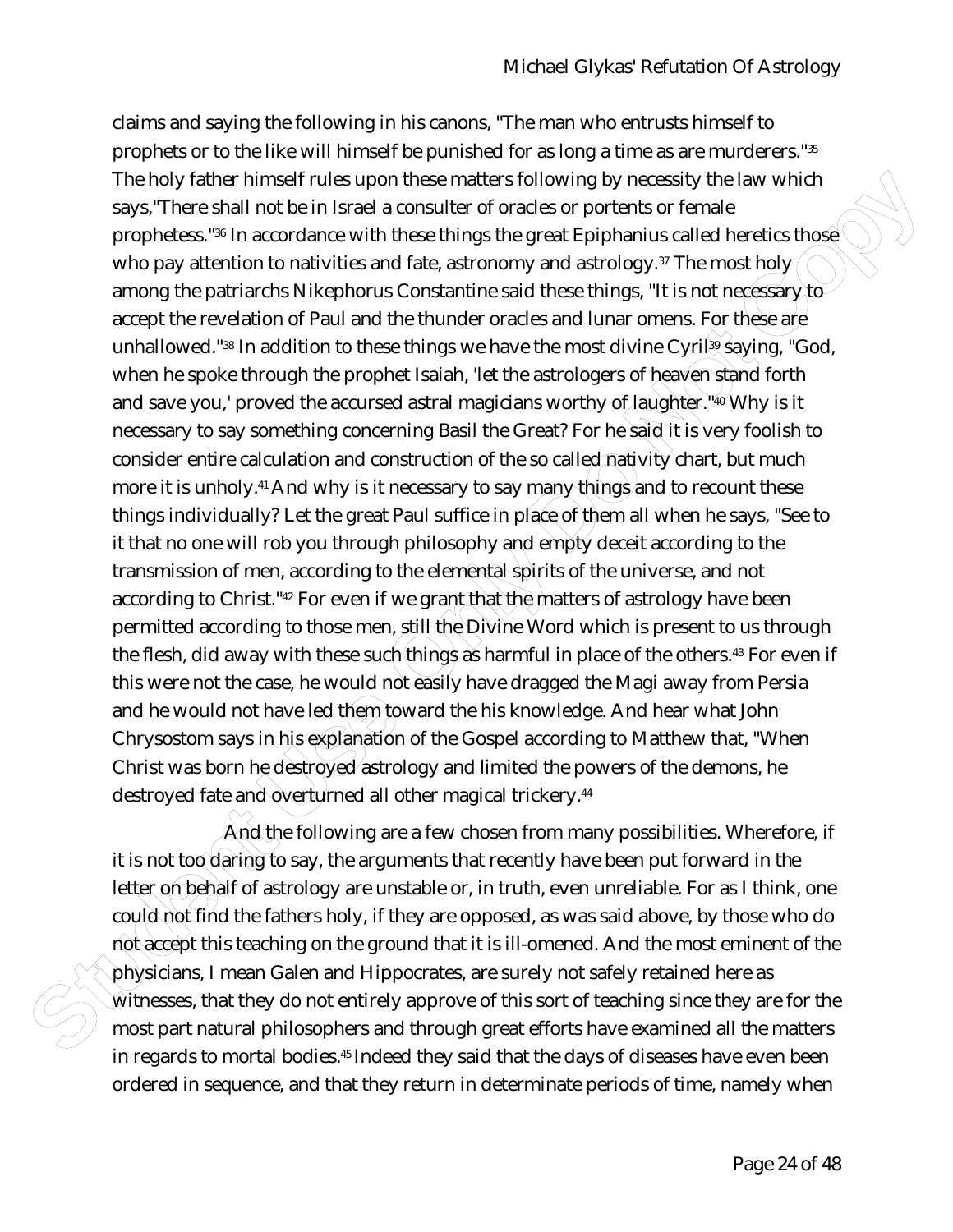claims and saying the following in his canons, "The man who entrusts himself to prophets or to the like will himself be punished for as long a time as are murderers."[35] The holy father himself rules upon these matters following by necessity the law which says,"There shall not be in Israel a consulter of oracles or portents or female prophetess."[36] In accordance with these things the great Epiphanius called heretics those who pay attention to nativities and fate, astronomy and astrology.[37] The most holy among the patriarchs Nikephorus Constantine said these things, "It is not necessary to accept the revelation of Paul and the thunder oracles and lunar omens. For these are unhallowed."[38] In addition to these things we have the most divine Cyril[39] saying, "God, when he spoke through the prophet Isaiah, 'let the astrologers of heaven stand forth and save you,' proved the accursed astral magicians worthy of laughter."[40] Why is it necessary to say something concerning Basil the Great? For he said it is very foolish to consider entire calculation and construction of the so called nativity chart, but much more it is unholy.[41] And why is it necessary to say many things and to recount these things individually? Let the great Paul suffice in place of them all when he says, "See to it that no one will rob you through philosophy and empty deceit according to the transmission of men, according to the elemental spirits of the universe, and not according to Christ."[42] For even if we grant that the matters of astrology have been permitted according to those men, still the Divine Word which is present to us through the flesh, did away with these such things as harmful in place of the others.[43] For even if this were not the case, he would not easily have dragged the Magi away from Persia and he would not have led them toward the his knowledge. And hear what John Chrysostom says in his explanation of the Gospel according to Matthew that, "When Christ was born he destroyed astrology and limited the powers of the demons, he destroyed fate and overturned all other magical trickery.[44]

And the following are a few chosen from many possibilities. Wherefore, if it is not too daring to say, the arguments that recently have been put forward in the letter on behalf of astrology are unstable or, in truth, even unreliable. For as I think, one could not find the fathers holy, if they are opposed, as was said above, by those who do not accept this teaching on the ground that it is ill-omened. And the most eminent of the physicians, I mean Galen and Hippocrates, are surely not safely retained here as witnesses, that they do not entirely approve of this sort of teaching since they are for the most part natural philosophers and through great efforts have examined all the matters in regards to mortal bodies.[45] Indeed they said that the days of diseases have even been ordered in sequence, and that they return in determinate periods of time, namely when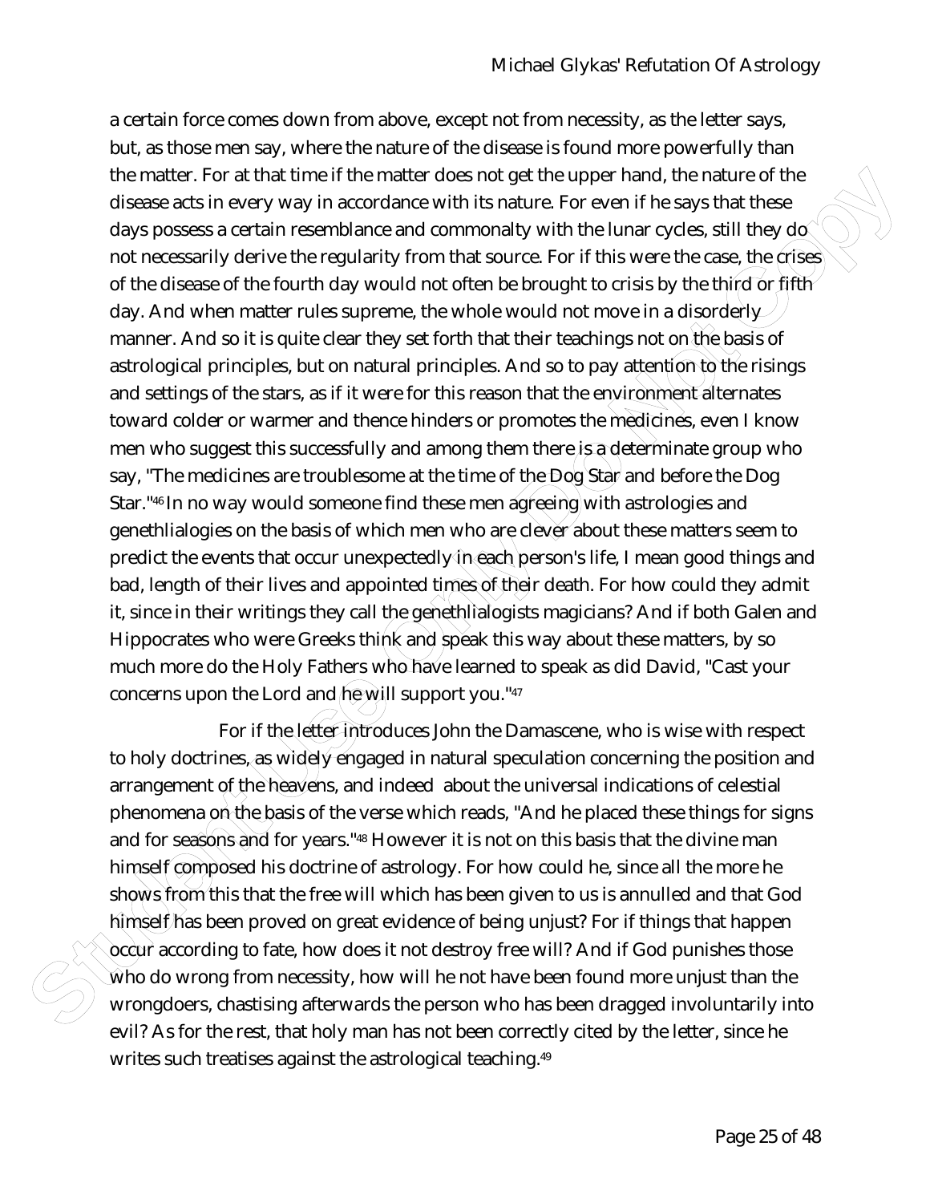a certain force comes down from above, except not from necessity, as the letter says, but, as those men say, where the nature of the disease is found more powerfully than the matter. For at that time if the matter does not get the upper hand, the nature of the disease acts in every way in accordance with its nature. For even if he says that these days possess a certain resemblance and commonalty with the lunar cycles, still they do not necessarily derive the regularity from that source. For if this were the case, the crises of the disease of the fourth day would not often be brought to crisis by the third or fifth day. And when matter rules supreme, the whole would not move in a disorderly manner. And so it is quite clear they set forth that their teachings not on the basis of astrological principles, but on natural principles. And so to pay attention to the risings and settings of the stars, as if it were for this reason that the environment alternates toward colder or warmer and thence hinders or promotes the medicines, even I know men who suggest this successfully and among them there is a determinate group who say, "The medicines are troublesome at the time of the Dog Star and before the Dog Star."[46] In no way would someone find these men agreeing with astrologies and genethlialogies on the basis of which men who are clever about these matters seem to predict the events that occur unexpectedly in each person's life, I mean good things and bad, length of their lives and appointed times of their death. For how could they admit it, since in their writings they call the genethlialogists magicians? And if both Galen and Hippocrates who were Greeks think and speak this way about these matters, by so much more do the Holy Fathers who have learned to speak as did David, "Cast your concerns upon the Lord and he will support you."[47]

For if the letter introduces John the Damascene, who is wise with respect to holy doctrines, as widely engaged in natural speculation concerning the position and arrangement of the heavens, and indeed about the universal indications of celestial phenomena on the basis of the verse which reads, "And he placed these things for signs and for seasons and for years."[48] However it is not on this basis that the divine man himself composed his doctrine of astrology. For how could he, since all the more he shows from this that the free will which has been given to us is annulled and that God himself has been proved on great evidence of being unjust? For if things that happen occur according to fate, how does it not destroy free will? And if God punishes those who do wrong from necessity, how will he not have been found more unjust than the wrongdoers, chastising afterwards the person who has been dragged involuntarily into evil? As for the rest, that holy man has not been correctly cited by the letter, since he writes such treatises against the astrological teaching.[49]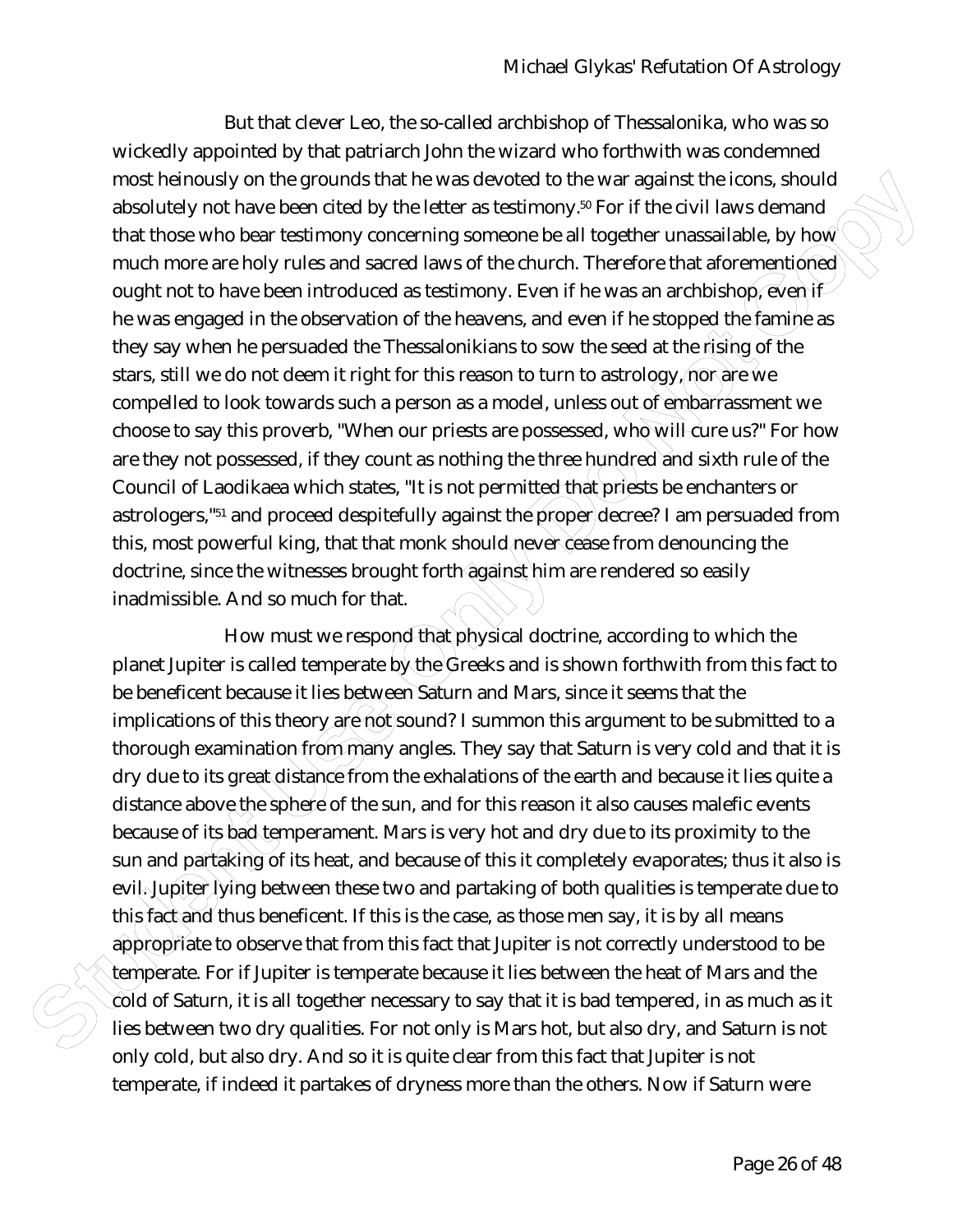But that clever Leo, the so-called archbishop of Thessalonika, who was so wickedly appointed by that patriarch John the wizard who forthwith was condemned most heinously on the grounds that he was devoted to the war against the icons, should absolutely not have been cited by the letter as testimony.[50] For if the civil laws demand that those who bear testimony concerning someone be all together unassailable, by how much more are holy rules and sacred laws of the church. Therefore that aforementioned ought not to have been introduced as testimony. Even if he was an archbishop, even if he was engaged in the observation of the heavens, and even if he stopped the famine as they say when he persuaded the Thessalonikians to sow the seed at the rising of the stars, still we do not deem it right for this reason to turn to astrology, nor are we compelled to look towards such a person as a model, unless out of embarrassment we choose to say this proverb, "When our priests are possessed, who will cure us?" For how are they not possessed, if they count as nothing the three hundred and sixth rule of the Council of Laodikaea which states, "It is not permitted that priests be enchanters or astrologers,"[51] and proceed despitefully against the proper decree? I am persuaded from this, most powerful king, that that monk should never cease from denouncing the doctrine, since the witnesses brought forth against him are rendered so easily inadmissible. And so much for that.

How must we respond that physical doctrine, according to which the planet Jupiter is called temperate by the Greeks and is shown forthwith from this fact to be beneficent because it lies between Saturn and Mars, since it seems that the implications of this theory are not sound? I summon this argument to be submitted to a thorough examination from many angles. They say that Saturn is very cold and that it is dry due to its great distance from the exhalations of the earth and because it lies quite a distance above the sphere of the sun, and for this reason it also causes malefic events because of its bad temperament. Mars is very hot and dry due to its proximity to the sun and partaking of its heat, and because of this it completely evaporates; thus it also is evil. Jupiter lying between these two and partaking of both qualities is temperate due to this fact and thus beneficent. If this is the case, as those men say, it is by all means appropriate to observe that from this fact that Jupiter is not correctly understood to be temperate. For if Jupiter is temperate because it lies between the heat of Mars and the cold of Saturn, it is all together necessary to say that it is bad tempered, in as much as it lies between two dry qualities. For not only is Mars hot, but also dry, and Saturn is not only cold, but also dry. And so it is quite clear from this fact that Jupiter is not temperate, if indeed it partakes of dryness more than the others. Now if Saturn were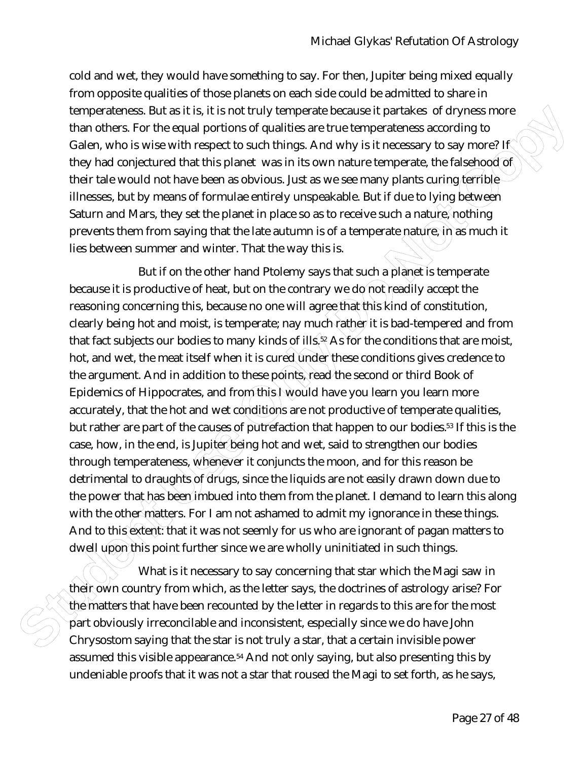cold and wet, they would have something to say. For then, Jupiter being mixed equally from opposite qualities of those planets on each side could be admitted to share in temperateness. But as it is, it is not truly temperate because it partakes of dryness more than others. For the equal portions of qualities are true temperateness according to Galen, who is wise with respect to such things. And why is it necessary to say more? If they had conjectured that this planet was in its own nature temperate, the falsehood of their tale would not have been as obvious. Just as we see many plants curing terrible illnesses, but by means of formulae entirely unspeakable. But if due to lying between Saturn and Mars, they set the planet in place so as to receive such a nature, nothing prevents them from saying that the late autumn is of a temperate nature, in as much it lies between summer and winter. That the way this is.

But if on the other hand Ptolemy says that such a planet is temperate because it is productive of heat, but on the contrary we do not readily accept the reasoning concerning this, because no one will agree that this kind of constitution, clearly being hot and moist, is temperate; nay much rather it is bad-tempered and from that fact subjects our bodies to many kinds of ills.[52] As for the conditions that are moist, hot, and wet, the meat itself when it is cured under these conditions gives credence to the argument. And in addition to these points, read the second or third Book of Epidemics of Hippocrates, and from this I would have you learn you learn more accurately, that the hot and wet conditions are not productive of temperate qualities, but rather are part of the causes of putrefaction that happen to our bodies.[53] If this is the case, how, in the end, is Jupiter being hot and wet, said to strengthen our bodies through temperateness, whenever it conjuncts the moon, and for this reason be detrimental to draughts of drugs, since the liquids are not easily drawn down due to the power that has been imbued into them from the planet. I demand to learn this along with the other matters. For I am not ashamed to admit my ignorance in these things. And to this extent: that it was not seemly for us who are ignorant of pagan matters to dwell upon this point further since we are wholly uninitiated in such things.

What is it necessary to say concerning that star which the Magi saw in their own country from which, as the letter says, the doctrines of astrology arise? For the matters that have been recounted by the letter in regards to this are for the most part obviously irreconcilable and inconsistent, especially since we do have John Chrysostom saying that the star is not truly a star, that a certain invisible power assumed this visible appearance.[54] And not only saying, but also presenting this by undeniable proofs that it was not a star that roused the Magi to set forth, as he says,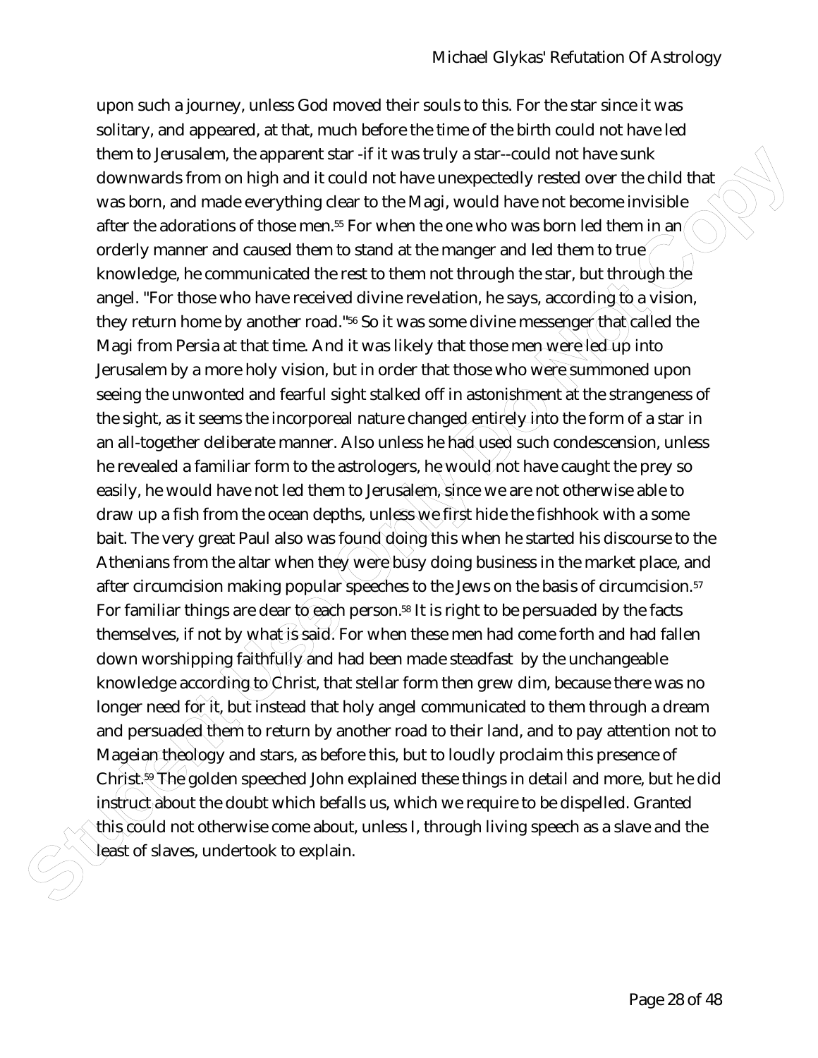upon such a journey, unless God moved their souls to this. For the star since it was solitary, and appeared, at that, much before the time of the birth could not have led them to Jerusalem, the apparent star -if it was truly a star--could not have sunk downwards from on high and it could not have unexpectedly rested over the child that was born, and made everything clear to the Magi, would have not become invisible after the adorations of those men.[55] For when the one who was born led them in an orderly manner and caused them to stand at the manger and led them to true knowledge, he communicated the rest to them not through the star, but through the angel. "For those who have received divine revelation, he says, according to a vision, they return home by another road."[56] So it was some divine messenger that called the Magi from Persia at that time. And it was likely that those men were led up into Jerusalem by a more holy vision, but in order that those who were summoned upon seeing the unwonted and fearful sight stalked off in astonishment at the strangeness of the sight, as it seems the incorporeal nature changed entirely into the form of a star in an all-together deliberate manner. Also unless he had used such condescension, unless he revealed a familiar form to the astrologers, he would not have caught the prey so easily, he would have not led them to Jerusalem, since we are not otherwise able to draw up a fish from the ocean depths, unless we first hide the fishhook with a some bait. The very great Paul also was found doing this when he started his discourse to the Athenians from the altar when they were busy doing business in the market place, and after circumcision making popular speeches to the Jews on the basis of circumcision.[57] For familiar things are dear to each person.[58] It is right to be persuaded by the facts themselves, if not by what is said. For when these men had come forth and had fallen down worshipping faithfully and had been made steadfast by the unchangeable knowledge according to Christ, that stellar form then grew dim, because there was no longer need for it, but instead that holy angel communicated to them through a dream and persuaded them to return by another road to their land, and to pay attention not to Mageian theology and stars, as before this, but to loudly proclaim this presence of Christ.[59] The golden speeched John explained these things in detail and more, but he did instruct about the doubt which befalls us, which we require to be dispelled. Granted this could not otherwise come about, unless I, through living speech as a slave and the least of slaves, undertook to explain.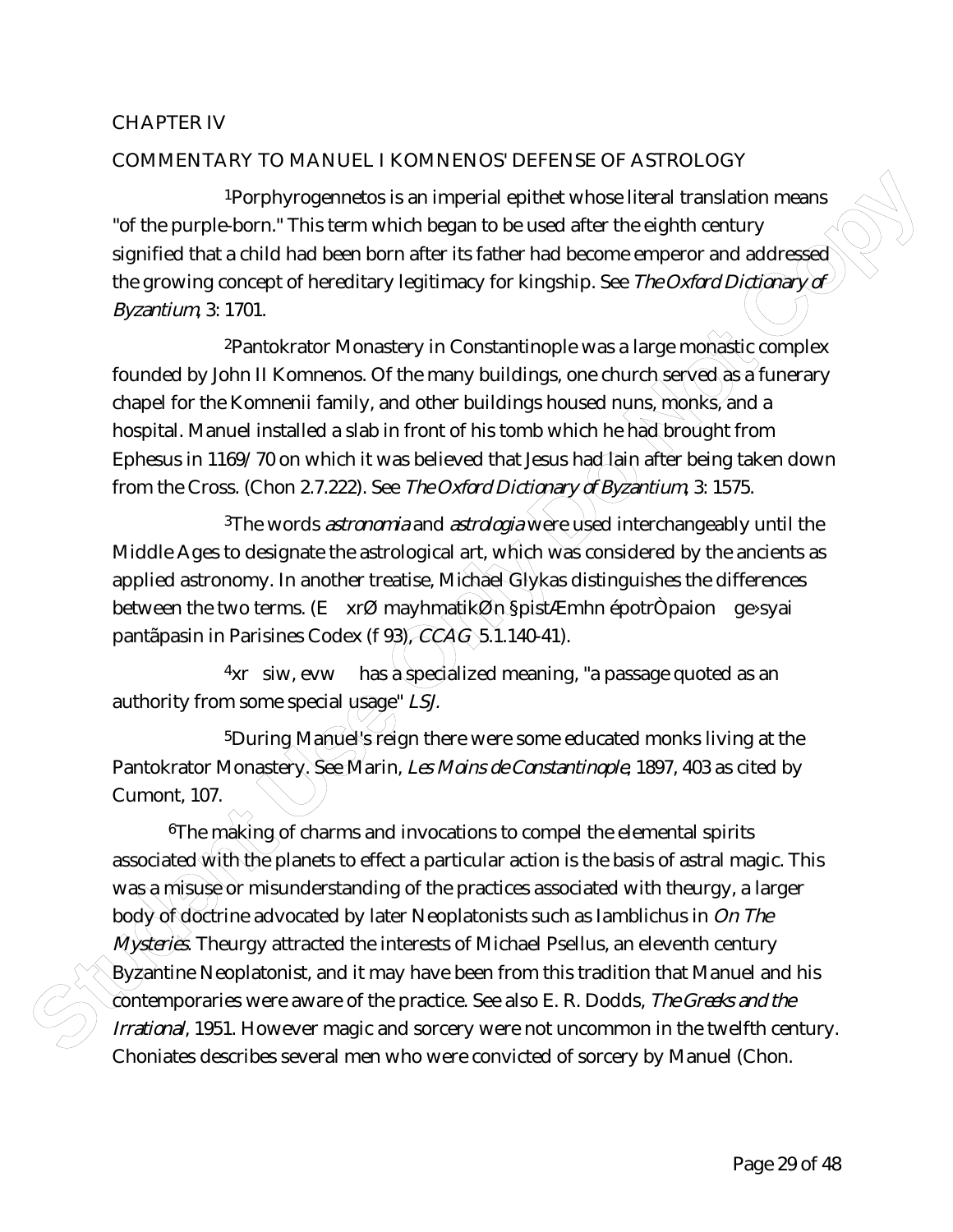CHAPTER IV

COMMENTARY TO MANUEL I KOMNENOS' DEFENSE OF ASTROLOGY

[1]Porphyrogennetos is an imperial epithet whose literal translation means "of the purple-born." This term which began to be used after the eighth century signified that a child had been born after its father had become emperor and addressed the growing concept of hereditary legitimacy for kingship. See *The Oxford Dictionary of Byzantium*, 3: 1701.

[2]Pantokrator Monastery in Constantinople was a large monastic complex founded by John II Komnenos. Of the many buildings, one church served as a funerary chapel for the Komnenii family, and other buildings housed nuns, monks, and a hospital. Manuel installed a slab in front of his tomb which he had brought from Ephesus in 1169/70 on which it was believed that Jesus had lain after being taken down from the Cross. (Chon 2.7.222). See *The Oxford Dictionary of Byzantium*, 3: 1575.

[3]The words *astronomia* and *astrologia* were used interchangeably until the Middle Ages to designate the astrological art, which was considered by the ancients as applied astronomy. In another treatise, Michael Glykas distinguishes the differences between the two terms. (E xrØ mayhmatikØn §pistÆmhn épotrÒpaion ge›syai pantãpasin in Parisines Codex (f 93), *CCAG* 5.1.140-41).

[4]xr siw, evw has a specialized meaning, "a passage quoted as an authority from some special usage" *LSJ*.

[5]During Manuel's reign there were some educated monks living at the Pantokrator Monastery. See Marin, *Les Moins de Constantinople*, 1897, 403 as cited by Cumont, 107.

[6]The making of charms and invocations to compel the elemental spirits associated with the planets to effect a particular action is the basis of astral magic. This was a misuse or misunderstanding of the practices associated with theurgy, a larger body of doctrine advocated by later Neoplatonists such as Iamblichus in *On The Mysteries*. Theurgy attracted the interests of Michael Psellus, an eleventh century Byzantine Neoplatonist, and it may have been from this tradition that Manuel and his contemporaries were aware of the practice. See also E. R. Dodds, *The Greeks and the Irrational*, 1951. However magic and sorcery were not uncommon in the twelfth century. Choniates describes several men who were convicted of sorcery by Manuel (Chon.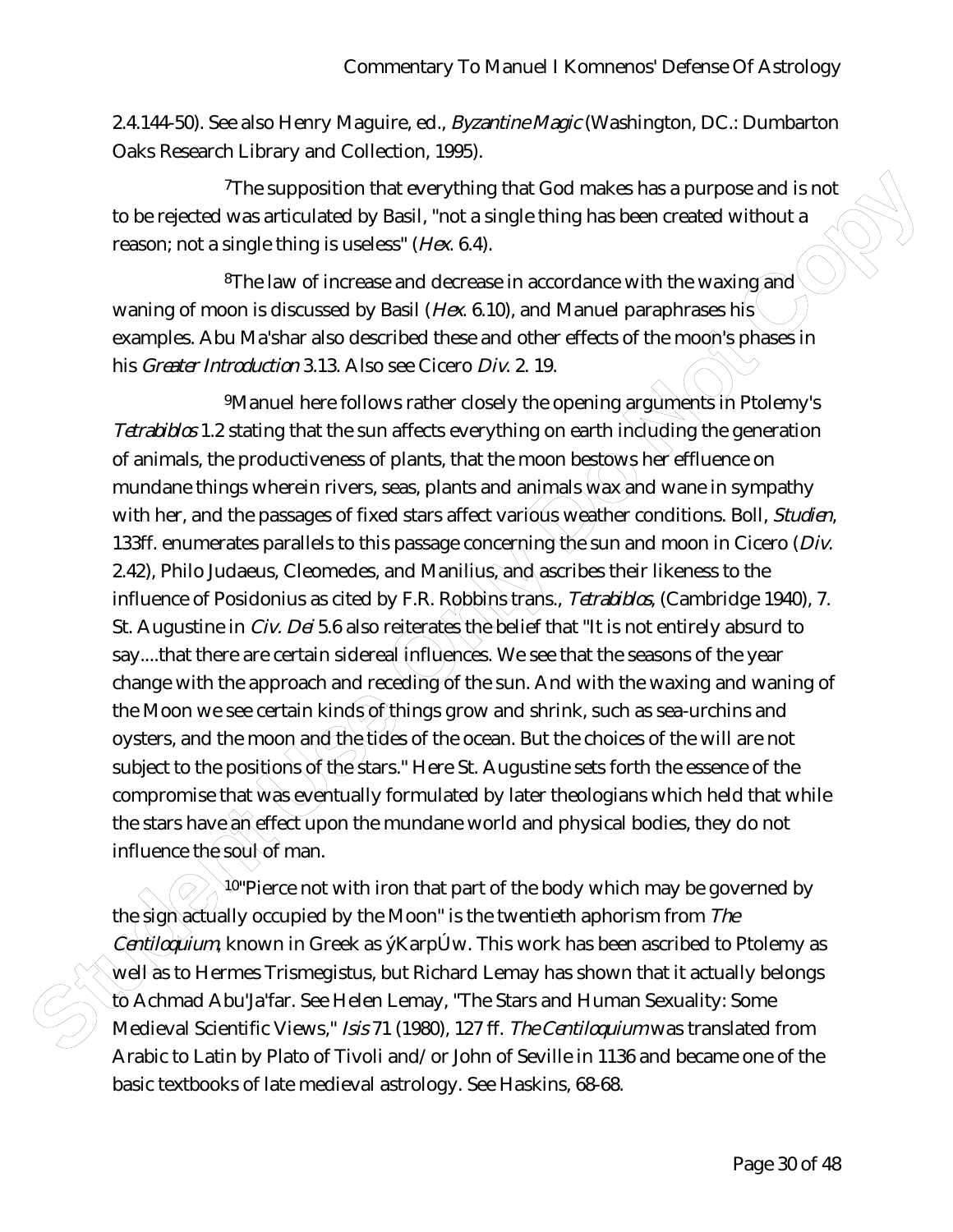2.4.144-50). See also Henry Maguire, ed., *Byzantine Magic* (Washington, DC.: Dumbarton Oaks Research Library and Collection, 1995).

[7]The supposition that everything that God makes has a purpose and is not to be rejected was articulated by Basil, "not a single thing has been created without a reason; not a single thing is useless" (*Hex.* 6.4).

[8]The law of increase and decrease in accordance with the waxing and waning of moon is discussed by Basil (*Hex.* 6.10), and Manuel paraphrases his examples. Abu Ma'shar also described these and other effects of the moon's phases in his *Greater Introduction* 3.13. Also see Cicero *Div.* 2. 19.

[9]Manuel here follows rather closely the opening arguments in Ptolemy's *Tetrabiblos* 1.2 stating that the sun affects everything on earth including the generation of animals, the productiveness of plants, that the moon bestows her effluence on mundane things wherein rivers, seas, plants and animals wax and wane in sympathy with her, and the passages of fixed stars affect various weather conditions. Boll, *Studien*, 133ff. enumerates parallels to this passage concerning the sun and moon in Cicero (*Div.* 2.42), Philo Judaeus, Cleomedes, and Manilius, and ascribes their likeness to the influence of Posidonius as cited by F.R. Robbins trans., *Tetrabiblos*, (Cambridge 1940), 7. St. Augustine in *Civ. Dei* 5.6 also reiterates the belief that "It is not entirely absurd to say....that there are certain sidereal influences. We see that the seasons of the year change with the approach and receding of the sun. And with the waxing and waning of the Moon we see certain kinds of things grow and shrink, such as sea-urchins and oysters, and the moon and the tides of the ocean. But the choices of the will are not subject to the positions of the stars." Here St. Augustine sets forth the essence of the compromise that was eventually formulated by later theologians which held that while the stars have an effect upon the mundane world and physical bodies, they do not influence the soul of man.

[10]"Pierce not with iron that part of the body which may be governed by the sign actually occupied by the Moon" is the twentieth aphorism from *The Centiloquium*, known in Greek as ýKarpÚw. This work has been ascribed to Ptolemy as well as to Hermes Trismegistus, but Richard Lemay has shown that it actually belongs to Achmad Abu'Ja'far. See Helen Lemay, "The Stars and Human Sexuality: Some Medieval Scientific Views," *Isis* 71 (1980), 127 ff. *The Centiloquium* was translated from Arabic to Latin by Plato of Tivoli and/or John of Seville in 1136 and became one of the basic textbooks of late medieval astrology. See Haskins, 68-68.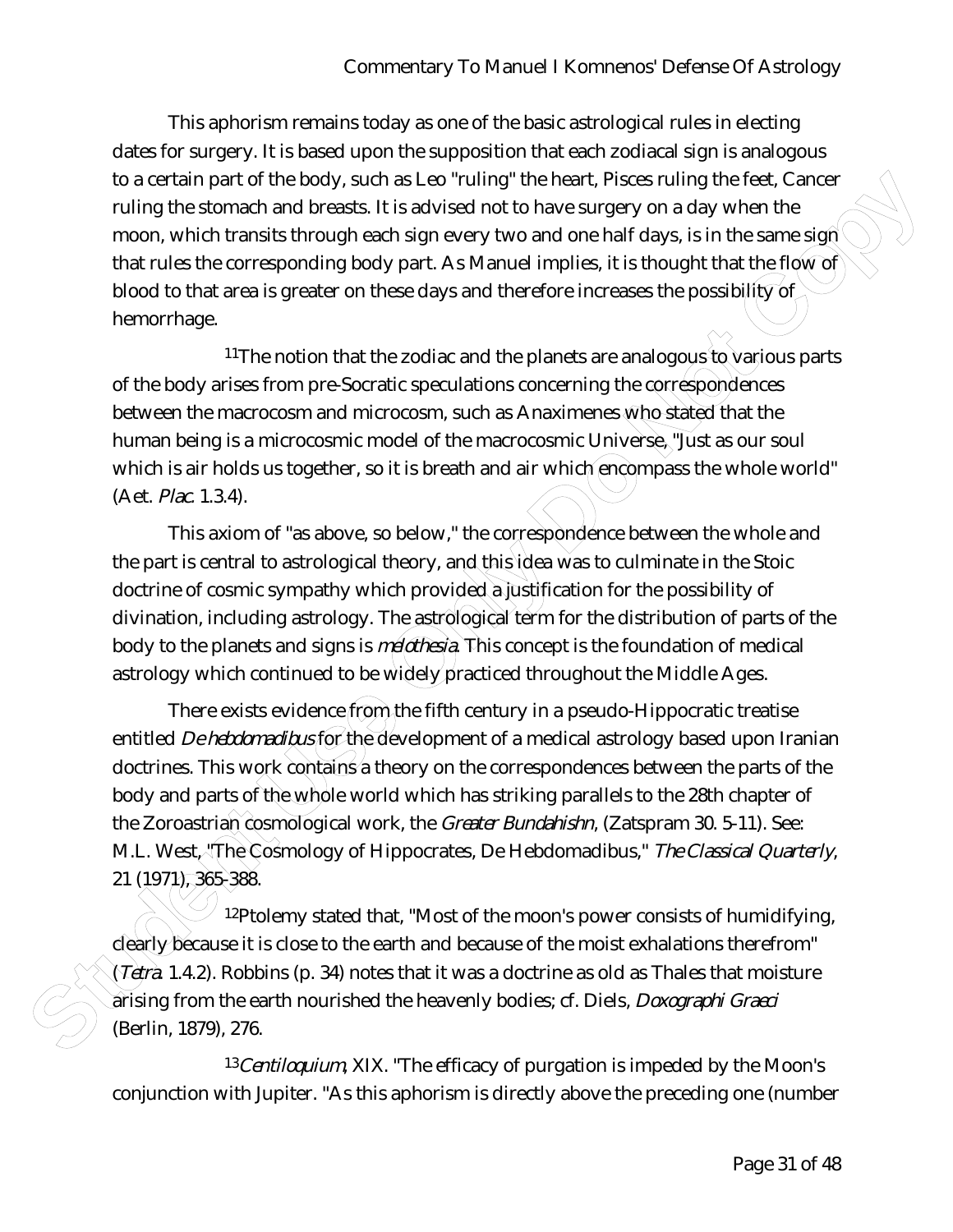This aphorism remains today as one of the basic astrological rules in electing dates for surgery. It is based upon the supposition that each zodiacal sign is analogous to a certain part of the body, such as Leo "ruling" the heart, Pisces ruling the feet, Cancer ruling the stomach and breasts. It is advised not to have surgery on a day when the moon, which transits through each sign every two and one half days, is in the same sign that rules the corresponding body part. As Manuel implies, it is thought that the flow of blood to that area is greater on these days and therefore increases the possibility of hemorrhage.

[11]The notion that the zodiac and the planets are analogous to various parts of the body arises from pre-Socratic speculations concerning the correspondences between the macrocosm and microcosm, such as Anaximenes who stated that the human being is a microcosmic model of the macrocosmic Universe, "Just as our soul which is air holds us together, so it is breath and air which encompass the whole world" (Aet. *Plac.* 1.3.4).

This axiom of "as above, so below," the correspondence between the whole and the part is central to astrological theory, and this idea was to culminate in the Stoic doctrine of cosmic sympathy which provided a justification for the possibility of divination, including astrology. The astrological term for the distribution of parts of the body to the planets and signs is *melothesia*. This concept is the foundation of medical astrology which continued to be widely practiced throughout the Middle Ages.

There exists evidence from the fifth century in a pseudo-Hippocratic treatise entitled *De hebdomadibus* for the development of a medical astrology based upon Iranian doctrines. This work contains a theory on the correspondences between the parts of the body and parts of the whole world which has striking parallels to the 28th chapter of the Zoroastrian cosmological work, the *Greater Bundahishn*, (Zatspram 30. 5-11). See: M.L. West, "The Cosmology of Hippocrates, De Hebdomadibus," *The Classical Quarterly*, 21 (1971), 365-388.

[12]Ptolemy stated that, "Most of the moon's power consists of humidifying, clearly because it is close to the earth and because of the moist exhalations therefrom" (*Tetra.* 1.4.2). Robbins (p. 34) notes that it was a doctrine as old as Thales that moisture arising from the earth nourished the heavenly bodies; cf. Diels, *Doxographi Graeci* (Berlin, 1879), 276.

[13]*Centiloquium*, XIX. "The efficacy of purgation is impeded by the Moon's conjunction with Jupiter. "As this aphorism is directly above the preceding one (number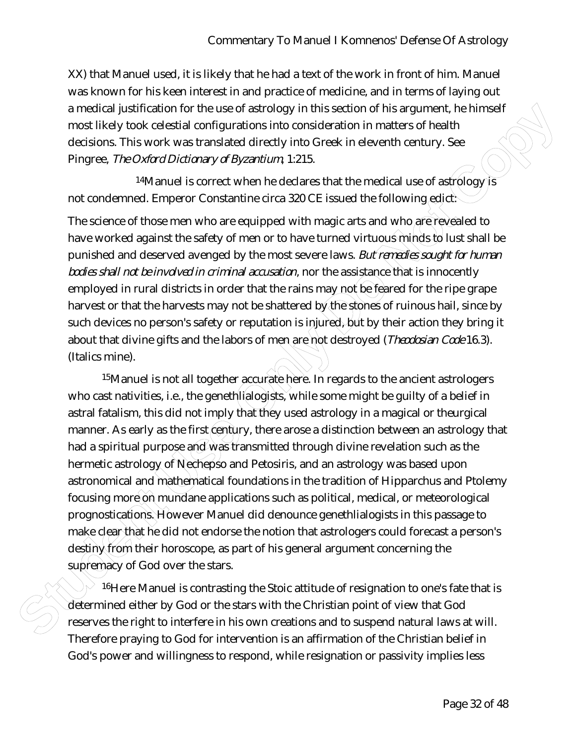XX) that Manuel used, it is likely that he had a text of the work in front of him. Manuel was known for his keen interest in and practice of medicine, and in terms of laying out a medical justification for the use of astrology in this section of his argument, he himself most likely took celestial configurations into consideration in matters of health decisions. This work was translated directly into Greek in eleventh century. See Pingree, *The Oxford Dictionary of Byzantium*, 1:215.

[14]Manuel is correct when he declares that the medical use of astrology is not condemned. Emperor Constantine circa 320 CE issued the following edict:

The science of those men who are equipped with magic arts and who are revealed to have worked against the safety of men or to have turned virtuous minds to lust shall be punished and deserved avenged by the most severe laws. *But remedies sought for human bodies shall not be involved in criminal accusation*, nor the assistance that is innocently employed in rural districts in order that the rains may not be feared for the ripe grape harvest or that the harvests may not be shattered by the stones of ruinous hail, since by such devices no person's safety or reputation is injured, but by their action they bring it about that divine gifts and the labors of men are not destroyed (*Theodosian Code* 16.3). (Italics mine).

[15]Manuel is not all together accurate here. In regards to the ancient astrologers who cast nativities, i.e., the genethlialogists, while some might be guilty of a belief in astral fatalism, this did not imply that they used astrology in a magical or theurgical manner. As early as the first century, there arose a distinction between an astrology that had a spiritual purpose and was transmitted through divine revelation such as the hermetic astrology of Nechepso and Petosiris, and an astrology was based upon astronomical and mathematical foundations in the tradition of Hipparchus and Ptolemy focusing more on mundane applications such as political, medical, or meteorological prognostications. However Manuel did denounce genethlialogists in this passage to make clear that he did not endorse the notion that astrologers could forecast a person's destiny from their horoscope, as part of his general argument concerning the supremacy of God over the stars.

[16]Here Manuel is contrasting the Stoic attitude of resignation to one's fate that is determined either by God or the stars with the Christian point of view that God reserves the right to interfere in his own creations and to suspend natural laws at will. Therefore praying to God for intervention is an affirmation of the Christian belief in God's power and willingness to respond, while resignation or passivity implies less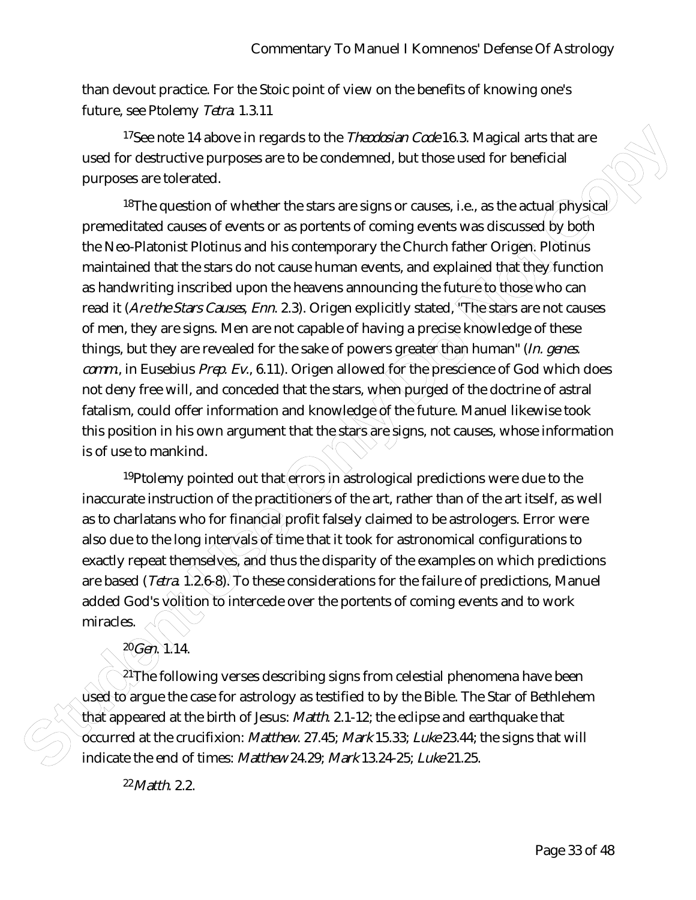than devout practice. For the Stoic point of view on the benefits of knowing one's future, see Ptolemy *Tetra.* 1.3.11

[17]See note 14 above in regards to the *Theodosian Code* 16.3. Magical arts that are used for destructive purposes are to be condemned, but those used for beneficial purposes are tolerated.

[18]The question of whether the stars are signs or causes, i.e., as the actual physical premeditated causes of events or as portents of coming events was discussed by both the Neo-Platonist Plotinus and his contemporary the Church father Origen. Plotinus maintained that the stars do not cause human events, and explained that they function as handwriting inscribed upon the heavens announcing the future to those who can read it (*Are the Stars Causes*, *Enn.* 2.3). Origen explicitly stated, "The stars are not causes of men, they are signs. Men are not capable of having a precise knowledge of these things, but they are revealed for the sake of powers greater than human" (*In. genes. comm.*, in Eusebius *Prep. Ev.*, 6.11). Origen allowed for the prescience of God which does not deny free will, and conceded that the stars, when purged of the doctrine of astral fatalism, could offer information and knowledge of the future. Manuel likewise took this position in his own argument that the stars are signs, not causes, whose information is of use to mankind.

[19]Ptolemy pointed out that errors in astrological predictions were due to the inaccurate instruction of the practitioners of the art, rather than of the art itself, as well as to charlatans who for financial profit falsely claimed to be astrologers. Error were also due to the long intervals of time that it took for astronomical configurations to exactly repeat themselves, and thus the disparity of the examples on which predictions are based (*Tetra.* 1.2.6-8). To these considerations for the failure of predictions, Manuel added God's volition to intercede over the portents of coming events and to work miracles.

[20]*Gen.* 1.14.

[21]The following verses describing signs from celestial phenomena have been used to argue the case for astrology as testified to by the Bible. The Star of Bethlehem that appeared at the birth of Jesus: *Matth.* 2.1-12; the eclipse and earthquake that occurred at the crucifixion: *Matthew.* 27.45; *Mark* 15.33; *Luke* 23.44; the signs that will indicate the end of times: *Matthew* 24.29; *Mark* 13.24-25; *Luke* 21.25.

[22]*Matth.* 2.2.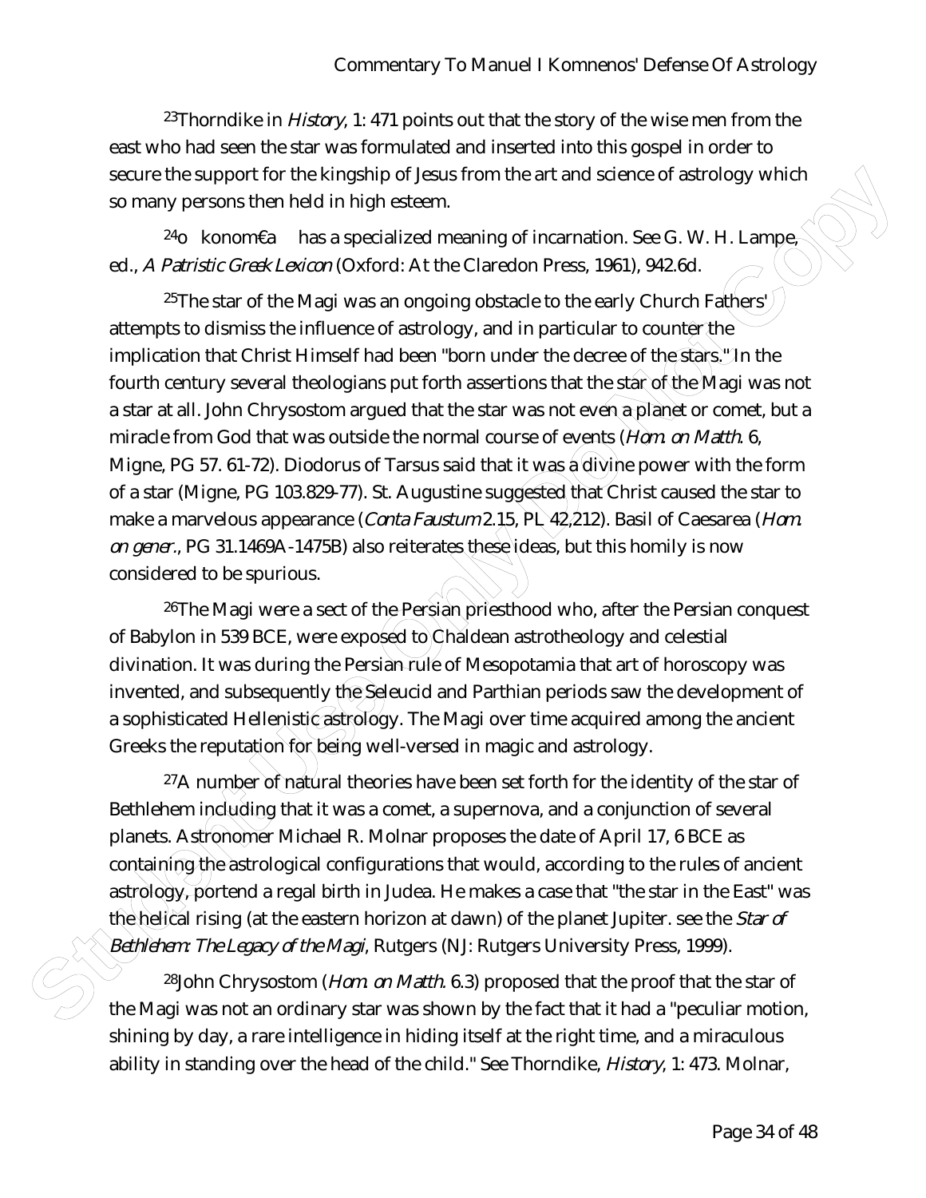[23]Thorndike in *History*, 1: 471 points out that the story of the wise men from the east who had seen the star was formulated and inserted into this gospel in order to secure the support for the kingship of Jesus from the art and science of astrology which so many persons then held in high esteem.

[24]o konom€a has a specialized meaning of incarnation. See G. W. H. Lampe, ed., *A Patristic Greek Lexicon* (Oxford: At the Claredon Press, 1961), 942.6d.

[25]The star of the Magi was an ongoing obstacle to the early Church Fathers' attempts to dismiss the influence of astrology, and in particular to counter the implication that Christ Himself had been "born under the decree of the stars." In the fourth century several theologians put forth assertions that the star of the Magi was not a star at all. John Chrysostom argued that the star was not even a planet or comet, but a miracle from God that was outside the normal course of events (*Hom. on Matth.* 6, Migne, PG 57. 61-72). Diodorus of Tarsus said that it was a divine power with the form of a star (Migne, PG 103.829-77). St. Augustine suggested that Christ caused the star to make a marvelous appearance (*Conta Faustum* 2.15, PL 42,212). Basil of Caesarea (*Hom. on gener.*, PG 31.1469A-1475B) also reiterates these ideas, but this homily is now considered to be spurious.

[26]The Magi were a sect of the Persian priesthood who, after the Persian conquest of Babylon in 539 BCE, were exposed to Chaldean astrotheology and celestial divination. It was during the Persian rule of Mesopotamia that art of horoscopy was invented, and subsequently the Seleucid and Parthian periods saw the development of a sophisticated Hellenistic astrology. The Magi over time acquired among the ancient Greeks the reputation for being well-versed in magic and astrology.

[27]A number of natural theories have been set forth for the identity of the star of Bethlehem including that it was a comet, a supernova, and a conjunction of several planets. Astronomer Michael R. Molnar proposes the date of April 17, 6 BCE as containing the astrological configurations that would, according to the rules of ancient astrology, portend a regal birth in Judea. He makes a case that "the star in the East" was the helical rising (at the eastern horizon at dawn) of the planet Jupiter. see the *Star of Bethlehem: The Legacy of the Magi*, Rutgers (NJ: Rutgers University Press, 1999).

[28]John Chrysostom (*Hom. on Matth.* 6.3) proposed that the proof that the star of the Magi was not an ordinary star was shown by the fact that it had a "peculiar motion, shining by day, a rare intelligence in hiding itself at the right time, and a miraculous ability in standing over the head of the child." See Thorndike, *History*, 1: 473. Molnar,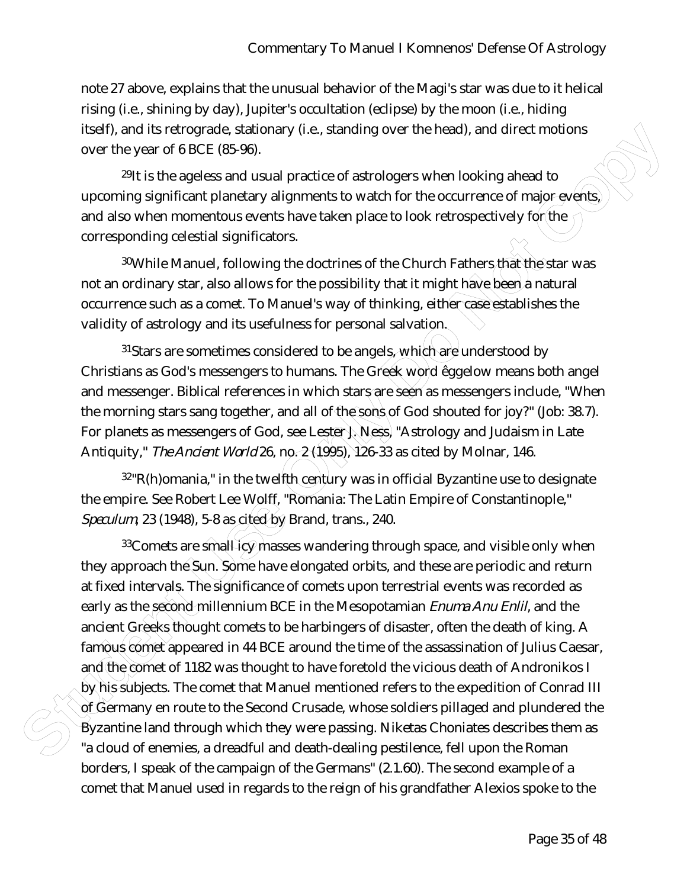note 27 above, explains that the unusual behavior of the Magi's star was due to it helical rising (i.e., shining by day), Jupiter's occultation (eclipse) by the moon (i.e., hiding itself), and its retrograde, stationary (i.e., standing over the head), and direct motions over the year of 6 BCE (85-96).

[29]It is the ageless and usual practice of astrologers when looking ahead to upcoming significant planetary alignments to watch for the occurrence of major events, and also when momentous events have taken place to look retrospectively for the corresponding celestial significators.

[30]While Manuel, following the doctrines of the Church Fathers that the star was not an ordinary star, also allows for the possibility that it might have been a natural occurrence such as a comet. To Manuel's way of thinking, either case establishes the validity of astrology and its usefulness for personal salvation.

[31]Stars are sometimes considered to be angels, which are understood by Christians as God's messengers to humans. The Greek word êggelow means both angel and messenger. Biblical references in which stars are seen as messengers include, "When the morning stars sang together, and all of the sons of God shouted for joy?" (Job: 38.7). For planets as messengers of God, see Lester J. Ness, "Astrology and Judaism in Late Antiquity," *The Ancient World* 26, no. 2 (1995), 126-33 as cited by Molnar, 146.

[32]"R(h)omania," in the twelfth century was in official Byzantine use to designate the empire. See Robert Lee Wolff, "Romania: The Latin Empire of Constantinople," *Speculum*, 23 (1948), 5-8 as cited by Brand, trans., 240.

[33]Comets are small icy masses wandering through space, and visible only when they approach the Sun. Some have elongated orbits, and these are periodic and return at fixed intervals. The significance of comets upon terrestrial events was recorded as early as the second millennium BCE in the Mesopotamian *Enuma Anu Enlil*, and the ancient Greeks thought comets to be harbingers of disaster, often the death of king. A famous comet appeared in 44 BCE around the time of the assassination of Julius Caesar, and the comet of 1182 was thought to have foretold the vicious death of Andronikos I by his subjects. The comet that Manuel mentioned refers to the expedition of Conrad III of Germany en route to the Second Crusade, whose soldiers pillaged and plundered the Byzantine land through which they were passing. Niketas Choniates describes them as "a cloud of enemies, a dreadful and death-dealing pestilence, fell upon the Roman borders, I speak of the campaign of the Germans" (2.1.60). The second example of a comet that Manuel used in regards to the reign of his grandfather Alexios spoke to the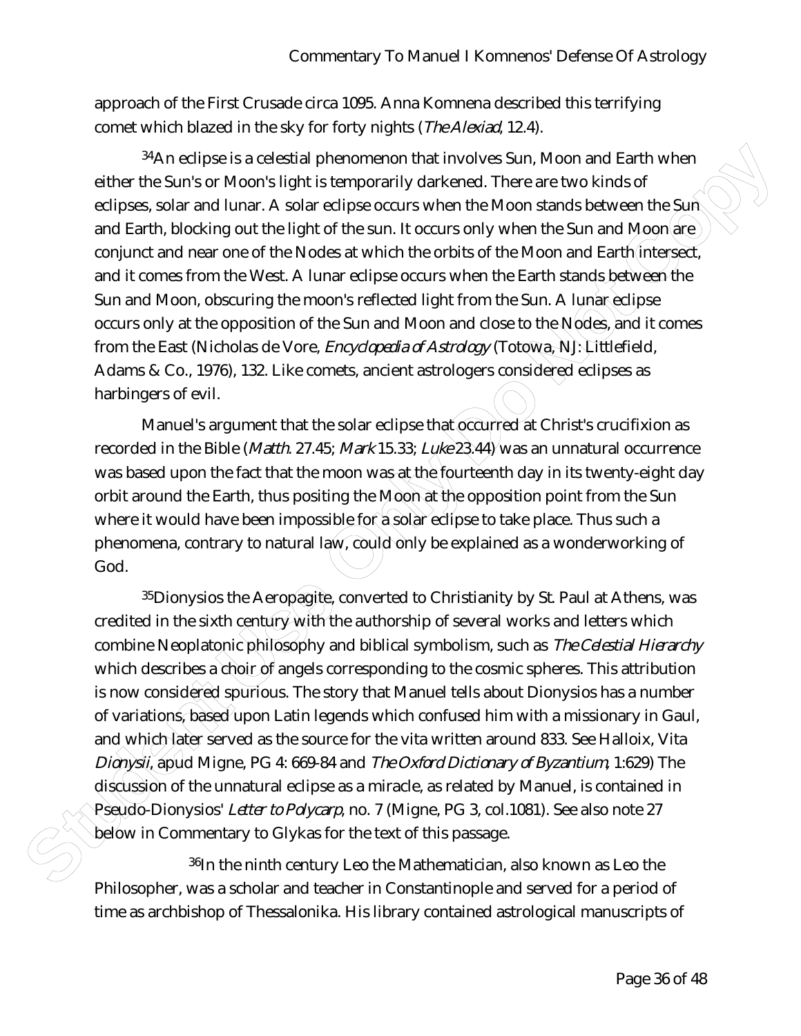approach of the First Crusade circa 1095. Anna Komnena described this terrifying comet which blazed in the sky for forty nights (*The Alexiad*, 12.4).

[34]An eclipse is a celestial phenomenon that involves Sun, Moon and Earth when either the Sun's or Moon's light is temporarily darkened. There are two kinds of eclipses, solar and lunar. A solar eclipse occurs when the Moon stands between the Sun and Earth, blocking out the light of the sun. It occurs only when the Sun and Moon are conjunct and near one of the Nodes at which the orbits of the Moon and Earth intersect, and it comes from the West. A lunar eclipse occurs when the Earth stands between the Sun and Moon, obscuring the moon's reflected light from the Sun. A lunar eclipse occurs only at the opposition of the Sun and Moon and close to the Nodes, and it comes from the East (Nicholas de Vore, *Encyclopedia of Astrology* (Totowa, NJ: Littlefield, Adams & Co., 1976), 132. Like comets, ancient astrologers considered eclipses as harbingers of evil.

Manuel's argument that the solar eclipse that occurred at Christ's crucifixion as recorded in the Bible (*Matth.* 27.45; *Mark* 15.33; *Luke* 23.44) was an unnatural occurrence was based upon the fact that the moon was at the fourteenth day in its twenty-eight day orbit around the Earth, thus positing the Moon at the opposition point from the Sun where it would have been impossible for a solar eclipse to take place. Thus such a phenomena, contrary to natural law, could only be explained as a wonderworking of God.

[35]Dionysios the Aeropagite, converted to Christianity by St. Paul at Athens, was credited in the sixth century with the authorship of several works and letters which combine Neoplatonic philosophy and biblical symbolism, such as *The Celestial Hierarchy* which describes a choir of angels corresponding to the cosmic spheres. This attribution is now considered spurious. The story that Manuel tells about Dionysios has a number of variations, based upon Latin legends which confused him with a missionary in Gaul, and which later served as the source for the vita written around 833. See Halloix, Vita *Dionysii*, apud Migne, PG 4: 669-84 and *The Oxford Dictionary of Byzantium*, 1:629) The discussion of the unnatural eclipse as a miracle, as related by Manuel, is contained in Pseudo-Dionysios' *Letter to Polycarp*, no. 7 (Migne, PG 3, col.1081). See also note 27 below in Commentary to Glykas for the text of this passage.

[36]In the ninth century Leo the Mathematician, also known as Leo the Philosopher, was a scholar and teacher in Constantinople and served for a period of time as archbishop of Thessalonika. His library contained astrological manuscripts of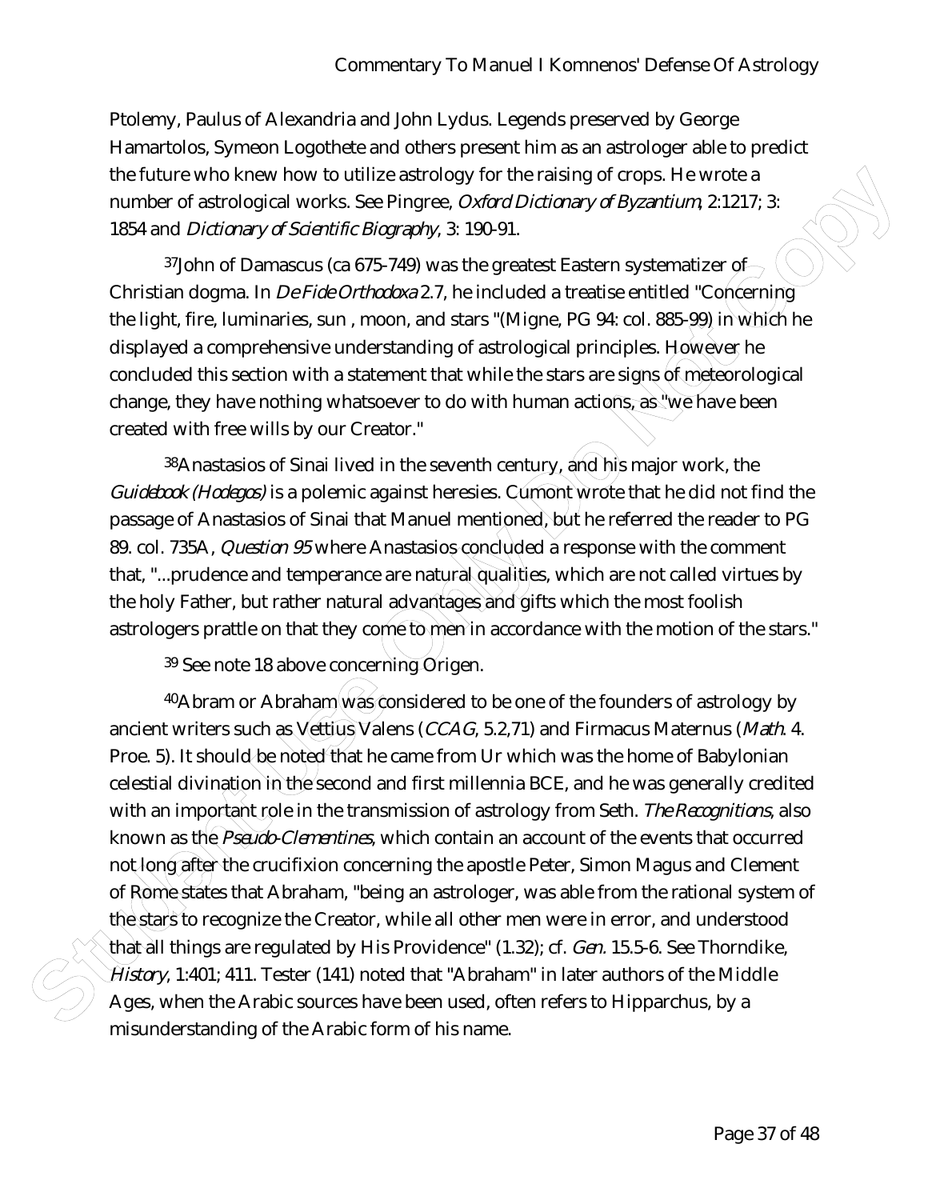Ptolemy, Paulus of Alexandria and John Lydus. Legends preserved by George Hamartolos, Symeon Logothete and others present him as an astrologer able to predict the future who knew how to utilize astrology for the raising of crops. He wrote a number of astrological works. See Pingree, *Oxford Dictionary of Byzantium*, 2:1217; 3: 1854 and *Dictionary of Scientific Biography*, 3: 190-91.

[37]John of Damascus (ca 675-749) was the greatest Eastern systematizer of Christian dogma. In *De Fide Orthodoxa* 2.7, he included a treatise entitled "Concerning the light, fire, luminaries, sun , moon, and stars "(Migne, PG 94: col. 885-99) in which he displayed a comprehensive understanding of astrological principles. However he concluded this section with a statement that while the stars are signs of meteorological change, they have nothing whatsoever to do with human actions, as "we have been created with free wills by our Creator."

[38]Anastasios of Sinai lived in the seventh century, and his major work, the *Guidebook (Hodegos)* is a polemic against heresies. Cumont wrote that he did not find the passage of Anastasios of Sinai that Manuel mentioned, but he referred the reader to PG 89. col. 735A, *Question 95* where Anastasios concluded a response with the comment that, "...prudence and temperance are natural qualities, which are not called virtues by the holy Father, but rather natural advantages and gifts which the most foolish astrologers prattle on that they come to men in accordance with the motion of the stars."

[39] See note 18 above concerning Origen.

[40]Abram or Abraham was considered to be one of the founders of astrology by ancient writers such as Vettius Valens (*CCAG*, 5.2,71) and Firmacus Maternus (*Math*. 4. Proe. 5). It should be noted that he came from Ur which was the home of Babylonian celestial divination in the second and first millennia BCE, and he was generally credited with an important role in the transmission of astrology from Seth. *The Recognitions*, also known as the *Pseudo-Clementines*, which contain an account of the events that occurred not long after the crucifixion concerning the apostle Peter, Simon Magus and Clement of Rome states that Abraham, "being an astrologer, was able from the rational system of the stars to recognize the Creator, while all other men were in error, and understood that all things are regulated by His Providence" (1.32); cf. *Gen*. 15.5-6. See Thorndike, *History*, 1:401; 411. Tester (141) noted that "Abraham" in later authors of the Middle Ages, when the Arabic sources have been used, often refers to Hipparchus, by a misunderstanding of the Arabic form of his name.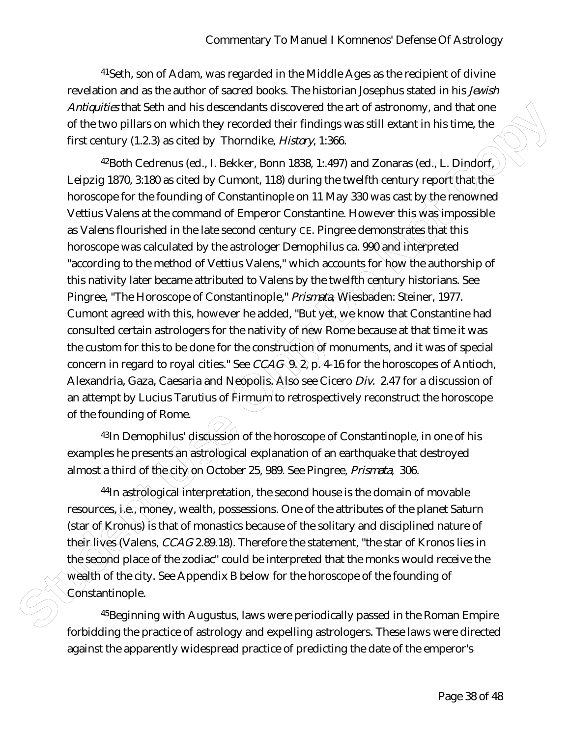[41]Seth, son of Adam, was regarded in the Middle Ages as the recipient of divine revelation and as the author of sacred books. The historian Josephus stated in his *Jewish Antiquities* that Seth and his descendants discovered the art of astronomy, and that one of the two pillars on which they recorded their findings was still extant in his time, the first century (1.2.3) as cited by Thorndike, *History*, 1:366.

[42]Both Cedrenus (ed., I. Bekker, Bonn 1838, 1:.497) and Zonaras (ed., L. Dindorf, Leipzig 1870, 3:180 as cited by Cumont, 118) during the twelfth century report that the horoscope for the founding of Constantinople on 11 May 330 was cast by the renowned Vettius Valens at the command of Emperor Constantine. However this was impossible as Valens flourished in the late second century CE. Pingree demonstrates that this horoscope was calculated by the astrologer Demophilus ca. 990 and interpreted "according to the method of Vettius Valens," which accounts for how the authorship of this nativity later became attributed to Valens by the twelfth century historians. See Pingree, "The Horoscope of Constantinople," *Prismata*, Wiesbaden: Steiner, 1977. Cumont agreed with this, however he added, "But yet, we know that Constantine had consulted certain astrologers for the nativity of new Rome because at that time it was the custom for this to be done for the construction of monuments, and it was of special concern in regard to royal cities." See *CCAG* 9. 2, p. 4-16 for the horoscopes of Antioch, Alexandria, Gaza, Caesaria and Neopolis. Also see Cicero *Div.* 2.47 for a discussion of an attempt by Lucius Tarutius of Firmum to retrospectively reconstruct the horoscope of the founding of Rome.

[43]In Demophilus' discussion of the horoscope of Constantinople, in one of his examples he presents an astrological explanation of an earthquake that destroyed almost a third of the city on October 25, 989. See Pingree, *Prismata*, 306.

[44]In astrological interpretation, the second house is the domain of movable resources, i.e., money, wealth, possessions. One of the attributes of the planet Saturn (star of Kronus) is that of monastics because of the solitary and disciplined nature of their lives (Valens, *CCAG* 2.89.18). Therefore the statement, "the star of Kronos lies in the second place of the zodiac" could be interpreted that the monks would receive the wealth of the city. See Appendix B below for the horoscope of the founding of Constantinople.

[45]Beginning with Augustus, laws were periodically passed in the Roman Empire forbidding the practice of astrology and expelling astrologers. These laws were directed against the apparently widespread practice of predicting the date of the emperor's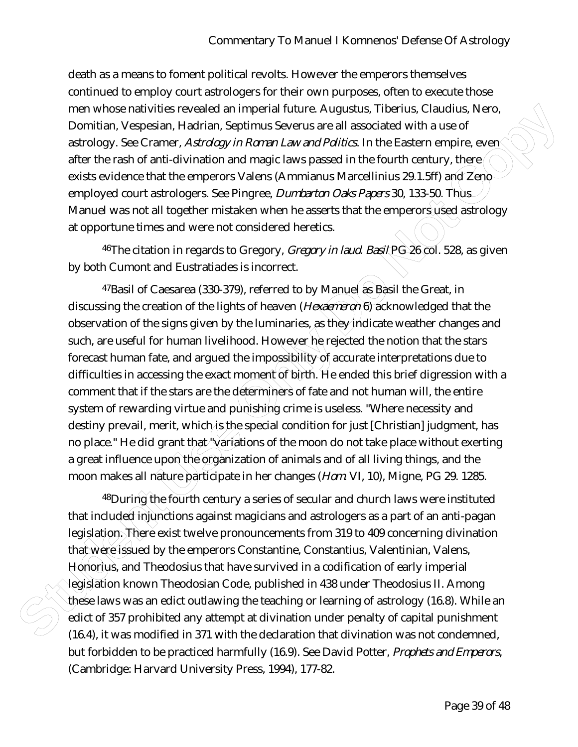death as a means to foment political revolts. However the emperors themselves continued to employ court astrologers for their own purposes, often to execute those men whose nativities revealed an imperial future. Augustus, Tiberius, Claudius, Nero, Domitian, Vespesian, Hadrian, Septimus Severus are all associated with a use of astrology. See Cramer, *Astrology in Roman Law and Politics*. In the Eastern empire, even after the rash of anti-divination and magic laws passed in the fourth century, there exists evidence that the emperors Valens (Ammianus Marcellinius 29.1.5ff) and Zeno employed court astrologers. See Pingree, *Dumbarton Oaks Papers* 30, 133-50. Thus Manuel was not all together mistaken when he asserts that the emperors used astrology at opportune times and were not considered heretics.

[46]The citation in regards to Gregory, *Gregory in laud. Basil* PG 26 col. 528, as given by both Cumont and Eustratiades is incorrect.

[47]Basil of Caesarea (330-379), referred to by Manuel as Basil the Great, in discussing the creation of the lights of heaven (*Hexaemeron* 6) acknowledged that the observation of the signs given by the luminaries, as they indicate weather changes and such, are useful for human livelihood. However he rejected the notion that the stars forecast human fate, and argued the impossibility of accurate interpretations due to difficulties in accessing the exact moment of birth. He ended this brief digression with a comment that if the stars are the determiners of fate and not human will, the entire system of rewarding virtue and punishing crime is useless. "Where necessity and destiny prevail, merit, which is the special condition for just [Christian] judgment, has no place." He did grant that "variations of the moon do not take place without exerting a great influence upon the organization of animals and of all living things, and the moon makes all nature participate in her changes (*Hom.* VI, 10), Migne, PG 29. 1285.

[48]During the fourth century a series of secular and church laws were instituted that included injunctions against magicians and astrologers as a part of an anti-pagan legislation. There exist twelve pronouncements from 319 to 409 concerning divination that were issued by the emperors Constantine, Constantius, Valentinian, Valens, Honorius, and Theodosius that have survived in a codification of early imperial legislation known Theodosian Code, published in 438 under Theodosius II. Among these laws was an edict outlawing the teaching or learning of astrology (16.8). While an edict of 357 prohibited any attempt at divination under penalty of capital punishment (16.4), it was modified in 371 with the declaration that divination was not condemned, but forbidden to be practiced harmfully (16.9). See David Potter, *Prophets and Emperors*, (Cambridge: Harvard University Press, 1994), 177-82.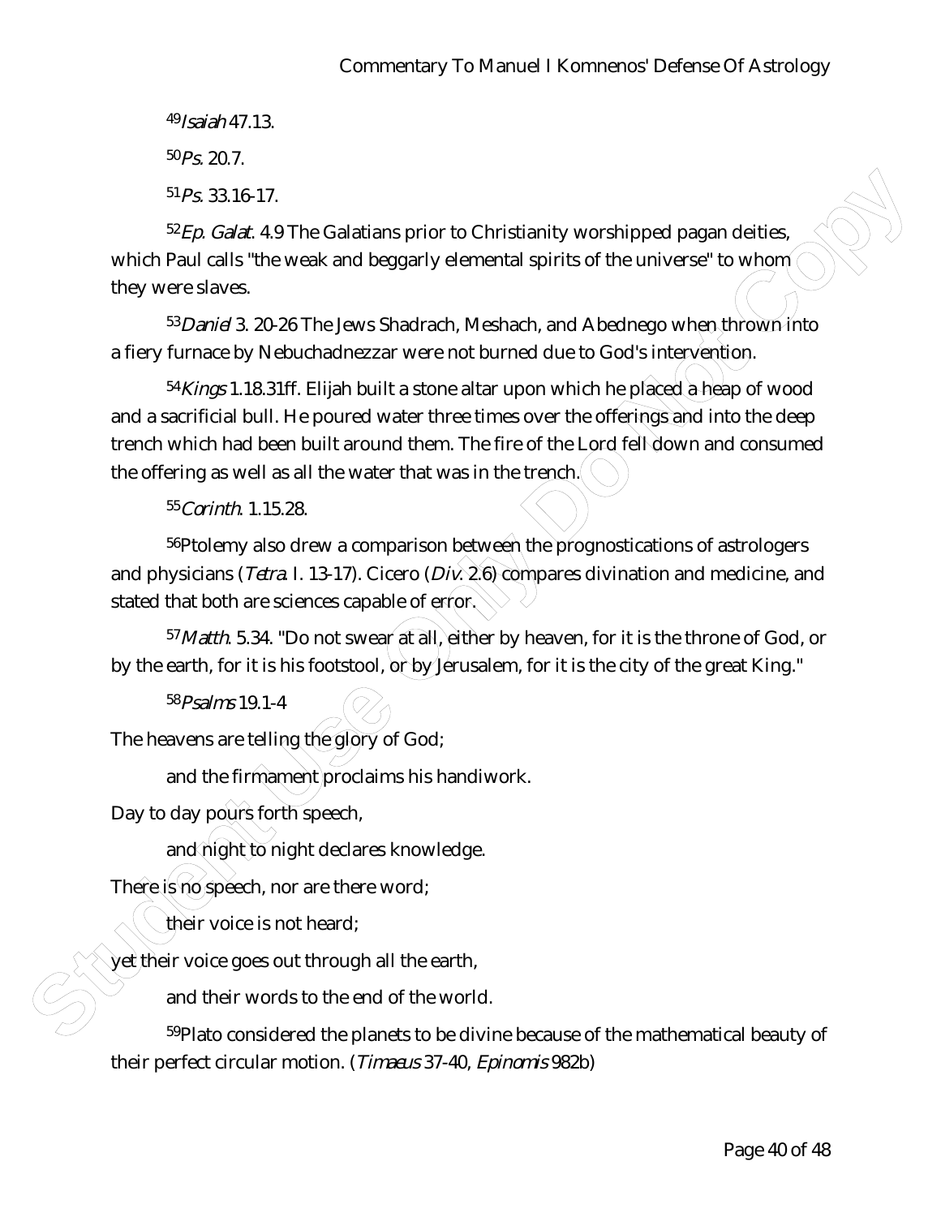[49]*Isaiah* 47.13.

[50]*Ps.* 20.7.

[51]*Ps.* 33.16-17.

[52]*Ep. Galat.* 4.9 The Galatians prior to Christianity worshipped pagan deities, which Paul calls "the weak and beggarly elemental spirits of the universe" to whom they were slaves.

[53]*Daniel* 3. 20-26 The Jews Shadrach, Meshach, and Abednego when thrown into a fiery furnace by Nebuchadnezzar were not burned due to God's intervention.

[54]*Kings* 1.18.31ff. Elijah built a stone altar upon which he placed a heap of wood and a sacrificial bull. He poured water three times over the offerings and into the deep trench which had been built around them. The fire of the Lord fell down and consumed the offering as well as all the water that was in the trench.

[55]*Corinth.* 1.15.28.

[56]Ptolemy also drew a comparison between the prognostications of astrologers and physicians (*Tetra.* I. 13-17). Cicero (*Div.* 2.6) compares divination and medicine, and stated that both are sciences capable of error.

[57]*Matth.* 5.34. "Do not swear at all, either by heaven, for it is the throne of God, or by the earth, for it is his footstool, or by Jerusalem, for it is the city of the great King."

[58]*Psalms* 19.1-4

The heavens are telling the glory of God;

and the firmament proclaims his handiwork.

Day to day pours forth speech,

and night to night declares knowledge.

There is no speech, nor are there word;

their voice is not heard;

yet their voice goes out through all the earth,

and their words to the end of the world.

[59]Plato considered the planets to be divine because of the mathematical beauty of their perfect circular motion. (*Timaeus* 37-40, *Epinomis* 982b)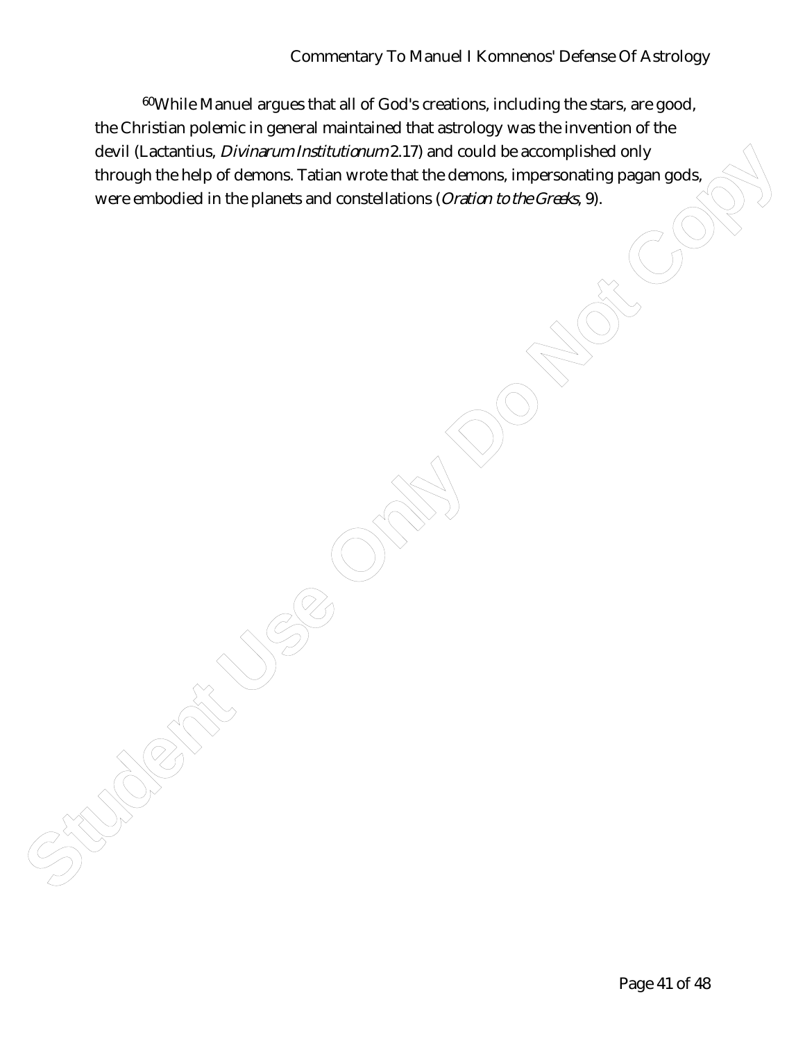[60]While Manuel argues that all of God's creations, including the stars, are good, the Christian polemic in general maintained that astrology was the invention of the devil (Lactantius, *Divinarum Institutionum* 2.17) and could be accomplished only through the help of demons. Tatian wrote that the demons, impersonating pagan gods, were embodied in the planets and constellations (*Oration to the Greeks*, 9).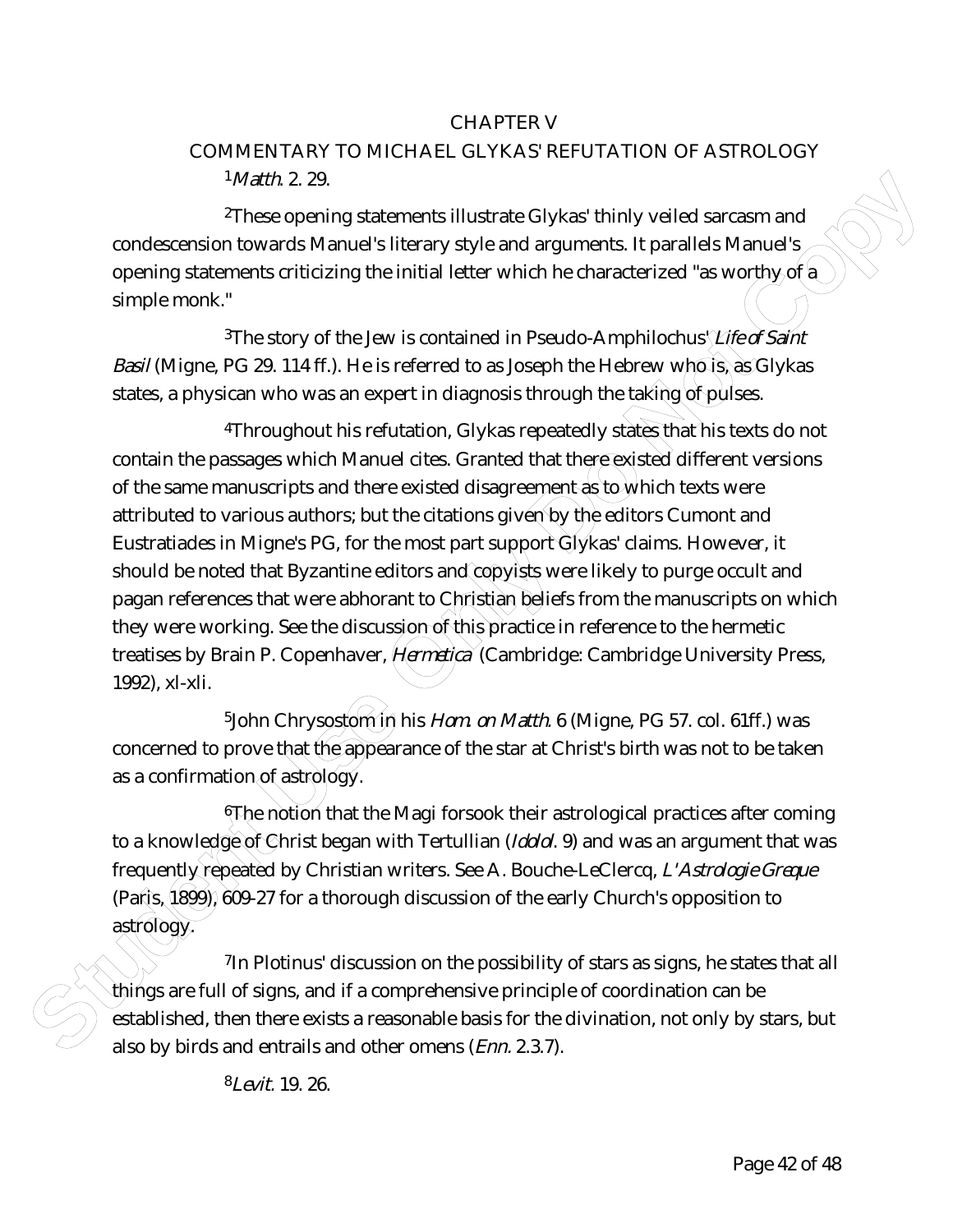# CHAPTER V

## COMMENTARY TO MICHAEL GLYKAS' REFUTATION OF ASTROLOGY

[1]*Matth.* 2. 29.

[2]These opening statements illustrate Glykas' thinly veiled sarcasm and condescension towards Manuel's literary style and arguments. It parallels Manuel's opening statements criticizing the initial letter which he characterized "as worthy of a simple monk."

[3]The story of the Jew is contained in Pseudo-Amphilochus' *Life of Saint Basil* (Migne, PG 29. 114 ff.). He is referred to as Joseph the Hebrew who is, as Glykas states, a physican who was an expert in diagnosis through the taking of pulses.

[4]Throughout his refutation, Glykas repeatedly states that his texts do not contain the passages which Manuel cites. Granted that there existed different versions of the same manuscripts and there existed disagreement as to which texts were attributed to various authors; but the citations given by the editors Cumont and Eustratiades in Migne's PG, for the most part support Glykas' claims. However, it should be noted that Byzantine editors and copyists were likely to purge occult and pagan references that were abhorant to Christian beliefs from the manuscripts on which they were working. See the discussion of this practice in reference to the hermetic treatises by Brain P. Copenhaver, *Hermetica* (Cambridge: Cambridge University Press, 1992), xl-xli.

[5]John Chrysostom in his *Hom. on Matth.* 6 (Migne, PG 57. col. 61ff.) was concerned to prove that the appearance of the star at Christ's birth was not to be taken as a confirmation of astrology.

[6]The notion that the Magi forsook their astrological practices after coming to a knowledge of Christ began with Tertullian (*Idolol.* 9) and was an argument that was frequently repeated by Christian writers. See A. Bouche-LeClercq, *L'Astrologie Greque* (Paris, 1899), 609-27 for a thorough discussion of the early Church's opposition to astrology.

[7]In Plotinus' discussion on the possibility of stars as signs, he states that all things are full of signs, and if a comprehensive principle of coordination can be established, then there exists a reasonable basis for the divination, not only by stars, but also by birds and entrails and other omens (*Enn.* 2.3.7).

[8]*Levit.* 19. 26.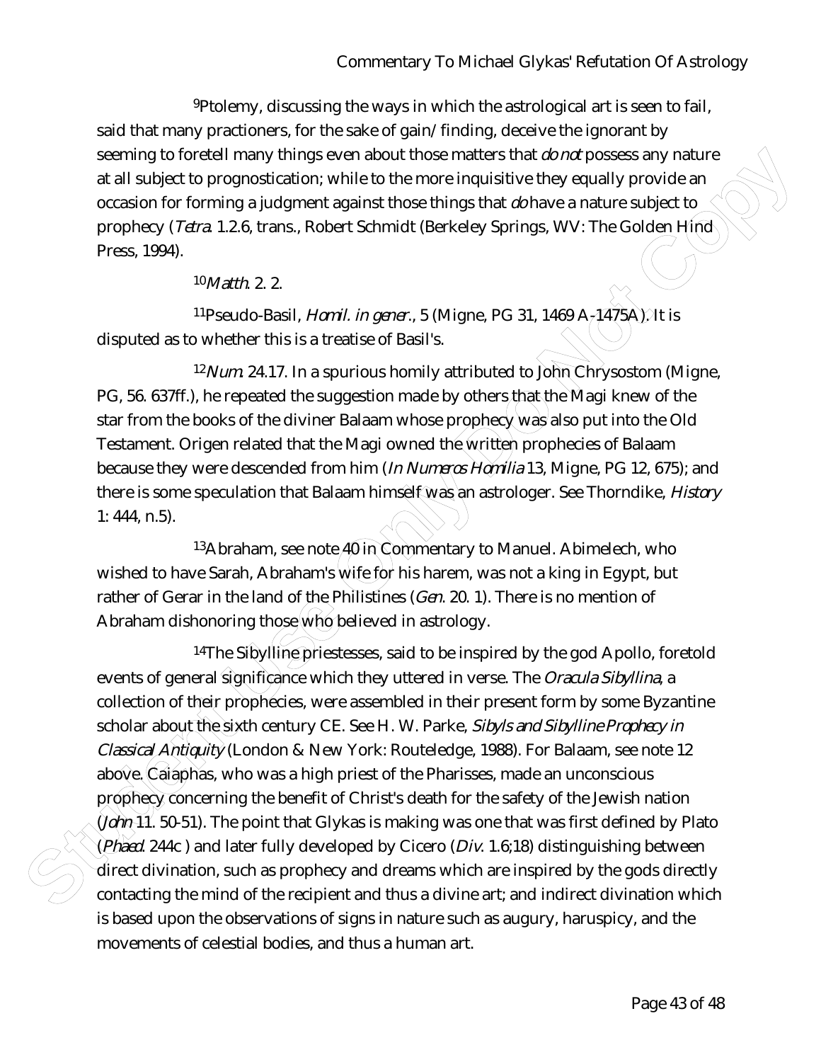[9]Ptolemy, discussing the ways in which the astrological art is seen to fail, said that many practioners, for the sake of gain/finding, deceive the ignorant by seeming to foretell many things even about those matters that *do not* possess any nature at all subject to prognostication; while to the more inquisitive they equally provide an occasion for forming a judgment against those things that *do* have a nature subject to prophecy (*Tetra*. 1.2.6, trans., Robert Schmidt (Berkeley Springs, WV: The Golden Hind Press, 1994).

[10]*Matth*. 2. 2.

[11]Pseudo-Basil, *Homil. in gener*., 5 (Migne, PG 31, 1469 A-1475A). It is disputed as to whether this is a treatise of Basil's.

[12]*Num*. 24.17. In a spurious homily attributed to John Chrysostom (Migne, PG, 56. 637ff.), he repeated the suggestion made by others that the Magi knew of the star from the books of the diviner Balaam whose prophecy was also put into the Old Testament. Origen related that the Magi owned the written prophecies of Balaam because they were descended from him (*In Numeros Homilia* 13, Migne, PG 12, 675); and there is some speculation that Balaam himself was an astrologer. See Thorndike, *History* 1: 444, n.5).

[13]Abraham, see note 40 in Commentary to Manuel. Abimelech, who wished to have Sarah, Abraham's wife for his harem, was not a king in Egypt, but rather of Gerar in the land of the Philistines (*Gen*. 20. 1). There is no mention of Abraham dishonoring those who believed in astrology.

[14]The Sibylline priestesses, said to be inspired by the god Apollo, foretold events of general significance which they uttered in verse. The *Oracula Sibyllina*, a collection of their prophecies, were assembled in their present form by some Byzantine scholar about the sixth century CE. See H. W. Parke, *Sibyls and Sibylline Prophecy in Classical Antiquity* (London & New York: Routeledge, 1988). For Balaam, see note 12 above. Caiaphas, who was a high priest of the Pharisses, made an unconscious prophecy concerning the benefit of Christ's death for the safety of the Jewish nation (*John* 11. 50-51). The point that Glykas is making was one that was first defined by Plato (*Phaed*. 244c ) and later fully developed by Cicero (*Div*. 1.6;18) distinguishing between direct divination, such as prophecy and dreams which are inspired by the gods directly contacting the mind of the recipient and thus a divine art; and indirect divination which is based upon the observations of signs in nature such as augury, haruspicy, and the movements of celestial bodies, and thus a human art.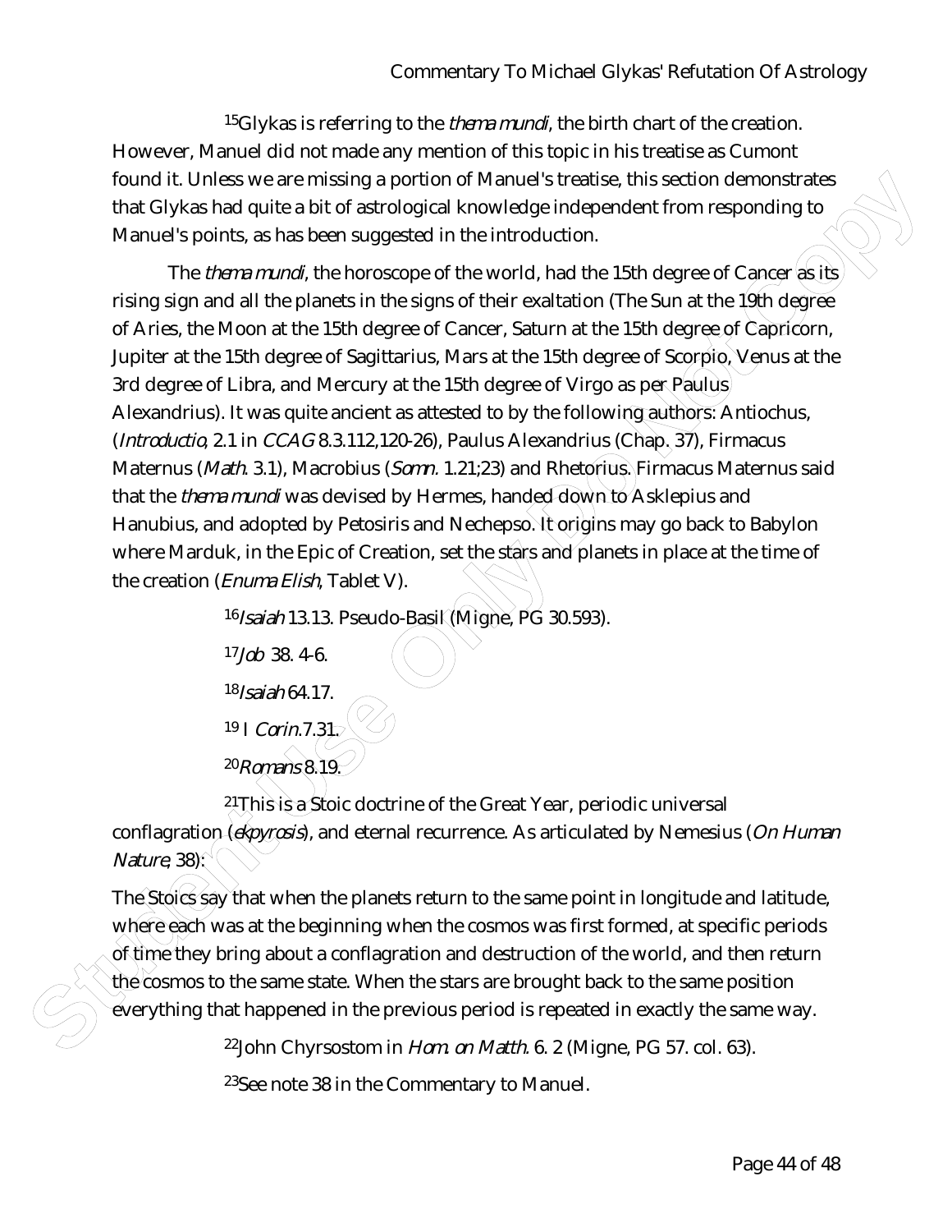[15]Glykas is referring to the *thema mundi*, the birth chart of the creation. However, Manuel did not make any mention of this topic in his treatise as Cumont found it. Unless we are missing a portion of Manuel's treatise, this section demonstrates that Glykas had quite a bit of astrological knowledge independent from responding to Manuel's points, as has been suggested in the introduction.

The *thema mundi*, the horoscope of the world, had the 15th degree of Cancer as its rising sign and all the planets in the signs of their exaltation (The Sun at the 19th degree of Aries, the Moon at the 15th degree of Cancer, Saturn at the 15th degree of Capricorn, Jupiter at the 15th degree of Sagittarius, Mars at the 15th degree of Scorpio, Venus at the 3rd degree of Libra, and Mercury at the 15th degree of Virgo as per Paulus Alexandrius). It was quite ancient as attested to by the following authors: Antiochus, (*Introductio*, 2.1 in *CCAG* 8.3.112,120-26), Paulus Alexandrius (Chap. 37), Firmacus Maternus (*Math.* 3.1), Macrobius (*Somn.* 1.21;23) and Rhetorius. Firmacus Maternus said that the *thema mundi* was devised by Hermes, handed down to Asklepius and Hanubius, and adopted by Petosiris and Nechepso. It origins may go back to Babylon where Marduk, in the Epic of Creation, set the stars and planets in place at the time of the creation (*Enuma Elish*, Tablet V).

[16]*Isaiah* 13.13. Pseudo-Basil (Migne, PG 30.593).

[17]*Job* 38. 4-6.

[18]*Isaiah* 64.17.

[19] I *Corin*.7.31.

[20]*Romans* 8.19.

[21]This is a Stoic doctrine of the Great Year, periodic universal conflagration (*ekpyrosis*), and eternal recurrence. As articulated by Nemesius (*On Human Nature*, 38):

> The Stoics say that when the planets return to the same point in longitude and latitude, where each was at the beginning when the cosmos was first formed, at specific periods of time they bring about a conflagration and destruction of the world, and then return the cosmos to the same state. When the stars are brought back to the same position everything that happened in the previous period is repeated in exactly the same way.

[22]John Chyrsostom in *Hom. on Matth.* 6. 2 (Migne, PG 57. col. 63).

[23]See note 38 in the Commentary to Manuel.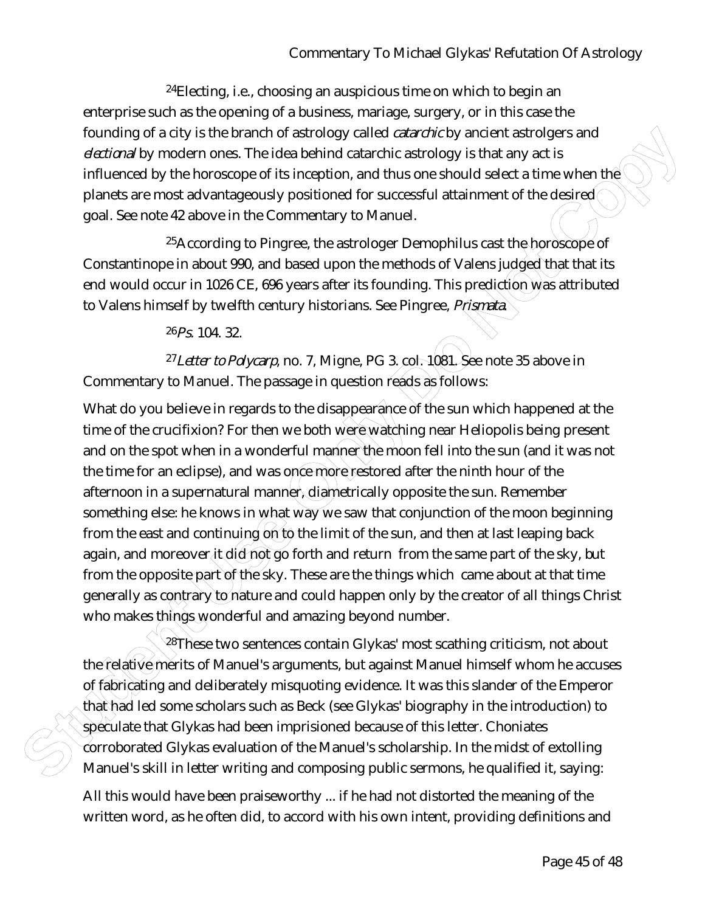[24]Electing, i.e., choosing an auspicious time on which to begin an enterprise such as the opening of a business, mariage, surgery, or in this case the founding of a city is the branch of astrology called *catarchic* by ancient astrolgers and *electional* by modern ones. The idea behind catarchic astrology is that any act is influenced by the horoscope of its inception, and thus one should select a time when the planets are most advantageously positioned for successful attainment of the desired goal. See note 42 above in the Commentary to Manuel.

[25]According to Pingree, the astrologer Demophilus cast the horoscope of Constantinope in about 990, and based upon the methods of Valens judged that that its end would occur in 1026 CE, 696 years after its founding. This prediction was attributed to Valens himself by twelfth century historians. See Pingree, *Prismata*.

[26]*Ps.* 104. 32.

[27]*Letter to Polycarp*, no. 7, Migne, PG 3. col. 1081. See note 35 above in Commentary to Manuel. The passage in question reads as follows:

What do you believe in regards to the disappearance of the sun which happened at the time of the crucifixion? For then we both were watching near Heliopolis being present and on the spot when in a wonderful manner the moon fell into the sun (and it was not the time for an eclipse), and was once more restored after the ninth hour of the afternoon in a supernatural manner, diametrically opposite the sun. Remember something else: he knows in what way we saw that conjunction of the moon beginning from the east and continuing on to the limit of the sun, and then at last leaping back again, and moreover it did not go forth and return from the same part of the sky, but from the opposite part of the sky. These are the things which came about at that time generally as contrary to nature and could happen only by the creator of all things Christ who makes things wonderful and amazing beyond number.

[28]These two sentences contain Glykas' most scathing criticism, not about the relative merits of Manuel's arguments, but against Manuel himself whom he accuses of fabricating and deliberately misquoting evidence. It was this slander of the Emperor that had led some scholars such as Beck (see Glykas' biography in the introduction) to speculate that Glykas had been imprisioned because of this letter. Choniates corroborated Glykas evaluation of the Manuel's scholarship. In the midst of extolling Manuel's skill in letter writing and composing public sermons, he qualified it, saying:

All this would have been praiseworthy ... if he had not distorted the meaning of the written word, as he often did, to accord with his own intent, providing definitions and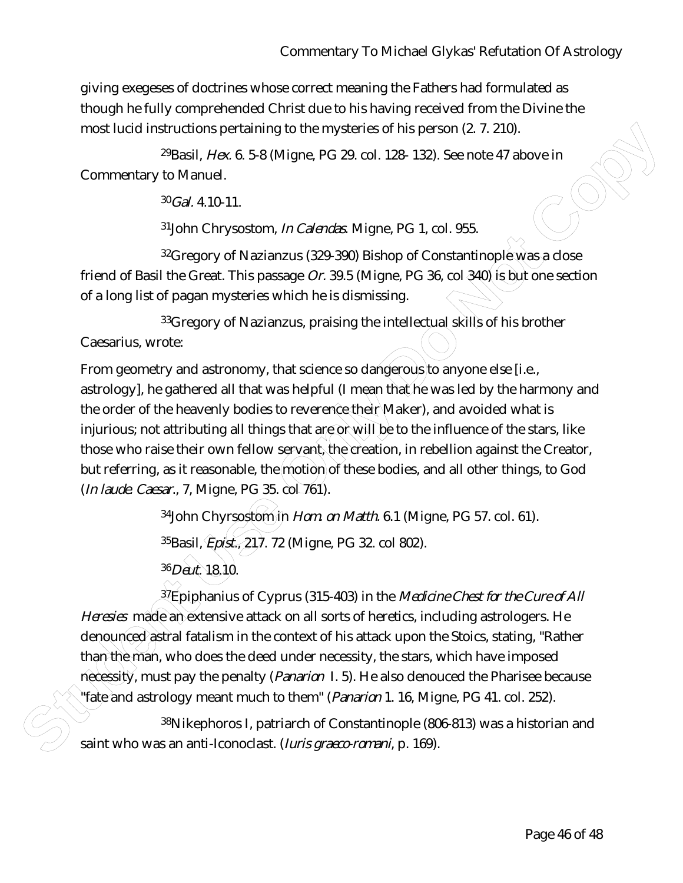giving exegeses of doctrines whose correct meaning the Fathers had formulated as though he fully comprehended Christ due to his having received from the Divine the most lucid instructions pertaining to the mysteries of his person (2. 7. 210).

[29]Basil, *Hex.* 6. 5-8 (Migne, PG 29. col. 128- 132). See note 47 above in Commentary to Manuel.

[30]*Gal.* 4.10-11.

[31]John Chrysostom, *In Calendas.* Migne, PG 1, col. 955.

[32]Gregory of Nazianzus (329-390) Bishop of Constantinople was a close friend of Basil the Great. This passage *Or.* 39.5 (Migne, PG 36, col 340) is but one section of a long list of pagan mysteries which he is dismissing.

[33]Gregory of Nazianzus, praising the intellectual skills of his brother Caesarius, wrote:

From geometry and astronomy, that science so dangerous to anyone else [i.e., astrology], he gathered all that was helpful (I mean that he was led by the harmony and the order of the heavenly bodies to reverence their Maker), and avoided what is injurious; not attributing all things that are or will be to the influence of the stars, like those who raise their own fellow servant, the creation, in rebellion against the Creator, but referring, as it reasonable, the motion of these bodies, and all other things, to God (*In laude. Caesar.*, 7, Migne, PG 35. col 761).

[34]John Chyrsostom in *Hom. on Matth.* 6.1 (Migne, PG 57. col. 61).

[35]Basil, *Epist.*, 217. 72 (Migne, PG 32. col 802).

[36]*Deut.* 18.10.

[37]Epiphanius of Cyprus (315-403) in the *Medicine Chest for the Cure of All Heresies* made an extensive attack on all sorts of heretics, including astrologers. He denounced astral fatalism in the context of his attack upon the Stoics, stating, "Rather than the man, who does the deed under necessity, the stars, which have imposed necessity, must pay the penalty (*Panarion* I. 5). He also denouced the Pharisee because "fate and astrology meant much to them" (*Panarion* 1. 16, Migne, PG 41. col. 252).

[38]Nikephoros I, patriarch of Constantinople (806-813) was a historian and saint who was an anti-Iconoclast. (*Iuris graeco-romani*, p. 169).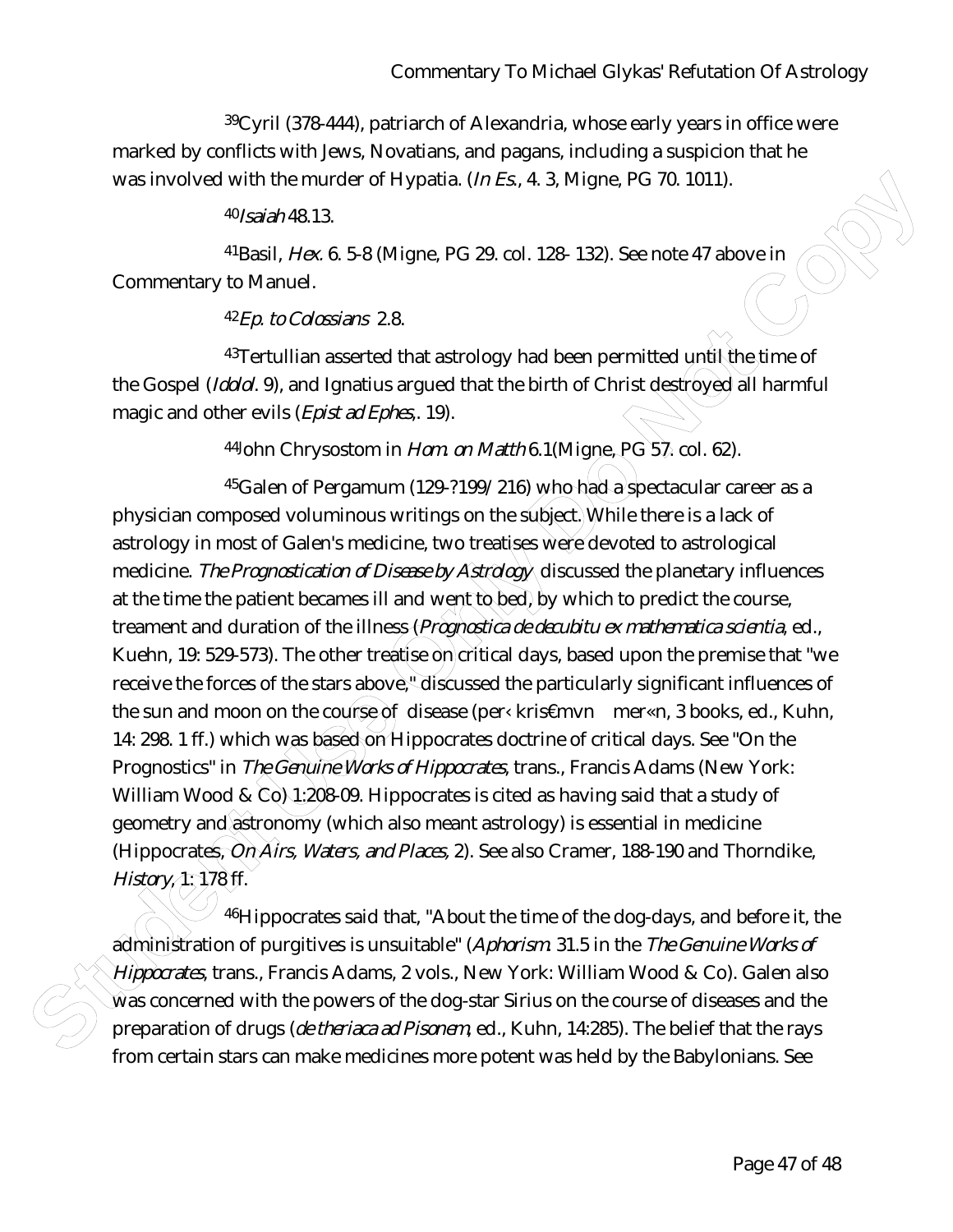[39]Cyril (378-444), patriarch of Alexandria, whose early years in office were marked by conflicts with Jews, Novatians, and pagans, including a suspicion that he was involved with the murder of Hypatia. (*In Es.*, 4. 3, Migne, PG 70. 1011).

[40]*Isaiah* 48.13.

[41]Basil, *Hex.* 6. 5-8 (Migne, PG 29. col. 128- 132). See note 47 above in Commentary to Manuel.

[42]*Ep. to Colossians* 2.8.

[43]Tertullian asserted that astrology had been permitted until the time of the Gospel (*Idolol.* 9), and Ignatius argued that the birth of Christ destroyed all harmful magic and other evils (*Epist ad Ephes,.* 19).

[44]John Chrysostom in *Hom. on Matth* 6.1(Migne, PG 57. col. 62).

[45]Galen of Pergamum (129-?199/ 216) who had a spectacular career as a physician composed voluminous writings on the subject. While there is a lack of astrology in most of Galen's medicine, two treatises were devoted to astrological medicine. *The Prognostication of Disease by Astrology* discussed the planetary influences at the time the patient becames ill and went to bed, by which to predict the course, treament and duration of the illness (*Prognostica de decubitu ex mathematica scientia*, ed., Kuehn, 19: 529-573). The other treatise on critical days, based upon the premise that "we receive the forces of the stars above," discussed the particularly significant influences of the sun and moon on the course of disease (per‹ kris€mvn mer«n, 3 books, ed., Kuhn, 14: 298. 1 ff.) which was based on Hippocrates doctrine of critical days. See "On the Prognostics" in *The Genuine Works of Hippocrates*, trans., Francis Adams (New York: William Wood & Co) 1:208-09. Hippocrates is cited as having said that a study of geometry and astronomy (which also meant astrology) is essential in medicine (Hippocrates, *On Airs, Waters, and Places*, 2). See also Cramer, 188-190 and Thorndike, *History*, 1: 178 ff.

[46]Hippocrates said that, "About the time of the dog-days, and before it, the administration of purgitives is unsuitable" (*Aphorism.* 31.5 in the *The Genuine Works of Hippocrates*, trans., Francis Adams, 2 vols., New York: William Wood & Co). Galen also was concerned with the powers of the dog-star Sirius on the course of diseases and the preparation of drugs (*de theriaca ad Pisonem*, ed., Kuhn, 14:285). The belief that the rays from certain stars can make medicines more potent was held by the Babylonians. See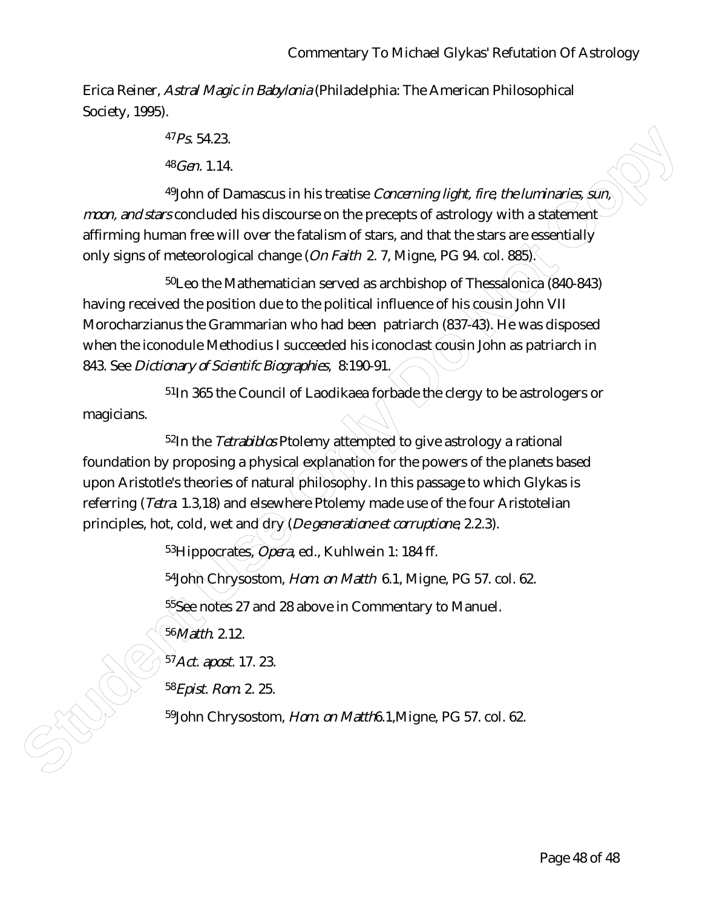Erica Reiner, *Astral Magic in Babylonia* (Philadelphia: The American Philosophical Society, 1995).

[47] *Ps.* 54.23.

[48] *Gen.* 1.14.

[49] John of Damascus in his treatise *Concerning light, fire, the luminaries, sun, moon, and stars* concluded his discourse on the precepts of astrology with a statement affirming human free will over the fatalism of stars, and that the stars are essentially only signs of meteorological change (*On Faith* 2. 7, Migne, PG 94. col. 885).

[50] Leo the Mathematician served as archbishop of Thessalonica (840-843) having received the position due to the political influence of his cousin John VII Morocharzianus the Grammarian who had been patriarch (837-43). He was disposed when the iconodule Methodius I succeeded his iconoclast cousin John as patriarch in 843. See *Dictionary of Scientifc Biographies*, 8:190-91.

[51] In 365 the Council of Laodikaea forbade the clergy to be astrologers or magicians.

[52] In the *Tetrabiblos* Ptolemy attempted to give astrology a rational foundation by proposing a physical explanation for the powers of the planets based upon Aristotle's theories of natural philosophy. In this passage to which Glykas is referring (*Tetra.* 1.3,18) and elsewhere Ptolemy made use of the four Aristotelian principles, hot, cold, wet and dry (*De generatione et corruptione*, 2.2.3).

[53] Hippocrates, *Opera*, ed., Kuhlwein 1: 184 ff.

[54] John Chrysostom, *Hom. on Matth* 6.1, Migne, PG 57. col. 62.

[55] See notes 27 and 28 above in Commentary to Manuel.

[56] *Matth.* 2.12.

[57] *Act. apost.* 17. 23.

[58] *Epist. Rom.* 2. 25.

[59] John Chrysostom, *Hom. on Matth* 6.1, Migne, PG 57. col. 62.